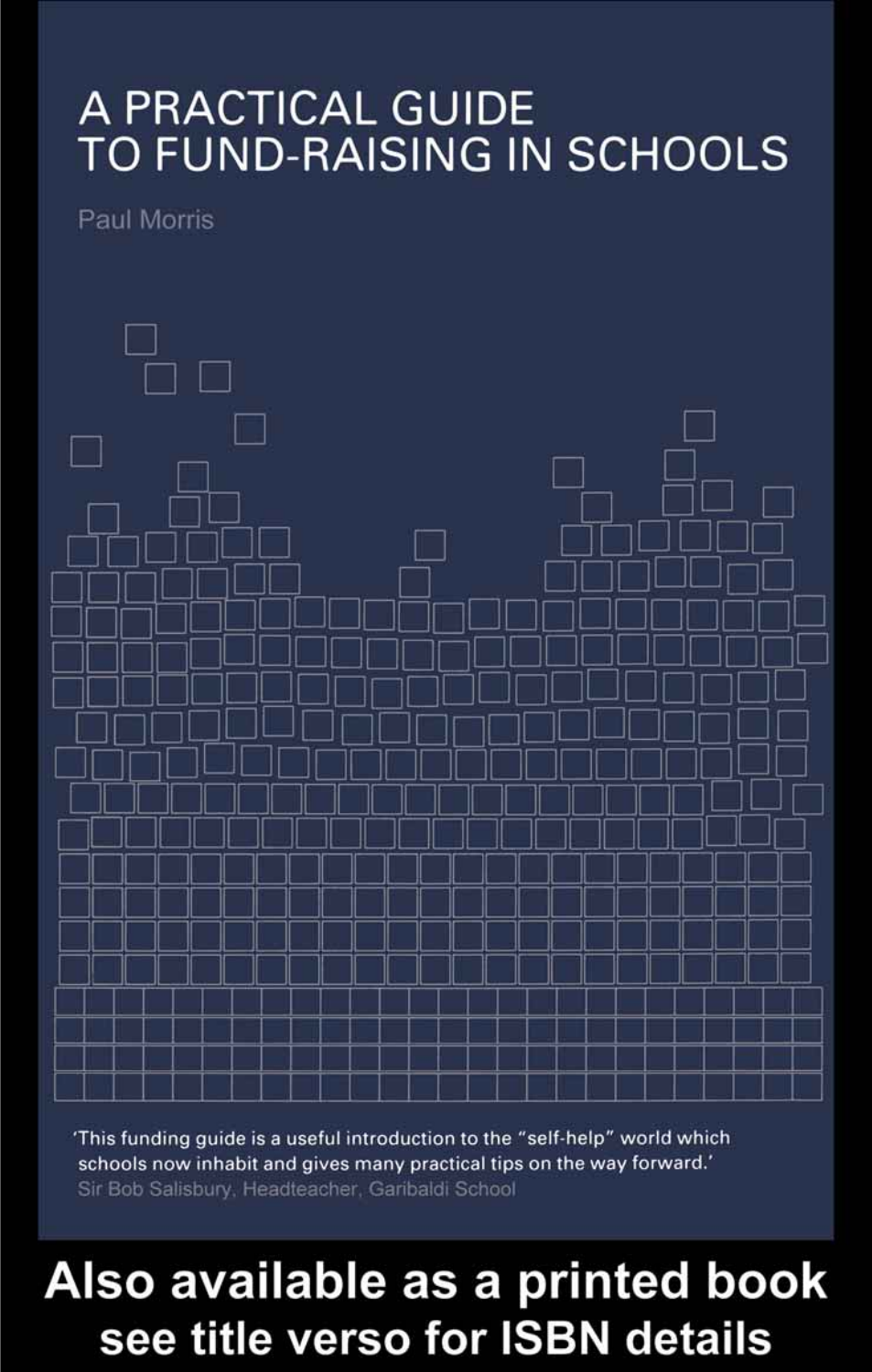# A PRACTICAL GUIDE TO FUND-RAISING IN SCHOOLS

Paul Morris

'This funding guide is a useful introduction to the "self-help" world which schools now inhabit and gives many practical tips on the way forward.'
Sir Bob Salisbury, Headteacher, Garibaldi School

**Also available as a printed book see title verso for ISBN details**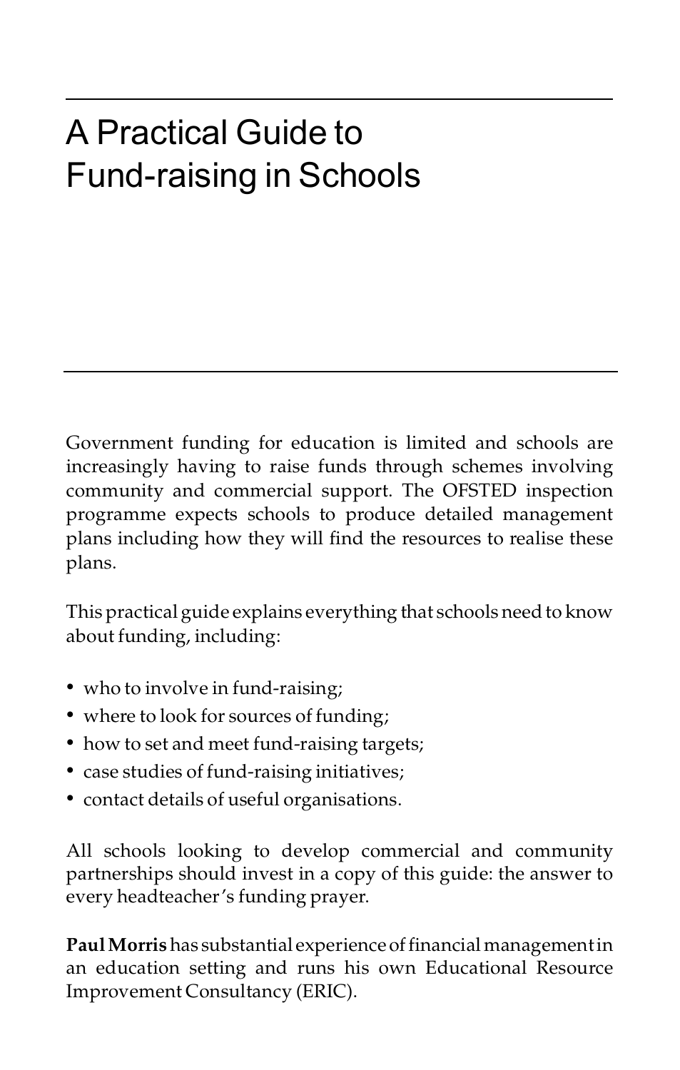# A Practical Guide to Fund-raising in Schools

Government funding for education is limited and schools are increasingly having to raise funds through schemes involving community and commercial support. The OFSTED inspection programme expects schools to produce detailed management plans including how they will find the resources to realise these plans.

This practical guide explains everything that schools need to know about funding, including:

- who to involve in fund-raising;
- where to look for sources of funding;
- how to set and meet fund-raising targets;
- case studies of fund-raising initiatives;
- contact details of useful organisations.

All schools looking to develop commercial and community partnerships should invest in a copy of this guide: the answer to every headteacher's funding prayer.

**Paul Morris** has substantial experience of financial management in an education setting and runs his own Educational Resource Improvement Consultancy (ERIC).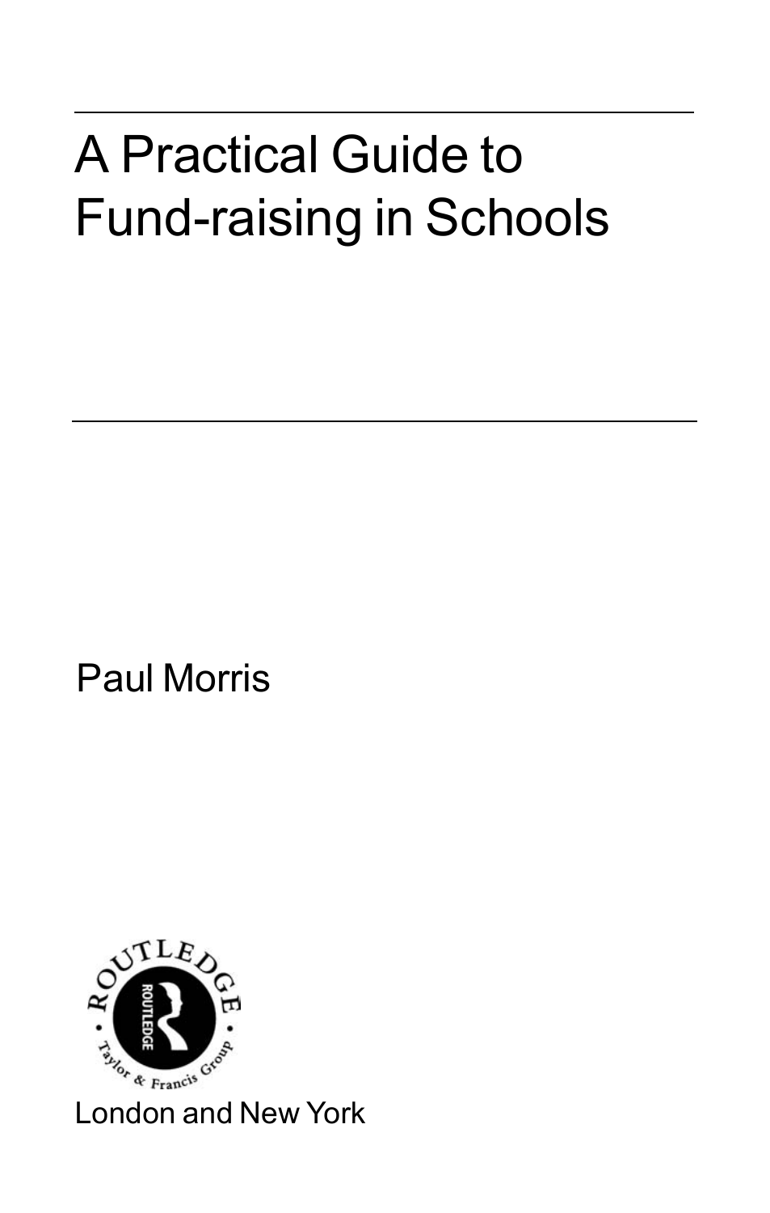# A Practical Guide to Fund-raising in Schools

Paul Morris

London and New York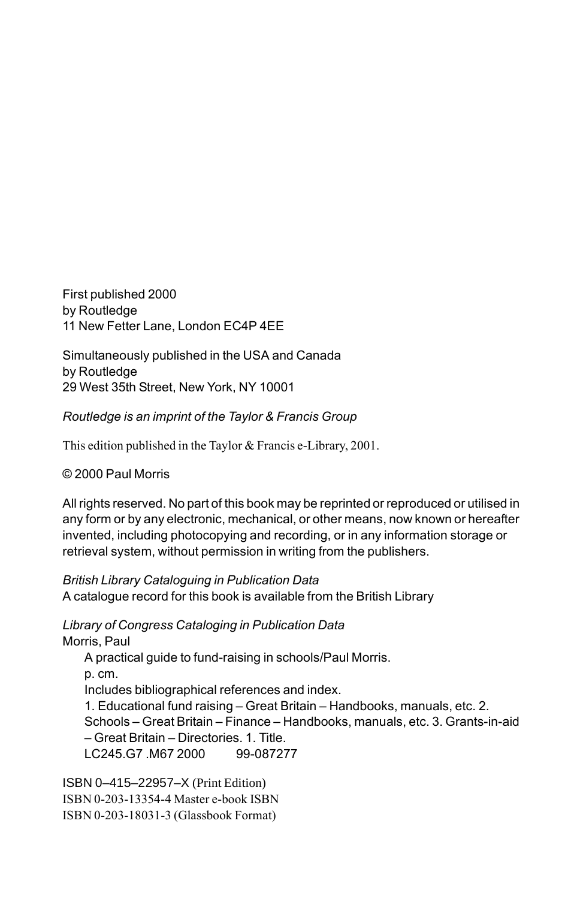First published 2000
by Routledge
11 New Fetter Lane, London EC4P 4EE

Simultaneously published in the USA and Canada
by Routledge
29 West 35th Street, New York, NY 10001

*Routledge is an imprint of the Taylor & Francis Group*

This edition published in the Taylor & Francis e-Library, 2001.

© 2000 Paul Morris

All rights reserved. No part of this book may be reprinted or reproduced or utilised in any form or by any electronic, mechanical, or other means, now known or hereafter invented, including photocopying and recording, or in any information storage or retrieval system, without permission in writing from the publishers.

*British Library Cataloguing in Publication Data*
A catalogue record for this book is available from the British Library

*Library of Congress Cataloging in Publication Data*
Morris, Paul
A practical guide to fund-raising in schools/Paul Morris.
p. cm.
Includes bibliographical references and index.
1. Educational fund raising – Great Britain – Handbooks, manuals, etc. 2. Schools – Great Britain – Finance – Handbooks, manuals, etc. 3. Grants-in-aid – Great Britain – Directories. 1. Title.
LC245.G7 .M67 2000 99-087277

ISBN 0–415–22957–X (Print Edition)
ISBN 0-203-13354-4 Master e-book ISBN
ISBN 0-203-18031-3 (Glassbook Format)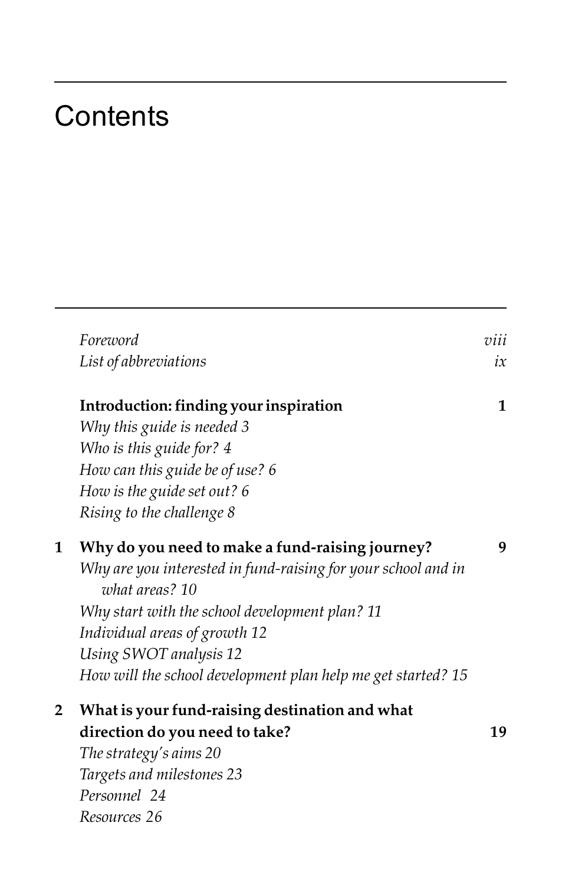# Contents

*Foreword* viii
*List of abbreviations* ix

**Introduction: finding your inspiration** **1**

*Why this guide is needed 3*
*Who is this guide for? 4*
*How can this guide be of use? 6*
*How is the guide set out? 6*
*Rising to the challenge 8*

**1 Why do you need to make a fund-raising journey?** **9**

*Why are you interested in fund-raising for your school and in what areas? 10*
*Why start with the school development plan? 11*
*Individual areas of growth 12*
*Using SWOT analysis 12*
*How will the school development plan help me get started? 15*

**2 What is your fund-raising destination and what direction do you need to take?** **19**

*The strategy's aims 20*
*Targets and milestones 23*
*Personnel 24*
*Resources 26*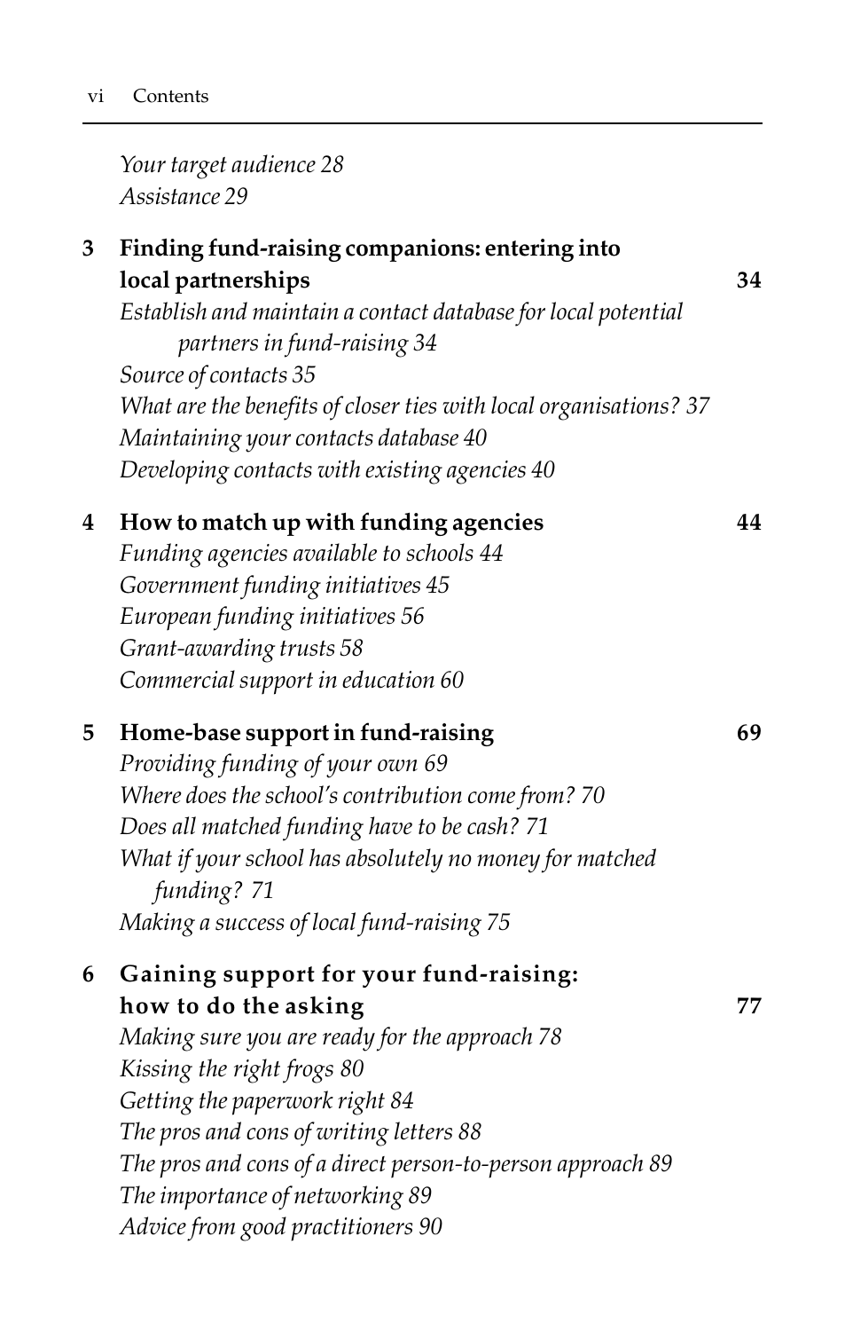*Your target audience 28*
*Assistance 29*

**3 Finding fund-raising companions: entering into local partnerships** **34**

*Establish and maintain a contact database for local potential partners in fund-raising 34*
*Source of contacts 35*
*What are the benefits of closer ties with local organisations? 37*
*Maintaining your contacts database 40*
*Developing contacts with existing agencies 40*

**4 How to match up with funding agencies** **44**

*Funding agencies available to schools 44*
*Government funding initiatives 45*
*European funding initiatives 56*
*Grant-awarding trusts 58*
*Commercial support in education 60*

**5 Home-base support in fund-raising** **69**

*Providing funding of your own 69*
*Where does the school's contribution come from? 70*
*Does all matched funding have to be cash? 71*
*What if your school has absolutely no money for matched funding? 71*
*Making a success of local fund-raising 75*

**6 Gaining support for your fund-raising: how to do the asking** **77**

*Making sure you are ready for the approach 78*
*Kissing the right frogs 80*
*Getting the paperwork right 84*
*The pros and cons of writing letters 88*
*The pros and cons of a direct person-to-person approach 89*
*The importance of networking 89*
*Advice from good practitioners 90*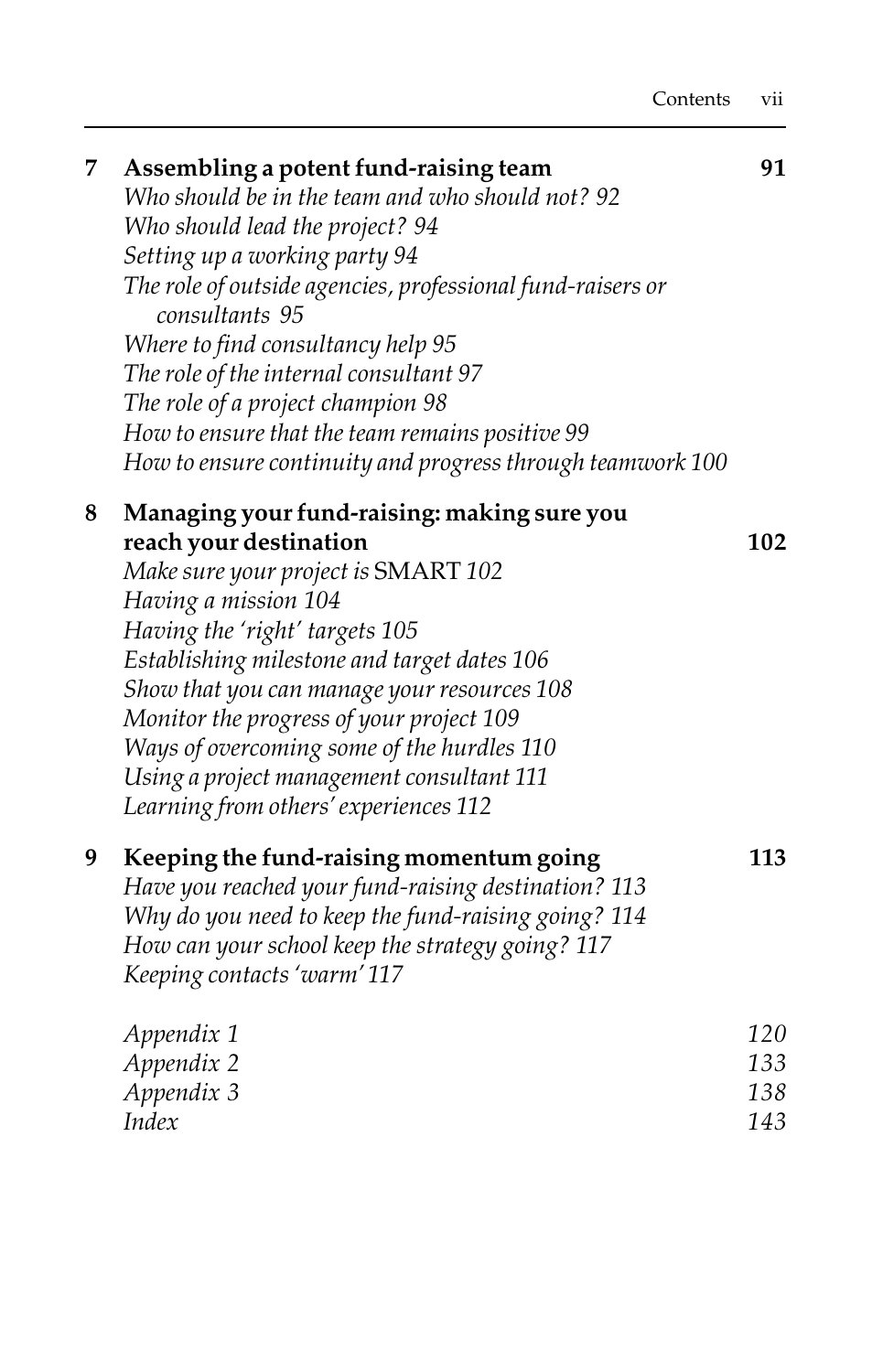**7 Assembling a potent fund-raising team** **91**

*Who should be in the team and who should not? 92*
*Who should lead the project? 94*
*Setting up a working party 94*
*The role of outside agencies, professional fund-raisers or consultants 95*
*Where to find consultancy help 95*
*The role of the internal consultant 97*
*The role of a project champion 98*
*How to ensure that the team remains positive 99*
*How to ensure continuity and progress through teamwork 100*

**8 Managing your fund-raising: making sure you reach your destination** **102**

*Make sure your project is* SMART *102*
*Having a mission 104*
*Having the 'right' targets 105*
*Establishing milestone and target dates 106*
*Show that you can manage your resources 108*
*Monitor the progress of your project 109*
*Ways of overcoming some of the hurdles 110*
*Using a project management consultant 111*
*Learning from others' experiences 112*

**9 Keeping the fund-raising momentum going** **113**

*Have you reached your fund-raising destination? 113*
*Why do you need to keep the fund-raising going? 114*
*How can your school keep the strategy going? 117*
*Keeping contacts 'warm' 117*

*Appendix 1* *120*
*Appendix 2* *133*
*Appendix 3* *138*
*Index* *143*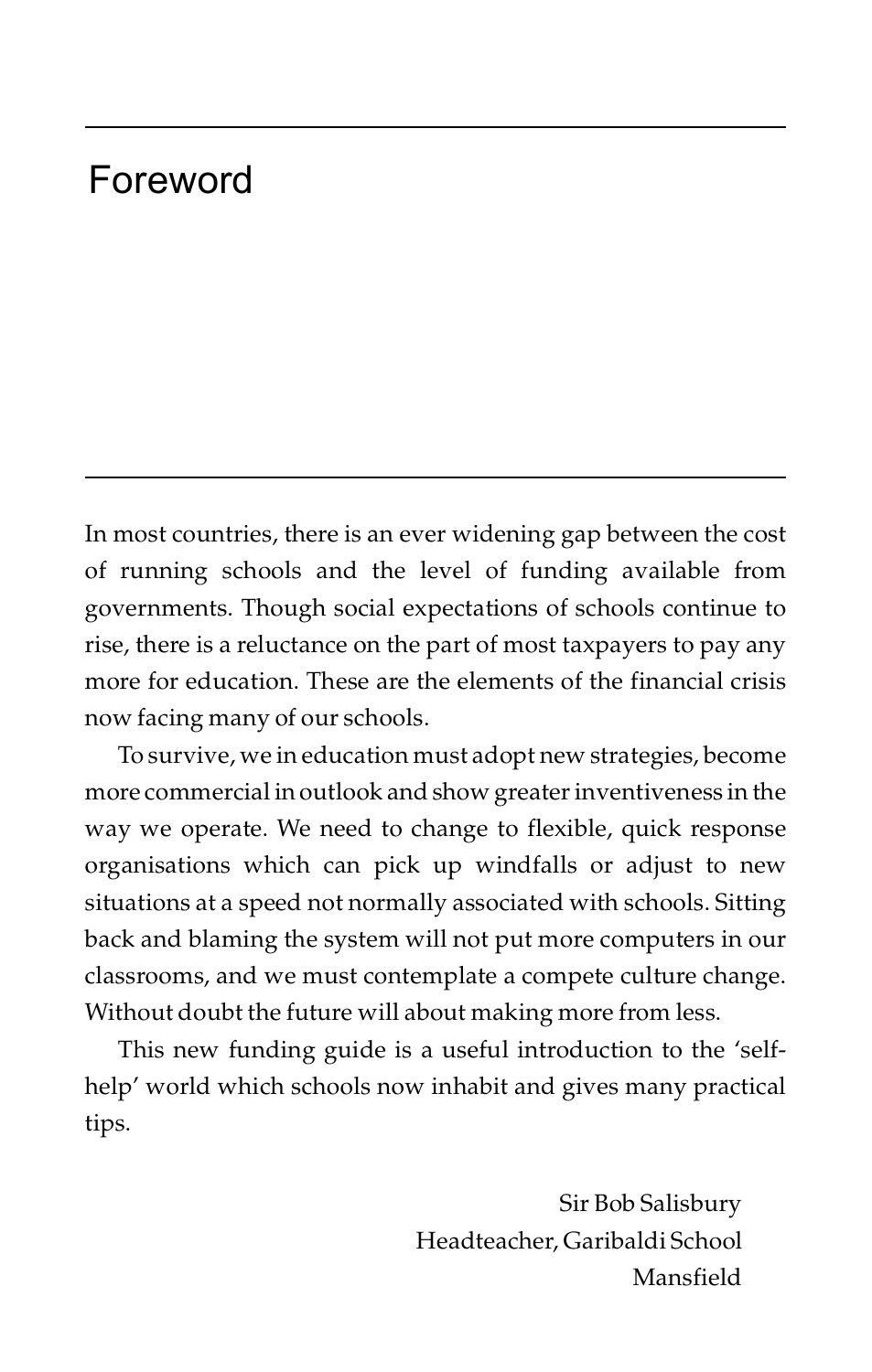# Foreword

In most countries, there is an ever widening gap between the cost of running schools and the level of funding available from governments. Though social expectations of schools continue to rise, there is a reluctance on the part of most taxpayers to pay any more for education. These are the elements of the financial crisis now facing many of our schools.

To survive, we in education must adopt new strategies, become more commercial in outlook and show greater inventiveness in the way we operate. We need to change to flexible, quick response organisations which can pick up windfalls or adjust to new situations at a speed not normally associated with schools. Sitting back and blaming the system will not put more computers in our classrooms, and we must contemplate a compete culture change. Without doubt the future will about making more from less.

This new funding guide is a useful introduction to the 'self-help' world which schools now inhabit and gives many practical tips.

Sir Bob Salisbury
Headteacher, Garibaldi School
Mansfield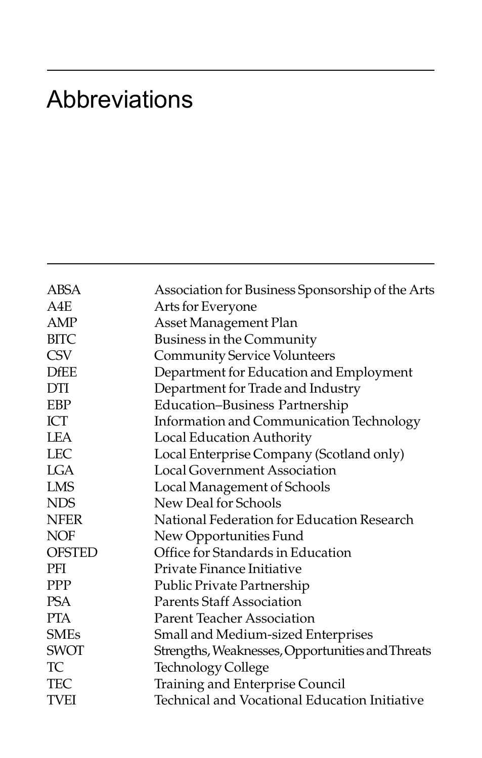# Abbreviations

| | |
|---|---|
| ABSA | Association for Business Sponsorship of the Arts |
| A4E | Arts for Everyone |
| AMP | Asset Management Plan |
| BITC | Business in the Community |
| CSV | Community Service Volunteers |
| DfEE | Department for Education and Employment |
| DTI | Department for Trade and Industry |
| EBP | Education–Business Partnership |
| ICT | Information and Communication Technology |
| LEA | Local Education Authority |
| LEC | Local Enterprise Company (Scotland only) |
| LGA | Local Government Association |
| LMS | Local Management of Schools |
| NDS | New Deal for Schools |
| NFER | National Federation for Education Research |
| NOF | New Opportunities Fund |
| OFSTED | Office for Standards in Education |
| PFI | Private Finance Initiative |
| PPP | Public Private Partnership |
| PSA | Parents Staff Association |
| PTA | Parent Teacher Association |
| SMEs | Small and Medium-sized Enterprises |
| SWOT | Strengths, Weaknesses, Opportunities and Threats |
| TC | Technology College |
| TEC | Training and Enterprise Council |
| TVEI | Technical and Vocational Education Initiative |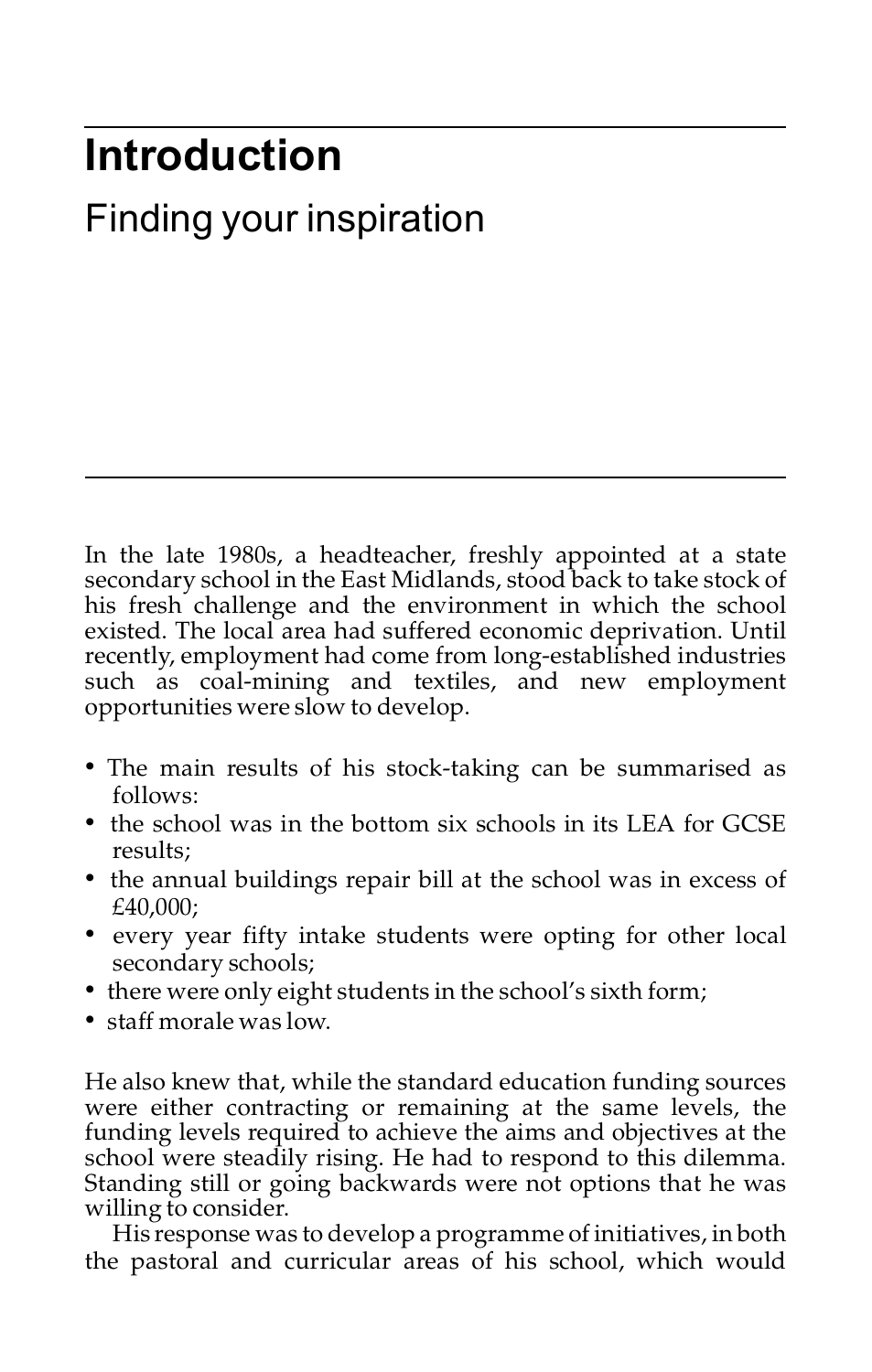# Introduction

## Finding your inspiration

In the late 1980s, a headteacher, freshly appointed at a state secondary school in the East Midlands, stood back to take stock of his fresh challenge and the environment in which the school existed. The local area had suffered economic deprivation. Until recently, employment had come from long-established industries such as coal-mining and textiles, and new employment opportunities were slow to develop.

- The main results of his stock-taking can be summarised as follows:
- the school was in the bottom six schools in its LEA for GCSE results;
- the annual buildings repair bill at the school was in excess of £40,000;
- every year fifty intake students were opting for other local secondary schools;
- there were only eight students in the school's sixth form;
- staff morale was low.

He also knew that, while the standard education funding sources were either contracting or remaining at the same levels, the funding levels required to achieve the aims and objectives at the school were steadily rising. He had to respond to this dilemma. Standing still or going backwards were not options that he was willing to consider.

His response was to develop a programme of initiatives, in both the pastoral and curricular areas of his school, which would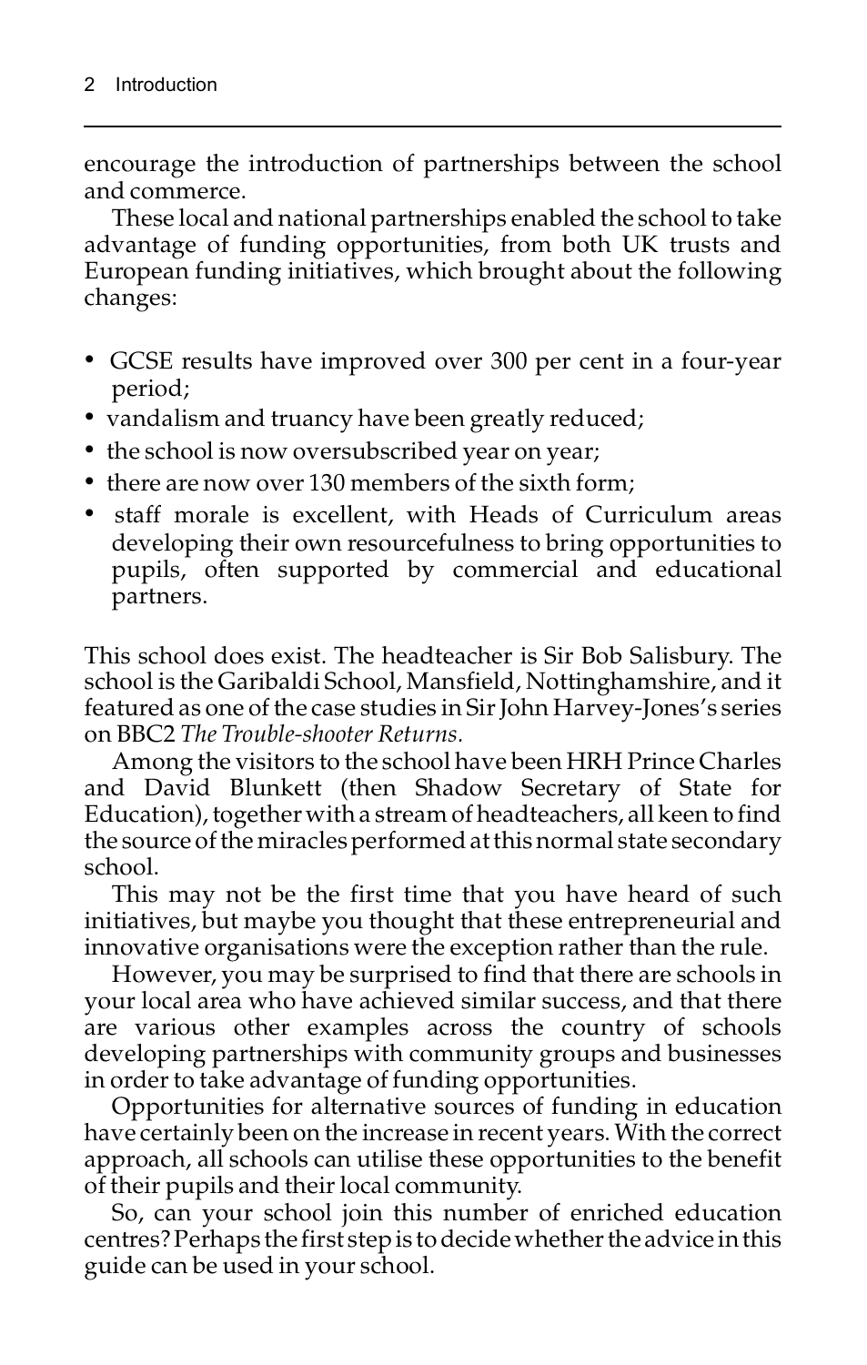encourage the introduction of partnerships between the school and commerce.

These local and national partnerships enabled the school to take advantage of funding opportunities, from both UK trusts and European funding initiatives, which brought about the following changes:

- GCSE results have improved over 300 per cent in a four-year period;
- vandalism and truancy have been greatly reduced;
- the school is now oversubscribed year on year;
- there are now over 130 members of the sixth form;
- staff morale is excellent, with Heads of Curriculum areas developing their own resourcefulness to bring opportunities to pupils, often supported by commercial and educational partners.

This school does exist. The headteacher is Sir Bob Salisbury. The school is the Garibaldi School, Mansfield, Nottinghamshire, and it featured as one of the case studies in Sir John Harvey-Jones's series on BBC2 *The Trouble-shooter Returns*.

Among the visitors to the school have been HRH Prince Charles and David Blunkett (then Shadow Secretary of State for Education), together with a stream of headteachers, all keen to find the source of the miracles performed at this normal state secondary school.

This may not be the first time that you have heard of such initiatives, but maybe you thought that these entrepreneurial and innovative organisations were the exception rather than the rule.

However, you may be surprised to find that there are schools in your local area who have achieved similar success, and that there are various other examples across the country of schools developing partnerships with community groups and businesses in order to take advantage of funding opportunities.

Opportunities for alternative sources of funding in education have certainly been on the increase in recent years. With the correct approach, all schools can utilise these opportunities to the benefit of their pupils and their local community.

So, can your school join this number of enriched education centres? Perhaps the first step is to decide whether the advice in this guide can be used in your school.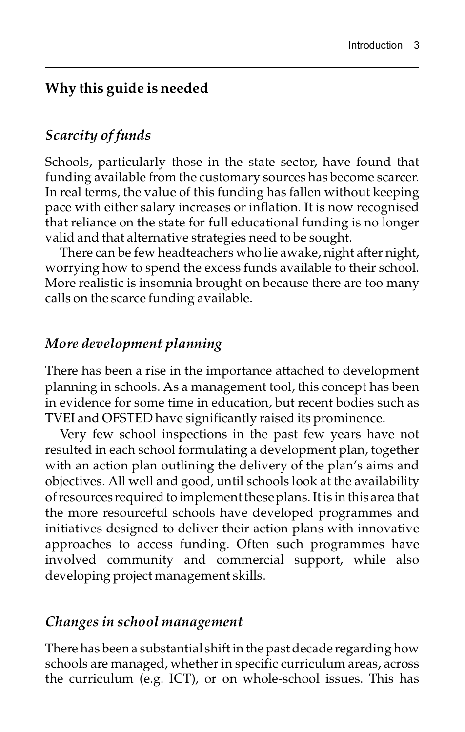## Why this guide is needed

### *Scarcity of funds*

Schools, particularly those in the state sector, have found that funding available from the customary sources has become scarcer. In real terms, the value of this funding has fallen without keeping pace with either salary increases or inflation. It is now recognised that reliance on the state for full educational funding is no longer valid and that alternative strategies need to be sought.

There can be few headteachers who lie awake, night after night, worrying how to spend the excess funds available to their school. More realistic is insomnia brought on because there are too many calls on the scarce funding available.

### *More development planning*

There has been a rise in the importance attached to development planning in schools. As a management tool, this concept has been in evidence for some time in education, but recent bodies such as TVEI and OFSTED have significantly raised its prominence.

Very few school inspections in the past few years have not resulted in each school formulating a development plan, together with an action plan outlining the delivery of the plan's aims and objectives. All well and good, until schools look at the availability of resources required to implement these plans. It is in this area that the more resourceful schools have developed programmes and initiatives designed to deliver their action plans with innovative approaches to access funding. Often such programmes have involved community and commercial support, while also developing project management skills.

### *Changes in school management*

There has been a substantial shift in the past decade regarding how schools are managed, whether in specific curriculum areas, across the curriculum (e.g. ICT), or on whole-school issues. This has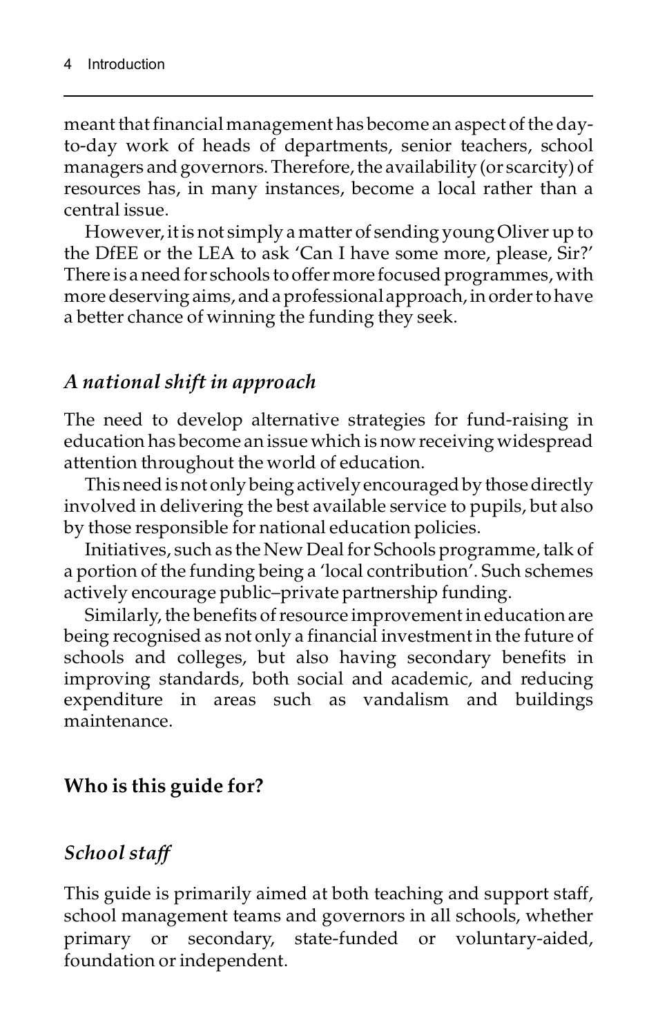meant that financial management has become an aspect of the day-to-day work of heads of departments, senior teachers, school managers and governors. Therefore, the availability (or scarcity) of resources has, in many instances, become a local rather than a central issue.

However, it is not simply a matter of sending young Oliver up to the DfEE or the LEA to ask 'Can I have some more, please, Sir?' There is a need for schools to offer more focused programmes, with more deserving aims, and a professional approach, in order to have a better chance of winning the funding they seek.

### *A national shift in approach*

The need to develop alternative strategies for fund-raising in education has become an issue which is now receiving widespread attention throughout the world of education.

This need is not only being actively encouraged by those directly involved in delivering the best available service to pupils, but also by those responsible for national education policies.

Initiatives, such as the New Deal for Schools programme, talk of a portion of the funding being a 'local contribution'. Such schemes actively encourage public–private partnership funding.

Similarly, the benefits of resource improvement in education are being recognised as not only a financial investment in the future of schools and colleges, but also having secondary benefits in improving standards, both social and academic, and reducing expenditure in areas such as vandalism and buildings maintenance.

## Who is this guide for?

### *School staff*

This guide is primarily aimed at both teaching and support staff, school management teams and governors in all schools, whether primary or secondary, state-funded or voluntary-aided, foundation or independent.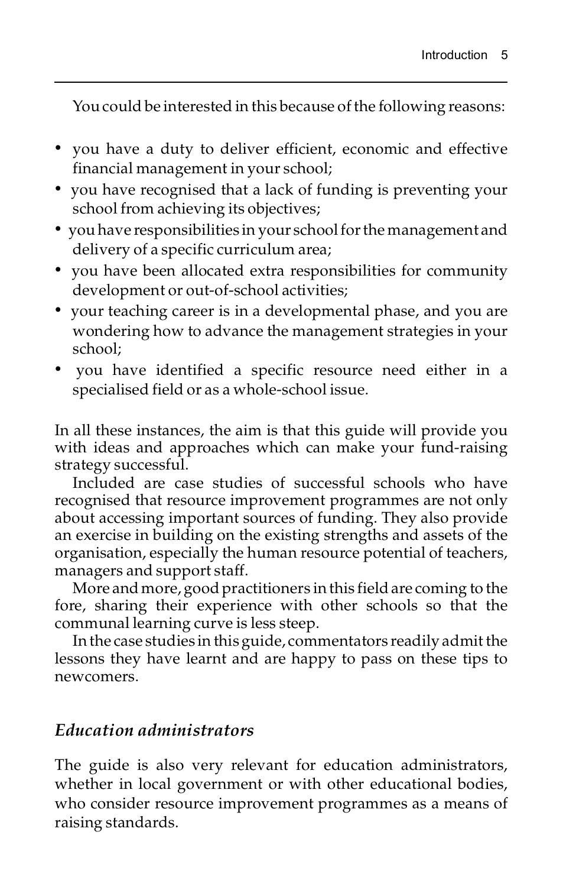You could be interested in this because of the following reasons:

- you have a duty to deliver efficient, economic and effective financial management in your school;
- you have recognised that a lack of funding is preventing your school from achieving its objectives;
- you have responsibilities in your school for the management and delivery of a specific curriculum area;
- you have been allocated extra responsibilities for community development or out-of-school activities;
- your teaching career is in a developmental phase, and you are wondering how to advance the management strategies in your school;
- you have identified a specific resource need either in a specialised field or as a whole-school issue.

In all these instances, the aim is that this guide will provide you with ideas and approaches which can make your fund-raising strategy successful.

Included are case studies of successful schools who have recognised that resource improvement programmes are not only about accessing important sources of funding. They also provide an exercise in building on the existing strengths and assets of the organisation, especially the human resource potential of teachers, managers and support staff.

More and more, good practitioners in this field are coming to the fore, sharing their experience with other schools so that the communal learning curve is less steep.

In the case studies in this guide, commentators readily admit the lessons they have learnt and are happy to pass on these tips to newcomers.

### *Education administrators*

The guide is also very relevant for education administrators, whether in local government or with other educational bodies, who consider resource improvement programmes as a means of raising standards.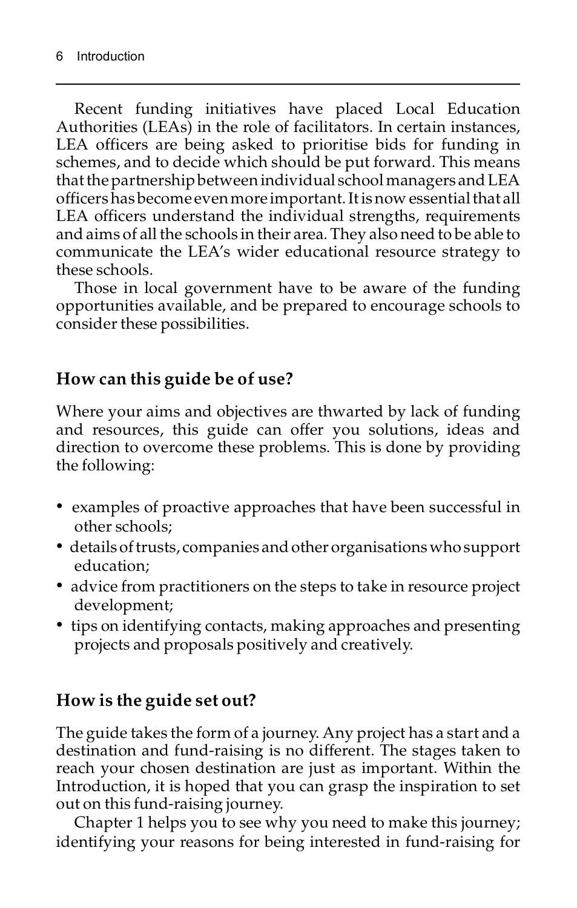Recent funding initiatives have placed Local Education Authorities (LEAs) in the role of facilitators. In certain instances, LEA officers are being asked to prioritise bids for funding in schemes, and to decide which should be put forward. This means that the partnership between individual school managers and LEA officers has become even more important. It is now essential that all LEA officers understand the individual strengths, requirements and aims of all the schools in their area. They also need to be able to communicate the LEA's wider educational resource strategy to these schools.

Those in local government have to be aware of the funding opportunities available, and be prepared to encourage schools to consider these possibilities.

## How can this guide be of use?

Where your aims and objectives are thwarted by lack of funding and resources, this guide can offer you solutions, ideas and direction to overcome these problems. This is done by providing the following:

- examples of proactive approaches that have been successful in other schools;
- details of trusts, companies and other organisations who support education;
- advice from practitioners on the steps to take in resource project development;
- tips on identifying contacts, making approaches and presenting projects and proposals positively and creatively.

## How is the guide set out?

The guide takes the form of a journey. Any project has a start and a destination and fund-raising is no different. The stages taken to reach your chosen destination are just as important. Within the Introduction, it is hoped that you can grasp the inspiration to set out on this fund-raising journey.

Chapter 1 helps you to see why you need to make this journey; identifying your reasons for being interested in fund-raising for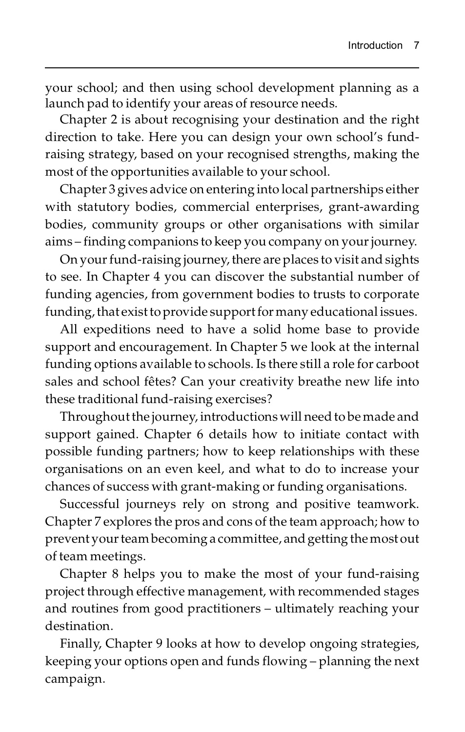your school; and then using school development planning as a launch pad to identify your areas of resource needs.

Chapter 2 is about recognising your destination and the right direction to take. Here you can design your own school's fund-raising strategy, based on your recognised strengths, making the most of the opportunities available to your school.

Chapter 3 gives advice on entering into local partnerships either with statutory bodies, commercial enterprises, grant-awarding bodies, community groups or other organisations with similar aims – finding companions to keep you company on your journey.

On your fund-raising journey, there are places to visit and sights to see. In Chapter 4 you can discover the substantial number of funding agencies, from government bodies to trusts to corporate funding, that exist to provide support for many educational issues.

All expeditions need to have a solid home base to provide support and encouragement. In Chapter 5 we look at the internal funding options available to schools. Is there still a role for carboot sales and school fêtes? Can your creativity breathe new life into these traditional fund-raising exercises?

Throughout the journey, introductions will need to be made and support gained. Chapter 6 details how to initiate contact with possible funding partners; how to keep relationships with these organisations on an even keel, and what to do to increase your chances of success with grant-making or funding organisations.

Successful journeys rely on strong and positive teamwork. Chapter 7 explores the pros and cons of the team approach; how to prevent your team becoming a committee, and getting the most out of team meetings.

Chapter 8 helps you to make the most of your fund-raising project through effective management, with recommended stages and routines from good practitioners – ultimately reaching your destination.

Finally, Chapter 9 looks at how to develop ongoing strategies, keeping your options open and funds flowing – planning the next campaign.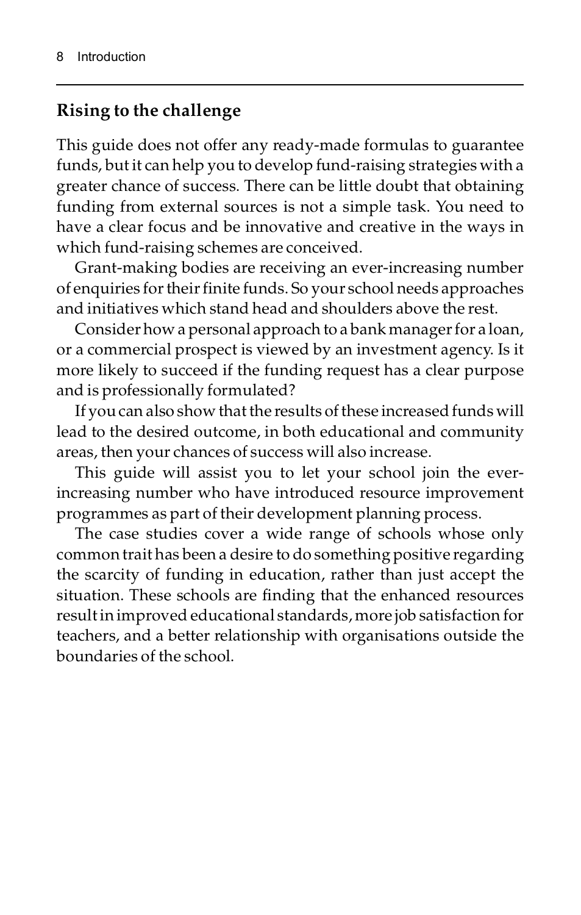## Rising to the challenge

This guide does not offer any ready-made formulas to guarantee funds, but it can help you to develop fund-raising strategies with a greater chance of success. There can be little doubt that obtaining funding from external sources is not a simple task. You need to have a clear focus and be innovative and creative in the ways in which fund-raising schemes are conceived.

Grant-making bodies are receiving an ever-increasing number of enquiries for their finite funds. So your school needs approaches and initiatives which stand head and shoulders above the rest.

Consider how a personal approach to a bank manager for a loan, or a commercial prospect is viewed by an investment agency. Is it more likely to succeed if the funding request has a clear purpose and is professionally formulated?

If you can also show that the results of these increased funds will lead to the desired outcome, in both educational and community areas, then your chances of success will also increase.

This guide will assist you to let your school join the ever-increasing number who have introduced resource improvement programmes as part of their development planning process.

The case studies cover a wide range of schools whose only common trait has been a desire to do something positive regarding the scarcity of funding in education, rather than just accept the situation. These schools are finding that the enhanced resources result in improved educational standards, more job satisfaction for teachers, and a better relationship with organisations outside the boundaries of the school.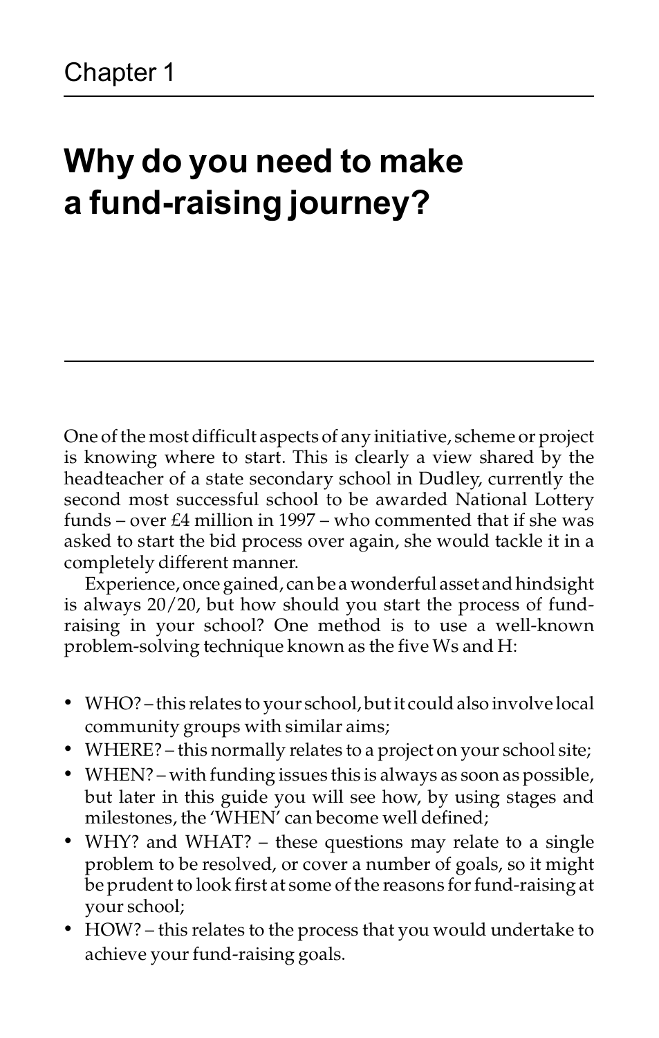Chapter 1

# Why do you need to make a fund-raising journey?

One of the most difficult aspects of any initiative, scheme or project is knowing where to start. This is clearly a view shared by the headteacher of a state secondary school in Dudley, currently the second most successful school to be awarded National Lottery funds – over £4 million in 1997 – who commented that if she was asked to start the bid process over again, she would tackle it in a completely different manner.

Experience, once gained, can be a wonderful asset and hindsight is always 20/20, but how should you start the process of fund-raising in your school? One method is to use a well-known problem-solving technique known as the five Ws and H:

- WHO? – this relates to your school, but it could also involve local community groups with similar aims;
- WHERE? – this normally relates to a project on your school site;
- WHEN? – with funding issues this is always as soon as possible, but later in this guide you will see how, by using stages and milestones, the 'WHEN' can become well defined;
- WHY? and WHAT? – these questions may relate to a single problem to be resolved, or cover a number of goals, so it might be prudent to look first at some of the reasons for fund-raising at your school;
- HOW? – this relates to the process that you would undertake to achieve your fund-raising goals.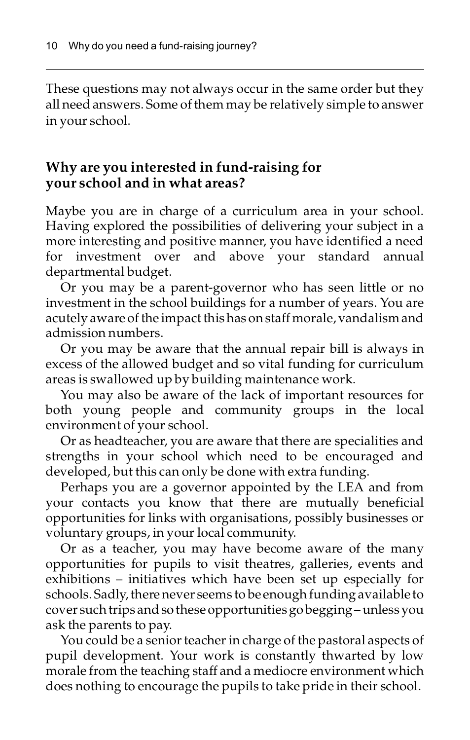These questions may not always occur in the same order but they all need answers. Some of them may be relatively simple to answer in your school.

## Why are you interested in fund-raising for your school and in what areas?

Maybe you are in charge of a curriculum area in your school. Having explored the possibilities of delivering your subject in a more interesting and positive manner, you have identified a need for investment over and above your standard annual departmental budget.

Or you may be a parent-governor who has seen little or no investment in the school buildings for a number of years. You are acutely aware of the impact this has on staff morale, vandalism and admission numbers.

Or you may be aware that the annual repair bill is always in excess of the allowed budget and so vital funding for curriculum areas is swallowed up by building maintenance work.

You may also be aware of the lack of important resources for both young people and community groups in the local environment of your school.

Or as headteacher, you are aware that there are specialities and strengths in your school which need to be encouraged and developed, but this can only be done with extra funding.

Perhaps you are a governor appointed by the LEA and from your contacts you know that there are mutually beneficial opportunities for links with organisations, possibly businesses or voluntary groups, in your local community.

Or as a teacher, you may have become aware of the many opportunities for pupils to visit theatres, galleries, events and exhibitions – initiatives which have been set up especially for schools. Sadly, there never seems to be enough funding available to cover such trips and so these opportunities go begging – unless you ask the parents to pay.

You could be a senior teacher in charge of the pastoral aspects of pupil development. Your work is constantly thwarted by low morale from the teaching staff and a mediocre environment which does nothing to encourage the pupils to take pride in their school.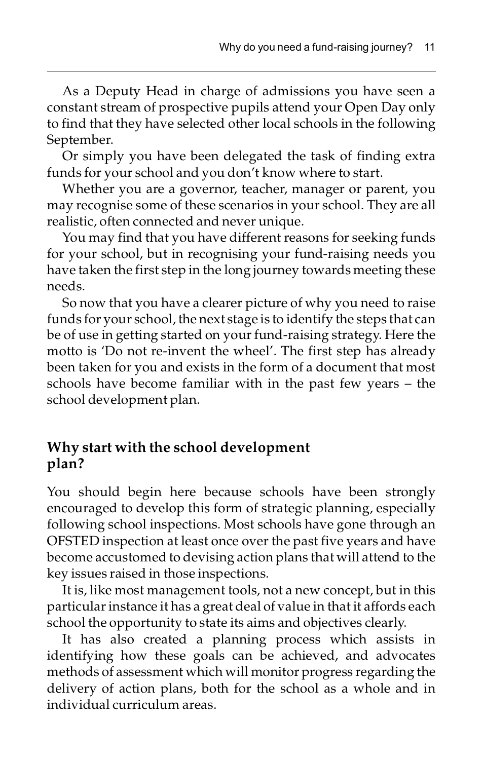As a Deputy Head in charge of admissions you have seen a constant stream of prospective pupils attend your Open Day only to find that they have selected other local schools in the following September.

Or simply you have been delegated the task of finding extra funds for your school and you don't know where to start.

Whether you are a governor, teacher, manager or parent, you may recognise some of these scenarios in your school. They are all realistic, often connected and never unique.

You may find that you have different reasons for seeking funds for your school, but in recognising your fund-raising needs you have taken the first step in the long journey towards meeting these needs.

So now that you have a clearer picture of why you need to raise funds for your school, the next stage is to identify the steps that can be of use in getting started on your fund-raising strategy. Here the motto is 'Do not re-invent the wheel'. The first step has already been taken for you and exists in the form of a document that most schools have become familiar with in the past few years – the school development plan.

## Why start with the school development plan?

You should begin here because schools have been strongly encouraged to develop this form of strategic planning, especially following school inspections. Most schools have gone through an OFSTED inspection at least once over the past five years and have become accustomed to devising action plans that will attend to the key issues raised in those inspections.

It is, like most management tools, not a new concept, but in this particular instance it has a great deal of value in that it affords each school the opportunity to state its aims and objectives clearly.

It has also created a planning process which assists in identifying how these goals can be achieved, and advocates methods of assessment which will monitor progress regarding the delivery of action plans, both for the school as a whole and in individual curriculum areas.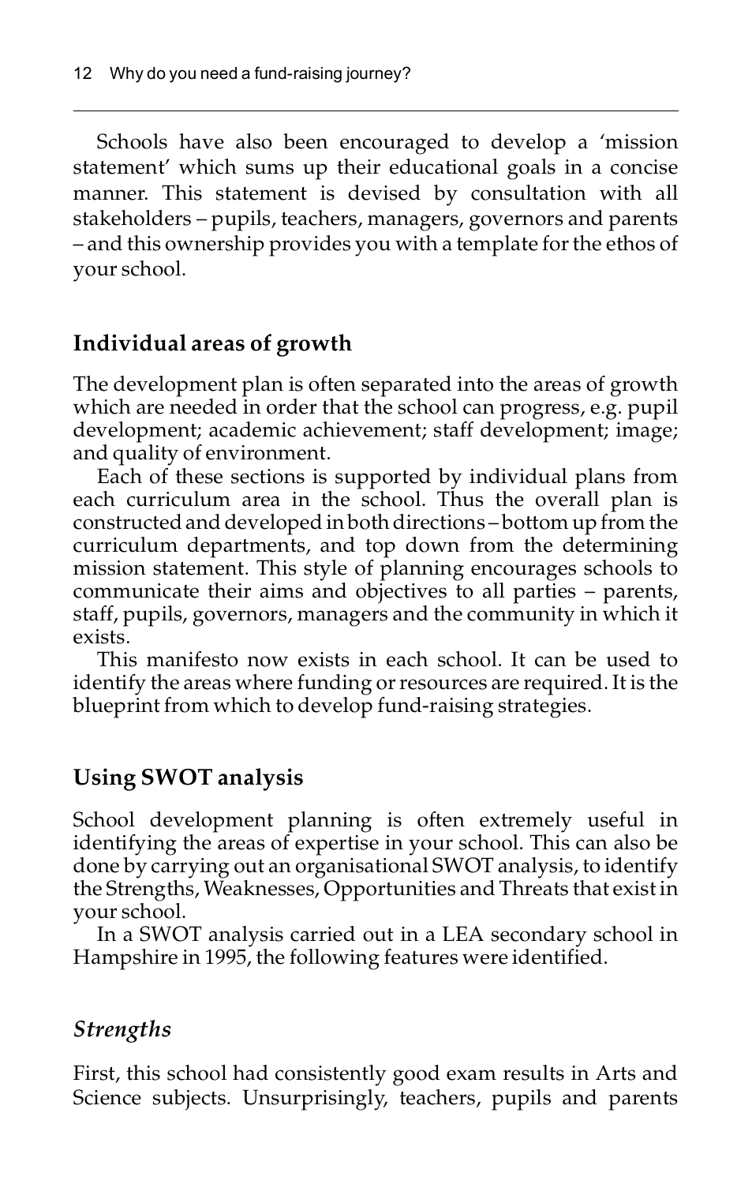Schools have also been encouraged to develop a 'mission statement' which sums up their educational goals in a concise manner. This statement is devised by consultation with all stakeholders – pupils, teachers, managers, governors and parents – and this ownership provides you with a template for the ethos of your school.

## Individual areas of growth

The development plan is often separated into the areas of growth which are needed in order that the school can progress, e.g. pupil development; academic achievement; staff development; image; and quality of environment.

Each of these sections is supported by individual plans from each curriculum area in the school. Thus the overall plan is constructed and developed in both directions – bottom up from the curriculum departments, and top down from the determining mission statement. This style of planning encourages schools to communicate their aims and objectives to all parties – parents, staff, pupils, governors, managers and the community in which it exists.

This manifesto now exists in each school. It can be used to identify the areas where funding or resources are required. It is the blueprint from which to develop fund-raising strategies.

## Using SWOT analysis

School development planning is often extremely useful in identifying the areas of expertise in your school. This can also be done by carrying out an organisational SWOT analysis, to identify the Strengths, Weaknesses, Opportunities and Threats that exist in your school.

In a SWOT analysis carried out in a LEA secondary school in Hampshire in 1995, the following features were identified.

### *Strengths*

First, this school had consistently good exam results in Arts and Science subjects. Unsurprisingly, teachers, pupils and parents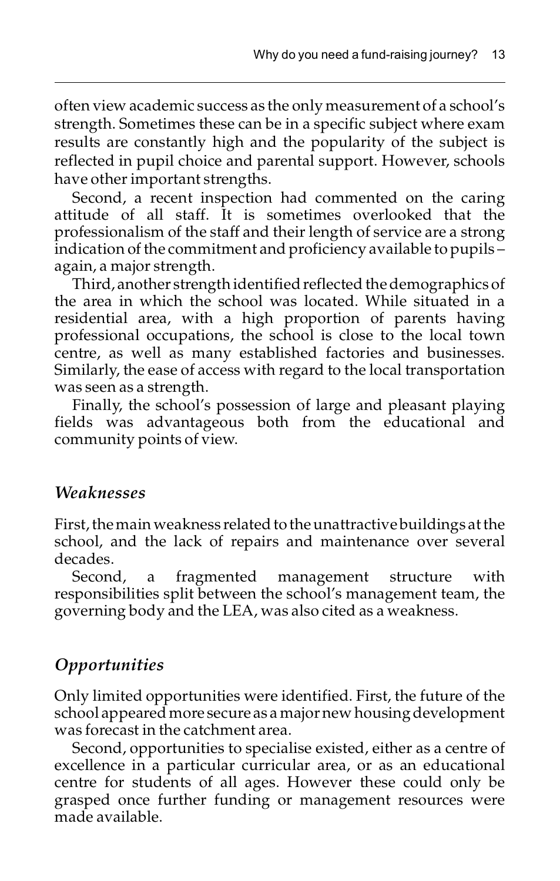often view academic success as the only measurement of a school's strength. Sometimes these can be in a specific subject where exam results are constantly high and the popularity of the subject is reflected in pupil choice and parental support. However, schools have other important strengths.

Second, a recent inspection had commented on the caring attitude of all staff. It is sometimes overlooked that the professionalism of the staff and their length of service are a strong indication of the commitment and proficiency available to pupils – again, a major strength.

Third, another strength identified reflected the demographics of the area in which the school was located. While situated in a residential area, with a high proportion of parents having professional occupations, the school is close to the local town centre, as well as many established factories and businesses. Similarly, the ease of access with regard to the local transportation was seen as a strength.

Finally, the school's possession of large and pleasant playing fields was advantageous both from the educational and community points of view.

### *Weaknesses*

First, the main weakness related to the unattractive buildings at the school, and the lack of repairs and maintenance over several decades.

Second, a fragmented management structure with responsibilities split between the school's management team, the governing body and the LEA, was also cited as a weakness.

### *Opportunities*

Only limited opportunities were identified. First, the future of the school appeared more secure as a major new housing development was forecast in the catchment area.

Second, opportunities to specialise existed, either as a centre of excellence in a particular curricular area, or as an educational centre for students of all ages. However these could only be grasped once further funding or management resources were made available.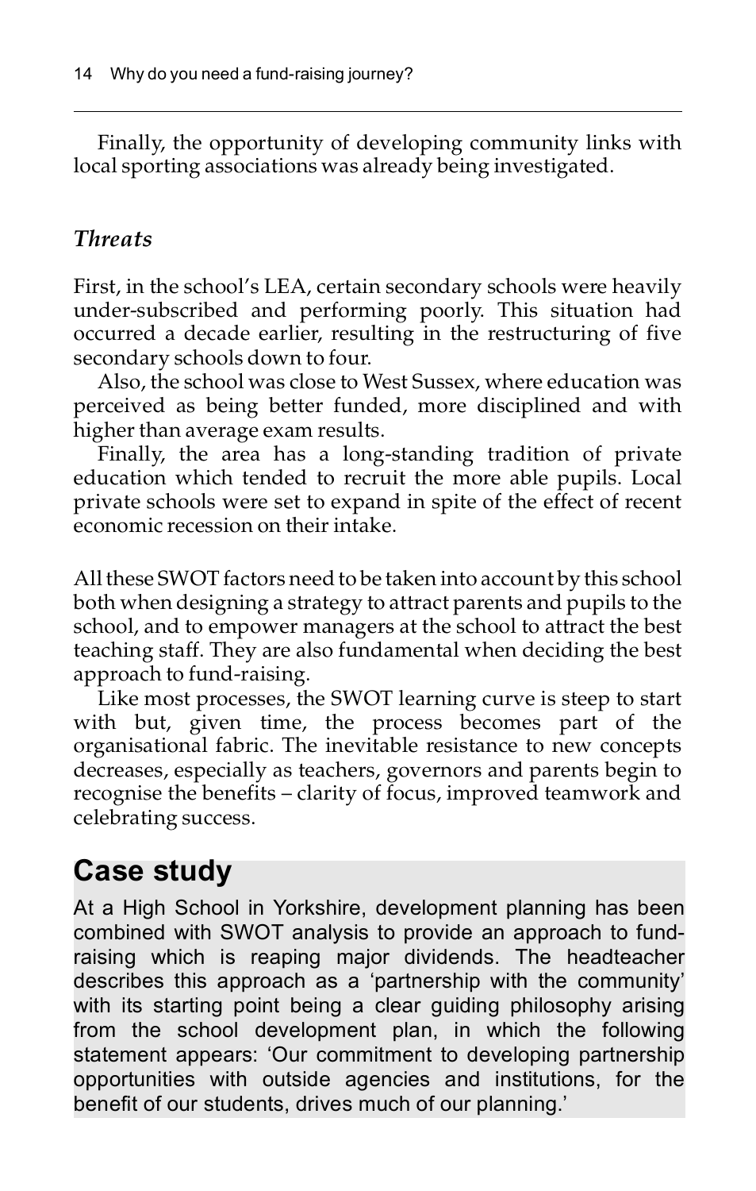Finally, the opportunity of developing community links with local sporting associations was already being investigated.

### *Threats*

First, in the school's LEA, certain secondary schools were heavily under-subscribed and performing poorly. This situation had occurred a decade earlier, resulting in the restructuring of five secondary schools down to four.

Also, the school was close to West Sussex, where education was perceived as being better funded, more disciplined and with higher than average exam results.

Finally, the area has a long-standing tradition of private education which tended to recruit the more able pupils. Local private schools were set to expand in spite of the effect of recent economic recession on their intake.

All these SWOT factors need to be taken into account by this school both when designing a strategy to attract parents and pupils to the school, and to empower managers at the school to attract the best teaching staff. They are also fundamental when deciding the best approach to fund-raising.

Like most processes, the SWOT learning curve is steep to start with but, given time, the process becomes part of the organisational fabric. The inevitable resistance to new concepts decreases, especially as teachers, governors and parents begin to recognise the benefits – clarity of focus, improved teamwork and celebrating success.

## Case study

At a High School in Yorkshire, development planning has been combined with SWOT analysis to provide an approach to fund-raising which is reaping major dividends. The headteacher describes this approach as a 'partnership with the community' with its starting point being a clear guiding philosophy arising from the school development plan, in which the following statement appears: 'Our commitment to developing partnership opportunities with outside agencies and institutions, for the benefit of our students, drives much of our planning.'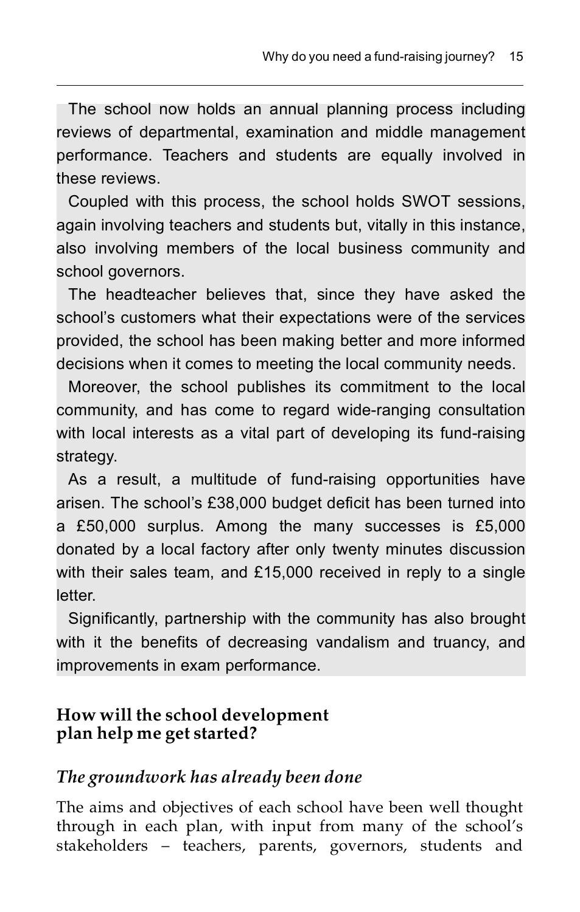The school now holds an annual planning process including reviews of departmental, examination and middle management performance. Teachers and students are equally involved in these reviews.

Coupled with this process, the school holds SWOT sessions, again involving teachers and students but, vitally in this instance, also involving members of the local business community and school governors.

The headteacher believes that, since they have asked the school's customers what their expectations were of the services provided, the school has been making better and more informed decisions when it comes to meeting the local community needs.

Moreover, the school publishes its commitment to the local community, and has come to regard wide-ranging consultation with local interests as a vital part of developing its fund-raising strategy.

As a result, a multitude of fund-raising opportunities have arisen. The school's £38,000 budget deficit has been turned into a £50,000 surplus. Among the many successes is £5,000 donated by a local factory after only twenty minutes discussion with their sales team, and £15,000 received in reply to a single letter.

Significantly, partnership with the community has also brought with it the benefits of decreasing vandalism and truancy, and improvements in exam performance.

## How will the school development plan help me get started?

### *The groundwork has already been done*

The aims and objectives of each school have been well thought through in each plan, with input from many of the school's stakeholders – teachers, parents, governors, students and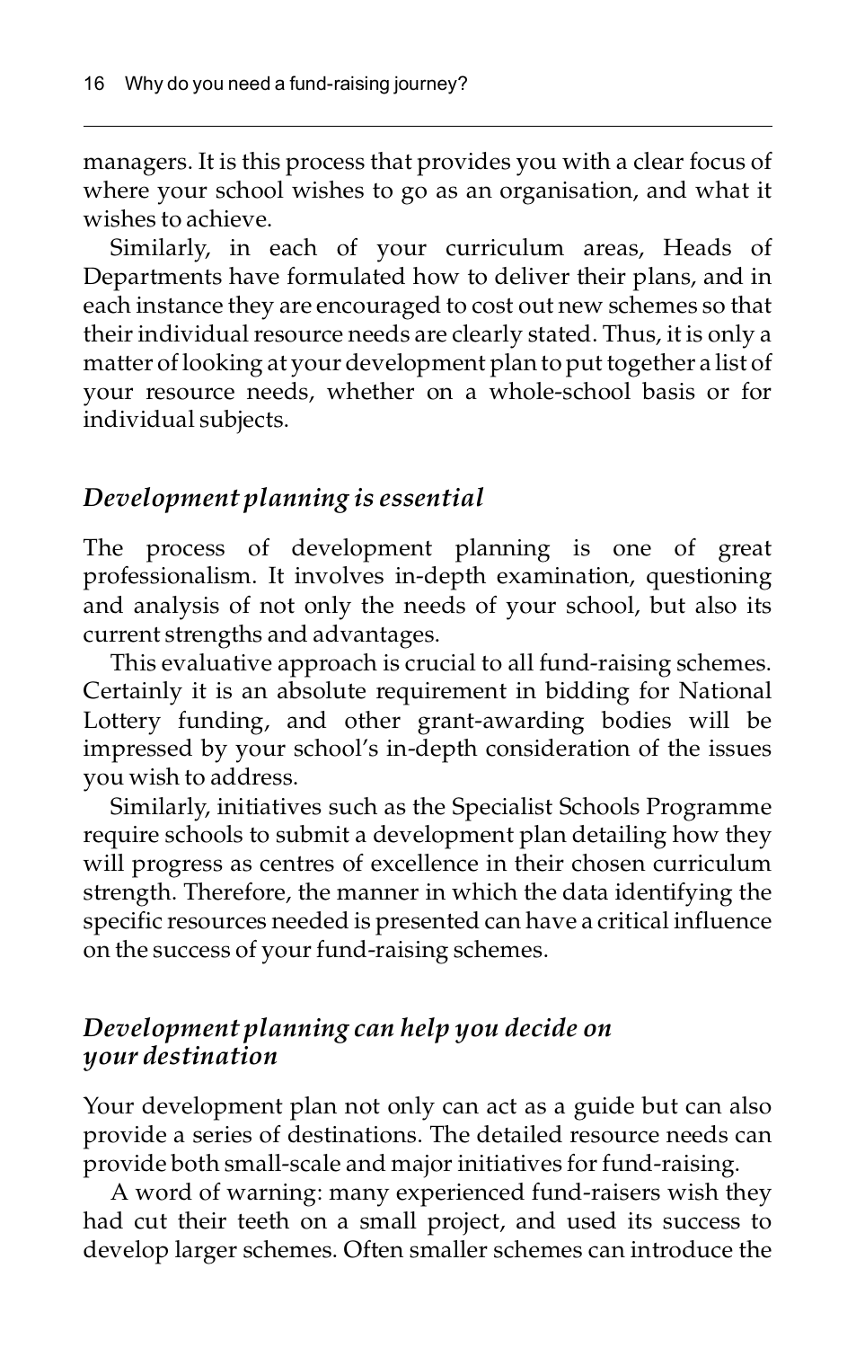managers. It is this process that provides you with a clear focus of where your school wishes to go as an organisation, and what it wishes to achieve.

Similarly, in each of your curriculum areas, Heads of Departments have formulated how to deliver their plans, and in each instance they are encouraged to cost out new schemes so that their individual resource needs are clearly stated. Thus, it is only a matter of looking at your development plan to put together a list of your resource needs, whether on a whole-school basis or for individual subjects.

### *Development planning is essential*

The process of development planning is one of great professionalism. It involves in-depth examination, questioning and analysis of not only the needs of your school, but also its current strengths and advantages.

This evaluative approach is crucial to all fund-raising schemes. Certainly it is an absolute requirement in bidding for National Lottery funding, and other grant-awarding bodies will be impressed by your school's in-depth consideration of the issues you wish to address.

Similarly, initiatives such as the Specialist Schools Programme require schools to submit a development plan detailing how they will progress as centres of excellence in their chosen curriculum strength. Therefore, the manner in which the data identifying the specific resources needed is presented can have a critical influence on the success of your fund-raising schemes.

### *Development planning can help you decide on your destination*

Your development plan not only can act as a guide but can also provide a series of destinations. The detailed resource needs can provide both small-scale and major initiatives for fund-raising.

A word of warning: many experienced fund-raisers wish they had cut their teeth on a small project, and used its success to develop larger schemes. Often smaller schemes can introduce the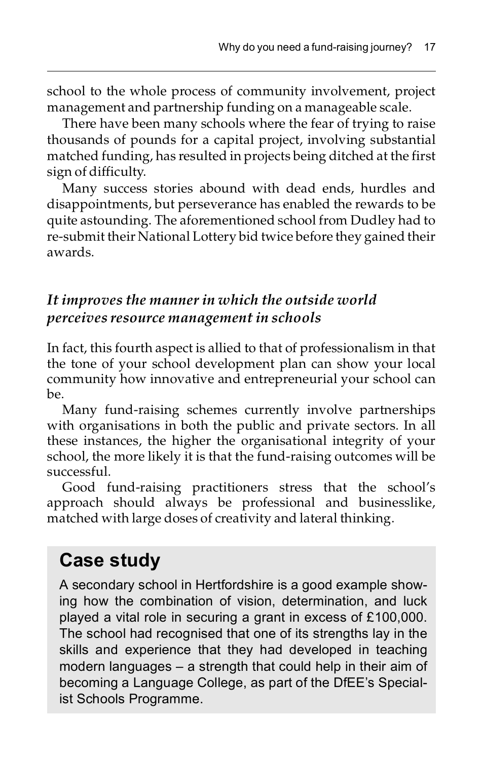school to the whole process of community involvement, project management and partnership funding on a manageable scale.

There have been many schools where the fear of trying to raise thousands of pounds for a capital project, involving substantial matched funding, has resulted in projects being ditched at the first sign of difficulty.

Many success stories abound with dead ends, hurdles and disappointments, but perseverance has enabled the rewards to be quite astounding. The aforementioned school from Dudley had to re-submit their National Lottery bid twice before they gained their awards.

### *It improves the manner in which the outside world perceives resource management in schools*

In fact, this fourth aspect is allied to that of professionalism in that the tone of your school development plan can show your local community how innovative and entrepreneurial your school can be.

Many fund-raising schemes currently involve partnerships with organisations in both the public and private sectors. In all these instances, the higher the organisational integrity of your school, the more likely it is that the fund-raising outcomes will be successful.

Good fund-raising practitioners stress that the school's approach should always be professional and businesslike, matched with large doses of creativity and lateral thinking.

## Case study

A secondary school in Hertfordshire is a good example showing how the combination of vision, determination, and luck played a vital role in securing a grant in excess of £100,000. The school had recognised that one of its strengths lay in the skills and experience that they had developed in teaching modern languages – a strength that could help in their aim of becoming a Language College, as part of the DfEE's Specialist Schools Programme.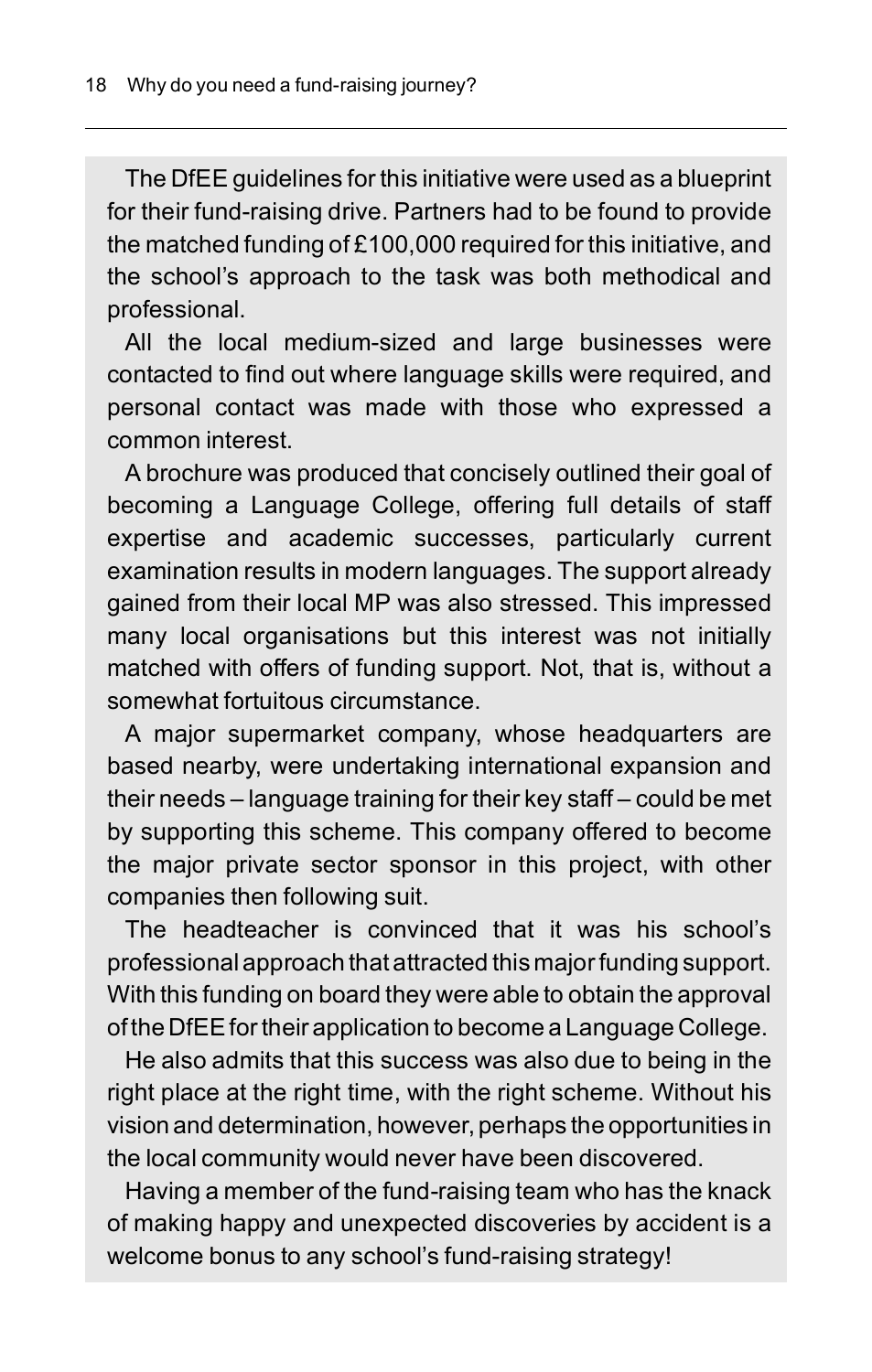The DfEE guidelines for this initiative were used as a blueprint for their fund-raising drive. Partners had to be found to provide the matched funding of £100,000 required for this initiative, and the school's approach to the task was both methodical and professional.

All the local medium-sized and large businesses were contacted to find out where language skills were required, and personal contact was made with those who expressed a common interest.

A brochure was produced that concisely outlined their goal of becoming a Language College, offering full details of staff expertise and academic successes, particularly current examination results in modern languages. The support already gained from their local MP was also stressed. This impressed many local organisations but this interest was not initially matched with offers of funding support. Not, that is, without a somewhat fortuitous circumstance.

A major supermarket company, whose headquarters are based nearby, were undertaking international expansion and their needs – language training for their key staff – could be met by supporting this scheme. This company offered to become the major private sector sponsor in this project, with other companies then following suit.

The headteacher is convinced that it was his school's professional approach that attracted this major funding support. With this funding on board they were able to obtain the approval of the DfEE for their application to become a Language College.

He also admits that this success was also due to being in the right place at the right time, with the right scheme. Without his vision and determination, however, perhaps the opportunities in the local community would never have been discovered.

Having a member of the fund-raising team who has the knack of making happy and unexpected discoveries by accident is a welcome bonus to any school's fund-raising strategy!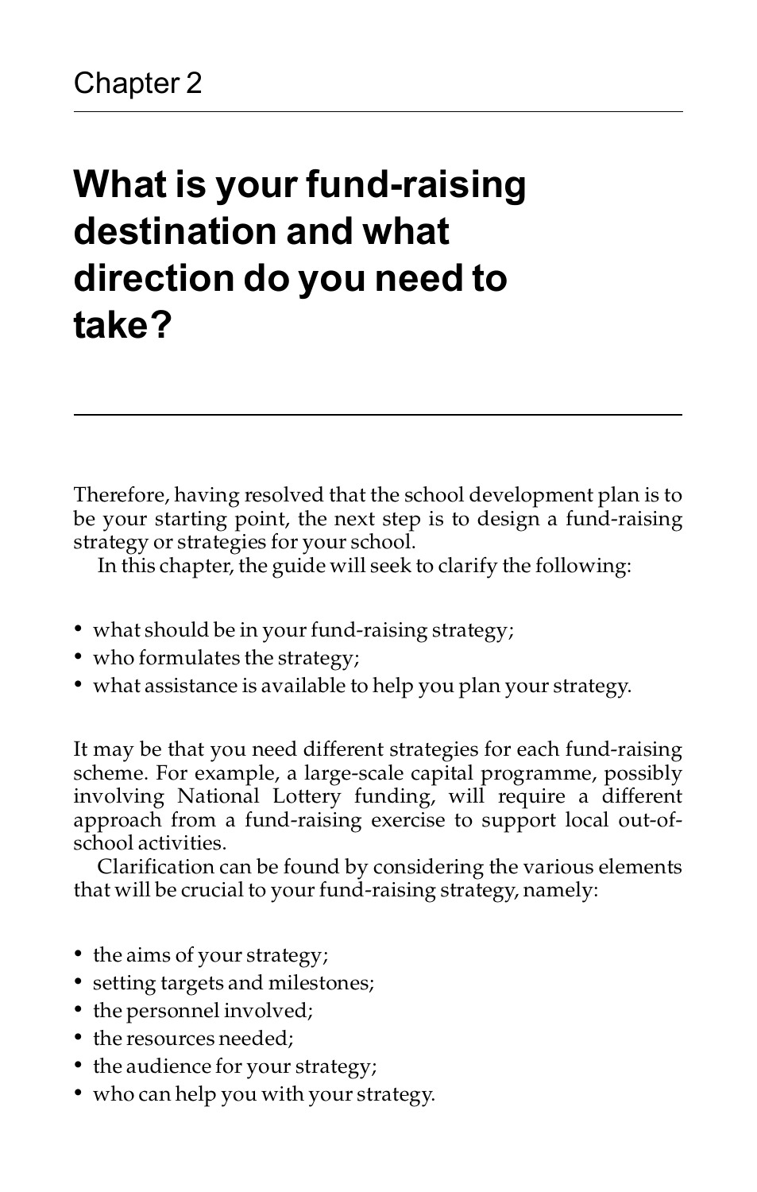Chapter 2

# What is your fund-raising destination and what direction do you need to take?

Therefore, having resolved that the school development plan is to be your starting point, the next step is to design a fund-raising strategy or strategies for your school.

In this chapter, the guide will seek to clarify the following:

- what should be in your fund-raising strategy;
- who formulates the strategy;
- what assistance is available to help you plan your strategy.

It may be that you need different strategies for each fund-raising scheme. For example, a large-scale capital programme, possibly involving National Lottery funding, will require a different approach from a fund-raising exercise to support local out-of-school activities.

Clarification can be found by considering the various elements that will be crucial to your fund-raising strategy, namely:

- the aims of your strategy;
- setting targets and milestones;
- the personnel involved;
- the resources needed;
- the audience for your strategy;
- who can help you with your strategy.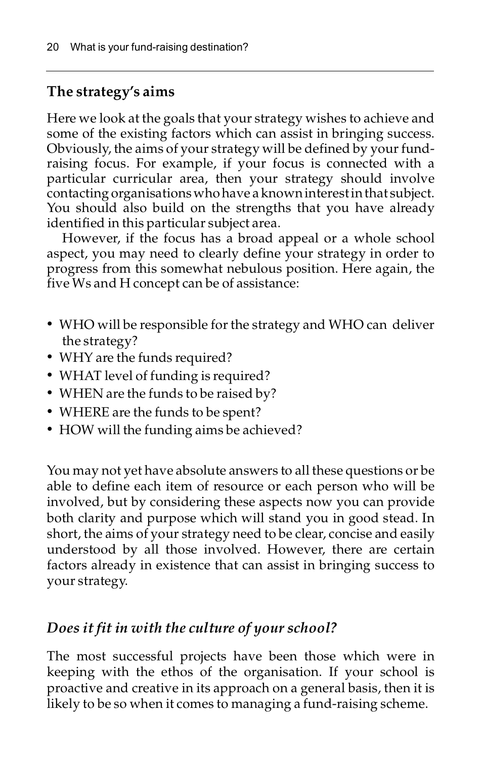## The strategy's aims

Here we look at the goals that your strategy wishes to achieve and some of the existing factors which can assist in bringing success. Obviously, the aims of your strategy will be defined by your fund-raising focus. For example, if your focus is connected with a particular curricular area, then your strategy should involve contacting organisations who have a known interest in that subject. You should also build on the strengths that you have already identified in this particular subject area.

However, if the focus has a broad appeal or a whole school aspect, you may need to clearly define your strategy in order to progress from this somewhat nebulous position. Here again, the five Ws and H concept can be of assistance:

- WHO will be responsible for the strategy and WHO can deliver the strategy?
- WHY are the funds required?
- WHAT level of funding is required?
- WHEN are the funds to be raised by?
- WHERE are the funds to be spent?
- HOW will the funding aims be achieved?

You may not yet have absolute answers to all these questions or be able to define each item of resource or each person who will be involved, but by considering these aspects now you can provide both clarity and purpose which will stand you in good stead. In short, the aims of your strategy need to be clear, concise and easily understood by all those involved. However, there are certain factors already in existence that can assist in bringing success to your strategy.

### *Does it fit in with the culture of your school?*

The most successful projects have been those which were in keeping with the ethos of the organisation. If your school is proactive and creative in its approach on a general basis, then it is likely to be so when it comes to managing a fund-raising scheme.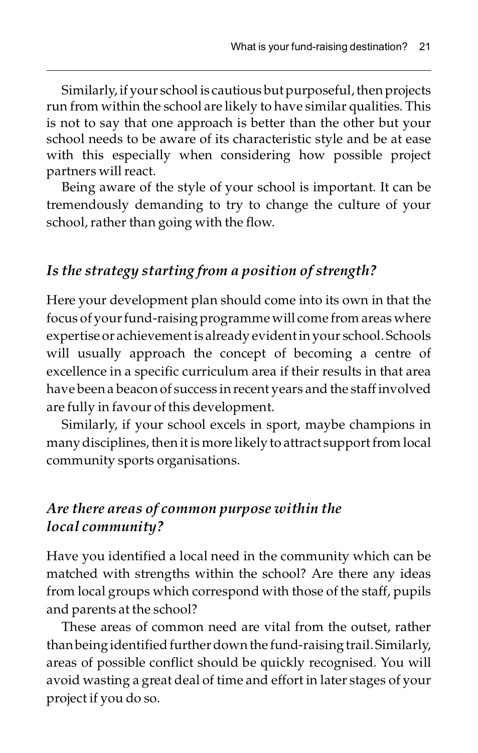Similarly, if your school is cautious but purposeful, then projects run from within the school are likely to have similar qualities. This is not to say that one approach is better than the other but your school needs to be aware of its characteristic style and be at ease with this especially when considering how possible project partners will react.

Being aware of the style of your school is important. It can be tremendously demanding to try to change the culture of your school, rather than going with the flow.

### *Is the strategy starting from a position of strength?*

Here your development plan should come into its own in that the focus of your fund-raising programme will come from areas where expertise or achievement is already evident in your school. Schools will usually approach the concept of becoming a centre of excellence in a specific curriculum area if their results in that area have been a beacon of success in recent years and the staff involved are fully in favour of this development.

Similarly, if your school excels in sport, maybe champions in many disciplines, then it is more likely to attract support from local community sports organisations.

### *Are there areas of common purpose within the local community?*

Have you identified a local need in the community which can be matched with strengths within the school? Are there any ideas from local groups which correspond with those of the staff, pupils and parents at the school?

These areas of common need are vital from the outset, rather than being identified further down the fund-raising trail. Similarly, areas of possible conflict should be quickly recognised. You will avoid wasting a great deal of time and effort in later stages of your project if you do so.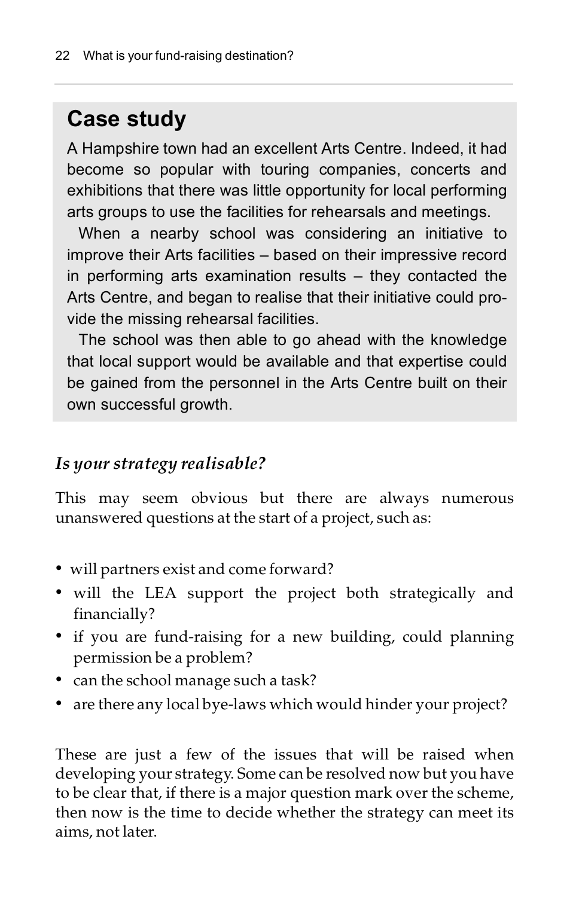## Case study

A Hampshire town had an excellent Arts Centre. Indeed, it had become so popular with touring companies, concerts and exhibitions that there was little opportunity for local performing arts groups to use the facilities for rehearsals and meetings.

When a nearby school was considering an initiative to improve their Arts facilities – based on their impressive record in performing arts examination results – they contacted the Arts Centre, and began to realise that their initiative could provide the missing rehearsal facilities.

The school was then able to go ahead with the knowledge that local support would be available and that expertise could be gained from the personnel in the Arts Centre built on their own successful growth.

### *Is your strategy realisable?*

This may seem obvious but there are always numerous unanswered questions at the start of a project, such as:

- will partners exist and come forward?
- will the LEA support the project both strategically and financially?
- if you are fund-raising for a new building, could planning permission be a problem?
- can the school manage such a task?
- are there any local bye-laws which would hinder your project?

These are just a few of the issues that will be raised when developing your strategy. Some can be resolved now but you have to be clear that, if there is a major question mark over the scheme, then now is the time to decide whether the strategy can meet its aims, not later.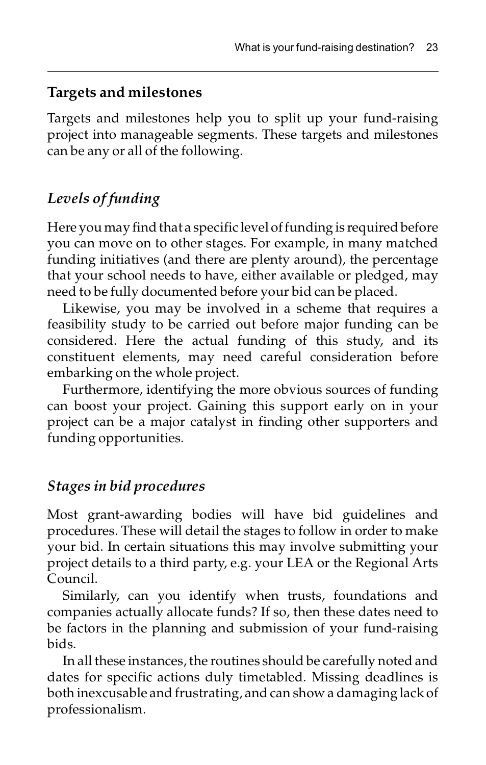## Targets and milestones

Targets and milestones help you to split up your fund-raising project into manageable segments. These targets and milestones can be any or all of the following.

### *Levels of funding*

Here you may find that a specific level of funding is required before you can move on to other stages. For example, in many matched funding initiatives (and there are plenty around), the percentage that your school needs to have, either available or pledged, may need to be fully documented before your bid can be placed.

Likewise, you may be involved in a scheme that requires a feasibility study to be carried out before major funding can be considered. Here the actual funding of this study, and its constituent elements, may need careful consideration before embarking on the whole project.

Furthermore, identifying the more obvious sources of funding can boost your project. Gaining this support early on in your project can be a major catalyst in finding other supporters and funding opportunities.

### *Stages in bid procedures*

Most grant-awarding bodies will have bid guidelines and procedures. These will detail the stages to follow in order to make your bid. In certain situations this may involve submitting your project details to a third party, e.g. your LEA or the Regional Arts Council.

Similarly, can you identify when trusts, foundations and companies actually allocate funds? If so, then these dates need to be factors in the planning and submission of your fund-raising bids.

In all these instances, the routines should be carefully noted and dates for specific actions duly timetabled. Missing deadlines is both inexcusable and frustrating, and can show a damaging lack of professionalism.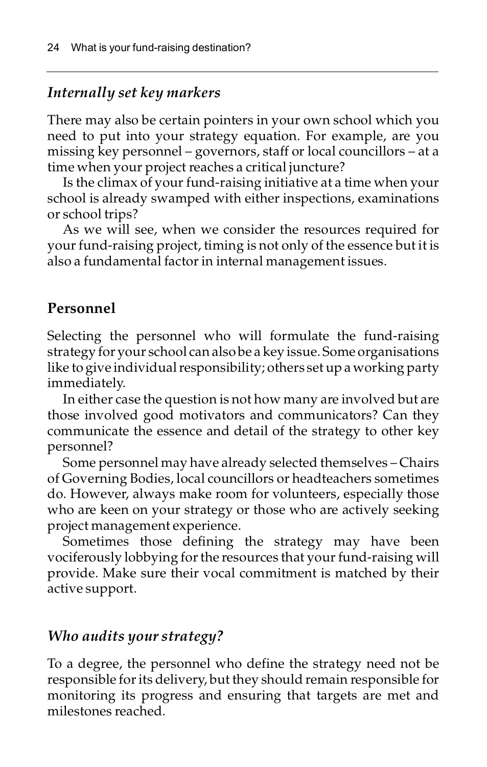### *Internally set key markers*

There may also be certain pointers in your own school which you need to put into your strategy equation. For example, are you missing key personnel – governors, staff or local councillors – at a time when your project reaches a critical juncture?

Is the climax of your fund-raising initiative at a time when your school is already swamped with either inspections, examinations or school trips?

As we will see, when we consider the resources required for your fund-raising project, timing is not only of the essence but it is also a fundamental factor in internal management issues.

## Personnel

Selecting the personnel who will formulate the fund-raising strategy for your school can also be a key issue. Some organisations like to give individual responsibility; others set up a working party immediately.

In either case the question is not how many are involved but are those involved good motivators and communicators? Can they communicate the essence and detail of the strategy to other key personnel?

Some personnel may have already selected themselves – Chairs of Governing Bodies, local councillors or headteachers sometimes do. However, always make room for volunteers, especially those who are keen on your strategy or those who are actively seeking project management experience.

Sometimes those defining the strategy may have been vociferously lobbying for the resources that your fund-raising will provide. Make sure their vocal commitment is matched by their active support.

### *Who audits your strategy?*

To a degree, the personnel who define the strategy need not be responsible for its delivery, but they should remain responsible for monitoring its progress and ensuring that targets are met and milestones reached.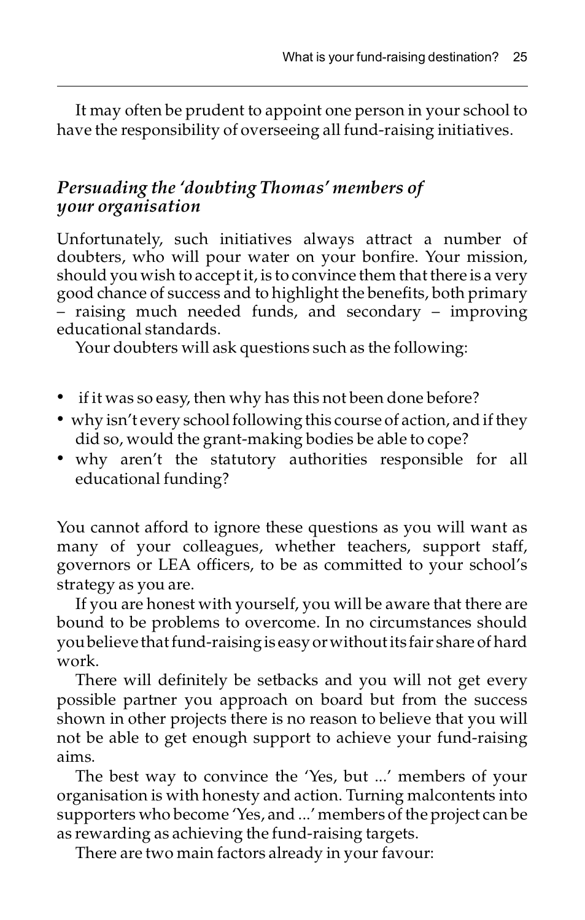It may often be prudent to appoint one person in your school to have the responsibility of overseeing all fund-raising initiatives.

### *Persuading the 'doubting Thomas' members of your organisation*

Unfortunately, such initiatives always attract a number of doubters, who will pour water on your bonfire. Your mission, should you wish to accept it, is to convince them that there is a very good chance of success and to highlight the benefits, both primary – raising much needed funds, and secondary – improving educational standards.

Your doubters will ask questions such as the following:

- if it was so easy, then why has this not been done before?
- why isn't every school following this course of action, and if they did so, would the grant-making bodies be able to cope?
- why aren't the statutory authorities responsible for all educational funding?

You cannot afford to ignore these questions as you will want as many of your colleagues, whether teachers, support staff, governors or LEA officers, to be as committed to your school's strategy as you are.

If you are honest with yourself, you will be aware that there are bound to be problems to overcome. In no circumstances should you believe that fund-raising is easy or without its fair share of hard work.

There will definitely be setbacks and you will not get every possible partner you approach on board but from the success shown in other projects there is no reason to believe that you will not be able to get enough support to achieve your fund-raising aims.

The best way to convince the 'Yes, but ...' members of your organisation is with honesty and action. Turning malcontents into supporters who become 'Yes, and ...' members of the project can be as rewarding as achieving the fund-raising targets.

There are two main factors already in your favour: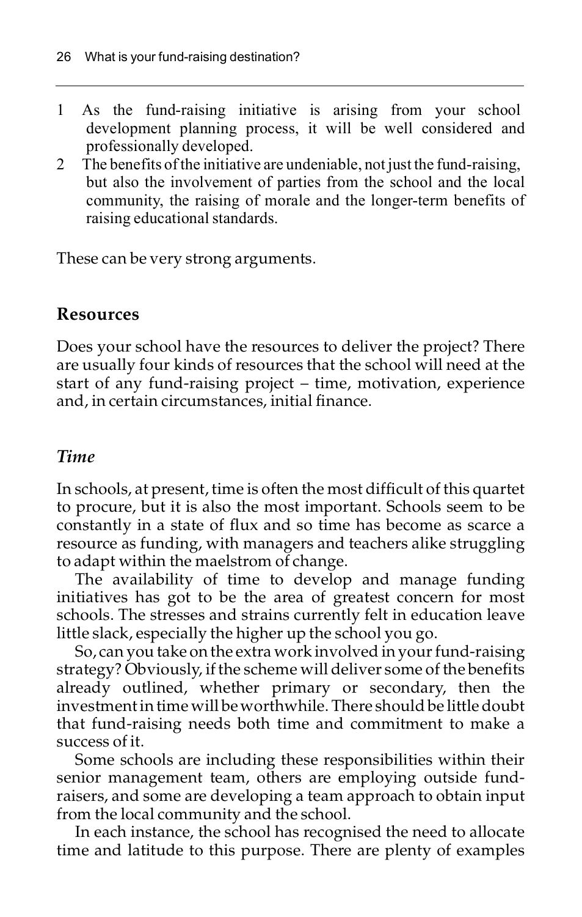1. As the fund-raising initiative is arising from your school development planning process, it will be well considered and professionally developed.
2. The benefits of the initiative are undeniable, not just the fund-raising, but also the involvement of parties from the school and the local community, the raising of morale and the longer-term benefits of raising educational standards.

These can be very strong arguments.

## Resources

Does your school have the resources to deliver the project? There are usually four kinds of resources that the school will need at the start of any fund-raising project – time, motivation, experience and, in certain circumstances, initial finance.

### *Time*

In schools, at present, time is often the most difficult of this quartet to procure, but it is also the most important. Schools seem to be constantly in a state of flux and so time has become as scarce a resource as funding, with managers and teachers alike struggling to adapt within the maelstrom of change.

The availability of time to develop and manage funding initiatives has got to be the area of greatest concern for most schools. The stresses and strains currently felt in education leave little slack, especially the higher up the school you go.

So, can you take on the extra work involved in your fund-raising strategy? Obviously, if the scheme will deliver some of the benefits already outlined, whether primary or secondary, then the investment in time will be worthwhile. There should be little doubt that fund-raising needs both time and commitment to make a success of it.

Some schools are including these responsibilities within their senior management team, others are employing outside fund-raisers, and some are developing a team approach to obtain input from the local community and the school.

In each instance, the school has recognised the need to allocate time and latitude to this purpose. There are plenty of examples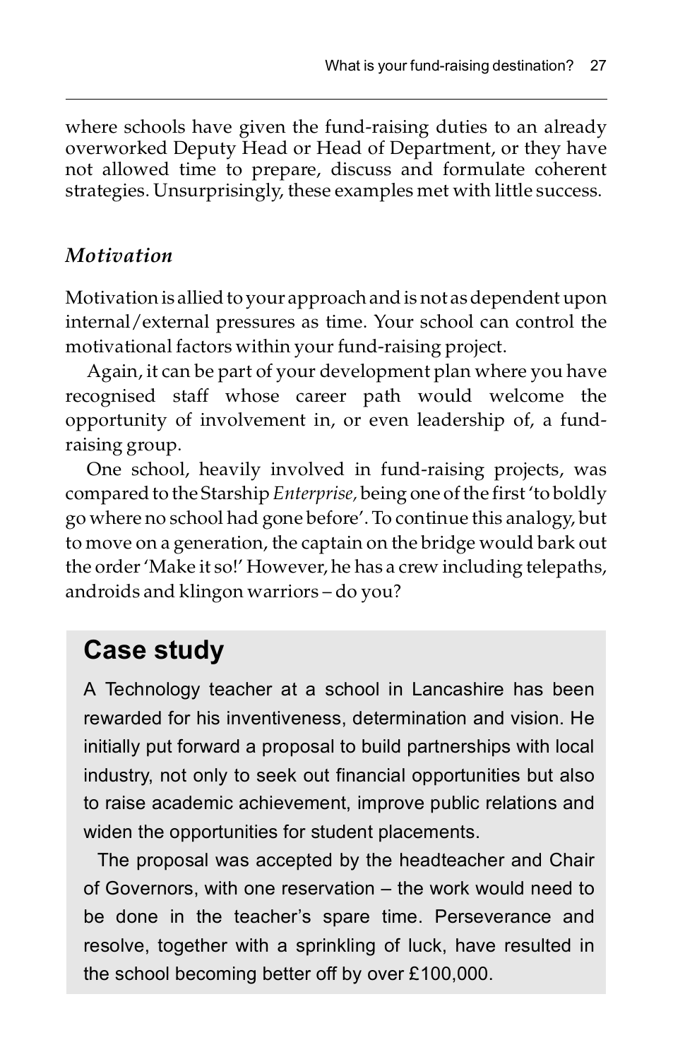where schools have given the fund-raising duties to an already overworked Deputy Head or Head of Department, or they have not allowed time to prepare, discuss and formulate coherent strategies. Unsurprisingly, these examples met with little success.

### *Motivation*

Motivation is allied to your approach and is not as dependent upon internal/external pressures as time. Your school can control the motivational factors within your fund-raising project.

Again, it can be part of your development plan where you have recognised staff whose career path would welcome the opportunity of involvement in, or even leadership of, a fund-raising group.

One school, heavily involved in fund-raising projects, was compared to the Starship *Enterprise,* being one of the first 'to boldly go where no school had gone before'. To continue this analogy, but to move on a generation, the captain on the bridge would bark out the order 'Make it so!' However, he has a crew including telepaths, androids and klingon warriors – do you?

## Case study

A Technology teacher at a school in Lancashire has been rewarded for his inventiveness, determination and vision. He initially put forward a proposal to build partnerships with local industry, not only to seek out financial opportunities but also to raise academic achievement, improve public relations and widen the opportunities for student placements.

The proposal was accepted by the headteacher and Chair of Governors, with one reservation – the work would need to be done in the teacher's spare time. Perseverance and resolve, together with a sprinkling of luck, have resulted in the school becoming better off by over £100,000.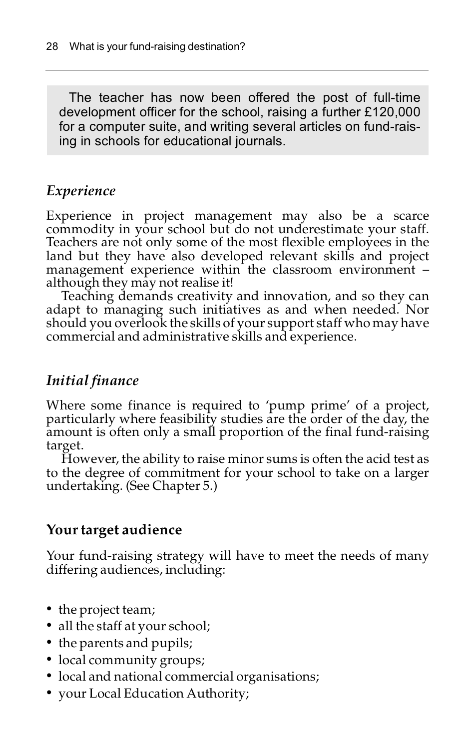> The teacher has now been offered the post of full-time development officer for the school, raising a further £120,000 for a computer suite, and writing several articles on fund-raising in schools for educational journals.

### *Experience*

Experience in project management may also be a scarce commodity in your school but do not underestimate your staff. Teachers are not only some of the most flexible employees in the land but they have also developed relevant skills and project management experience within the classroom environment – although they may not realise it!

Teaching demands creativity and innovation, and so they can adapt to managing such initiatives as and when needed. Nor should you overlook the skills of your support staff who may have commercial and administrative skills and experience.

### *Initial finance*

Where some finance is required to 'pump prime' of a project, particularly where feasibility studies are the order of the day, the amount is often only a small proportion of the final fund-raising target.

However, the ability to raise minor sums is often the acid test as to the degree of commitment for your school to take on a larger undertaking. (See Chapter 5.)

## Your target audience

Your fund-raising strategy will have to meet the needs of many differing audiences, including:

- the project team;
- all the staff at your school;
- the parents and pupils;
- local community groups;
- local and national commercial organisations;
- your Local Education Authority;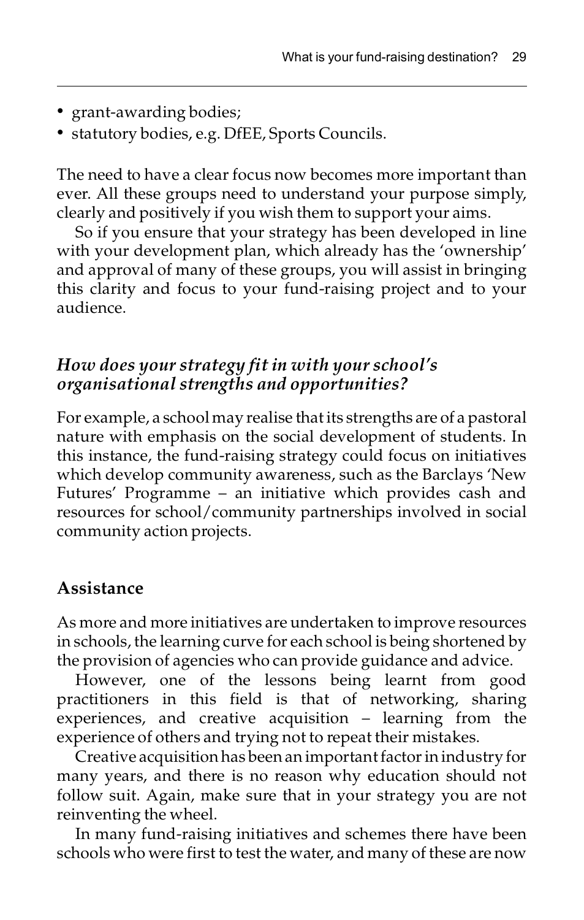- grant-awarding bodies;
- statutory bodies, e.g. DfEE, Sports Councils.

The need to have a clear focus now becomes more important than ever. All these groups need to understand your purpose simply, clearly and positively if you wish them to support your aims.

So if you ensure that your strategy has been developed in line with your development plan, which already has the 'ownership' and approval of many of these groups, you will assist in bringing this clarity and focus to your fund-raising project and to your audience.

### *How does your strategy fit in with your school's organisational strengths and opportunities?*

For example, a school may realise that its strengths are of a pastoral nature with emphasis on the social development of students. In this instance, the fund-raising strategy could focus on initiatives which develop community awareness, such as the Barclays 'New Futures' Programme – an initiative which provides cash and resources for school/community partnerships involved in social community action projects.

## Assistance

As more and more initiatives are undertaken to improve resources in schools, the learning curve for each school is being shortened by the provision of agencies who can provide guidance and advice.

However, one of the lessons being learnt from good practitioners in this field is that of networking, sharing experiences, and creative acquisition – learning from the experience of others and trying not to repeat their mistakes.

Creative acquisition has been an important factor in industry for many years, and there is no reason why education should not follow suit. Again, make sure that in your strategy you are not reinventing the wheel.

In many fund-raising initiatives and schemes there have been schools who were first to test the water, and many of these are now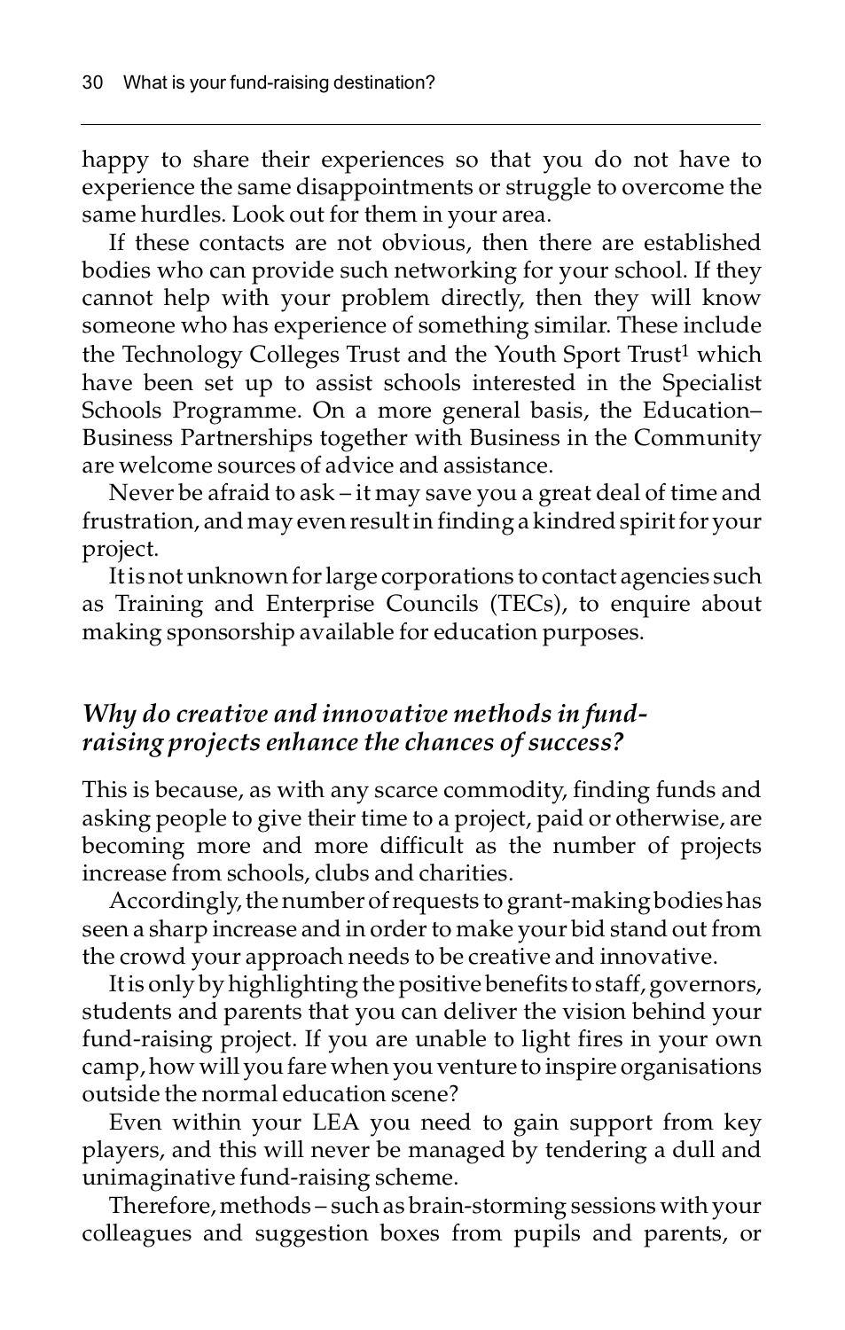happy to share their experiences so that you do not have to experience the same disappointments or struggle to overcome the same hurdles. Look out for them in your area.

If these contacts are not obvious, then there are established bodies who can provide such networking for your school. If they cannot help with your problem directly, then they will know someone who has experience of something similar. These include the Technology Colleges Trust and the Youth Sport Trust[1] which have been set up to assist schools interested in the Specialist Schools Programme. On a more general basis, the Education–Business Partnerships together with Business in the Community are welcome sources of advice and assistance.

Never be afraid to ask – it may save you a great deal of time and frustration, and may even result in finding a kindred spirit for your project.

It is not unknown for large corporations to contact agencies such as Training and Enterprise Councils (TECs), to enquire about making sponsorship available for education purposes.

### *Why do creative and innovative methods in fund-raising projects enhance the chances of success?*

This is because, as with any scarce commodity, finding funds and asking people to give their time to a project, paid or otherwise, are becoming more and more difficult as the number of projects increase from schools, clubs and charities.

Accordingly, the number of requests to grant-making bodies has seen a sharp increase and in order to make your bid stand out from the crowd your approach needs to be creative and innovative.

It is only by highlighting the positive benefits to staff, governors, students and parents that you can deliver the vision behind your fund-raising project. If you are unable to light fires in your own camp, how will you fare when you venture to inspire organisations outside the normal education scene?

Even within your LEA you need to gain support from key players, and this will never be managed by tendering a dull and unimaginative fund-raising scheme.

Therefore, methods – such as brain-storming sessions with your colleagues and suggestion boxes from pupils and parents, or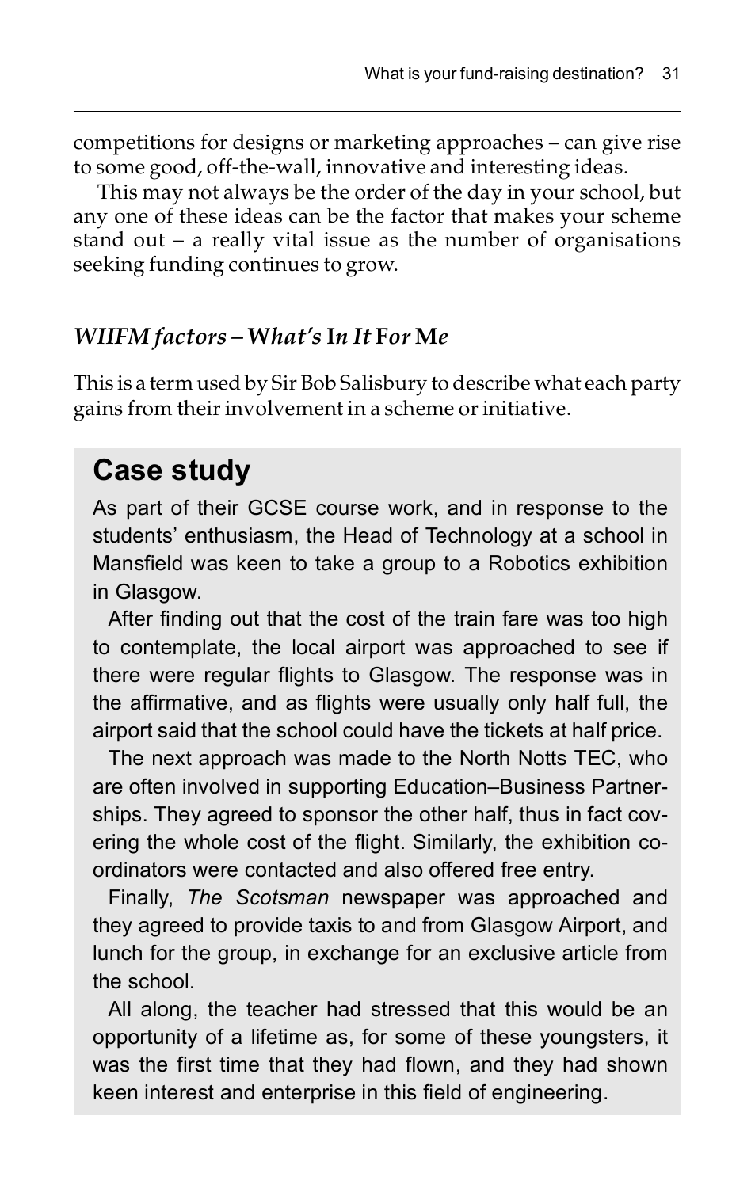competitions for designs or marketing approaches – can give rise to some good, off-the-wall, innovative and interesting ideas.

This may not always be the order of the day in your school, but any one of these ideas can be the factor that makes your scheme stand out – a really vital issue as the number of organisations seeking funding continues to grow.

### *WIIFM factors – What's In It For Me*

This is a term used by Sir Bob Salisbury to describe what each party gains from their involvement in a scheme or initiative.

## Case study

As part of their GCSE course work, and in response to the students' enthusiasm, the Head of Technology at a school in Mansfield was keen to take a group to a Robotics exhibition in Glasgow.

After finding out that the cost of the train fare was too high to contemplate, the local airport was approached to see if there were regular flights to Glasgow. The response was in the affirmative, and as flights were usually only half full, the airport said that the school could have the tickets at half price.

The next approach was made to the North Notts TEC, who are often involved in supporting Education–Business Partnerships. They agreed to sponsor the other half, thus in fact covering the whole cost of the flight. Similarly, the exhibition co-ordinators were contacted and also offered free entry.

Finally, *The Scotsman* newspaper was approached and they agreed to provide taxis to and from Glasgow Airport, and lunch for the group, in exchange for an exclusive article from the school.

All along, the teacher had stressed that this would be an opportunity of a lifetime as, for some of these youngsters, it was the first time that they had flown, and they had shown keen interest and enterprise in this field of engineering.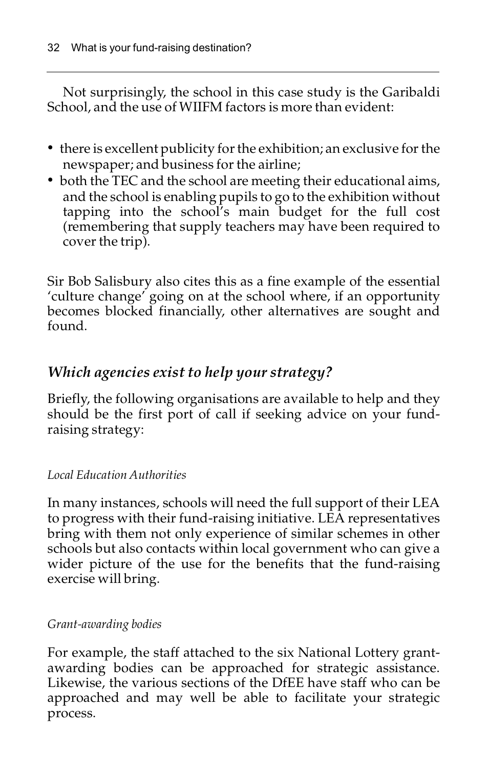Not surprisingly, the school in this case study is the Garibaldi School, and the use of WIIFM factors is more than evident:

- there is excellent publicity for the exhibition; an exclusive for the newspaper; and business for the airline;
- both the TEC and the school are meeting their educational aims, and the school is enabling pupils to go to the exhibition without tapping into the school's main budget for the full cost (remembering that supply teachers may have been required to cover the trip).

Sir Bob Salisbury also cites this as a fine example of the essential 'culture change' going on at the school where, if an opportunity becomes blocked financially, other alternatives are sought and found.

## *Which agencies exist to help your strategy?*

Briefly, the following organisations are available to help and they should be the first port of call if seeking advice on your fund-raising strategy:

#### *Local Education Authorities*

In many instances, schools will need the full support of their LEA to progress with their fund-raising initiative. LEA representatives bring with them not only experience of similar schemes in other schools but also contacts within local government who can give a wider picture of the use for the benefits that the fund-raising exercise will bring.

#### *Grant-awarding bodies*

For example, the staff attached to the six National Lottery grant-awarding bodies can be approached for strategic assistance. Likewise, the various sections of the DfEE have staff who can be approached and may well be able to facilitate your strategic process.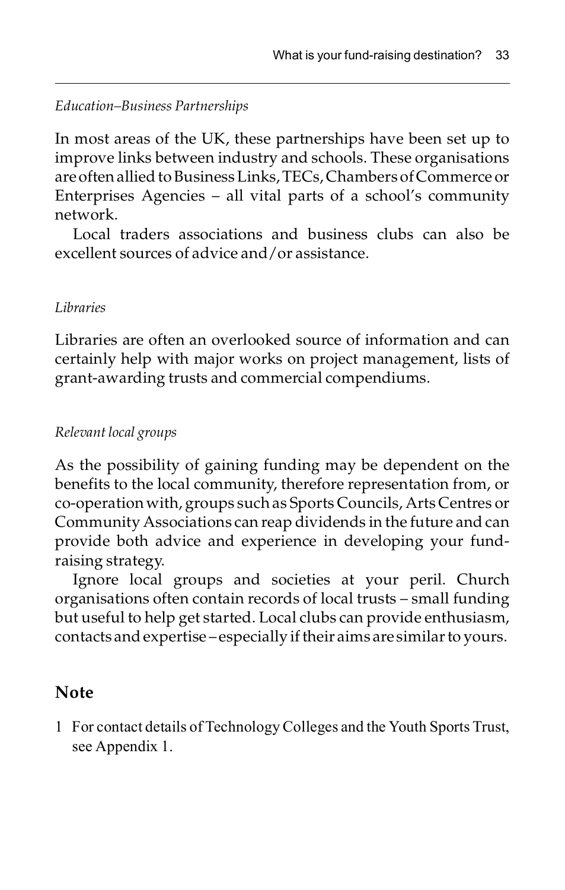*Education–Business Partnerships*

In most areas of the UK, these partnerships have been set up to improve links between industry and schools. These organisations are often allied to Business Links, TECs, Chambers of Commerce or Enterprises Agencies – all vital parts of a school's community network.

Local traders associations and business clubs can also be excellent sources of advice and/or assistance.

*Libraries*

Libraries are often an overlooked source of information and can certainly help with major works on project management, lists of grant-awarding trusts and commercial compendiums.

*Relevant local groups*

As the possibility of gaining funding may be dependent on the benefits to the local community, therefore representation from, or co-operation with, groups such as Sports Councils, Arts Centres or Community Associations can reap dividends in the future and can provide both advice and experience in developing your fund-raising strategy.

Ignore local groups and societies at your peril. Church organisations often contain records of local trusts – small funding but useful to help get started. Local clubs can provide enthusiasm, contacts and expertise – especially if their aims are similar to yours.

## Note

1 For contact details of Technology Colleges and the Youth Sports Trust, see Appendix 1.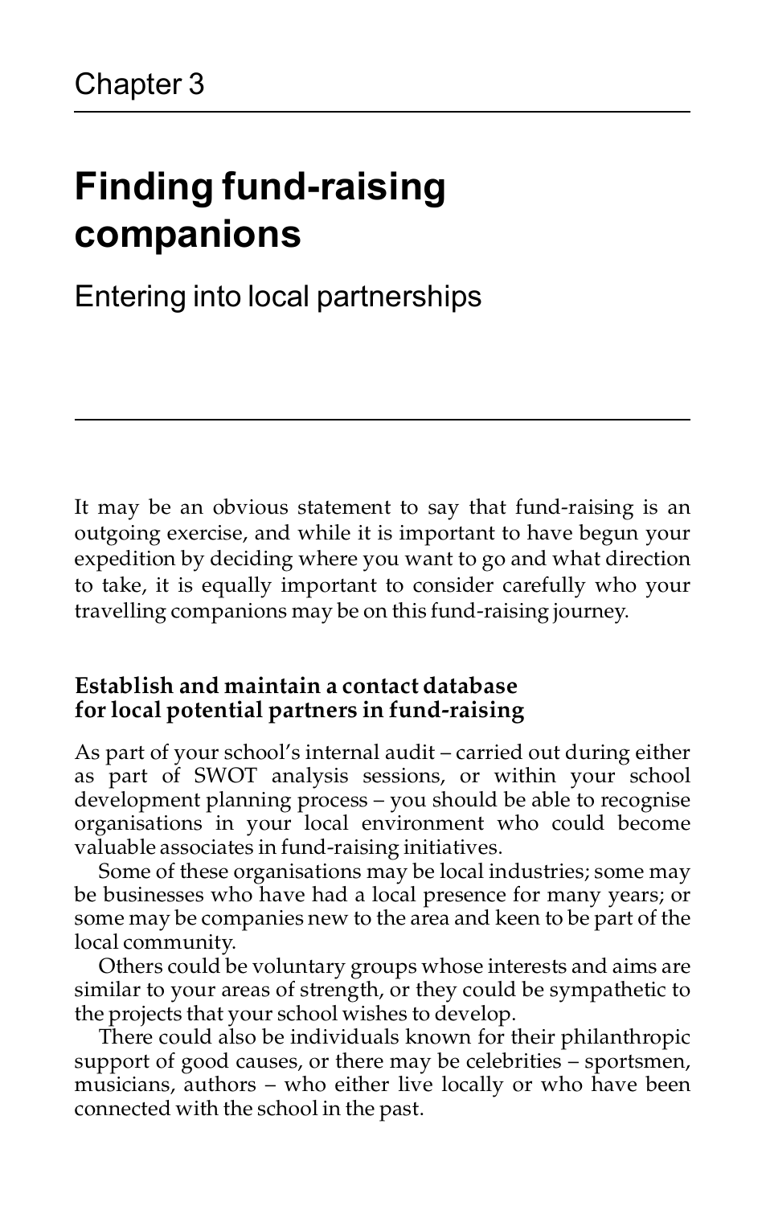Chapter 3

# Finding fund-raising companions

Entering into local partnerships

It may be an obvious statement to say that fund-raising is an outgoing exercise, and while it is important to have begun your expedition by deciding where you want to go and what direction to take, it is equally important to consider carefully who your travelling companions may be on this fund-raising journey.

### Establish and maintain a contact database for local potential partners in fund-raising

As part of your school's internal audit – carried out during either as part of SWOT analysis sessions, or within your school development planning process – you should be able to recognise organisations in your local environment who could become valuable associates in fund-raising initiatives.

Some of these organisations may be local industries; some may be businesses who have had a local presence for many years; or some may be companies new to the area and keen to be part of the local community.

Others could be voluntary groups whose interests and aims are similar to your areas of strength, or they could be sympathetic to the projects that your school wishes to develop.

There could also be individuals known for their philanthropic support of good causes, or there may be celebrities – sportsmen, musicians, authors – who either live locally or who have been connected with the school in the past.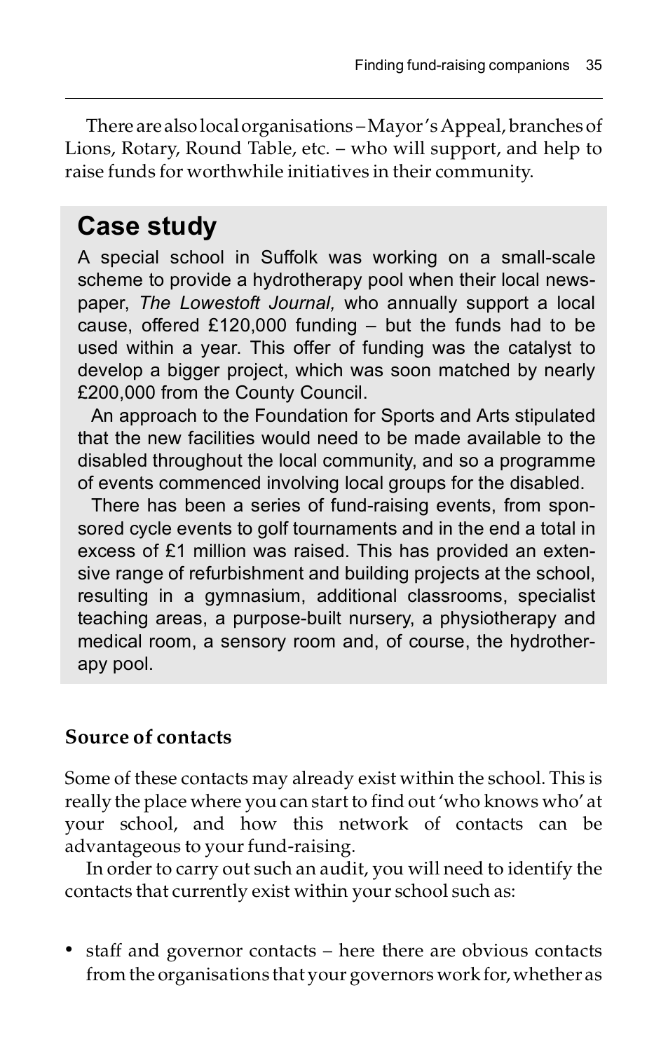There are also local organisations – Mayor's Appeal, branches of Lions, Rotary, Round Table, etc. – who will support, and help to raise funds for worthwhile initiatives in their community.

## Case study

A special school in Suffolk was working on a small-scale scheme to provide a hydrotherapy pool when their local newspaper, *The Lowestoft Journal,* who annually support a local cause, offered £120,000 funding – but the funds had to be used within a year. This offer of funding was the catalyst to develop a bigger project, which was soon matched by nearly £200,000 from the County Council.

An approach to the Foundation for Sports and Arts stipulated that the new facilities would need to be made available to the disabled throughout the local community, and so a programme of events commenced involving local groups for the disabled.

There has been a series of fund-raising events, from sponsored cycle events to golf tournaments and in the end a total in excess of £1 million was raised. This has provided an extensive range of refurbishment and building projects at the school, resulting in a gymnasium, additional classrooms, specialist teaching areas, a purpose-built nursery, a physiotherapy and medical room, a sensory room and, of course, the hydrotherapy pool.

### Source of contacts

Some of these contacts may already exist within the school. This is really the place where you can start to find out 'who knows who' at your school, and how this network of contacts can be advantageous to your fund-raising.

In order to carry out such an audit, you will need to identify the contacts that currently exist within your school such as:

- staff and governor contacts – here there are obvious contacts from the organisations that your governors work for, whether as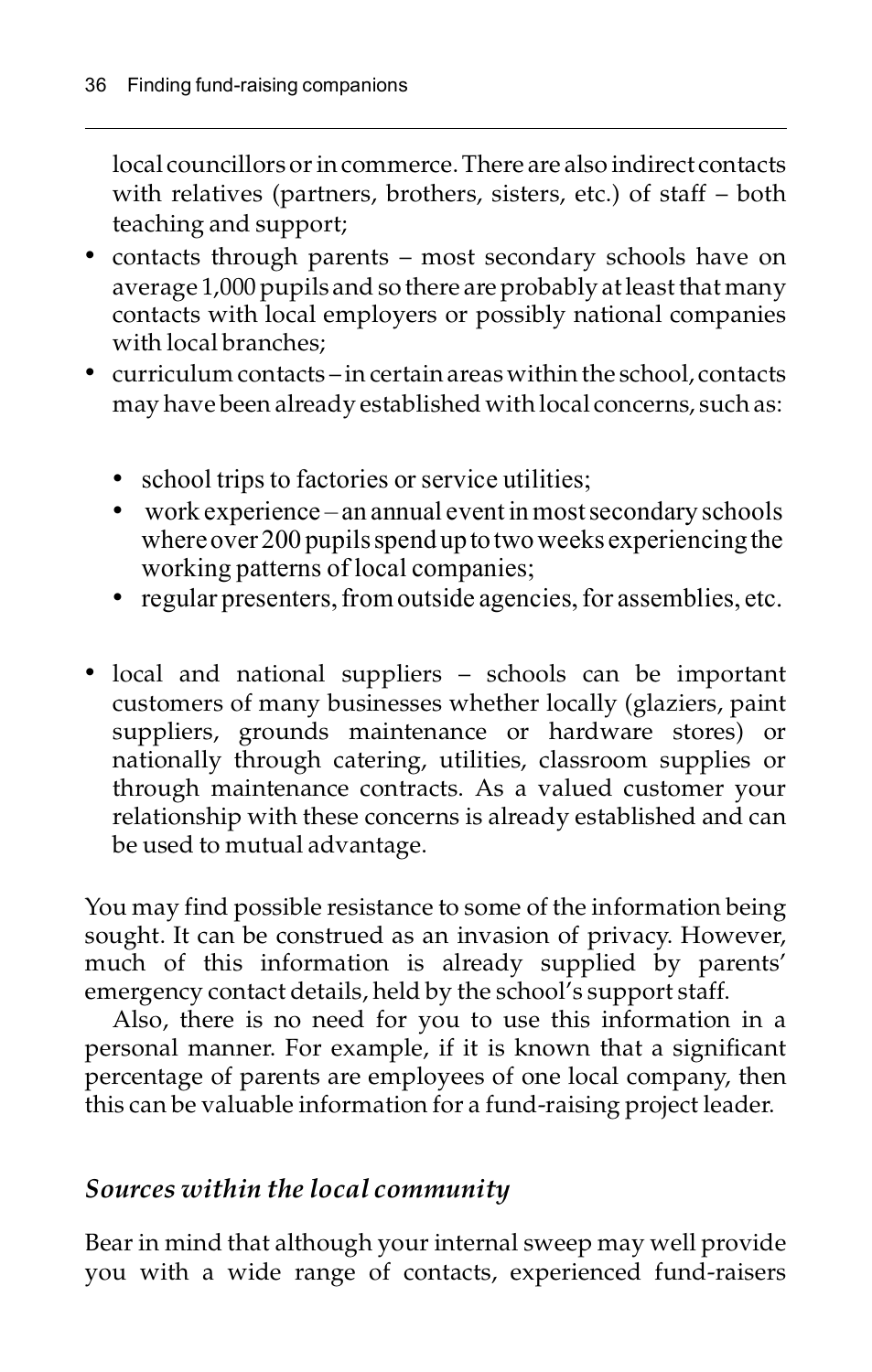local councillors or in commerce. There are also indirect contacts with relatives (partners, brothers, sisters, etc.) of staff – both teaching and support;

- contacts through parents – most secondary schools have on average 1,000 pupils and so there are probably at least that many contacts with local employers or possibly national companies with local branches;
- curriculum contacts – in certain areas within the school, contacts may have been already established with local concerns, such as:
  - school trips to factories or service utilities;
  - work experience – an annual event in most secondary schools where over 200 pupils spend up to two weeks experiencing the working patterns of local companies;
  - regular presenters, from outside agencies, for assemblies, etc.
- local and national suppliers – schools can be important customers of many businesses whether locally (glaziers, paint suppliers, grounds maintenance or hardware stores) or nationally through catering, utilities, classroom supplies or through maintenance contracts. As a valued customer your relationship with these concerns is already established and can be used to mutual advantage.

You may find possible resistance to some of the information being sought. It can be construed as an invasion of privacy. However, much of this information is already supplied by parents' emergency contact details, held by the school's support staff.

Also, there is no need for you to use this information in a personal manner. For example, if it is known that a significant percentage of parents are employees of one local company, then this can be valuable information for a fund-raising project leader.

### *Sources within the local community*

Bear in mind that although your internal sweep may well provide you with a wide range of contacts, experienced fund-raisers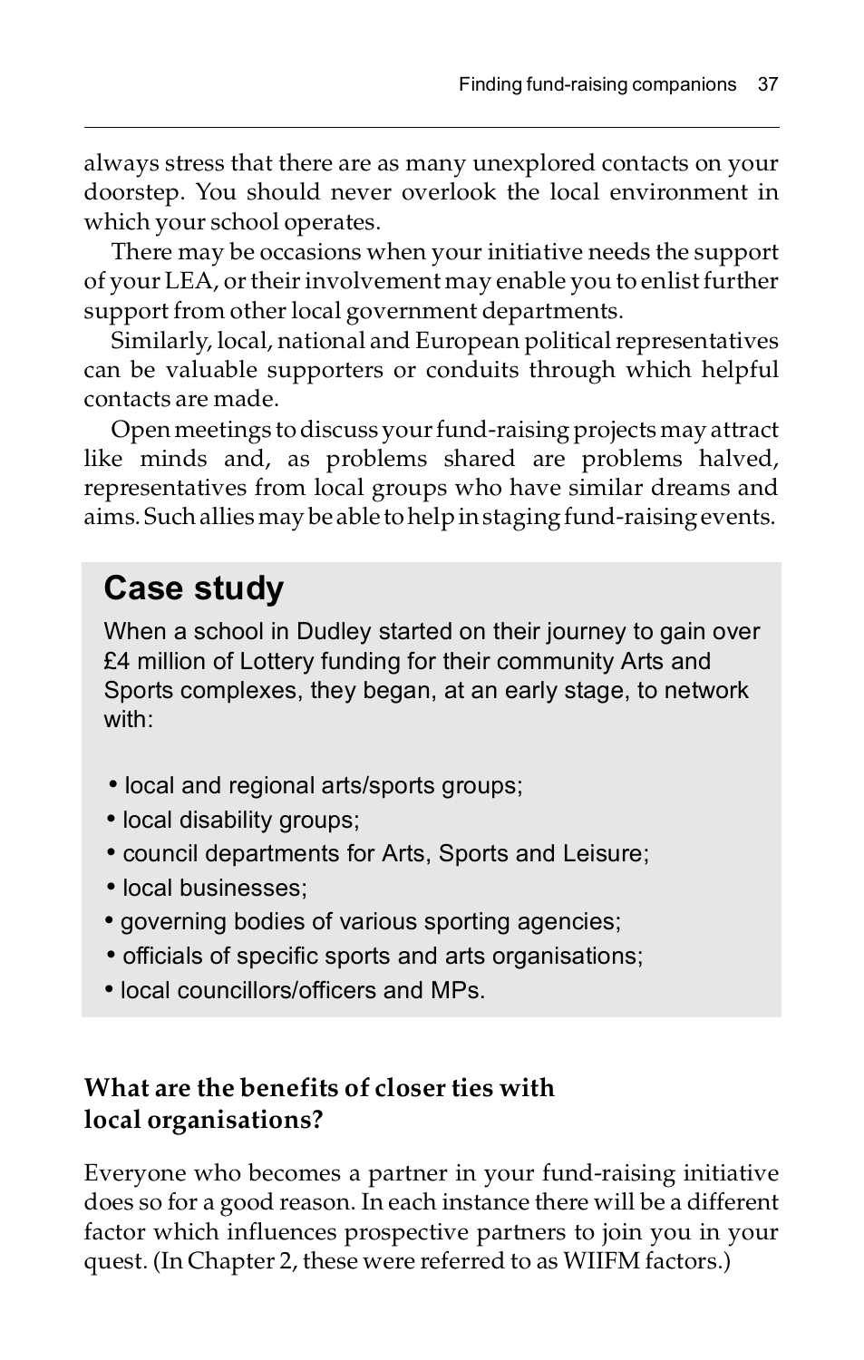always stress that there are as many unexplored contacts on your doorstep. You should never overlook the local environment in which your school operates.

There may be occasions when your initiative needs the support of your LEA, or their involvement may enable you to enlist further support from other local government departments.

Similarly, local, national and European political representatives can be valuable supporters or conduits through which helpful contacts are made.

Open meetings to discuss your fund-raising projects may attract like minds and, as problems shared are problems halved, representatives from local groups who have similar dreams and aims. Such allies may be able to help in staging fund-raising events.

## Case study

When a school in Dudley started on their journey to gain over £4 million of Lottery funding for their community Arts and Sports complexes, they began, at an early stage, to network with:

- local and regional arts/sports groups;
- local disability groups;
- council departments for Arts, Sports and Leisure;
- local businesses;
- governing bodies of various sporting agencies;
- officials of specific sports and arts organisations;
- local councillors/officers and MPs.

### What are the benefits of closer ties with local organisations?

Everyone who becomes a partner in your fund-raising initiative does so for a good reason. In each instance there will be a different factor which influences prospective partners to join you in your quest. (In Chapter 2, these were referred to as WIIFM factors.)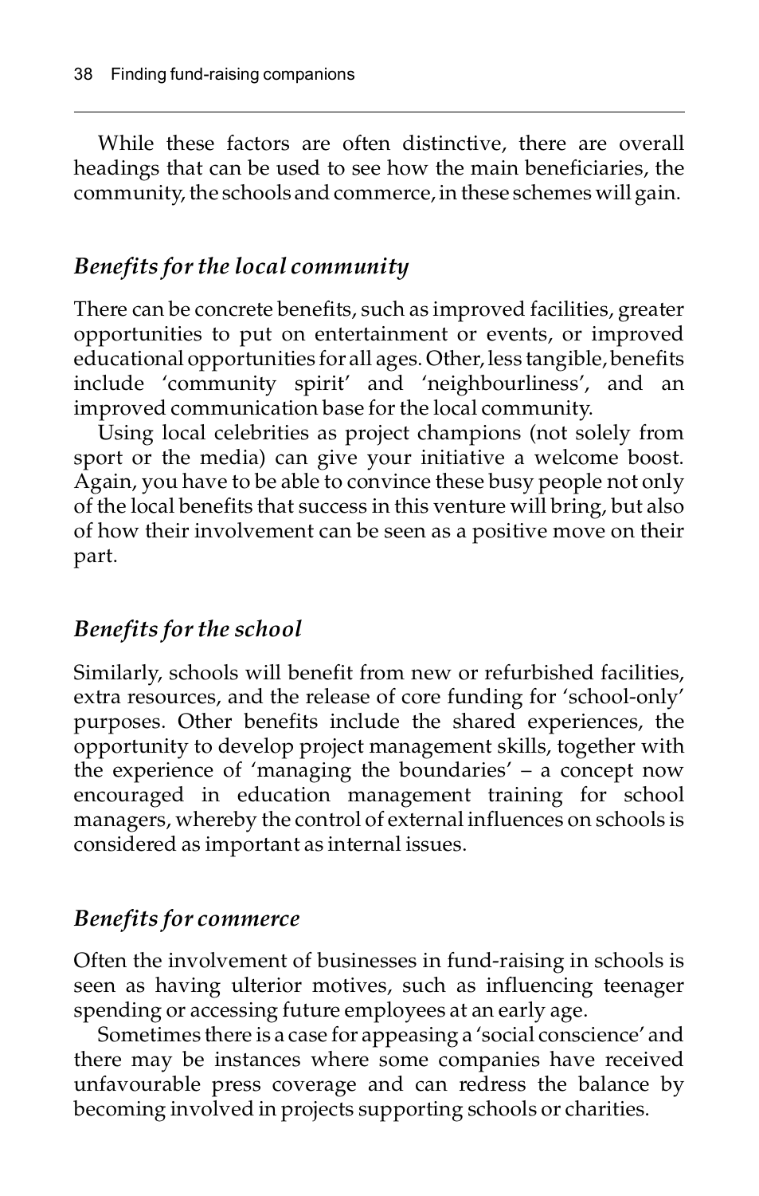While these factors are often distinctive, there are overall headings that can be used to see how the main beneficiaries, the community, the schools and commerce, in these schemes will gain.

### *Benefits for the local community*

There can be concrete benefits, such as improved facilities, greater opportunities to put on entertainment or events, or improved educational opportunities for all ages. Other, less tangible, benefits include 'community spirit' and 'neighbourliness', and an improved communication base for the local community.

Using local celebrities as project champions (not solely from sport or the media) can give your initiative a welcome boost. Again, you have to be able to convince these busy people not only of the local benefits that success in this venture will bring, but also of how their involvement can be seen as a positive move on their part.

### *Benefits for the school*

Similarly, schools will benefit from new or refurbished facilities, extra resources, and the release of core funding for 'school-only' purposes. Other benefits include the shared experiences, the opportunity to develop project management skills, together with the experience of 'managing the boundaries' – a concept now encouraged in education management training for school managers, whereby the control of external influences on schools is considered as important as internal issues.

### *Benefits for commerce*

Often the involvement of businesses in fund-raising in schools is seen as having ulterior motives, such as influencing teenager spending or accessing future employees at an early age.

Sometimes there is a case for appeasing a 'social conscience' and there may be instances where some companies have received unfavourable press coverage and can redress the balance by becoming involved in projects supporting schools or charities.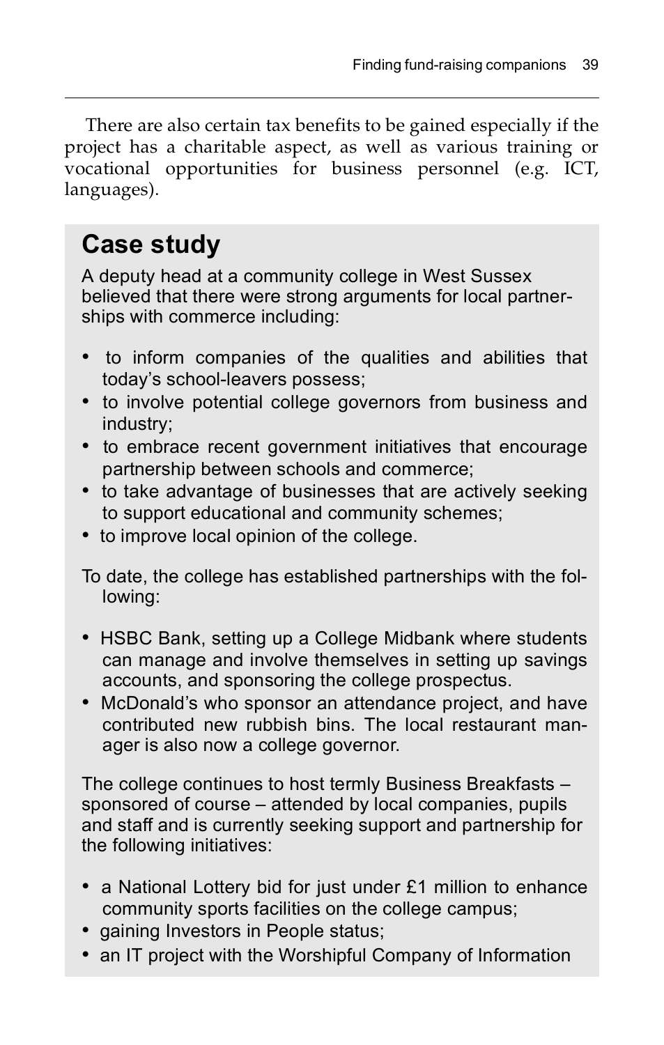There are also certain tax benefits to be gained especially if the project has a charitable aspect, as well as various training or vocational opportunities for business personnel (e.g. ICT, languages).

## Case study

A deputy head at a community college in West Sussex believed that there were strong arguments for local partnerships with commerce including:

- to inform companies of the qualities and abilities that today's school-leavers possess;
- to involve potential college governors from business and industry;
- to embrace recent government initiatives that encourage partnership between schools and commerce;
- to take advantage of businesses that are actively seeking to support educational and community schemes;
- to improve local opinion of the college.

To date, the college has established partnerships with the following:

- HSBC Bank, setting up a College Midbank where students can manage and involve themselves in setting up savings accounts, and sponsoring the college prospectus.
- McDonald's who sponsor an attendance project, and have contributed new rubbish bins. The local restaurant manager is also now a college governor.

The college continues to host termly Business Breakfasts – sponsored of course – attended by local companies, pupils and staff and is currently seeking support and partnership for the following initiatives:

- a National Lottery bid for just under £1 million to enhance community sports facilities on the college campus;
- gaining Investors in People status;
- an IT project with the Worshipful Company of Information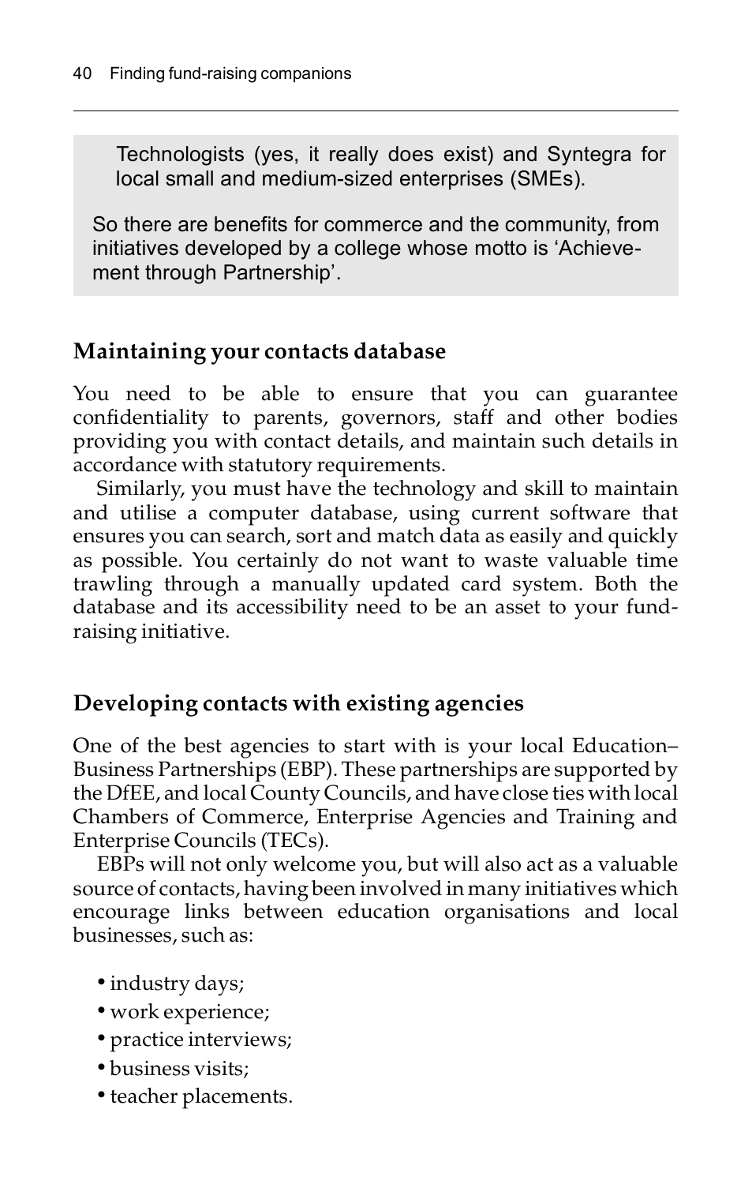Technologists (yes, it really does exist) and Syntegra for local small and medium-sized enterprises (SMEs).

So there are benefits for commerce and the community, from initiatives developed by a college whose motto is 'Achievement through Partnership'.

## Maintaining your contacts database

You need to be able to ensure that you can guarantee confidentiality to parents, governors, staff and other bodies providing you with contact details, and maintain such details in accordance with statutory requirements.

Similarly, you must have the technology and skill to maintain and utilise a computer database, using current software that ensures you can search, sort and match data as easily and quickly as possible. You certainly do not want to waste valuable time trawling through a manually updated card system. Both the database and its accessibility need to be an asset to your fund-raising initiative.

## Developing contacts with existing agencies

One of the best agencies to start with is your local Education–Business Partnerships (EBP). These partnerships are supported by the DfEE, and local County Councils, and have close ties with local Chambers of Commerce, Enterprise Agencies and Training and Enterprise Councils (TECs).

EBPs will not only welcome you, but will also act as a valuable source of contacts, having been involved in many initiatives which encourage links between education organisations and local businesses, such as:

- industry days;
- work experience;
- practice interviews;
- business visits;
- teacher placements.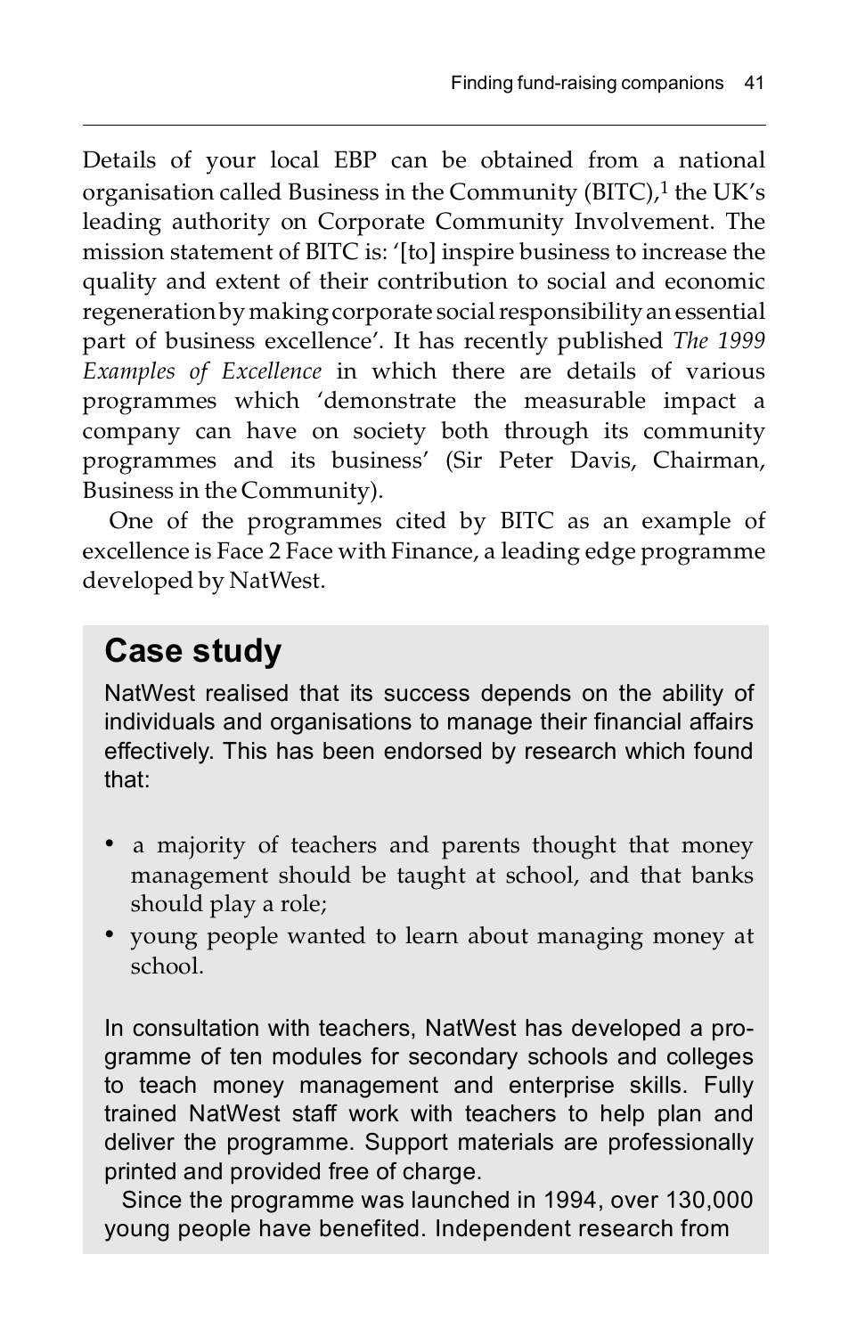Details of your local EBP can be obtained from a national organisation called Business in the Community (BITC),[1] the UK's leading authority on Corporate Community Involvement. The mission statement of BITC is: '[to] inspire business to increase the quality and extent of their contribution to social and economic regeneration by making corporate social responsibility an essential part of business excellence'. It has recently published *The 1999 Examples of Excellence* in which there are details of various programmes which 'demonstrate the measurable impact a company can have on society both through its community programmes and its business' (Sir Peter Davis, Chairman, Business in the Community).

One of the programmes cited by BITC as an example of excellence is Face 2 Face with Finance, a leading edge programme developed by NatWest.

## Case study

NatWest realised that its success depends on the ability of individuals and organisations to manage their financial affairs effectively. This has been endorsed by research which found that:

- a majority of teachers and parents thought that money management should be taught at school, and that banks should play a role;
- young people wanted to learn about managing money at school.

In consultation with teachers, NatWest has developed a programme of ten modules for secondary schools and colleges to teach money management and enterprise skills. Fully trained NatWest staff work with teachers to help plan and deliver the programme. Support materials are professionally printed and provided free of charge.

Since the programme was launched in 1994, over 130,000 young people have benefited. Independent research from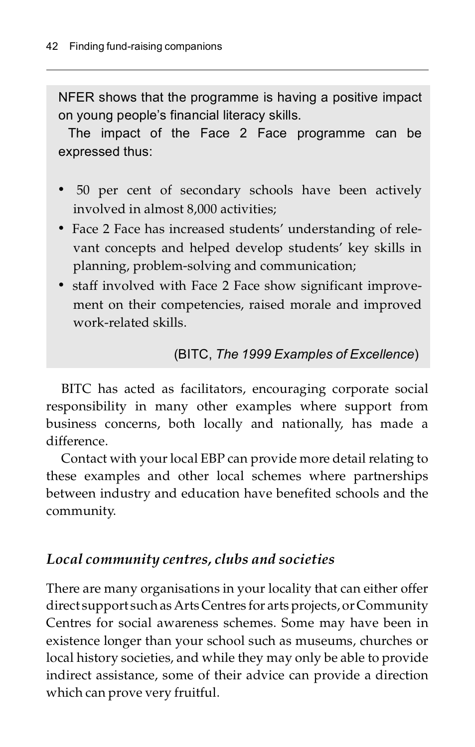NFER shows that the programme is having a positive impact on young people's financial literacy skills.

The impact of the Face 2 Face programme can be expressed thus:

- 50 per cent of secondary schools have been actively involved in almost 8,000 activities;
- Face 2 Face has increased students' understanding of relevant concepts and helped develop students' key skills in planning, problem-solving and communication;
- staff involved with Face 2 Face show significant improvement on their competencies, raised morale and improved work-related skills.

(BITC, *The 1999 Examples of Excellence*)

BITC has acted as facilitators, encouraging corporate social responsibility in many other examples where support from business concerns, both locally and nationally, has made a difference.

Contact with your local EBP can provide more detail relating to these examples and other local schemes where partnerships between industry and education have benefited schools and the community.

### *Local community centres, clubs and societies*

There are many organisations in your locality that can either offer direct support such as Arts Centres for arts projects, or Community Centres for social awareness schemes. Some may have been in existence longer than your school such as museums, churches or local history societies, and while they may only be able to provide indirect assistance, some of their advice can provide a direction which can prove very fruitful.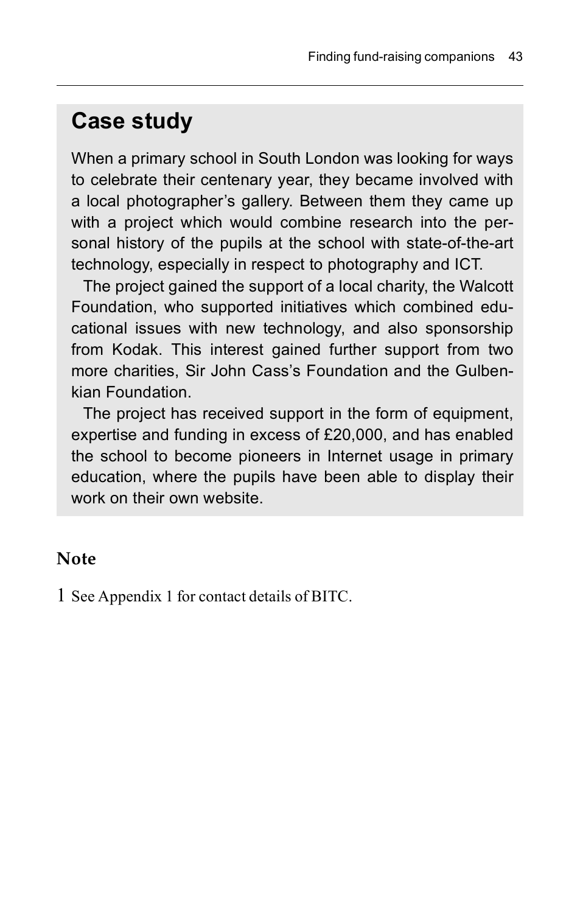## Case study

When a primary school in South London was looking for ways to celebrate their centenary year, they became involved with a local photographer's gallery. Between them they came up with a project which would combine research into the personal history of the pupils at the school with state-of-the-art technology, especially in respect to photography and ICT.

The project gained the support of a local charity, the Walcott Foundation, who supported initiatives which combined educational issues with new technology, and also sponsorship from Kodak. This interest gained further support from two more charities, Sir John Cass's Foundation and the Gulbenkian Foundation.

The project has received support in the form of equipment, expertise and funding in excess of £20,000, and has enabled the school to become pioneers in Internet usage in primary education, where the pupils have been able to display their work on their own website.

### Note

1 See Appendix 1 for contact details of BITC.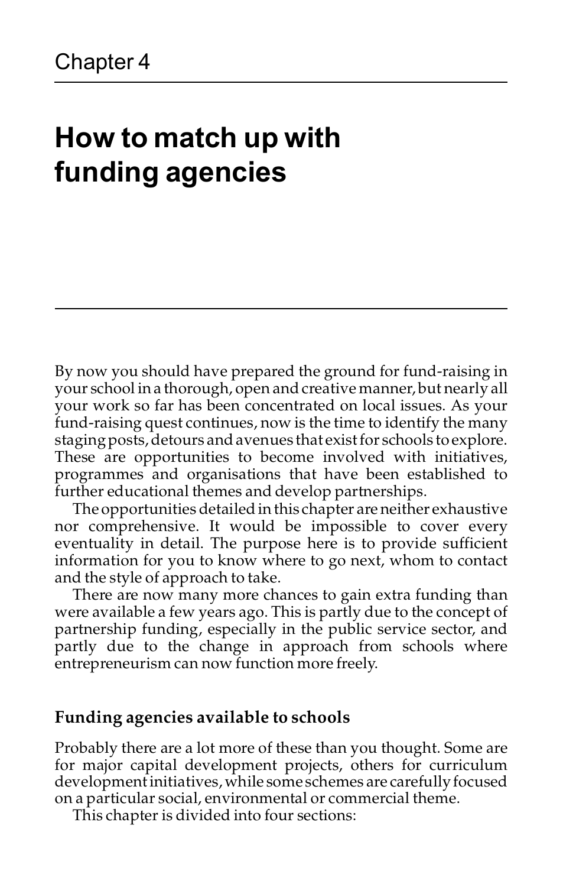Chapter 4

# How to match up with funding agencies

By now you should have prepared the ground for fund-raising in your school in a thorough, open and creative manner, but nearly all your work so far has been concentrated on local issues. As your fund-raising quest continues, now is the time to identify the many staging posts, detours and avenues that exist for schools to explore. These are opportunities to become involved with initiatives, programmes and organisations that have been established to further educational themes and develop partnerships.

The opportunities detailed in this chapter are neither exhaustive nor comprehensive. It would be impossible to cover every eventuality in detail. The purpose here is to provide sufficient information for you to know where to go next, whom to contact and the style of approach to take.

There are now many more chances to gain extra funding than were available a few years ago. This is partly due to the concept of partnership funding, especially in the public service sector, and partly due to the change in approach from schools where entrepreneurism can now function more freely.

## Funding agencies available to schools

Probably there are a lot more of these than you thought. Some are for major capital development projects, others for curriculum development initiatives, while some schemes are carefully focused on a particular social, environmental or commercial theme.

This chapter is divided into four sections: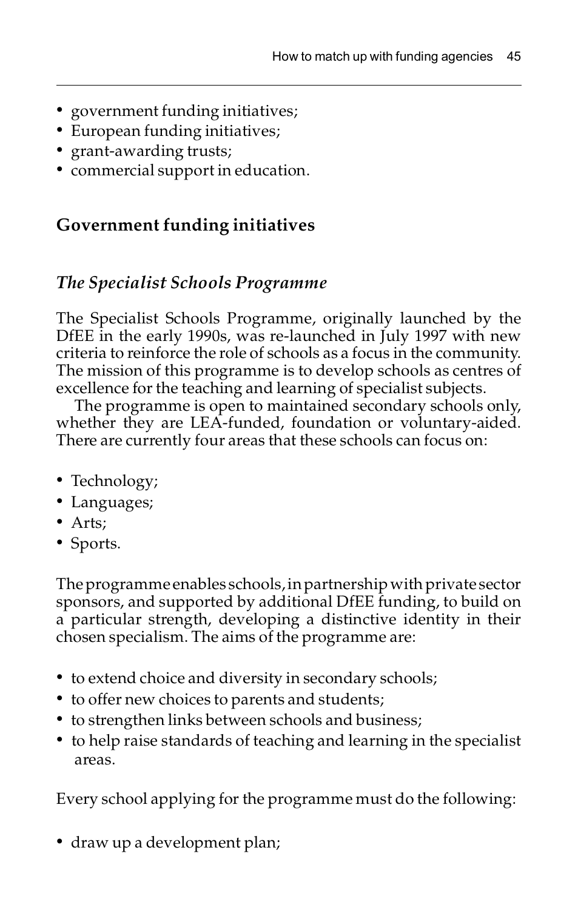- government funding initiatives;
- European funding initiatives;
- grant-awarding trusts;
- commercial support in education.

## Government funding initiatives

### *The Specialist Schools Programme*

The Specialist Schools Programme, originally launched by the DfEE in the early 1990s, was re-launched in July 1997 with new criteria to reinforce the role of schools as a focus in the community. The mission of this programme is to develop schools as centres of excellence for the teaching and learning of specialist subjects.

The programme is open to maintained secondary schools only, whether they are LEA-funded, foundation or voluntary-aided. There are currently four areas that these schools can focus on:

- Technology;
- Languages;
- Arts;
- Sports.

The programme enables schools, in partnership with private sector sponsors, and supported by additional DfEE funding, to build on a particular strength, developing a distinctive identity in their chosen specialism. The aims of the programme are:

- to extend choice and diversity in secondary schools;
- to offer new choices to parents and students;
- to strengthen links between schools and business;
- to help raise standards of teaching and learning in the specialist areas.

Every school applying for the programme must do the following:

- draw up a development plan;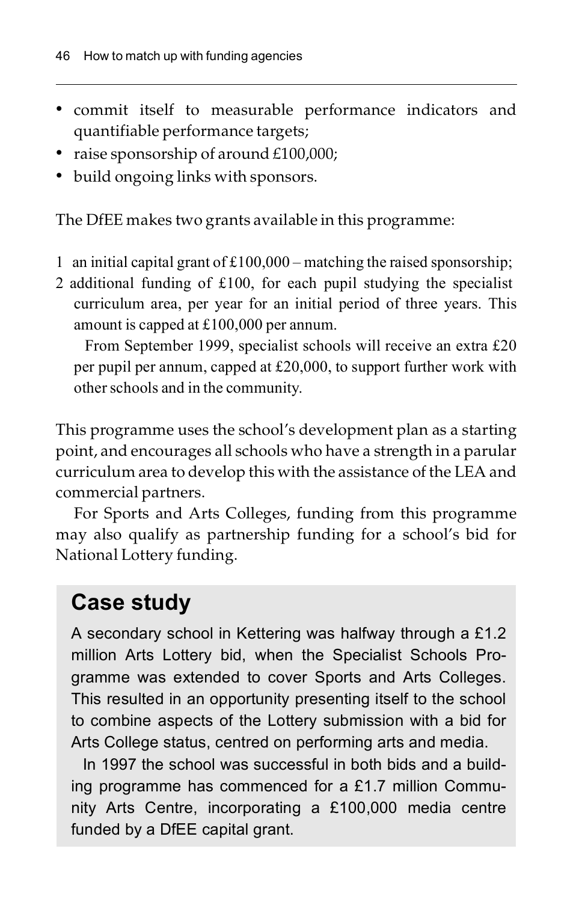- commit itself to measurable performance indicators and quantifiable performance targets;
- raise sponsorship of around £100,000;
- build ongoing links with sponsors.

The DfEE makes two grants available in this programme:

1 an initial capital grant of £100,000 – matching the raised sponsorship;
2 additional funding of £100, for each pupil studying the specialist curriculum area, per year for an initial period of three years. This amount is capped at £100,000 per annum.

   From September 1999, specialist schools will receive an extra £20 per pupil per annum, capped at £20,000, to support further work with other schools and in the community.

This programme uses the school's development plan as a starting point, and encourages all schools who have a strength in a parular curriculum area to develop this with the assistance of the LEA and commercial partners.

For Sports and Arts Colleges, funding from this programme may also qualify as partnership funding for a school's bid for National Lottery funding.

## Case study

A secondary school in Kettering was halfway through a £1.2 million Arts Lottery bid, when the Specialist Schools Programme was extended to cover Sports and Arts Colleges. This resulted in an opportunity presenting itself to the school to combine aspects of the Lottery submission with a bid for Arts College status, centred on performing arts and media.

In 1997 the school was successful in both bids and a building programme has commenced for a £1.7 million Community Arts Centre, incorporating a £100,000 media centre funded by a DfEE capital grant.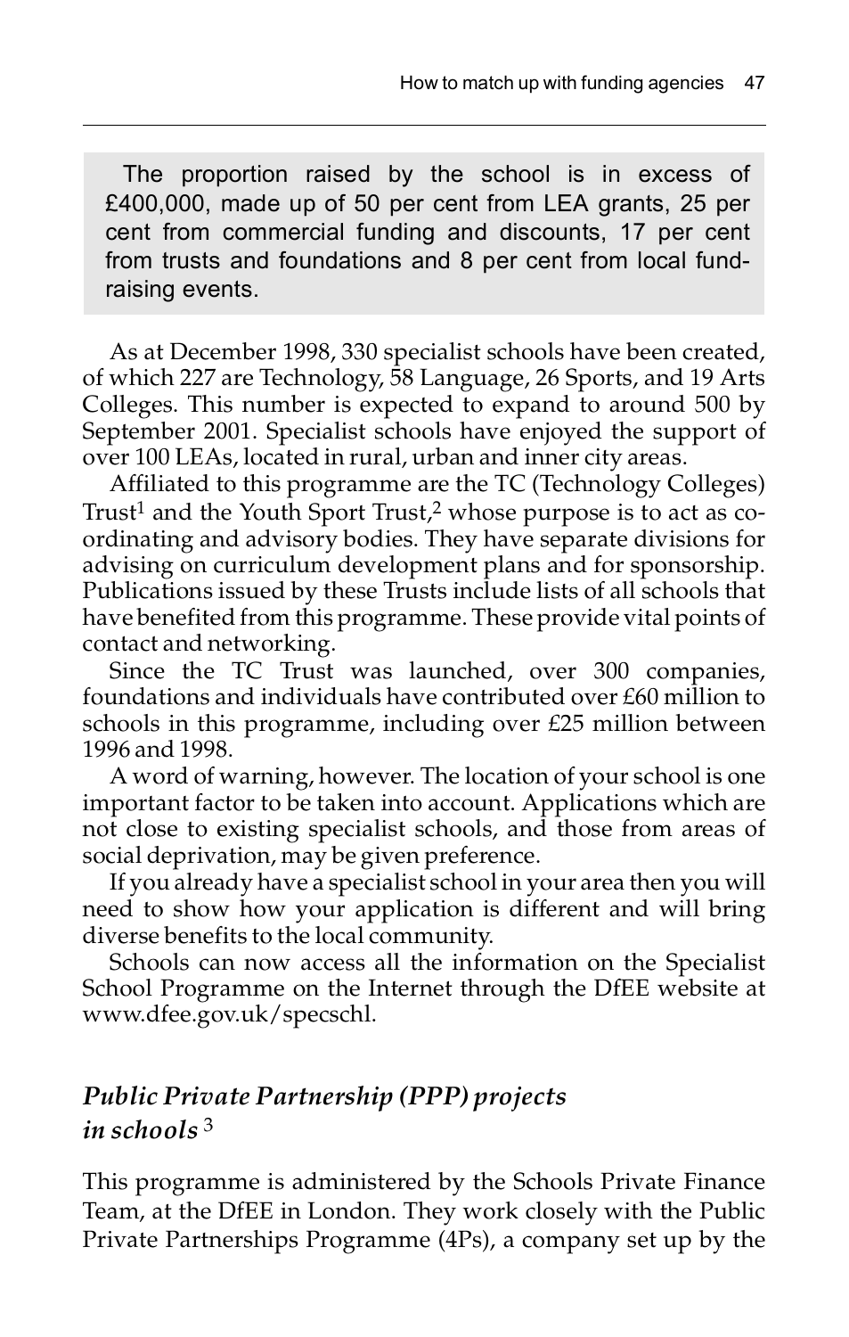> The proportion raised by the school is in excess of £400,000, made up of 50 per cent from LEA grants, 25 per cent from commercial funding and discounts, 17 per cent from trusts and foundations and 8 per cent from local fund-raising events.

As at December 1998, 330 specialist schools have been created, of which 227 are Technology, 58 Language, 26 Sports, and 19 Arts Colleges. This number is expected to expand to around 500 by September 2001. Specialist schools have enjoyed the support of over 100 LEAs, located in rural, urban and inner city areas.

Affiliated to this programme are the TC (Technology Colleges) Trust[1] and the Youth Sport Trust,[2] whose purpose is to act as co-ordinating and advisory bodies. They have separate divisions for advising on curriculum development plans and for sponsorship. Publications issued by these Trusts include lists of all schools that have benefited from this programme. These provide vital points of contact and networking.

Since the TC Trust was launched, over 300 companies, foundations and individuals have contributed over £60 million to schools in this programme, including over £25 million between 1996 and 1998.

A word of warning, however. The location of your school is one important factor to be taken into account. Applications which are not close to existing specialist schools, and those from areas of social deprivation, may be given preference.

If you already have a specialist school in your area then you will need to show how your application is different and will bring diverse benefits to the local community.

Schools can now access all the information on the Specialist School Programme on the Internet through the DfEE website at www.dfee.gov.uk/specschl.

### *Public Private Partnership (PPP) projects in schools*[3]

This programme is administered by the Schools Private Finance Team, at the DfEE in London. They work closely with the Public Private Partnerships Programme (4Ps), a company set up by the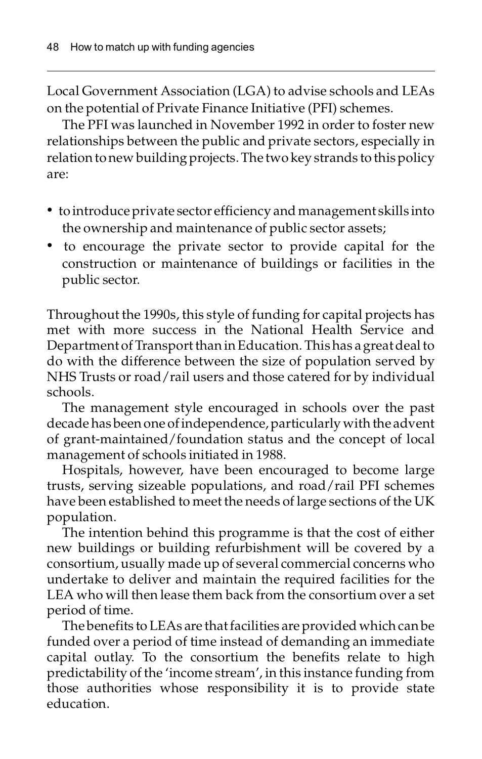Local Government Association (LGA) to advise schools and LEAs on the potential of Private Finance Initiative (PFI) schemes.

The PFI was launched in November 1992 in order to foster new relationships between the public and private sectors, especially in relation to new building projects. The two key strands to this policy are:

- to introduce private sector efficiency and management skills into the ownership and maintenance of public sector assets;
- to encourage the private sector to provide capital for the construction or maintenance of buildings or facilities in the public sector.

Throughout the 1990s, this style of funding for capital projects has met with more success in the National Health Service and Department of Transport than in Education. This has a great deal to do with the difference between the size of population served by NHS Trusts or road/rail users and those catered for by individual schools.

The management style encouraged in schools over the past decade has been one of independence, particularly with the advent of grant-maintained/foundation status and the concept of local management of schools initiated in 1988.

Hospitals, however, have been encouraged to become large trusts, serving sizeable populations, and road/rail PFI schemes have been established to meet the needs of large sections of the UK population.

The intention behind this programme is that the cost of either new buildings or building refurbishment will be covered by a consortium, usually made up of several commercial concerns who undertake to deliver and maintain the required facilities for the LEA who will then lease them back from the consortium over a set period of time.

The benefits to LEAs are that facilities are provided which can be funded over a period of time instead of demanding an immediate capital outlay. To the consortium the benefits relate to high predictability of the 'income stream', in this instance funding from those authorities whose responsibility it is to provide state education.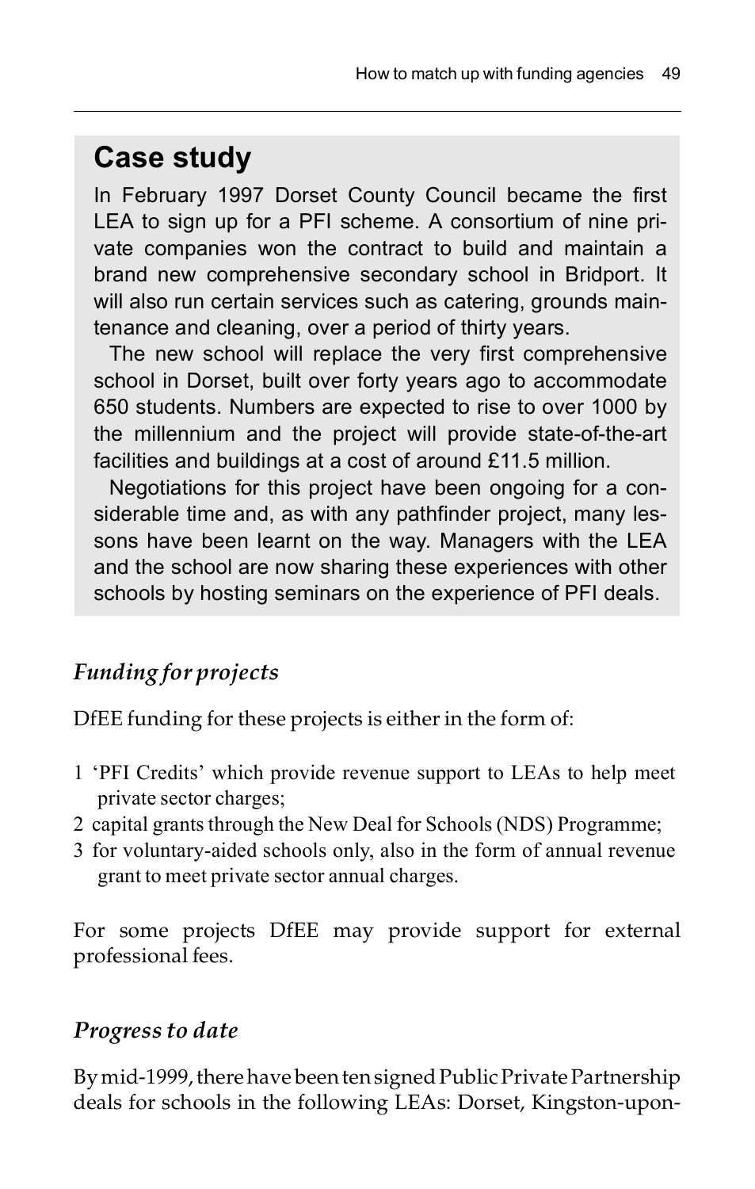## Case study

In February 1997 Dorset County Council became the first LEA to sign up for a PFI scheme. A consortium of nine private companies won the contract to build and maintain a brand new comprehensive secondary school in Bridport. It will also run certain services such as catering, grounds maintenance and cleaning, over a period of thirty years.

The new school will replace the very first comprehensive school in Dorset, built over forty years ago to accommodate 650 students. Numbers are expected to rise to over 1000 by the millennium and the project will provide state-of-the-art facilities and buildings at a cost of around £11.5 million.

Negotiations for this project have been ongoing for a considerable time and, as with any pathfinder project, many lessons have been learnt on the way. Managers with the LEA and the school are now sharing these experiences with other schools by hosting seminars on the experience of PFI deals.

### *Funding for projects*

DfEE funding for these projects is either in the form of:

1. 'PFI Credits' which provide revenue support to LEAs to help meet private sector charges;
2. capital grants through the New Deal for Schools (NDS) Programme;
3. for voluntary-aided schools only, also in the form of annual revenue grant to meet private sector annual charges.

For some projects DfEE may provide support for external professional fees.

### *Progress to date*

By mid-1999, there have been ten signed Public Private Partnership deals for schools in the following LEAs: Dorset, Kingston-upon-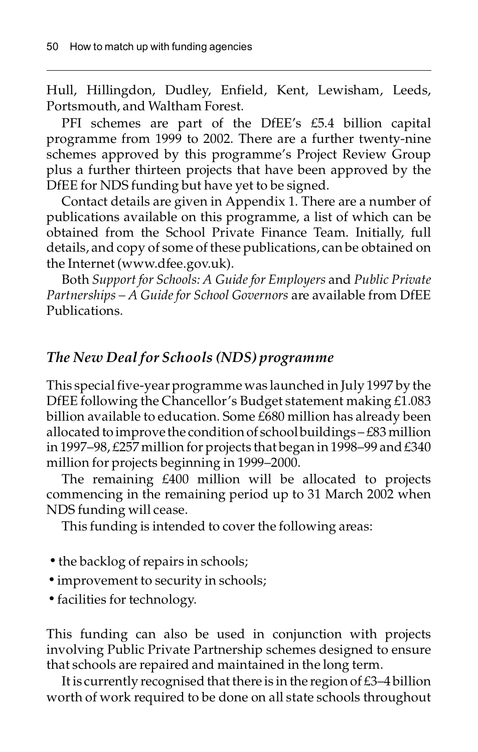Hull, Hillingdon, Dudley, Enfield, Kent, Lewisham, Leeds, Portsmouth, and Waltham Forest.

PFI schemes are part of the DfEE's £5.4 billion capital programme from 1999 to 2002. There are a further twenty-nine schemes approved by this programme's Project Review Group plus a further thirteen projects that have been approved by the DfEE for NDS funding but have yet to be signed.

Contact details are given in Appendix 1. There are a number of publications available on this programme, a list of which can be obtained from the School Private Finance Team. Initially, full details, and copy of some of these publications, can be obtained on the Internet (www.dfee.gov.uk).

Both *Support for Schools: A Guide for Employers* and *Public Private Partnerships – A Guide for School Governors* are available from DfEE Publications.

### *The New Deal for Schools (NDS) programme*

This special five-year programme was launched in July 1997 by the DfEE following the Chancellor's Budget statement making £1.083 billion available to education. Some £680 million has already been allocated to improve the condition of school buildings – £83 million in 1997–98, £257 million for projects that began in 1998–99 and £340 million for projects beginning in 1999–2000.

The remaining £400 million will be allocated to projects commencing in the remaining period up to 31 March 2002 when NDS funding will cease.

This funding is intended to cover the following areas:

- the backlog of repairs in schools;
- improvement to security in schools;
- facilities for technology.

This funding can also be used in conjunction with projects involving Public Private Partnership schemes designed to ensure that schools are repaired and maintained in the long term.

It is currently recognised that there is in the region of £3–4 billion worth of work required to be done on all state schools throughout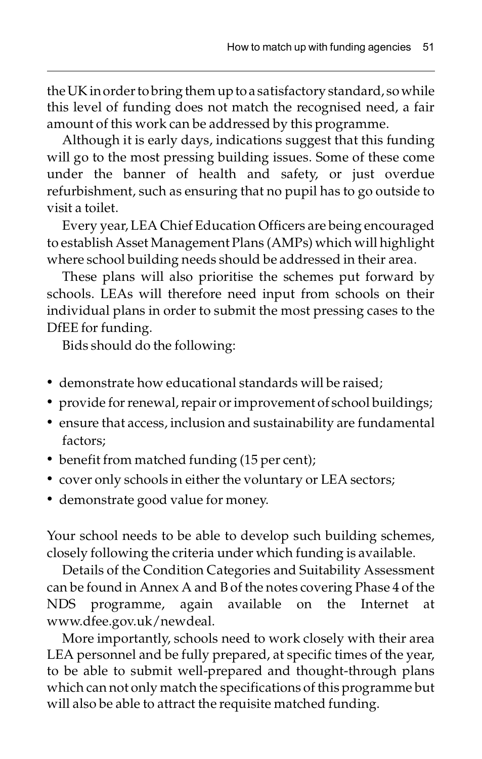the UK in order to bring them up to a satisfactory standard, so while this level of funding does not match the recognised need, a fair amount of this work can be addressed by this programme.

Although it is early days, indications suggest that this funding will go to the most pressing building issues. Some of these come under the banner of health and safety, or just overdue refurbishment, such as ensuring that no pupil has to go outside to visit a toilet.

Every year, LEA Chief Education Officers are being encouraged to establish Asset Management Plans (AMPs) which will highlight where school building needs should be addressed in their area.

These plans will also prioritise the schemes put forward by schools. LEAs will therefore need input from schools on their individual plans in order to submit the most pressing cases to the DfEE for funding.

Bids should do the following:

- demonstrate how educational standards will be raised;
- provide for renewal, repair or improvement of school buildings;
- ensure that access, inclusion and sustainability are fundamental factors;
- benefit from matched funding (15 per cent);
- cover only schools in either the voluntary or LEA sectors;
- demonstrate good value for money.

Your school needs to be able to develop such building schemes, closely following the criteria under which funding is available.

Details of the Condition Categories and Suitability Assessment can be found in Annex A and B of the notes covering Phase 4 of the NDS programme, again available on the Internet at www.dfee.gov.uk/newdeal.

More importantly, schools need to work closely with their area LEA personnel and be fully prepared, at specific times of the year, to be able to submit well-prepared and thought-through plans which can not only match the specifications of this programme but will also be able to attract the requisite matched funding.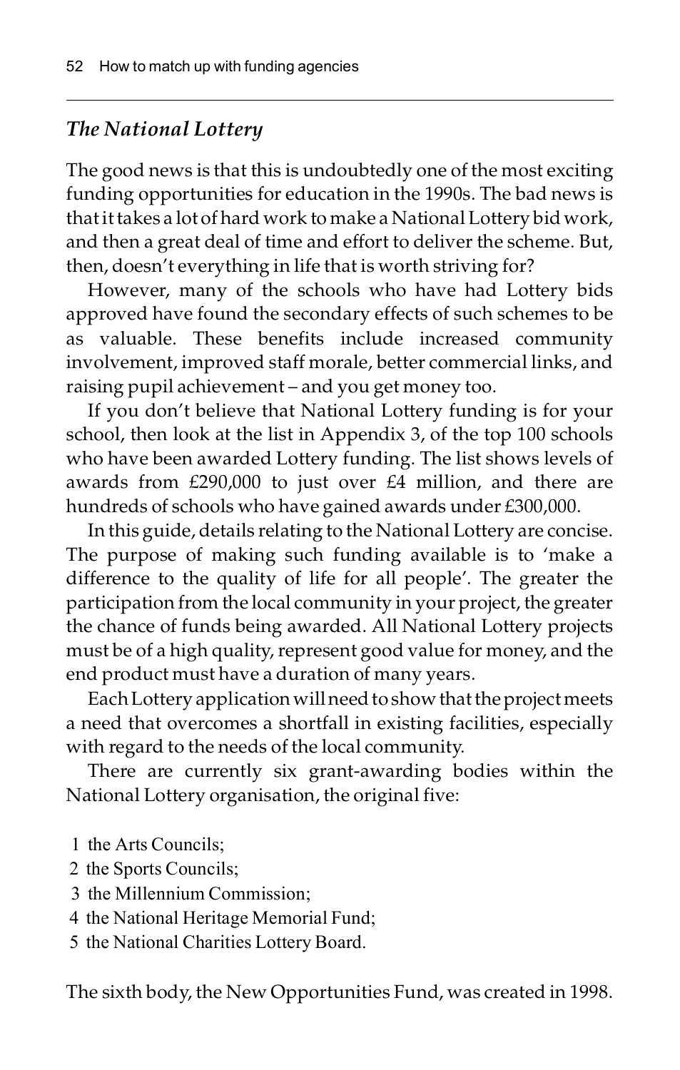### *The National Lottery*

The good news is that this is undoubtedly one of the most exciting funding opportunities for education in the 1990s. The bad news is that it takes a lot of hard work to make a National Lottery bid work, and then a great deal of time and effort to deliver the scheme. But, then, doesn't everything in life that is worth striving for?

However, many of the schools who have had Lottery bids approved have found the secondary effects of such schemes to be as valuable. These benefits include increased community involvement, improved staff morale, better commercial links, and raising pupil achievement – and you get money too.

If you don't believe that National Lottery funding is for your school, then look at the list in Appendix 3, of the top 100 schools who have been awarded Lottery funding. The list shows levels of awards from £290,000 to just over £4 million, and there are hundreds of schools who have gained awards under £300,000.

In this guide, details relating to the National Lottery are concise. The purpose of making such funding available is to 'make a difference to the quality of life for all people'. The greater the participation from the local community in your project, the greater the chance of funds being awarded. All National Lottery projects must be of a high quality, represent good value for money, and the end product must have a duration of many years.

Each Lottery application will need to show that the project meets a need that overcomes a shortfall in existing facilities, especially with regard to the needs of the local community.

There are currently six grant-awarding bodies within the National Lottery organisation, the original five:

1. the Arts Councils;
2. the Sports Councils;
3. the Millennium Commission;
4. the National Heritage Memorial Fund;
5. the National Charities Lottery Board.

The sixth body, the New Opportunities Fund, was created in 1998.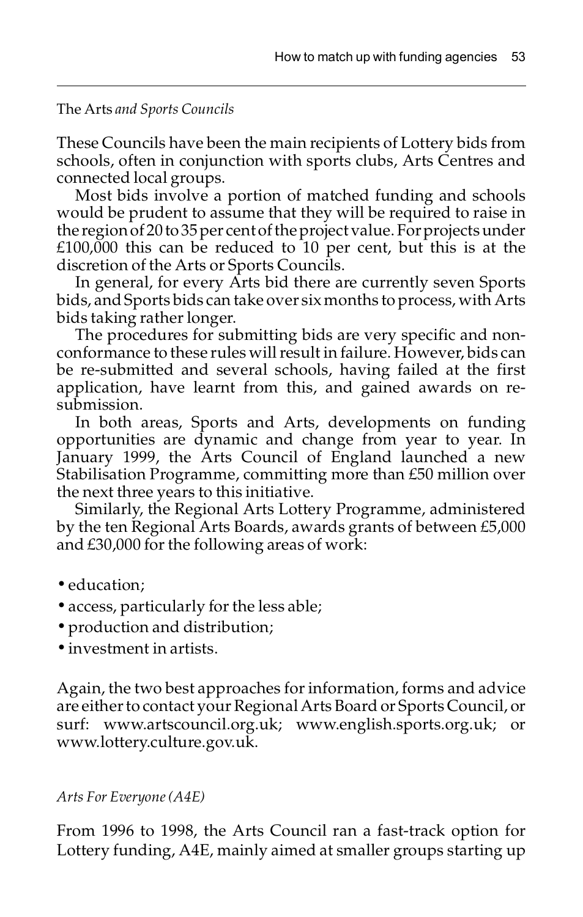### The Arts *and Sports Councils*

These Councils have been the main recipients of Lottery bids from schools, often in conjunction with sports clubs, Arts Centres and connected local groups.

Most bids involve a portion of matched funding and schools would be prudent to assume that they will be required to raise in the region of 20 to 35 per cent of the project value. For projects under £100,000 this can be reduced to 10 per cent, but this is at the discretion of the Arts or Sports Councils.

In general, for every Arts bid there are currently seven Sports bids, and Sports bids can take over six months to process, with Arts bids taking rather longer.

The procedures for submitting bids are very specific and non-conformance to these rules will result in failure. However, bids can be re-submitted and several schools, having failed at the first application, have learnt from this, and gained awards on re-submission.

In both areas, Sports and Arts, developments on funding opportunities are dynamic and change from year to year. In January 1999, the Arts Council of England launched a new Stabilisation Programme, committing more than £50 million over the next three years to this initiative.

Similarly, the Regional Arts Lottery Programme, administered by the ten Regional Arts Boards, awards grants of between £5,000 and £30,000 for the following areas of work:

- education;
- access, particularly for the less able;
- production and distribution;
- investment in artists.

Again, the two best approaches for information, forms and advice are either to contact your Regional Arts Board or Sports Council, or surf: www.artscouncil.org.uk; www.english.sports.org.uk; or www.lottery.culture.gov.uk.

#### *Arts For Everyone (A4E)*

From 1996 to 1998, the Arts Council ran a fast-track option for Lottery funding, A4E, mainly aimed at smaller groups starting up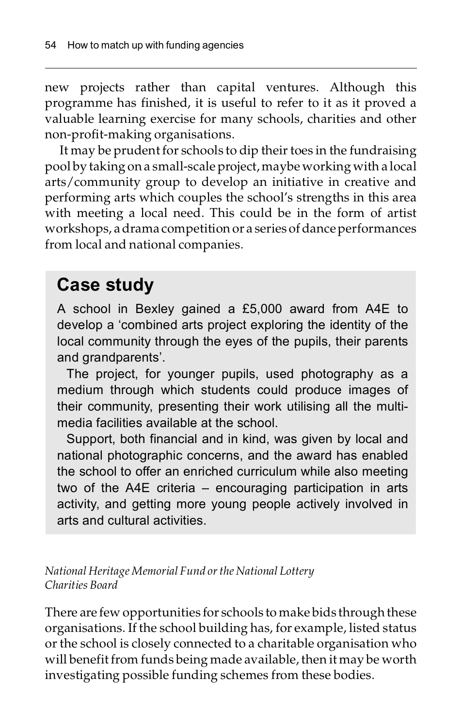new projects rather than capital ventures. Although this programme has finished, it is useful to refer to it as it proved a valuable learning exercise for many schools, charities and other non-profit-making organisations.

It may be prudent for schools to dip their toes in the fundraising pool by taking on a small-scale project, maybe working with a local arts/community group to develop an initiative in creative and performing arts which couples the school's strengths in this area with meeting a local need. This could be in the form of artist workshops, a drama competition or a series of dance performances from local and national companies.

## Case study

A school in Bexley gained a £5,000 award from A4E to develop a 'combined arts project exploring the identity of the local community through the eyes of the pupils, their parents and grandparents'.

The project, for younger pupils, used photography as a medium through which students could produce images of their community, presenting their work utilising all the multimedia facilities available at the school.

Support, both financial and in kind, was given by local and national photographic concerns, and the award has enabled the school to offer an enriched curriculum while also meeting two of the A4E criteria – encouraging participation in arts activity, and getting more young people actively involved in arts and cultural activities.

*National Heritage Memorial Fund or the National Lottery Charities Board*

There are few opportunities for schools to make bids through these organisations. If the school building has, for example, listed status or the school is closely connected to a charitable organisation who will benefit from funds being made available, then it may be worth investigating possible funding schemes from these bodies.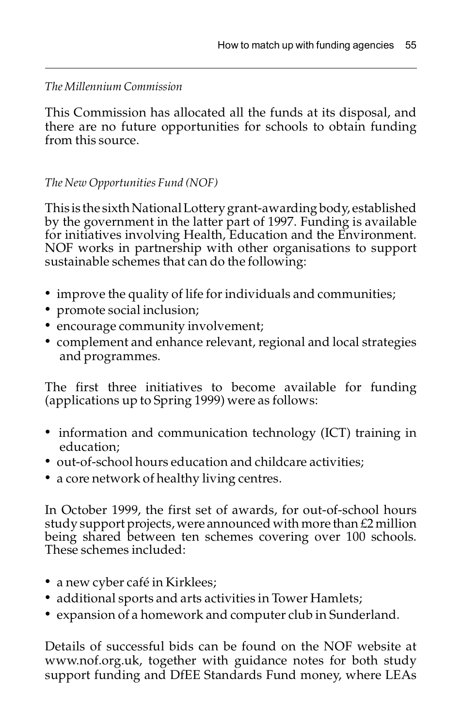*The Millennium Commission*

This Commission has allocated all the funds at its disposal, and there are no future opportunities for schools to obtain funding from this source.

*The New Opportunities Fund (NOF)*

This is the sixth National Lottery grant-awarding body, established by the government in the latter part of 1997. Funding is available for initiatives involving Health, Education and the Environment. NOF works in partnership with other organisations to support sustainable schemes that can do the following:

- improve the quality of life for individuals and communities;
- promote social inclusion;
- encourage community involvement;
- complement and enhance relevant, regional and local strategies and programmes.

The first three initiatives to become available for funding (applications up to Spring 1999) were as follows:

- information and communication technology (ICT) training in education;
- out-of-school hours education and childcare activities;
- a core network of healthy living centres.

In October 1999, the first set of awards, for out-of-school hours study support projects, were announced with more than £2 million being shared between ten schemes covering over 100 schools. These schemes included:

- a new cyber café in Kirklees;
- additional sports and arts activities in Tower Hamlets;
- expansion of a homework and computer club in Sunderland.

Details of successful bids can be found on the NOF website at www.nof.org.uk, together with guidance notes for both study support funding and DfEE Standards Fund money, where LEAs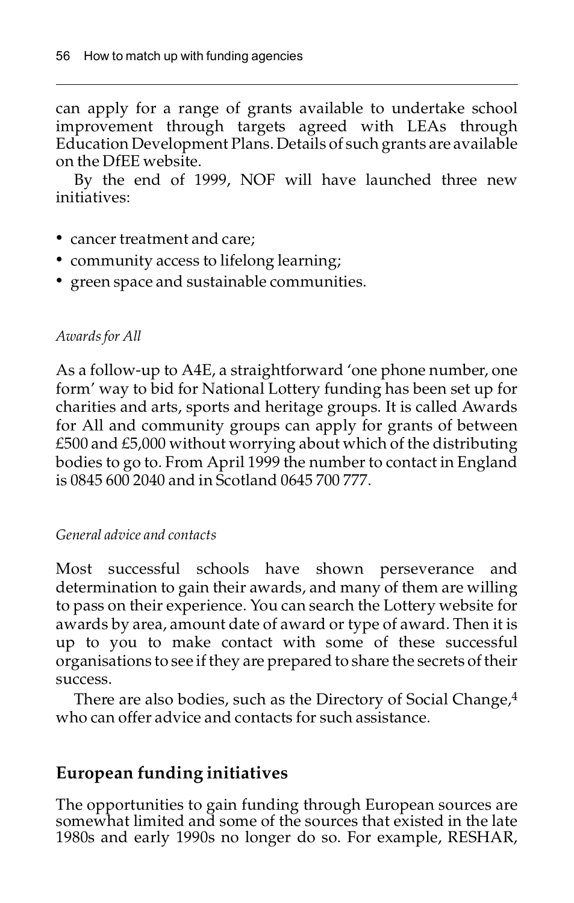can apply for a range of grants available to undertake school improvement through targets agreed with LEAs through Education Development Plans. Details of such grants are available on the DfEE website.

By the end of 1999, NOF will have launched three new initiatives:

- cancer treatment and care;
- community access to lifelong learning;
- green space and sustainable communities.

*Awards for All*

As a follow-up to A4E, a straightforward 'one phone number, one form' way to bid for National Lottery funding has been set up for charities and arts, sports and heritage groups. It is called Awards for All and community groups can apply for grants of between £500 and £5,000 without worrying about which of the distributing bodies to go to. From April 1999 the number to contact in England is 0845 600 2040 and in Scotland 0645 700 777.

*General advice and contacts*

Most successful schools have shown perseverance and determination to gain their awards, and many of them are willing to pass on their experience. You can search the Lottery website for awards by area, amount date of award or type of award. Then it is up to you to make contact with some of these successful organisations to see if they are prepared to share the secrets of their success.

There are also bodies, such as the Directory of Social Change,[4] who can offer advice and contacts for such assistance.

## European funding initiatives

The opportunities to gain funding through European sources are somewhat limited and some of the sources that existed in the late 1980s and early 1990s no longer do so. For example, RESHAR,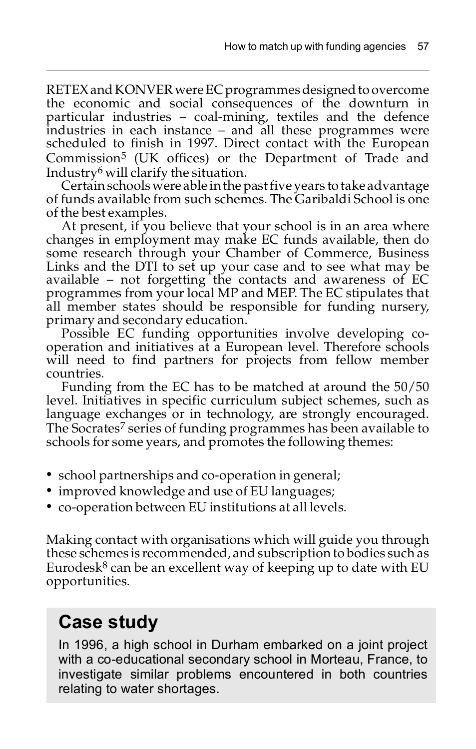RETEX and KONVER were EC programmes designed to overcome the economic and social consequences of the downturn in particular industries – coal-mining, textiles and the defence industries in each instance – and all these programmes were scheduled to finish in 1997. Direct contact with the European Commission[5] (UK offices) or the Department of Trade and Industry[6] will clarify the situation.

Certain schools were able in the past five years to take advantage of funds available from such schemes. The Garibaldi School is one of the best examples.

At present, if you believe that your school is in an area where changes in employment may make EC funds available, then do some research through your Chamber of Commerce, Business Links and the DTI to set up your case and to see what may be available – not forgetting the contacts and awareness of EC programmes from your local MP and MEP. The EC stipulates that all member states should be responsible for funding nursery, primary and secondary education.

Possible EC funding opportunities involve developing co-operation and initiatives at a European level. Therefore schools will need to find partners for projects from fellow member countries.

Funding from the EC has to be matched at around the 50/50 level. Initiatives in specific curriculum subject schemes, such as language exchanges or in technology, are strongly encouraged. The Socrates[7] series of funding programmes has been available to schools for some years, and promotes the following themes:

- school partnerships and co-operation in general;
- improved knowledge and use of EU languages;
- co-operation between EU institutions at all levels.

Making contact with organisations which will guide you through these schemes is recommended, and subscription to bodies such as Eurodesk[8] can be an excellent way of keeping up to date with EU opportunities.

## Case study

In 1996, a high school in Durham embarked on a joint project with a co-educational secondary school in Morteau, France, to investigate similar problems encountered in both countries relating to water shortages.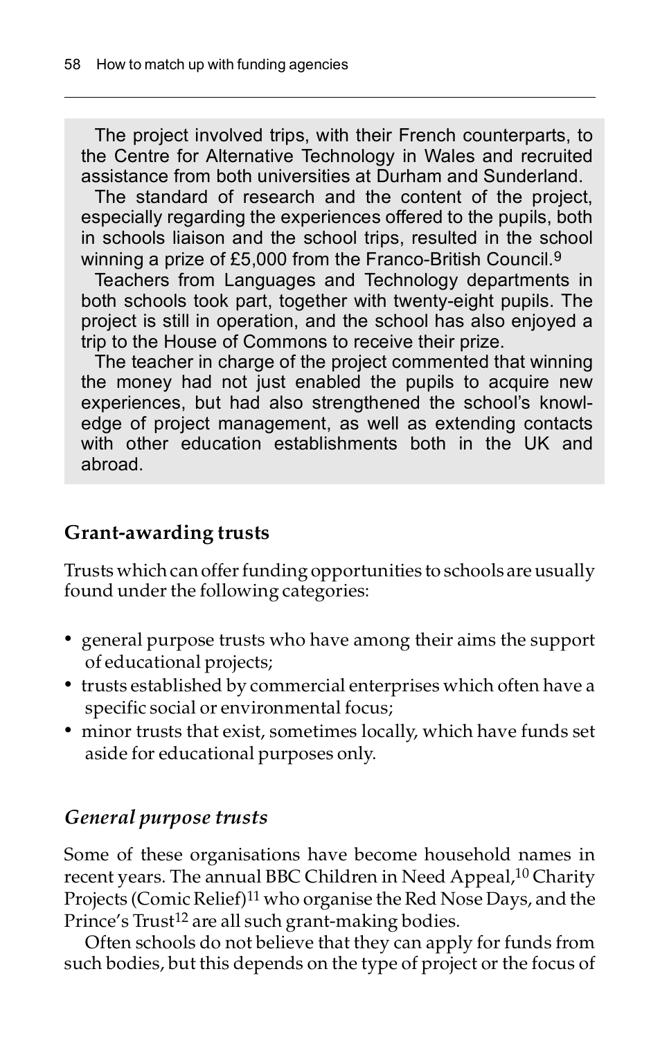The project involved trips, with their French counterparts, to the Centre for Alternative Technology in Wales and recruited assistance from both universities at Durham and Sunderland.

The standard of research and the content of the project, especially regarding the experiences offered to the pupils, both in schools liaison and the school trips, resulted in the school winning a prize of £5,000 from the Franco-British Council.[9]

Teachers from Languages and Technology departments in both schools took part, together with twenty-eight pupils. The project is still in operation, and the school has also enjoyed a trip to the House of Commons to receive their prize.

The teacher in charge of the project commented that winning the money had not just enabled the pupils to acquire new experiences, but had also strengthened the school's knowledge of project management, as well as extending contacts with other education establishments both in the UK and abroad.

## Grant-awarding trusts

Trusts which can offer funding opportunities to schools are usually found under the following categories:

- general purpose trusts who have among their aims the support of educational projects;
- trusts established by commercial enterprises which often have a specific social or environmental focus;
- minor trusts that exist, sometimes locally, which have funds set aside for educational purposes only.

### *General purpose trusts*

Some of these organisations have become household names in recent years. The annual BBC Children in Need Appeal,[10] Charity Projects (Comic Relief)[11] who organise the Red Nose Days, and the Prince's Trust[12] are all such grant-making bodies.

Often schools do not believe that they can apply for funds from such bodies, but this depends on the type of project or the focus of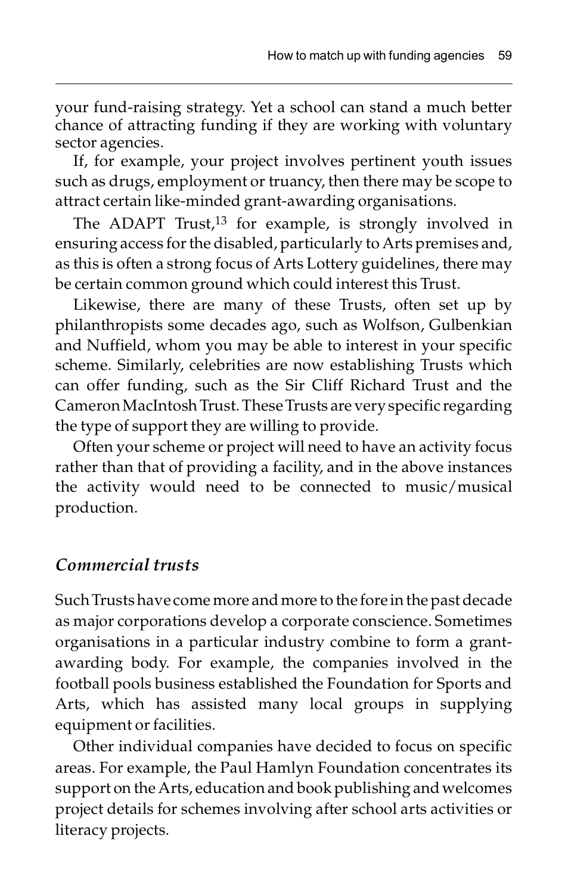your fund-raising strategy. Yet a school can stand a much better chance of attracting funding if they are working with voluntary sector agencies.

If, for example, your project involves pertinent youth issues such as drugs, employment or truancy, then there may be scope to attract certain like-minded grant-awarding organisations.

The ADAPT Trust,[13] for example, is strongly involved in ensuring access for the disabled, particularly to Arts premises and, as this is often a strong focus of Arts Lottery guidelines, there may be certain common ground which could interest this Trust.

Likewise, there are many of these Trusts, often set up by philanthropists some decades ago, such as Wolfson, Gulbenkian and Nuffield, whom you may be able to interest in your specific scheme. Similarly, celebrities are now establishing Trusts which can offer funding, such as the Sir Cliff Richard Trust and the Cameron MacIntosh Trust. These Trusts are very specific regarding the type of support they are willing to provide.

Often your scheme or project will need to have an activity focus rather than that of providing a facility, and in the above instances the activity would need to be connected to music/musical production.

### *Commercial trusts*

Such Trusts have come more and more to the fore in the past decade as major corporations develop a corporate conscience. Sometimes organisations in a particular industry combine to form a grant-awarding body. For example, the companies involved in the football pools business established the Foundation for Sports and Arts, which has assisted many local groups in supplying equipment or facilities.

Other individual companies have decided to focus on specific areas. For example, the Paul Hamlyn Foundation concentrates its support on the Arts, education and book publishing and welcomes project details for schemes involving after school arts activities or literacy projects.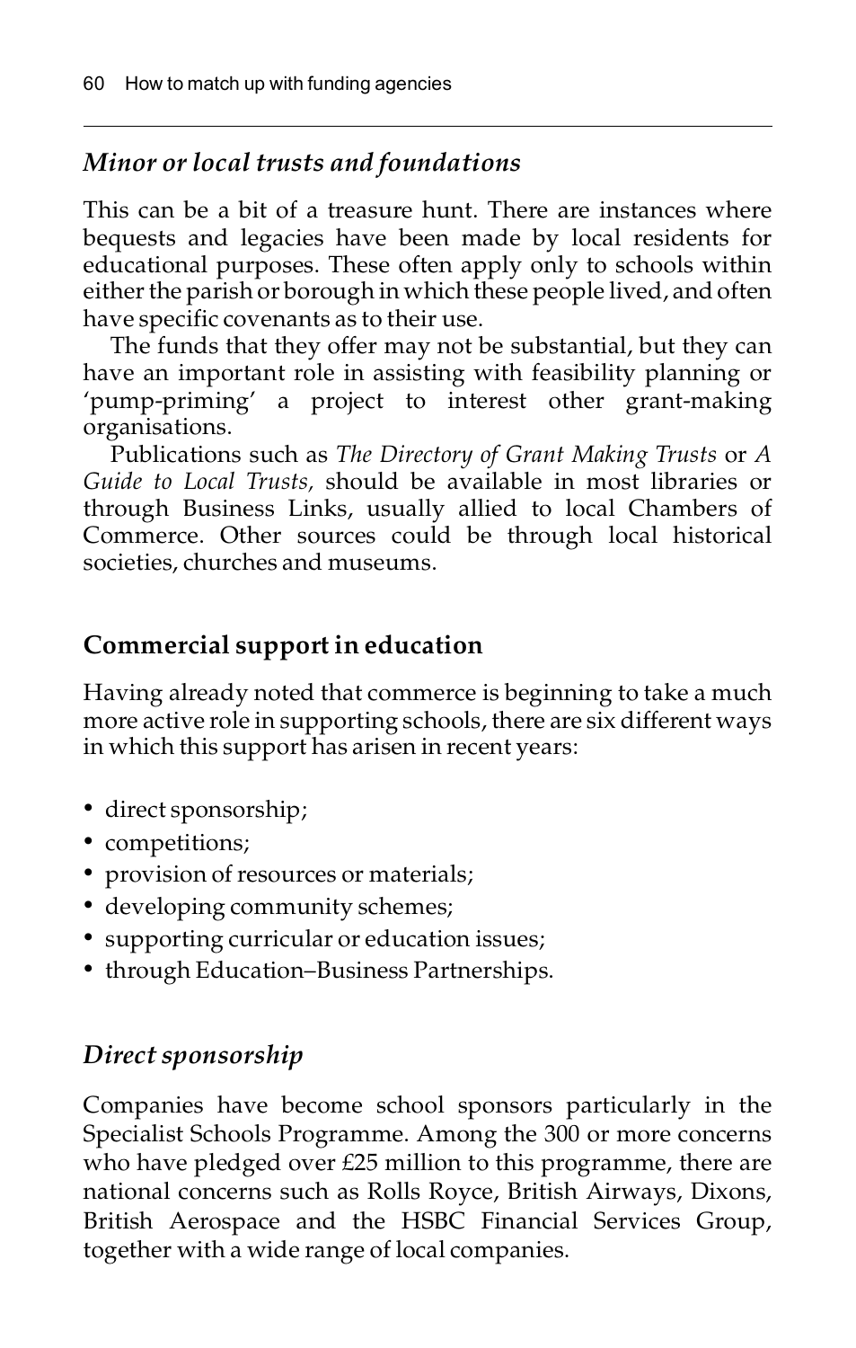### *Minor or local trusts and foundations*

This can be a bit of a treasure hunt. There are instances where bequests and legacies have been made by local residents for educational purposes. These often apply only to schools within either the parish or borough in which these people lived, and often have specific covenants as to their use.

The funds that they offer may not be substantial, but they can have an important role in assisting with feasibility planning or 'pump-priming' a project to interest other grant-making organisations.

Publications such as *The Directory of Grant Making Trusts* or *A Guide to Local Trusts,* should be available in most libraries or through Business Links, usually allied to local Chambers of Commerce. Other sources could be through local historical societies, churches and museums.

## Commercial support in education

Having already noted that commerce is beginning to take a much more active role in supporting schools, there are six different ways in which this support has arisen in recent years:

- direct sponsorship;
- competitions;
- provision of resources or materials;
- developing community schemes;
- supporting curricular or education issues;
- through Education–Business Partnerships.

### *Direct sponsorship*

Companies have become school sponsors particularly in the Specialist Schools Programme. Among the 300 or more concerns who have pledged over £25 million to this programme, there are national concerns such as Rolls Royce, British Airways, Dixons, British Aerospace and the HSBC Financial Services Group, together with a wide range of local companies.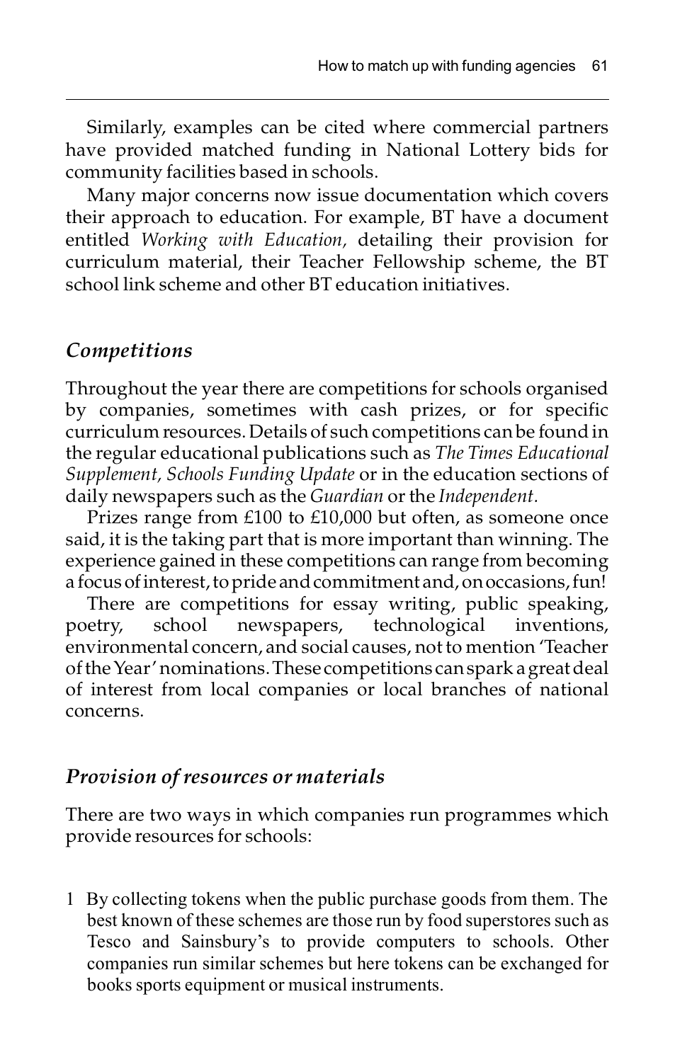Similarly, examples can be cited where commercial partners have provided matched funding in National Lottery bids for community facilities based in schools.

Many major concerns now issue documentation which covers their approach to education. For example, BT have a document entitled *Working with Education,* detailing their provision for curriculum material, their Teacher Fellowship scheme, the BT school link scheme and other BT education initiatives.

## *Competitions*

Throughout the year there are competitions for schools organised by companies, sometimes with cash prizes, or for specific curriculum resources. Details of such competitions can be found in the regular educational publications such as *The Times Educational Supplement, Schools Funding Update* or in the education sections of daily newspapers such as the *Guardian* or the *Independent.*

Prizes range from £100 to £10,000 but often, as someone once said, it is the taking part that is more important than winning. The experience gained in these competitions can range from becoming a focus of interest, to pride and commitment and, on occasions, fun!

There are competitions for essay writing, public speaking, poetry, school newspapers, technological inventions, environmental concern, and social causes, not to mention 'Teacher of the Year' nominations. These competitions can spark a great deal of interest from local companies or local branches of national concerns.

## *Provision of resources or materials*

There are two ways in which companies run programmes which provide resources for schools:

1 By collecting tokens when the public purchase goods from them. The best known of these schemes are those run by food superstores such as Tesco and Sainsbury's to provide computers to schools. Other companies run similar schemes but here tokens can be exchanged for books sports equipment or musical instruments.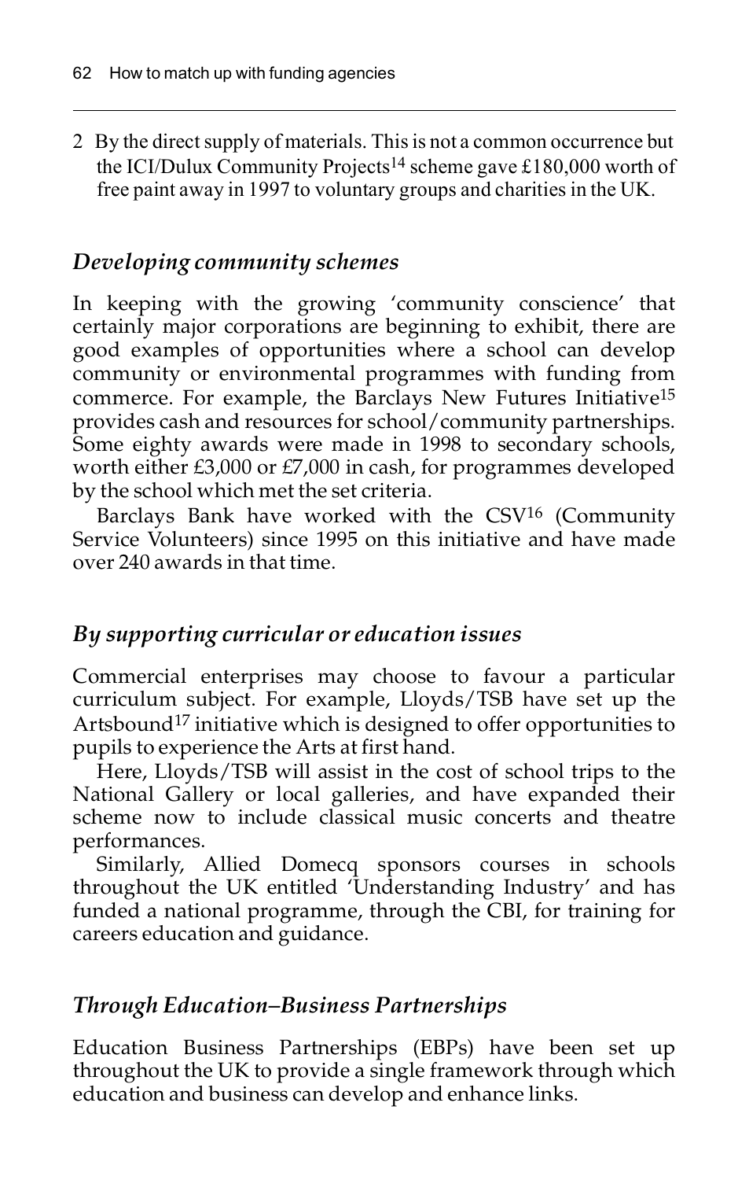2 By the direct supply of materials. This is not a common occurrence but the ICI/Dulux Community Projects[14] scheme gave £180,000 worth of free paint away in 1997 to voluntary groups and charities in the UK.

### *Developing community schemes*

In keeping with the growing 'community conscience' that certainly major corporations are beginning to exhibit, there are good examples of opportunities where a school can develop community or environmental programmes with funding from commerce. For example, the Barclays New Futures Initiative[15] provides cash and resources for school/community partnerships. Some eighty awards were made in 1998 to secondary schools, worth either £3,000 or £7,000 in cash, for programmes developed by the school which met the set criteria.

Barclays Bank have worked with the CSV[16] (Community Service Volunteers) since 1995 on this initiative and have made over 240 awards in that time.

### *By supporting curricular or education issues*

Commercial enterprises may choose to favour a particular curriculum subject. For example, Lloyds/TSB have set up the Artsbound[17] initiative which is designed to offer opportunities to pupils to experience the Arts at first hand.

Here, Lloyds/TSB will assist in the cost of school trips to the National Gallery or local galleries, and have expanded their scheme now to include classical music concerts and theatre performances.

Similarly, Allied Domecq sponsors courses in schools throughout the UK entitled 'Understanding Industry' and has funded a national programme, through the CBI, for training for careers education and guidance.

### *Through Education–Business Partnerships*

Education Business Partnerships (EBPs) have been set up throughout the UK to provide a single framework through which education and business can develop and enhance links.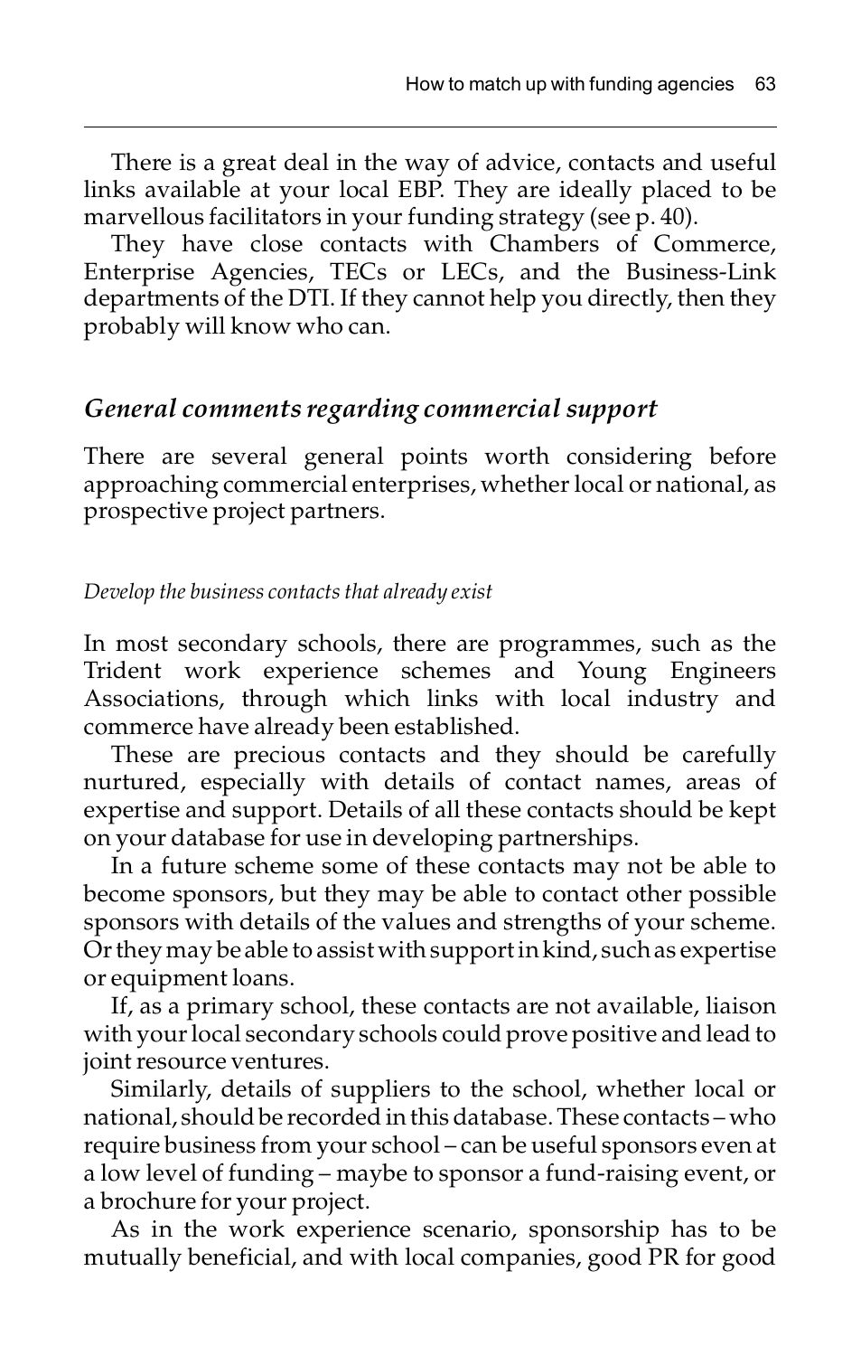There is a great deal in the way of advice, contacts and useful links available at your local EBP. They are ideally placed to be marvellous facilitators in your funding strategy (see p. 40).

They have close contacts with Chambers of Commerce, Enterprise Agencies, TECs or LECs, and the Business-Link departments of the DTI. If they cannot help you directly, then they probably will know who can.

## *General comments regarding commercial support*

There are several general points worth considering before approaching commercial enterprises, whether local or national, as prospective project partners.

### *Develop the business contacts that already exist*

In most secondary schools, there are programmes, such as the Trident work experience schemes and Young Engineers Associations, through which links with local industry and commerce have already been established.

These are precious contacts and they should be carefully nurtured, especially with details of contact names, areas of expertise and support. Details of all these contacts should be kept on your database for use in developing partnerships.

In a future scheme some of these contacts may not be able to become sponsors, but they may be able to contact other possible sponsors with details of the values and strengths of your scheme. Or they may be able to assist with support in kind, such as expertise or equipment loans.

If, as a primary school, these contacts are not available, liaison with your local secondary schools could prove positive and lead to joint resource ventures.

Similarly, details of suppliers to the school, whether local or national, should be recorded in this database. These contacts – who require business from your school – can be useful sponsors even at a low level of funding – maybe to sponsor a fund-raising event, or a brochure for your project.

As in the work experience scenario, sponsorship has to be mutually beneficial, and with local companies, good PR for good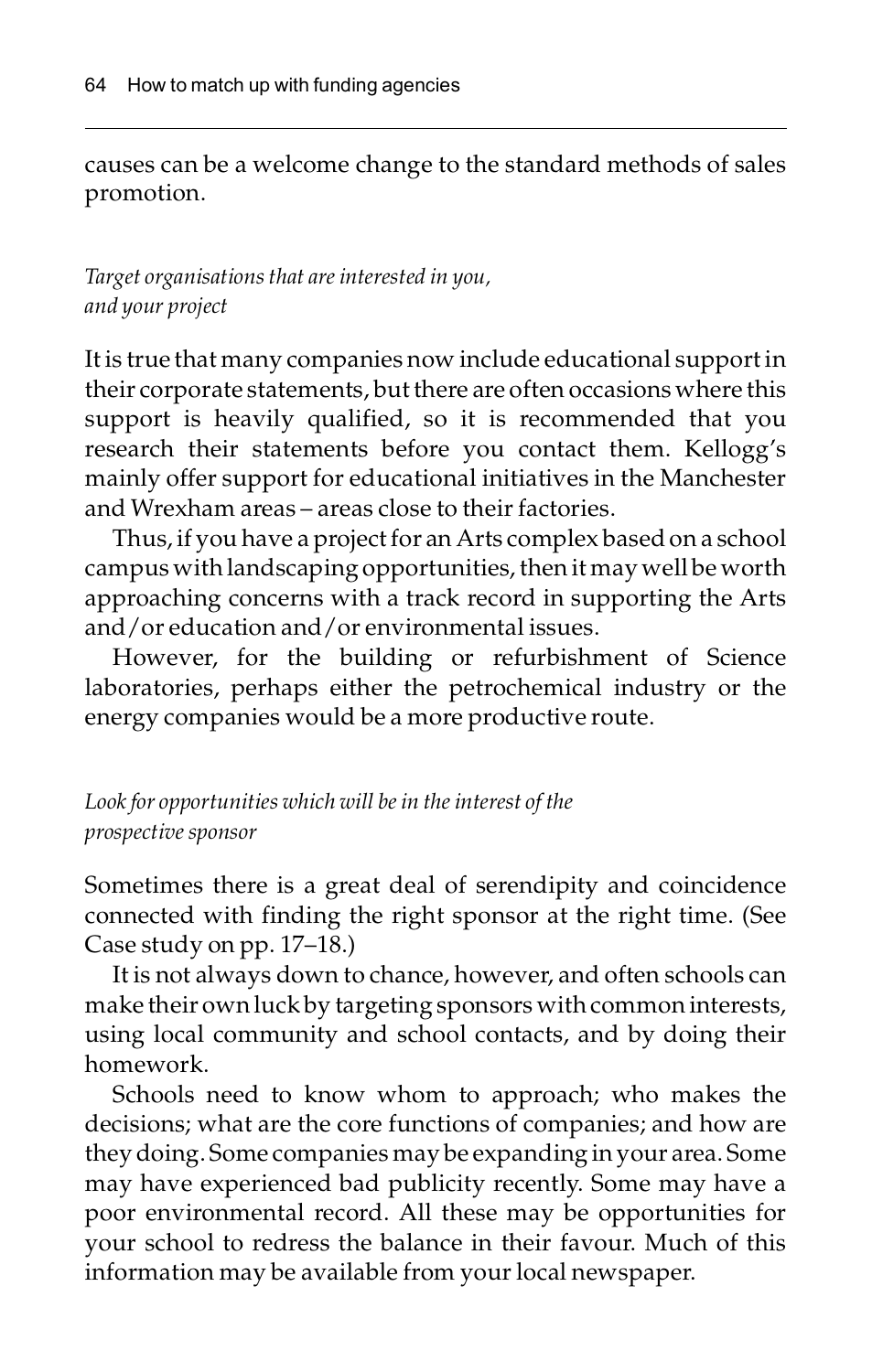causes can be a welcome change to the standard methods of sales promotion.

### *Target organisations that are interested in you, and your project*

It is true that many companies now include educational support in their corporate statements, but there are often occasions where this support is heavily qualified, so it is recommended that you research their statements before you contact them. Kellogg's mainly offer support for educational initiatives in the Manchester and Wrexham areas – areas close to their factories.

Thus, if you have a project for an Arts complex based on a school campus with landscaping opportunities, then it may well be worth approaching concerns with a track record in supporting the Arts and/or education and/or environmental issues.

However, for the building or refurbishment of Science laboratories, perhaps either the petrochemical industry or the energy companies would be a more productive route.

### *Look for opportunities which will be in the interest of the prospective sponsor*

Sometimes there is a great deal of serendipity and coincidence connected with finding the right sponsor at the right time. (See Case study on pp. 17–18.)

It is not always down to chance, however, and often schools can make their own luck by targeting sponsors with common interests, using local community and school contacts, and by doing their homework.

Schools need to know whom to approach; who makes the decisions; what are the core functions of companies; and how are they doing. Some companies may be expanding in your area. Some may have experienced bad publicity recently. Some may have a poor environmental record. All these may be opportunities for your school to redress the balance in their favour. Much of this information may be available from your local newspaper.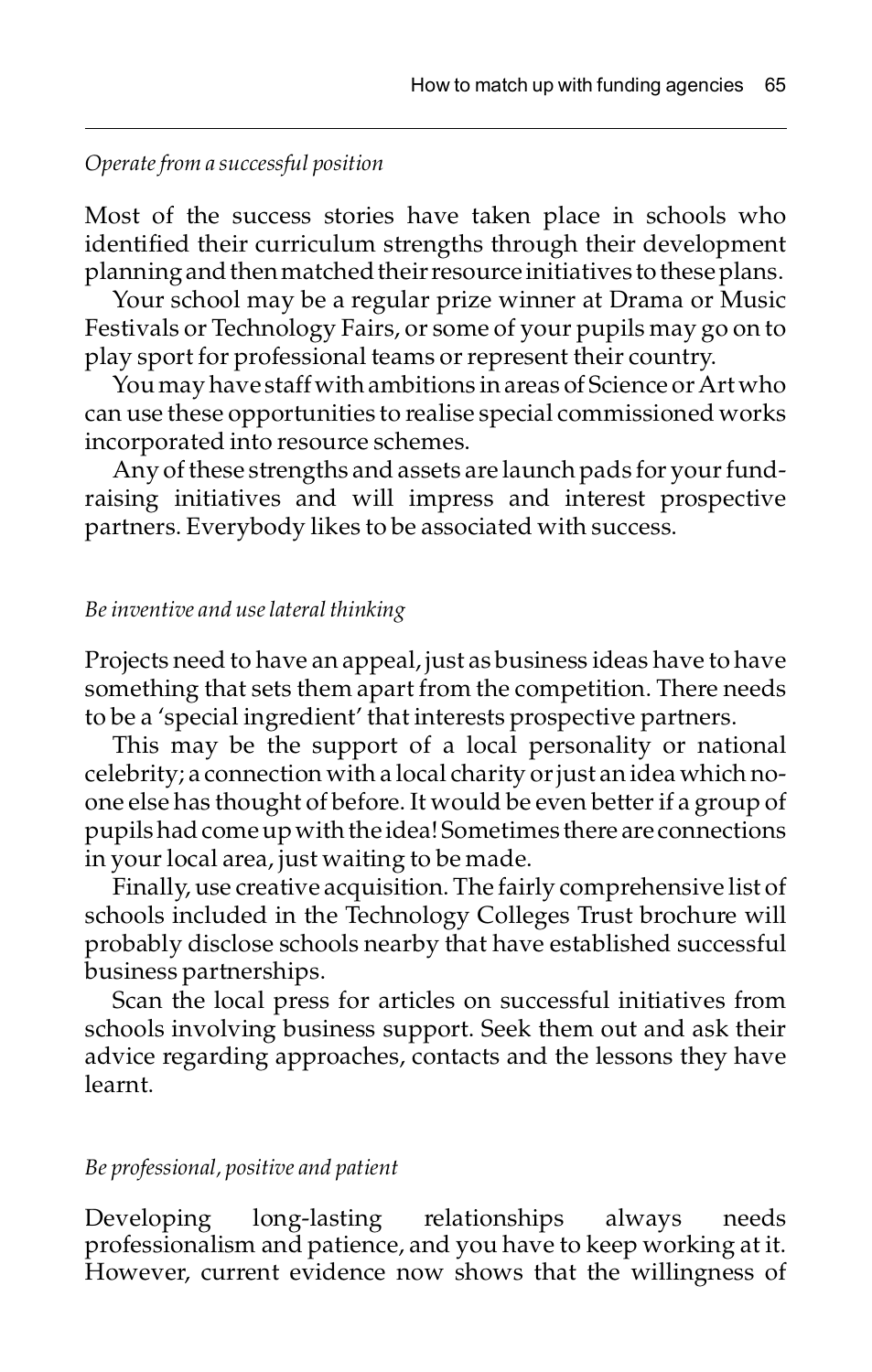*Operate from a successful position*

Most of the success stories have taken place in schools who identified their curriculum strengths through their development planning and then matched their resource initiatives to these plans.

Your school may be a regular prize winner at Drama or Music Festivals or Technology Fairs, or some of your pupils may go on to play sport for professional teams or represent their country.

You may have staff with ambitions in areas of Science or Art who can use these opportunities to realise special commissioned works incorporated into resource schemes.

Any of these strengths and assets are launch pads for your fund-raising initiatives and will impress and interest prospective partners. Everybody likes to be associated with success.

*Be inventive and use lateral thinking*

Projects need to have an appeal, just as business ideas have to have something that sets them apart from the competition. There needs to be a 'special ingredient' that interests prospective partners.

This may be the support of a local personality or national celebrity; a connection with a local charity or just an idea which no-one else has thought of before. It would be even better if a group of pupils had come up with the idea! Sometimes there are connections in your local area, just waiting to be made.

Finally, use creative acquisition. The fairly comprehensive list of schools included in the Technology Colleges Trust brochure will probably disclose schools nearby that have established successful business partnerships.

Scan the local press for articles on successful initiatives from schools involving business support. Seek them out and ask their advice regarding approaches, contacts and the lessons they have learnt.

*Be professional, positive and patient*

Developing long-lasting relationships always needs professionalism and patience, and you have to keep working at it. However, current evidence now shows that the willingness of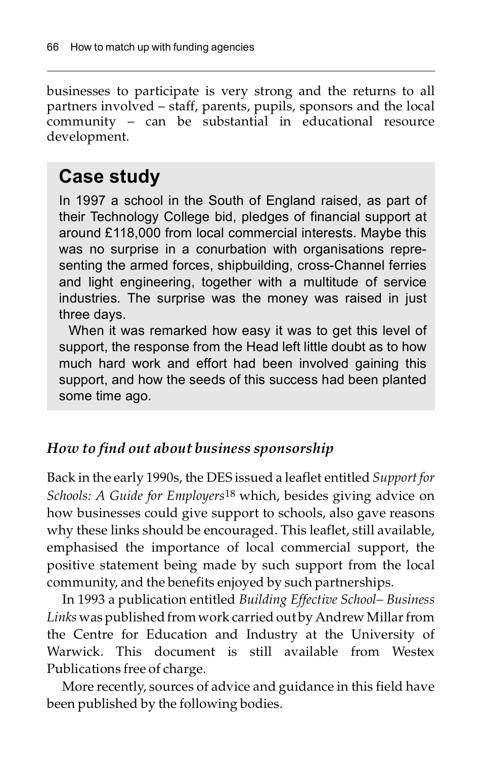businesses to participate is very strong and the returns to all partners involved – staff, parents, pupils, sponsors and the local community – can be substantial in educational resource development.

## Case study

In 1997 a school in the South of England raised, as part of their Technology College bid, pledges of financial support at around £118,000 from local commercial interests. Maybe this was no surprise in a conurbation with organisations representing the armed forces, shipbuilding, cross-Channel ferries and light engineering, together with a multitude of service industries. The surprise was the money was raised in just three days.

When it was remarked how easy it was to get this level of support, the response from the Head left little doubt as to how much hard work and effort had been involved gaining this support, and how the seeds of this success had been planted some time ago.

### *How to find out about business sponsorship*

Back in the early 1990s, the DES issued a leaflet entitled *Support for Schools: A Guide for Employers*[18] which, besides giving advice on how businesses could give support to schools, also gave reasons why these links should be encouraged. This leaflet, still available, emphasised the importance of local commercial support, the positive statement being made by such support from the local community, and the benefits enjoyed by such partnerships.

In 1993 a publication entitled *Building Effective School– Business Links* was published from work carried out by Andrew Millar from the Centre for Education and Industry at the University of Warwick. This document is still available from Westex Publications free of charge.

More recently, sources of advice and guidance in this field have been published by the following bodies.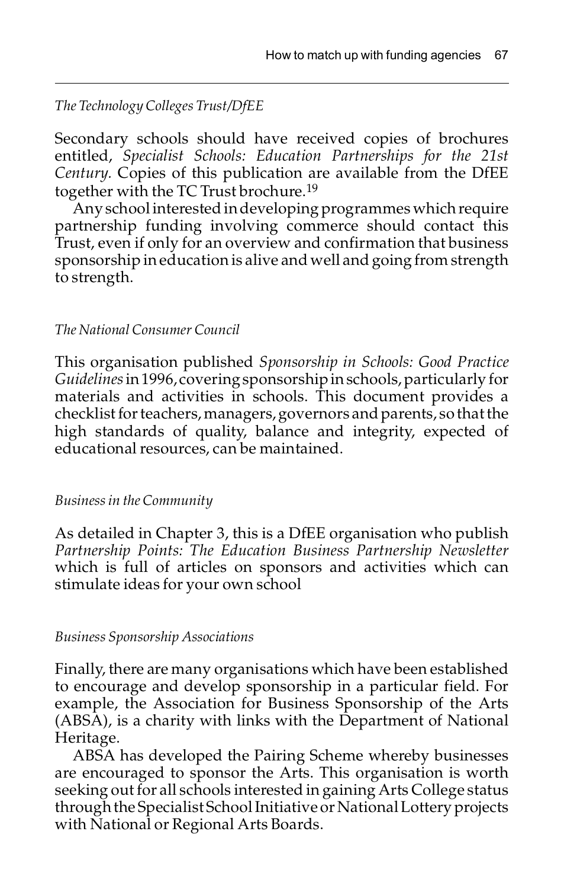*The Technology Colleges Trust/DfEE*

Secondary schools should have received copies of brochures entitled, *Specialist Schools: Education Partnerships for the 21st Century.* Copies of this publication are available from the DfEE together with the TC Trust brochure.[19]

Any school interested in developing programmes which require partnership funding involving commerce should contact this Trust, even if only for an overview and confirmation that business sponsorship in education is alive and well and going from strength to strength.

*The National Consumer Council*

This organisation published *Sponsorship in Schools: Good Practice Guidelines* in 1996, covering sponsorship in schools, particularly for materials and activities in schools. This document provides a checklist for teachers, managers, governors and parents, so that the high standards of quality, balance and integrity, expected of educational resources, can be maintained.

*Business in the Community*

As detailed in Chapter 3, this is a DfEE organisation who publish *Partnership Points: The Education Business Partnership Newsletter* which is full of articles on sponsors and activities which can stimulate ideas for your own school

*Business Sponsorship Associations*

Finally, there are many organisations which have been established to encourage and develop sponsorship in a particular field. For example, the Association for Business Sponsorship of the Arts (ABSA), is a charity with links with the Department of National Heritage.

ABSA has developed the Pairing Scheme whereby businesses are encouraged to sponsor the Arts. This organisation is worth seeking out for all schools interested in gaining Arts College status through the Specialist School Initiative or National Lottery projects with National or Regional Arts Boards.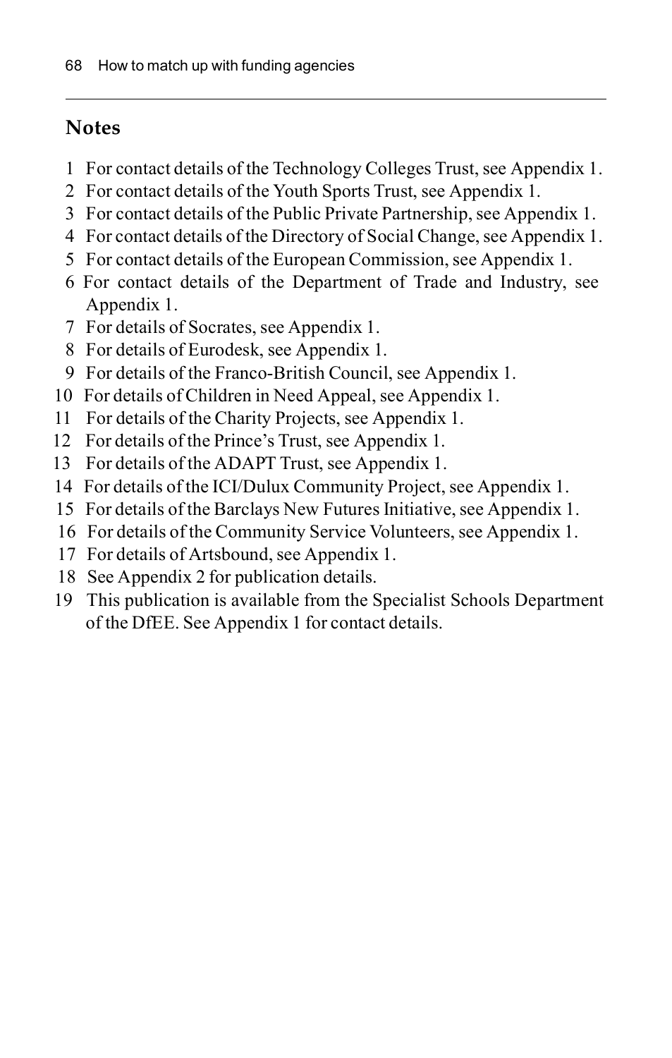## Notes

1. For contact details of the Technology Colleges Trust, see Appendix 1.
2. For contact details of the Youth Sports Trust, see Appendix 1.
3. For contact details of the Public Private Partnership, see Appendix 1.
4. For contact details of the Directory of Social Change, see Appendix 1.
5. For contact details of the European Commission, see Appendix 1.
6. For contact details of the Department of Trade and Industry, see Appendix 1.
7. For details of Socrates, see Appendix 1.
8. For details of Eurodesk, see Appendix 1.
9. For details of the Franco-British Council, see Appendix 1.
10. For details of Children in Need Appeal, see Appendix 1.
11. For details of the Charity Projects, see Appendix 1.
12. For details of the Prince's Trust, see Appendix 1.
13. For details of the ADAPT Trust, see Appendix 1.
14. For details of the ICI/Dulux Community Project, see Appendix 1.
15. For details of the Barclays New Futures Initiative, see Appendix 1.
16. For details of the Community Service Volunteers, see Appendix 1.
17. For details of Artsbound, see Appendix 1.
18. See Appendix 2 for publication details.
19. This publication is available from the Specialist Schools Department of the DfEE. See Appendix 1 for contact details.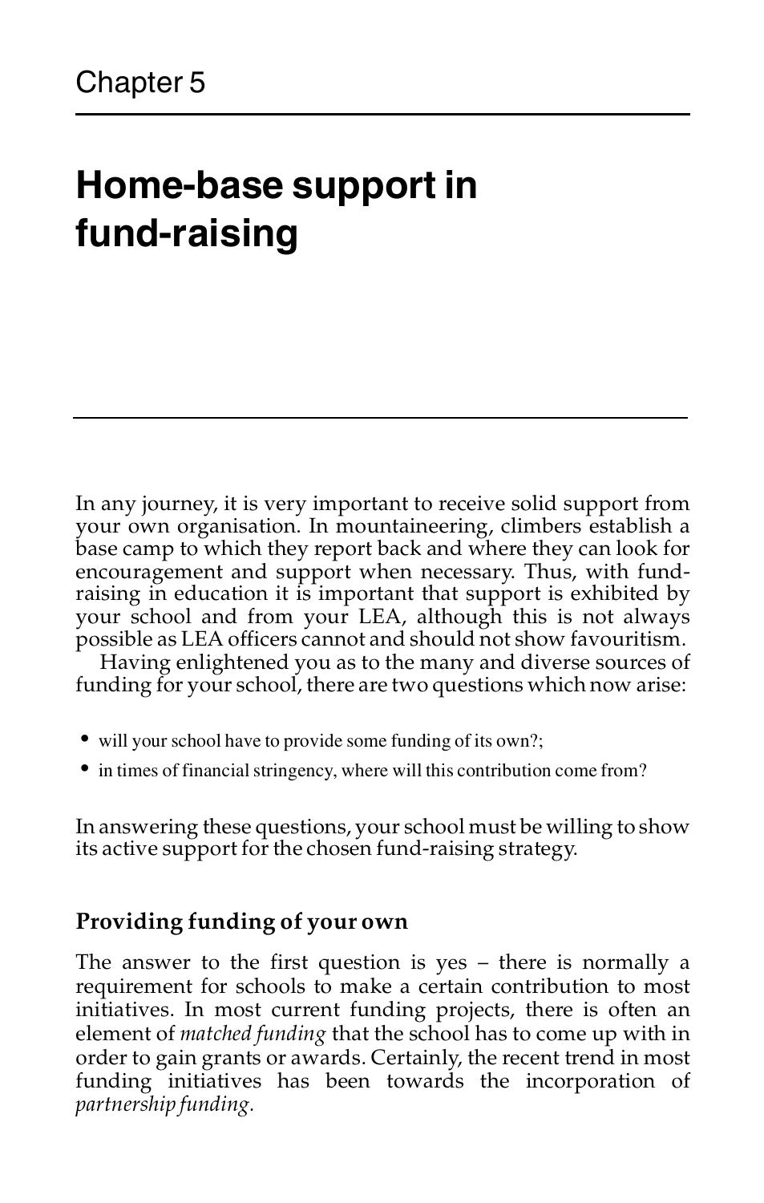Chapter 5

# Home-base support in fund-raising

In any journey, it is very important to receive solid support from your own organisation. In mountaineering, climbers establish a base camp to which they report back and where they can look for encouragement and support when necessary. Thus, with fund-raising in education it is important that support is exhibited by your school and from your LEA, although this is not always possible as LEA officers cannot and should not show favouritism.

Having enlightened you as to the many and diverse sources of funding for your school, there are two questions which now arise:

- will your school have to provide some funding of its own?;
- in times of financial stringency, where will this contribution come from?

In answering these questions, your school must be willing to show its active support for the chosen fund-raising strategy.

## Providing funding of your own

The answer to the first question is yes – there is normally a requirement for schools to make a certain contribution to most initiatives. In most current funding projects, there is often an element of *matched funding* that the school has to come up with in order to gain grants or awards. Certainly, the recent trend in most funding initiatives has been towards the incorporation of *partnership funding.*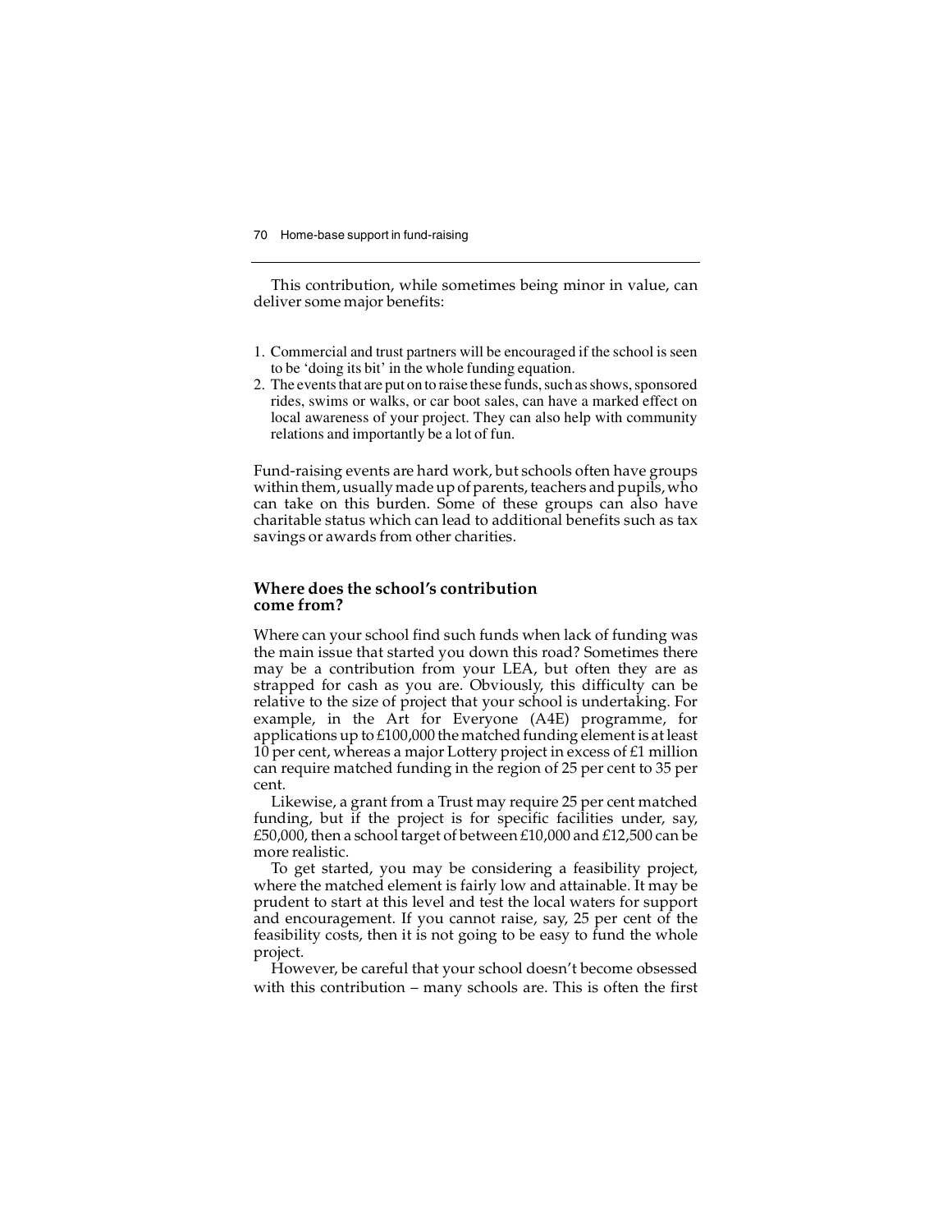This contribution, while sometimes being minor in value, can deliver some major benefits:

1. Commercial and trust partners will be encouraged if the school is seen to be 'doing its bit' in the whole funding equation.
2. The events that are put on to raise these funds, such as shows, sponsored rides, swims or walks, or car boot sales, can have a marked effect on local awareness of your project. They can also help with community relations and importantly be a lot of fun.

Fund-raising events are hard work, but schools often have groups within them, usually made up of parents, teachers and pupils, who can take on this burden. Some of these groups can also have charitable status which can lead to additional benefits such as tax savings or awards from other charities.

## Where does the school's contribution come from?

Where can your school find such funds when lack of funding was the main issue that started you down this road? Sometimes there may be a contribution from your LEA, but often they are as strapped for cash as you are. Obviously, this difficulty can be relative to the size of project that your school is undertaking. For example, in the Art for Everyone (A4E) programme, for applications up to £100,000 the matched funding element is at least 10 per cent, whereas a major Lottery project in excess of £1 million can require matched funding in the region of 25 per cent to 35 per cent.

Likewise, a grant from a Trust may require 25 per cent matched funding, but if the project is for specific facilities under, say, £50,000, then a school target of between £10,000 and £12,500 can be more realistic.

To get started, you may be considering a feasibility project, where the matched element is fairly low and attainable. It may be prudent to start at this level and test the local waters for support and encouragement. If you cannot raise, say, 25 per cent of the feasibility costs, then it is not going to be easy to fund the whole project.

However, be careful that your school doesn't become obsessed with this contribution – many schools are. This is often the first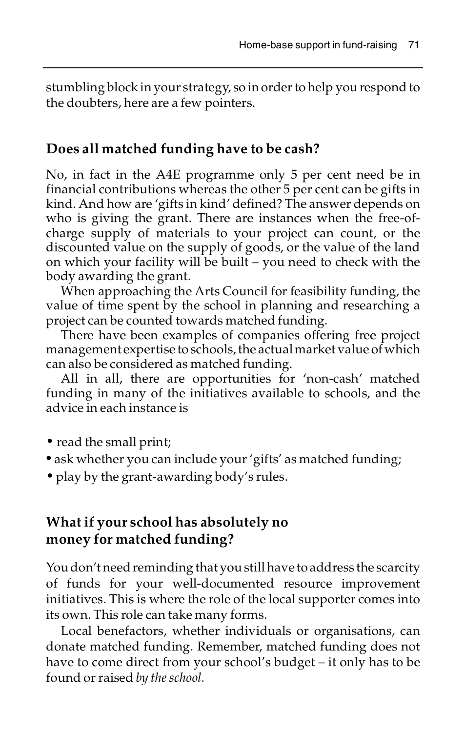stumbling block in your strategy, so in order to help you respond to the doubters, here are a few pointers.

## Does all matched funding have to be cash?

No, in fact in the A4E programme only 5 per cent need be in financial contributions whereas the other 5 per cent can be gifts in kind. And how are 'gifts in kind' defined? The answer depends on who is giving the grant. There are instances when the free-of-charge supply of materials to your project can count, or the discounted value on the supply of goods, or the value of the land on which your facility will be built – you need to check with the body awarding the grant.

When approaching the Arts Council for feasibility funding, the value of time spent by the school in planning and researching a project can be counted towards matched funding.

There have been examples of companies offering free project management expertise to schools, the actual market value of which can also be considered as matched funding.

All in all, there are opportunities for 'non-cash' matched funding in many of the initiatives available to schools, and the advice in each instance is

- read the small print;
- ask whether you can include your 'gifts' as matched funding;
- play by the grant-awarding body's rules.

## What if your school has absolutely no money for matched funding?

You don't need reminding that you still have to address the scarcity of funds for your well-documented resource improvement initiatives. This is where the role of the local supporter comes into its own. This role can take many forms.

Local benefactors, whether individuals or organisations, can donate matched funding. Remember, matched funding does not have to come direct from your school's budget – it only has to be found or raised *by the school.*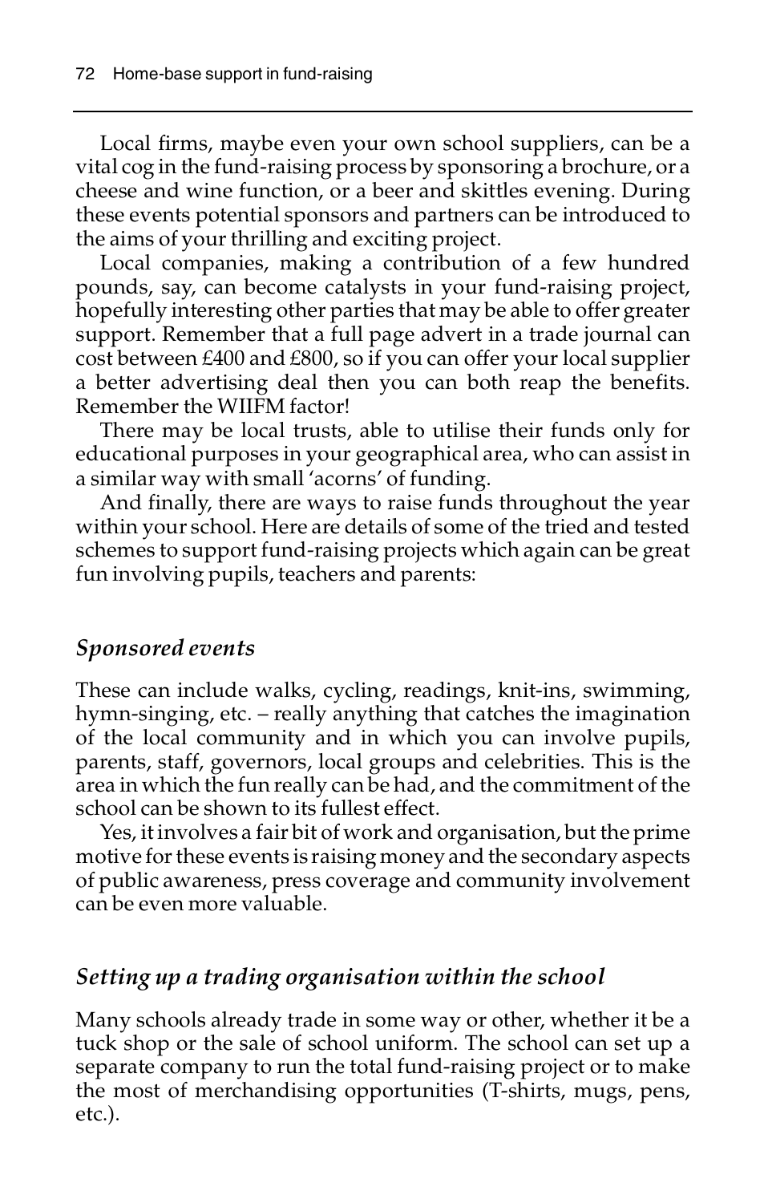Local firms, maybe even your own school suppliers, can be a vital cog in the fund-raising process by sponsoring a brochure, or a cheese and wine function, or a beer and skittles evening. During these events potential sponsors and partners can be introduced to the aims of your thrilling and exciting project.

Local companies, making a contribution of a few hundred pounds, say, can become catalysts in your fund-raising project, hopefully interesting other parties that may be able to offer greater support. Remember that a full page advert in a trade journal can cost between £400 and £800, so if you can offer your local supplier a better advertising deal then you can both reap the benefits. Remember the WIIFM factor!

There may be local trusts, able to utilise their funds only for educational purposes in your geographical area, who can assist in a similar way with small 'acorns' of funding.

And finally, there are ways to raise funds throughout the year within your school. Here are details of some of the tried and tested schemes to support fund-raising projects which again can be great fun involving pupils, teachers and parents:

### *Sponsored events*

These can include walks, cycling, readings, knit-ins, swimming, hymn-singing, etc. – really anything that catches the imagination of the local community and in which you can involve pupils, parents, staff, governors, local groups and celebrities. This is the area in which the fun really can be had, and the commitment of the school can be shown to its fullest effect.

Yes, it involves a fair bit of work and organisation, but the prime motive for these events is raising money and the secondary aspects of public awareness, press coverage and community involvement can be even more valuable.

### *Setting up a trading organisation within the school*

Many schools already trade in some way or other, whether it be a tuck shop or the sale of school uniform. The school can set up a separate company to run the total fund-raising project or to make the most of merchandising opportunities (T-shirts, mugs, pens, etc.).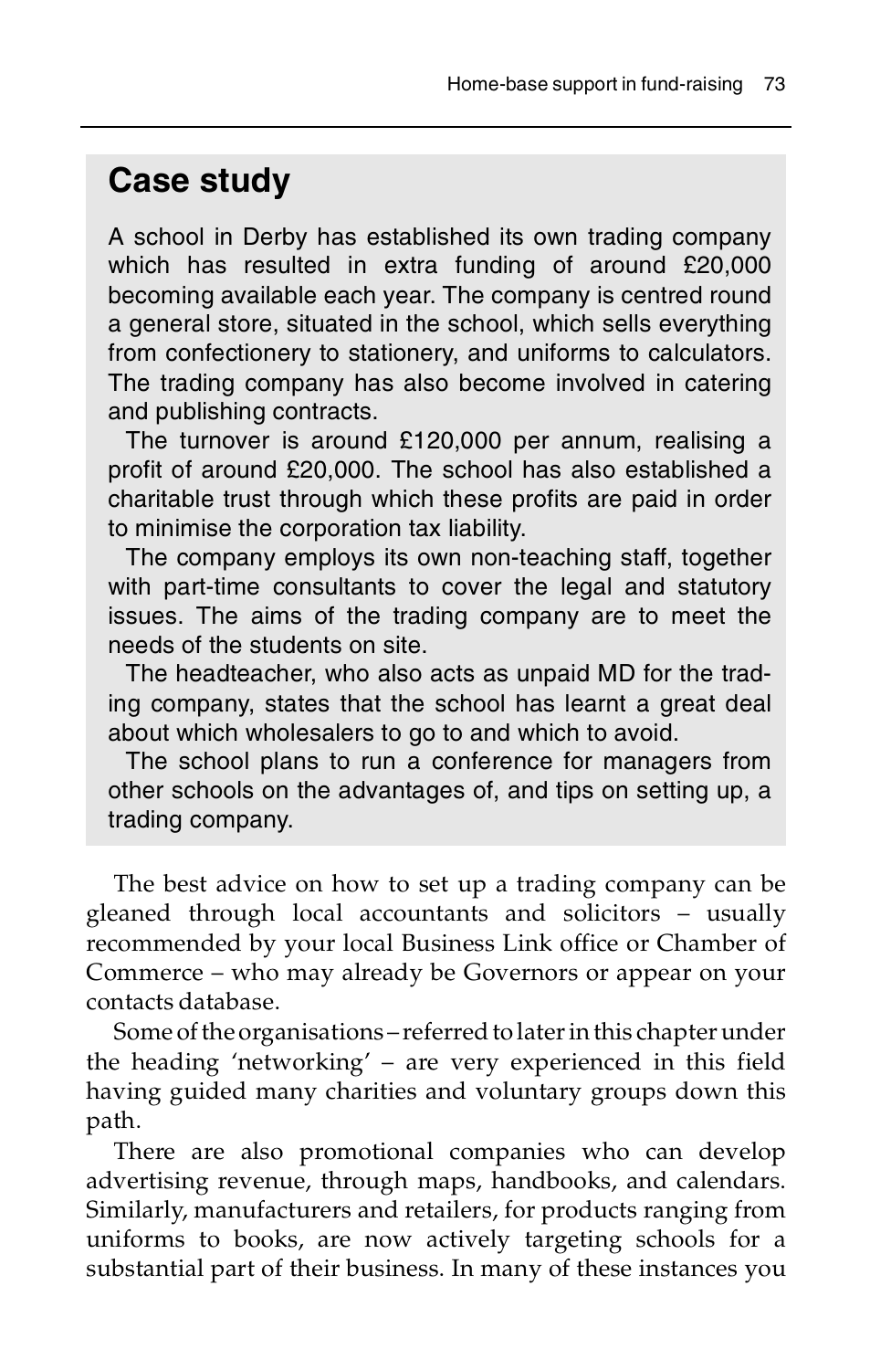## Case study

A school in Derby has established its own trading company which has resulted in extra funding of around £20,000 becoming available each year. The company is centred round a general store, situated in the school, which sells everything from confectionery to stationery, and uniforms to calculators. The trading company has also become involved in catering and publishing contracts.

The turnover is around £120,000 per annum, realising a profit of around £20,000. The school has also established a charitable trust through which these profits are paid in order to minimise the corporation tax liability.

The company employs its own non-teaching staff, together with part-time consultants to cover the legal and statutory issues. The aims of the trading company are to meet the needs of the students on site.

The headteacher, who also acts as unpaid MD for the trading company, states that the school has learnt a great deal about which wholesalers to go to and which to avoid.

The school plans to run a conference for managers from other schools on the advantages of, and tips on setting up, a trading company.

The best advice on how to set up a trading company can be gleaned through local accountants and solicitors – usually recommended by your local Business Link office or Chamber of Commerce – who may already be Governors or appear on your contacts database.

Some of the organisations – referred to later in this chapter under the heading 'networking' – are very experienced in this field having guided many charities and voluntary groups down this path.

There are also promotional companies who can develop advertising revenue, through maps, handbooks, and calendars. Similarly, manufacturers and retailers, for products ranging from uniforms to books, are now actively targeting schools for a substantial part of their business. In many of these instances you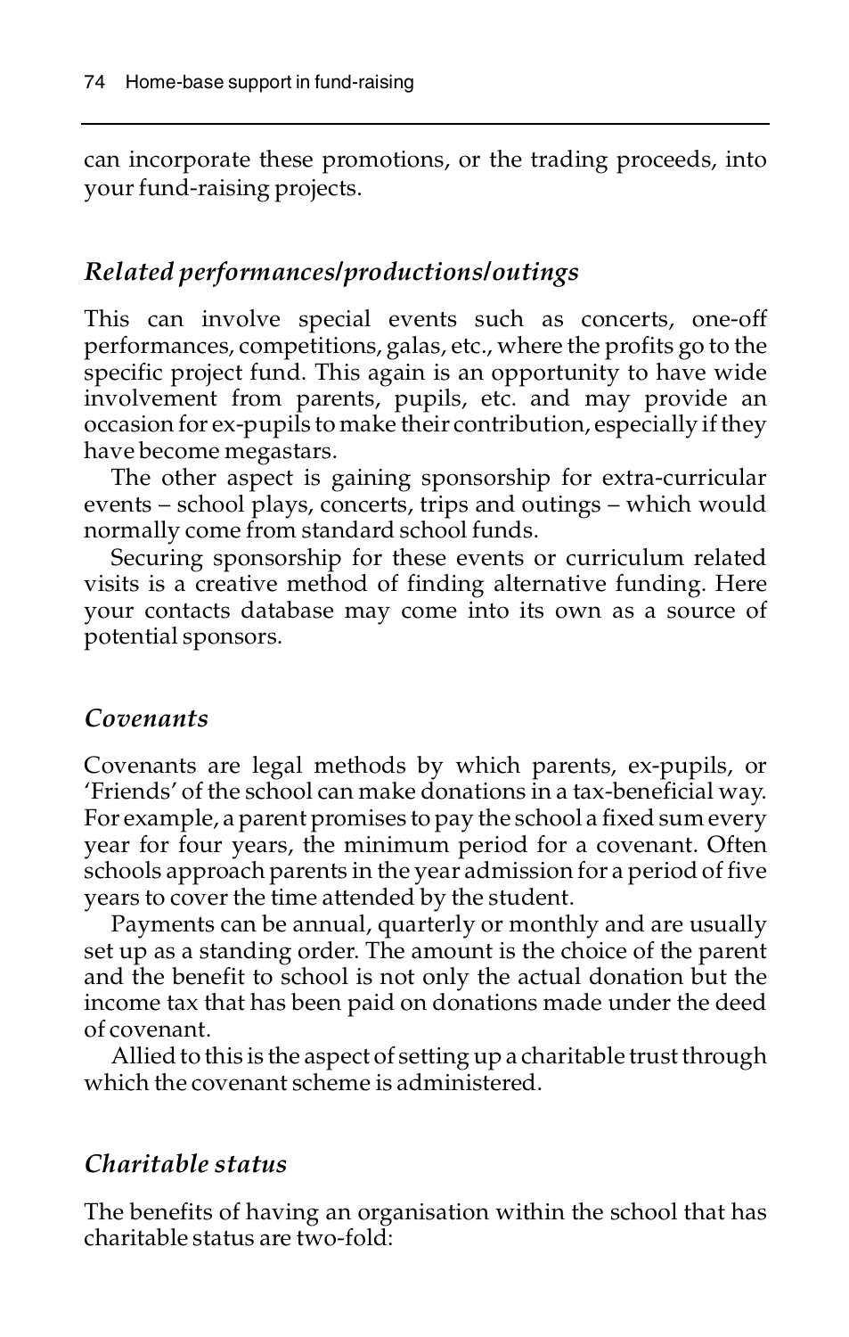can incorporate these promotions, or the trading proceeds, into your fund-raising projects.

### *Related performances/productions/outings*

This can involve special events such as concerts, one-off performances, competitions, galas, etc., where the profits go to the specific project fund. This again is an opportunity to have wide involvement from parents, pupils, etc. and may provide an occasion for ex-pupils to make their contribution, especially if they have become megastars.

The other aspect is gaining sponsorship for extra-curricular events – school plays, concerts, trips and outings – which would normally come from standard school funds.

Securing sponsorship for these events or curriculum related visits is a creative method of finding alternative funding. Here your contacts database may come into its own as a source of potential sponsors.

### *Covenants*

Covenants are legal methods by which parents, ex-pupils, or 'Friends' of the school can make donations in a tax-beneficial way. For example, a parent promises to pay the school a fixed sum every year for four years, the minimum period for a covenant. Often schools approach parents in the year admission for a period of five years to cover the time attended by the student.

Payments can be annual, quarterly or monthly and are usually set up as a standing order. The amount is the choice of the parent and the benefit to school is not only the actual donation but the income tax that has been paid on donations made under the deed of covenant.

Allied to this is the aspect of setting up a charitable trust through which the covenant scheme is administered.

### *Charitable status*

The benefits of having an organisation within the school that has charitable status are two-fold: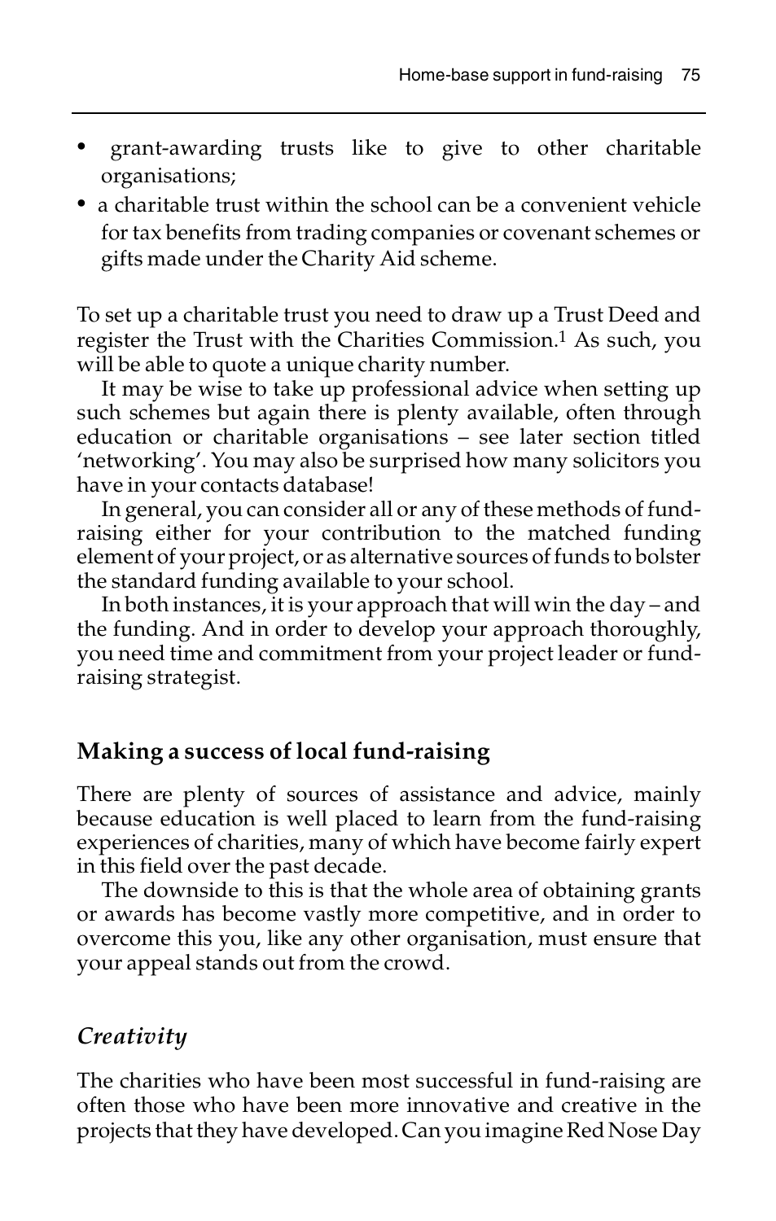- grant-awarding trusts like to give to other charitable organisations;
- a charitable trust within the school can be a convenient vehicle for tax benefits from trading companies or covenant schemes or gifts made under the Charity Aid scheme.

To set up a charitable trust you need to draw up a Trust Deed and register the Trust with the Charities Commission.[1] As such, you will be able to quote a unique charity number.

It may be wise to take up professional advice when setting up such schemes but again there is plenty available, often through education or charitable organisations – see later section titled 'networking'. You may also be surprised how many solicitors you have in your contacts database!

In general, you can consider all or any of these methods of fund-raising either for your contribution to the matched funding element of your project, or as alternative sources of funds to bolster the standard funding available to your school.

In both instances, it is your approach that will win the day – and the funding. And in order to develop your approach thoroughly, you need time and commitment from your project leader or fund-raising strategist.

## Making a success of local fund-raising

There are plenty of sources of assistance and advice, mainly because education is well placed to learn from the fund-raising experiences of charities, many of which have become fairly expert in this field over the past decade.

The downside to this is that the whole area of obtaining grants or awards has become vastly more competitive, and in order to overcome this you, like any other organisation, must ensure that your appeal stands out from the crowd.

### *Creativity*

The charities who have been most successful in fund-raising are often those who have been more innovative and creative in the projects that they have developed. Can you imagine Red Nose Day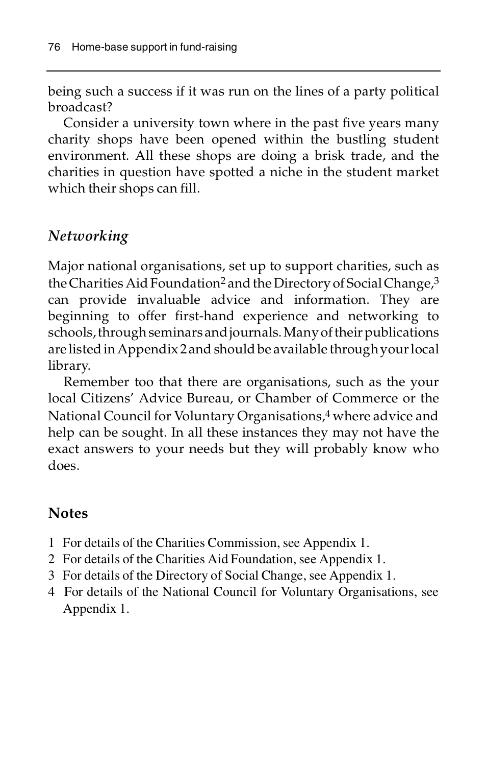being such a success if it was run on the lines of a party political broadcast?

Consider a university town where in the past five years many charity shops have been opened within the bustling student environment. All these shops are doing a brisk trade, and the charities in question have spotted a niche in the student market which their shops can fill.

## *Networking*

Major national organisations, set up to support charities, such as the Charities Aid Foundation[2] and the Directory of Social Change,[3] can provide invaluable advice and information. They are beginning to offer first-hand experience and networking to schools, through seminars and journals. Many of their publications are listed in Appendix 2 and should be available through your local library.

Remember too that there are organisations, such as the your local Citizens' Advice Bureau, or Chamber of Commerce or the National Council for Voluntary Organisations,[4] where advice and help can be sought. In all these instances they may not have the exact answers to your needs but they will probably know who does.

## Notes

1 For details of the Charities Commission, see Appendix 1.
2 For details of the Charities Aid Foundation, see Appendix 1.
3 For details of the Directory of Social Change, see Appendix 1.
4 For details of the National Council for Voluntary Organisations, see Appendix 1.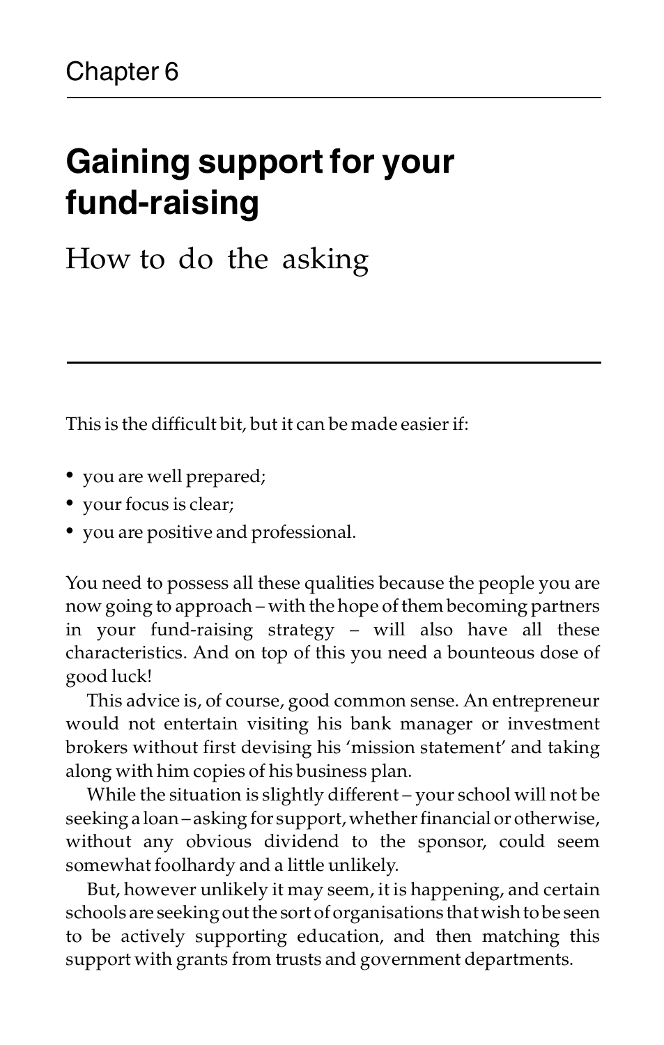Chapter 6

# Gaining support for your fund-raising

## How to do the asking

This is the difficult bit, but it can be made easier if:

- you are well prepared;
- your focus is clear;
- you are positive and professional.

You need to possess all these qualities because the people you are now going to approach – with the hope of them becoming partners in your fund-raising strategy – will also have all these characteristics. And on top of this you need a bounteous dose of good luck!

This advice is, of course, good common sense. An entrepreneur would not entertain visiting his bank manager or investment brokers without first devising his 'mission statement' and taking along with him copies of his business plan.

While the situation is slightly different – your school will not be seeking a loan – asking for support, whether financial or otherwise, without any obvious dividend to the sponsor, could seem somewhat foolhardy and a little unlikely.

But, however unlikely it may seem, it is happening, and certain schools are seeking out the sort of organisations that wish to be seen to be actively supporting education, and then matching this support with grants from trusts and government departments.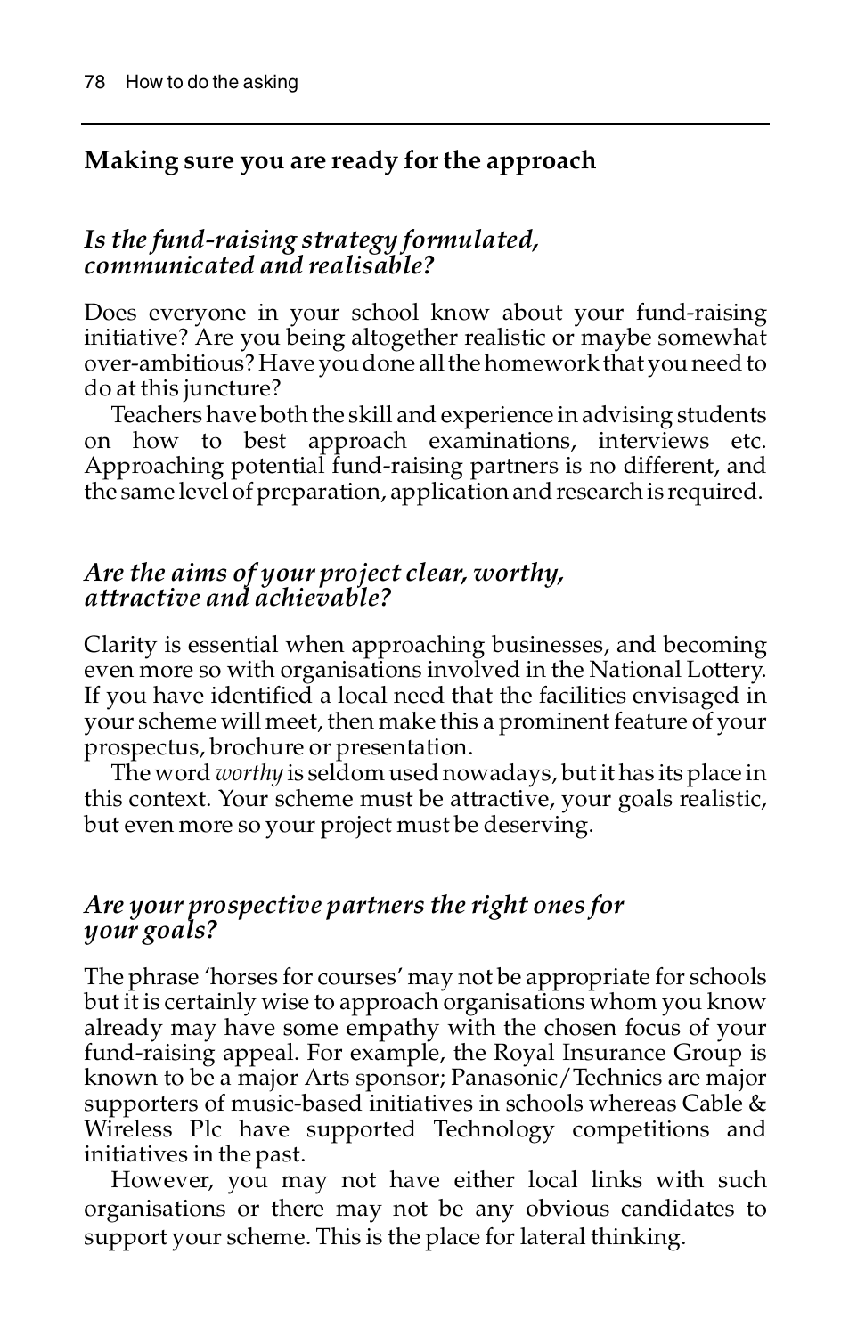## Making sure you are ready for the approach

### *Is the fund-raising strategy formulated, communicated and realisable?*

Does everyone in your school know about your fund-raising initiative? Are you being altogether realistic or maybe somewhat over-ambitious? Have you done all the homework that you need to do at this juncture?

Teachers have both the skill and experience in advising students on how to best approach examinations, interviews etc. Approaching potential fund-raising partners is no different, and the same level of preparation, application and research is required.

### *Are the aims of your project clear, worthy, attractive and achievable?*

Clarity is essential when approaching businesses, and becoming even more so with organisations involved in the National Lottery. If you have identified a local need that the facilities envisaged in your scheme will meet, then make this a prominent feature of your prospectus, brochure or presentation.

The word *worthy* is seldom used nowadays, but it has its place in this context. Your scheme must be attractive, your goals realistic, but even more so your project must be deserving.

### *Are your prospective partners the right ones for your goals?*

The phrase 'horses for courses' may not be appropriate for schools but it is certainly wise to approach organisations whom you know already may have some empathy with the chosen focus of your fund-raising appeal. For example, the Royal Insurance Group is known to be a major Arts sponsor; Panasonic/Technics are major supporters of music-based initiatives in schools whereas Cable & Wireless Plc have supported Technology competitions and initiatives in the past.

However, you may not have either local links with such organisations or there may not be any obvious candidates to support your scheme. This is the place for lateral thinking.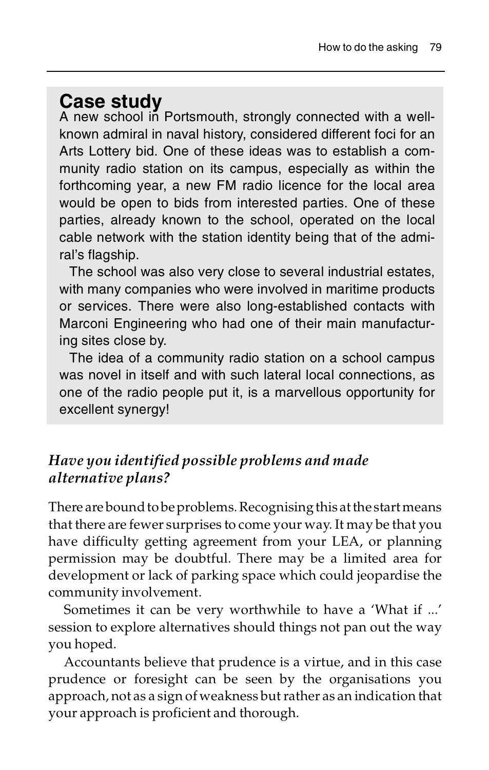## Case study

A new school in Portsmouth, strongly connected with a well-known admiral in naval history, considered different foci for an Arts Lottery bid. One of these ideas was to establish a community radio station on its campus, especially as within the forthcoming year, a new FM radio licence for the local area would be open to bids from interested parties. One of these parties, already known to the school, operated on the local cable network with the station identity being that of the admiral's flagship.

The school was also very close to several industrial estates, with many companies who were involved in maritime products or services. There were also long-established contacts with Marconi Engineering who had one of their main manufacturing sites close by.

The idea of a community radio station on a school campus was novel in itself and with such lateral local connections, as one of the radio people put it, is a marvellous opportunity for excellent synergy!

### *Have you identified possible problems and made alternative plans?*

There are bound to be problems. Recognising this at the start means that there are fewer surprises to come your way. It may be that you have difficulty getting agreement from your LEA, or planning permission may be doubtful. There may be a limited area for development or lack of parking space which could jeopardise the community involvement.

Sometimes it can be very worthwhile to have a 'What if ...' session to explore alternatives should things not pan out the way you hoped.

Accountants believe that prudence is a virtue, and in this case prudence or foresight can be seen by the organisations you approach, not as a sign of weakness but rather as an indication that your approach is proficient and thorough.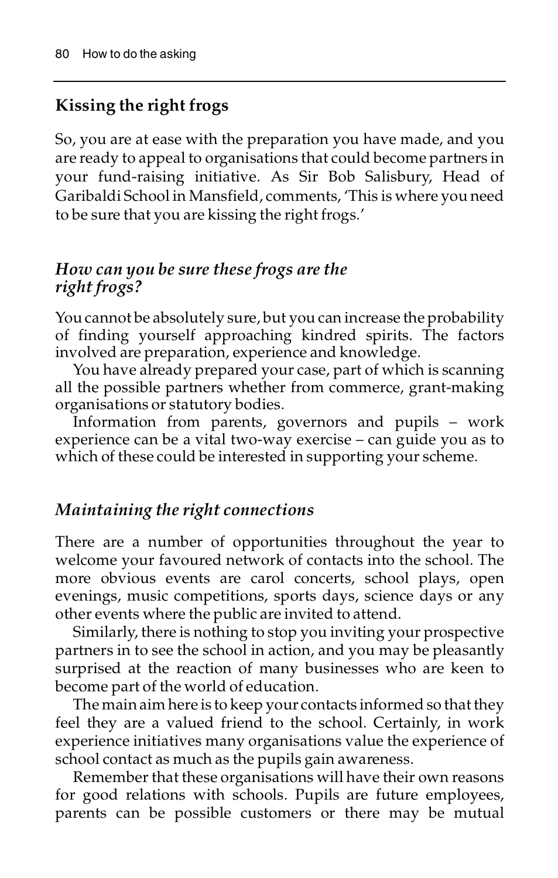## Kissing the right frogs

So, you are at ease with the preparation you have made, and you are ready to appeal to organisations that could become partners in your fund-raising initiative. As Sir Bob Salisbury, Head of Garibaldi School in Mansfield, comments, 'This is where you need to be sure that you are kissing the right frogs.'

### *How can you be sure these frogs are the right frogs?*

You cannot be absolutely sure, but you can increase the probability of finding yourself approaching kindred spirits. The factors involved are preparation, experience and knowledge.

You have already prepared your case, part of which is scanning all the possible partners whether from commerce, grant-making organisations or statutory bodies.

Information from parents, governors and pupils – work experience can be a vital two-way exercise – can guide you as to which of these could be interested in supporting your scheme.

### *Maintaining the right connections*

There are a number of opportunities throughout the year to welcome your favoured network of contacts into the school. The more obvious events are carol concerts, school plays, open evenings, music competitions, sports days, science days or any other events where the public are invited to attend.

Similarly, there is nothing to stop you inviting your prospective partners in to see the school in action, and you may be pleasantly surprised at the reaction of many businesses who are keen to become part of the world of education.

The main aim here is to keep your contacts informed so that they feel they are a valued friend to the school. Certainly, in work experience initiatives many organisations value the experience of school contact as much as the pupils gain awareness.

Remember that these organisations will have their own reasons for good relations with schools. Pupils are future employees, parents can be possible customers or there may be mutual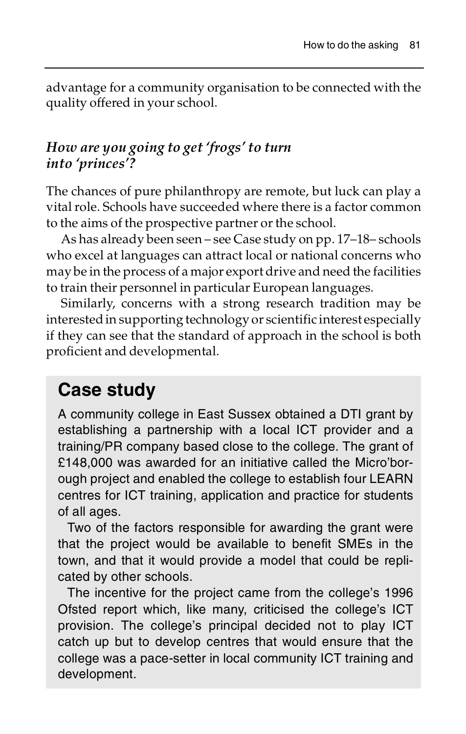advantage for a community organisation to be connected with the quality offered in your school.

### *How are you going to get 'frogs' to turn into 'princes'?*

The chances of pure philanthropy are remote, but luck can play a vital role. Schools have succeeded where there is a factor common to the aims of the prospective partner or the school.

As has already been seen – see Case study on pp. 17–18– schools who excel at languages can attract local or national concerns who may be in the process of a major export drive and need the facilities to train their personnel in particular European languages.

Similarly, concerns with a strong research tradition may be interested in supporting technology or scientific interest especially if they can see that the standard of approach in the school is both proficient and developmental.

## Case study

A community college in East Sussex obtained a DTI grant by establishing a partnership with a local ICT provider and a training/PR company based close to the college. The grant of £148,000 was awarded for an initiative called the Micro'borough project and enabled the college to establish four LEARN centres for ICT training, application and practice for students of all ages.

Two of the factors responsible for awarding the grant were that the project would be available to benefit SMEs in the town, and that it would provide a model that could be replicated by other schools.

The incentive for the project came from the college's 1996 Ofsted report which, like many, criticised the college's ICT provision. The college's principal decided not to play ICT catch up but to develop centres that would ensure that the college was a pace-setter in local community ICT training and development.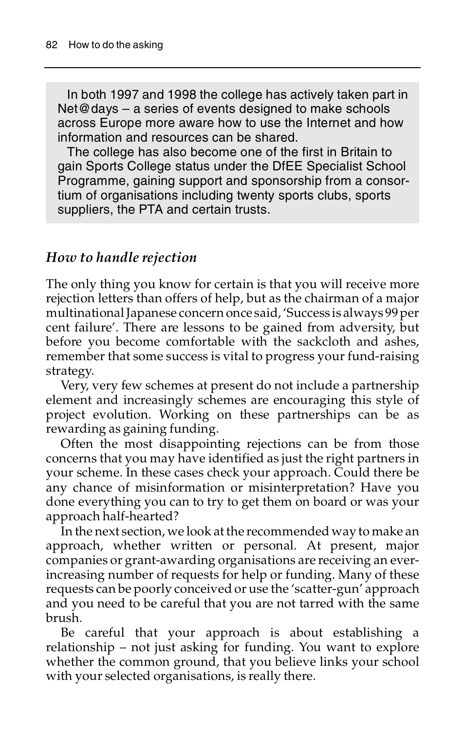In both 1997 and 1998 the college has actively taken part in Net@days – a series of events designed to make schools across Europe more aware how to use the Internet and how information and resources can be shared.

The college has also become one of the first in Britain to gain Sports College status under the DfEE Specialist School Programme, gaining support and sponsorship from a consortium of organisations including twenty sports clubs, sports suppliers, the PTA and certain trusts.

### *How to handle rejection*

The only thing you know for certain is that you will receive more rejection letters than offers of help, but as the chairman of a major multinational Japanese concern once said, 'Success is always 99 per cent failure'. There are lessons to be gained from adversity, but before you become comfortable with the sackcloth and ashes, remember that some success is vital to progress your fund-raising strategy.

Very, very few schemes at present do not include a partnership element and increasingly schemes are encouraging this style of project evolution. Working on these partnerships can be as rewarding as gaining funding.

Often the most disappointing rejections can be from those concerns that you may have identified as just the right partners in your scheme. In these cases check your approach. Could there be any chance of misinformation or misinterpretation? Have you done everything you can to try to get them on board or was your approach half-hearted?

In the next section, we look at the recommended way to make an approach, whether written or personal. At present, major companies or grant-awarding organisations are receiving an ever-increasing number of requests for help or funding. Many of these requests can be poorly conceived or use the 'scatter-gun' approach and you need to be careful that you are not tarred with the same brush.

Be careful that your approach is about establishing a relationship – not just asking for funding. You want to explore whether the common ground, that you believe links your school with your selected organisations, is really there.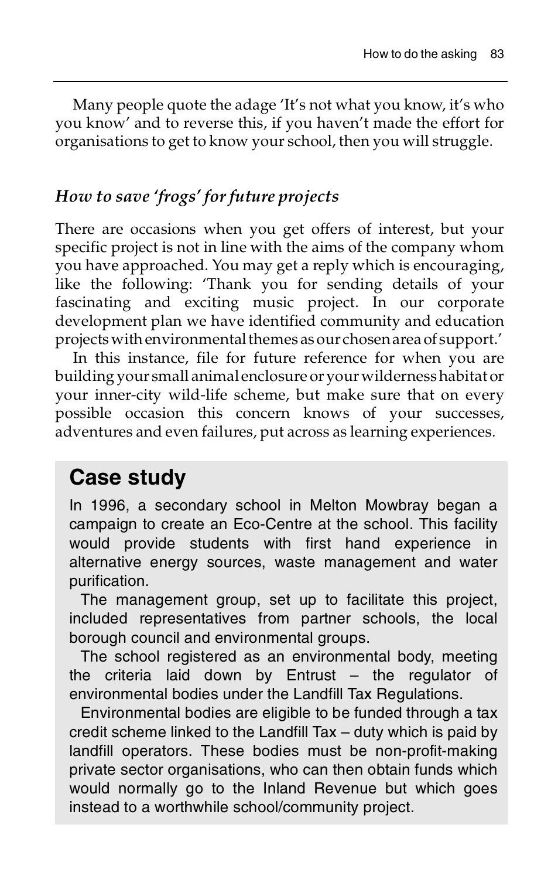Many people quote the adage 'It's not what you know, it's who you know' and to reverse this, if you haven't made the effort for organisations to get to know your school, then you will struggle.

### *How to save 'frogs' for future projects*

There are occasions when you get offers of interest, but your specific project is not in line with the aims of the company whom you have approached. You may get a reply which is encouraging, like the following: 'Thank you for sending details of your fascinating and exciting music project. In our corporate development plan we have identified community and education projects with environmental themes as our chosen area of support.'

In this instance, file for future reference for when you are building your small animal enclosure or your wilderness habitat or your inner-city wild-life scheme, but make sure that on every possible occasion this concern knows of your successes, adventures and even failures, put across as learning experiences.

## Case study

In 1996, a secondary school in Melton Mowbray began a campaign to create an Eco-Centre at the school. This facility would provide students with first hand experience in alternative energy sources, waste management and water purification.

The management group, set up to facilitate this project, included representatives from partner schools, the local borough council and environmental groups.

The school registered as an environmental body, meeting the criteria laid down by Entrust – the regulator of environmental bodies under the Landfill Tax Regulations.

Environmental bodies are eligible to be funded through a tax credit scheme linked to the Landfill Tax – duty which is paid by landfill operators. These bodies must be non-profit-making private sector organisations, who can then obtain funds which would normally go to the Inland Revenue but which goes instead to a worthwhile school/community project.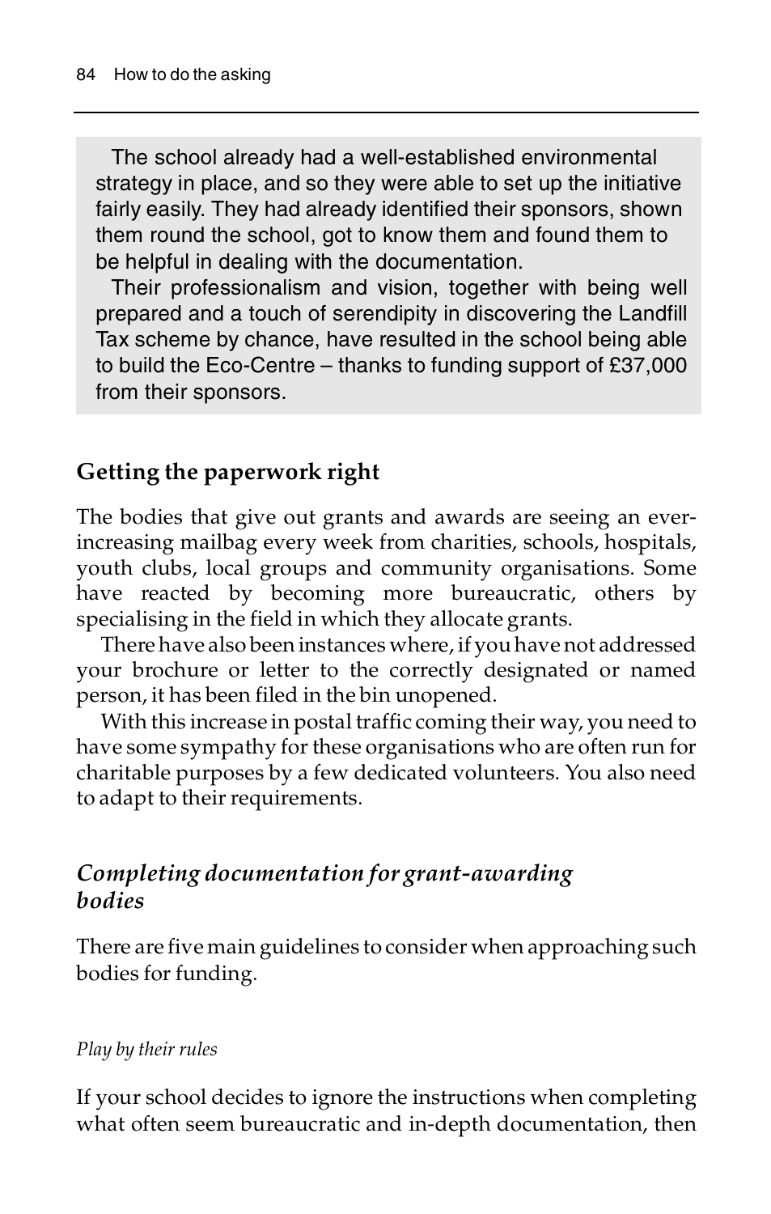The school already had a well-established environmental strategy in place, and so they were able to set up the initiative fairly easily. They had already identified their sponsors, shown them round the school, got to know them and found them to be helpful in dealing with the documentation.

Their professionalism and vision, together with being well prepared and a touch of serendipity in discovering the Landfill Tax scheme by chance, have resulted in the school being able to build the Eco-Centre – thanks to funding support of £37,000 from their sponsors.

## Getting the paperwork right

The bodies that give out grants and awards are seeing an ever-increasing mailbag every week from charities, schools, hospitals, youth clubs, local groups and community organisations. Some have reacted by becoming more bureaucratic, others by specialising in the field in which they allocate grants.

There have also been instances where, if you have not addressed your brochure or letter to the correctly designated or named person, it has been filed in the bin unopened.

With this increase in postal traffic coming their way, you need to have some sympathy for these organisations who are often run for charitable purposes by a few dedicated volunteers. You also need to adapt to their requirements.

### *Completing documentation for grant-awarding bodies*

There are five main guidelines to consider when approaching such bodies for funding.

*Play by their rules*

If your school decides to ignore the instructions when completing what often seem bureaucratic and in-depth documentation, then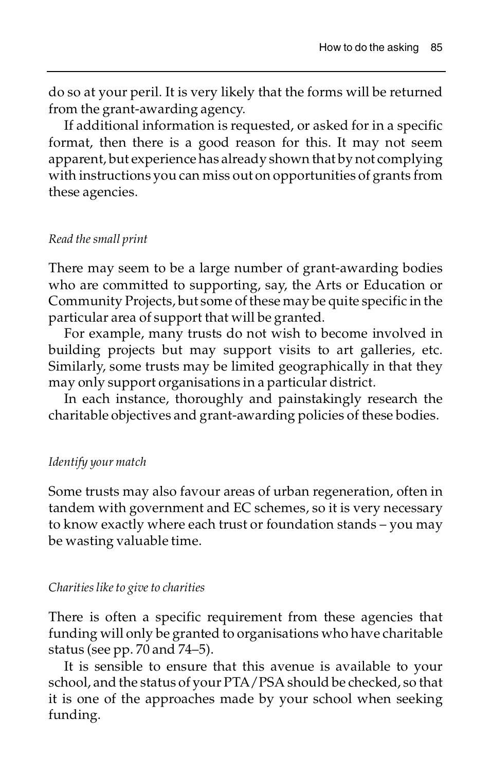do so at your peril. It is very likely that the forms will be returned from the grant-awarding agency.

If additional information is requested, or asked for in a specific format, then there is a good reason for this. It may not seem apparent, but experience has already shown that by not complying with instructions you can miss out on opportunities of grants from these agencies.

*Read the small print*

There may seem to be a large number of grant-awarding bodies who are committed to supporting, say, the Arts or Education or Community Projects, but some of these may be quite specific in the particular area of support that will be granted.

For example, many trusts do not wish to become involved in building projects but may support visits to art galleries, etc. Similarly, some trusts may be limited geographically in that they may only support organisations in a particular district.

In each instance, thoroughly and painstakingly research the charitable objectives and grant-awarding policies of these bodies.

*Identify your match*

Some trusts may also favour areas of urban regeneration, often in tandem with government and EC schemes, so it is very necessary to know exactly where each trust or foundation stands – you may be wasting valuable time.

*Charities like to give to charities*

There is often a specific requirement from these agencies that funding will only be granted to organisations who have charitable status (see pp. 70 and 74–5).

It is sensible to ensure that this avenue is available to your school, and the status of your PTA/PSA should be checked, so that it is one of the approaches made by your school when seeking funding.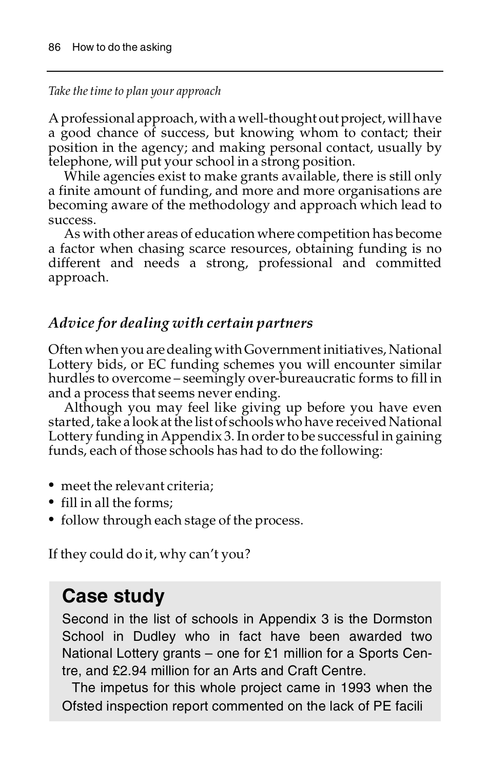*Take the time to plan your approach*

A professional approach, with a well-thought out project, will have a good chance of success, but knowing whom to contact; their position in the agency; and making personal contact, usually by telephone, will put your school in a strong position.

While agencies exist to make grants available, there is still only a finite amount of funding, and more and more organisations are becoming aware of the methodology and approach which lead to success.

As with other areas of education where competition has become a factor when chasing scarce resources, obtaining funding is no different and needs a strong, professional and committed approach.

### *Advice for dealing with certain partners*

Often when you are dealing with Government initiatives, National Lottery bids, or EC funding schemes you will encounter similar hurdles to overcome – seemingly over-bureaucratic forms to fill in and a process that seems never ending.

Although you may feel like giving up before you have even started, take a look at the list of schools who have received National Lottery funding in Appendix 3. In order to be successful in gaining funds, each of those schools has had to do the following:

- meet the relevant criteria;
- fill in all the forms;
- follow through each stage of the process.

If they could do it, why can't you?

## Case study

Second in the list of schools in Appendix 3 is the Dormston School in Dudley who in fact have been awarded two National Lottery grants – one for £1 million for a Sports Centre, and £2.94 million for an Arts and Craft Centre.

The impetus for this whole project came in 1993 when the Ofsted inspection report commented on the lack of PE facili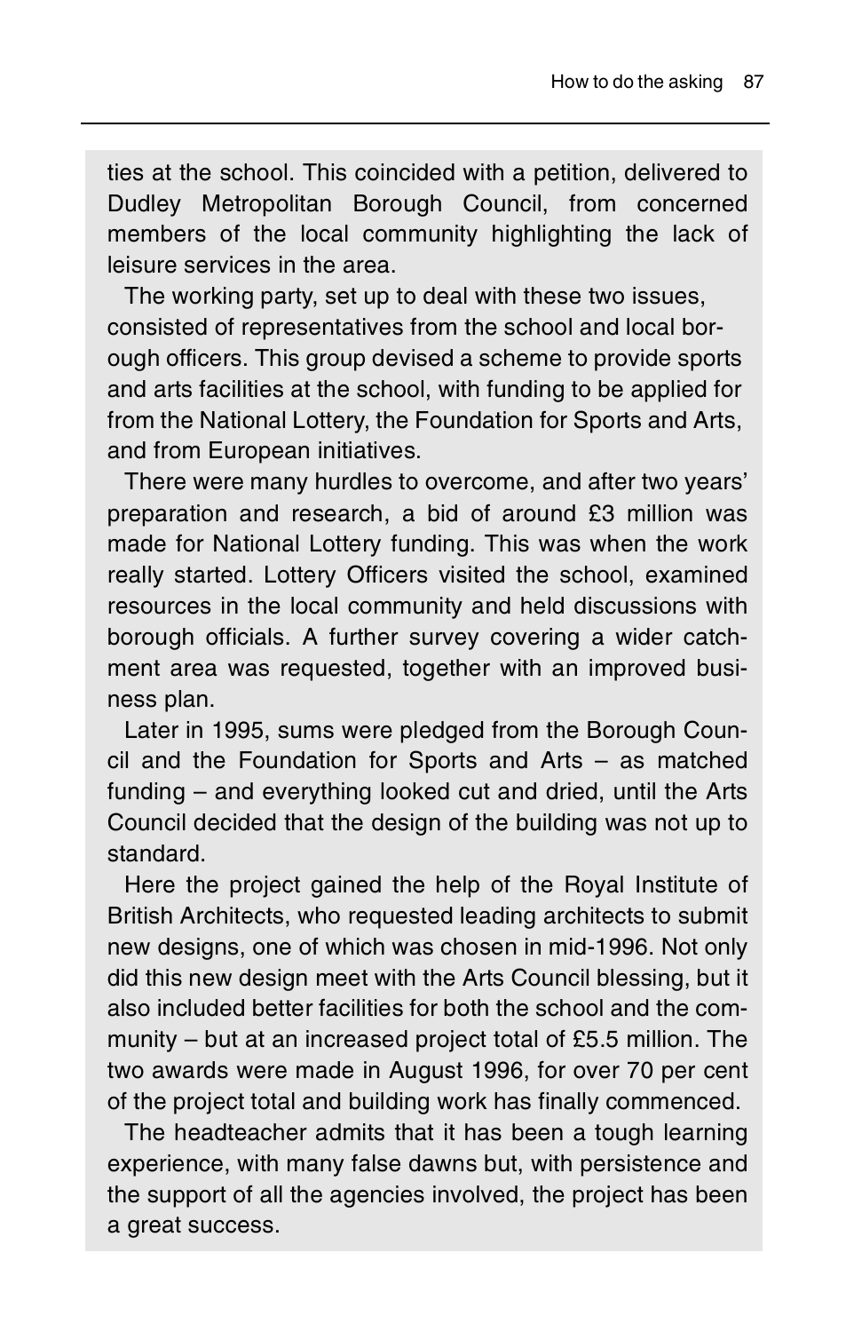ties at the school. This coincided with a petition, delivered to Dudley Metropolitan Borough Council, from concerned members of the local community highlighting the lack of leisure services in the area.

The working party, set up to deal with these two issues, consisted of representatives from the school and local borough officers. This group devised a scheme to provide sports and arts facilities at the school, with funding to be applied for from the National Lottery, the Foundation for Sports and Arts, and from European initiatives.

There were many hurdles to overcome, and after two years' preparation and research, a bid of around £3 million was made for National Lottery funding. This was when the work really started. Lottery Officers visited the school, examined resources in the local community and held discussions with borough officials. A further survey covering a wider catchment area was requested, together with an improved business plan.

Later in 1995, sums were pledged from the Borough Council and the Foundation for Sports and Arts – as matched funding – and everything looked cut and dried, until the Arts Council decided that the design of the building was not up to standard.

Here the project gained the help of the Royal Institute of British Architects, who requested leading architects to submit new designs, one of which was chosen in mid-1996. Not only did this new design meet with the Arts Council blessing, but it also included better facilities for both the school and the community – but at an increased project total of £5.5 million. The two awards were made in August 1996, for over 70 per cent of the project total and building work has finally commenced.

The headteacher admits that it has been a tough learning experience, with many false dawns but, with persistence and the support of all the agencies involved, the project has been a great success.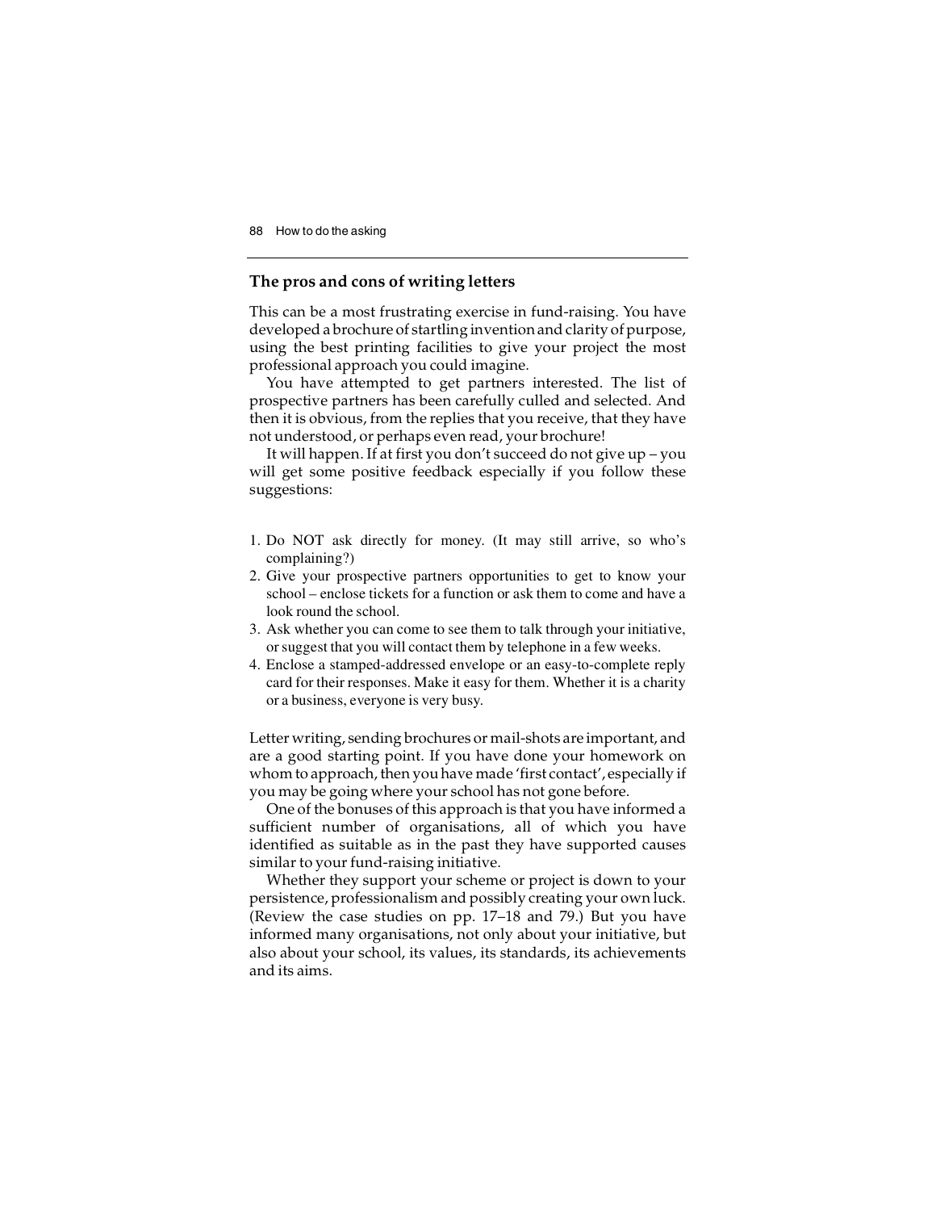## The pros and cons of writing letters

This can be a most frustrating exercise in fund-raising. You have developed a brochure of startling invention and clarity of purpose, using the best printing facilities to give your project the most professional approach you could imagine.

You have attempted to get partners interested. The list of prospective partners has been carefully culled and selected. And then it is obvious, from the replies that you receive, that they have not understood, or perhaps even read, your brochure!

It will happen. If at first you don't succeed do not give up – you will get some positive feedback especially if you follow these suggestions:

1. Do NOT ask directly for money. (It may still arrive, so who's complaining?)
2. Give your prospective partners opportunities to get to know your school – enclose tickets for a function or ask them to come and have a look round the school.
3. Ask whether you can come to see them to talk through your initiative, or suggest that you will contact them by telephone in a few weeks.
4. Enclose a stamped-addressed envelope or an easy-to-complete reply card for their responses. Make it easy for them. Whether it is a charity or a business, everyone is very busy.

Letter writing, sending brochures or mail-shots are important, and are a good starting point. If you have done your homework on whom to approach, then you have made 'first contact', especially if you may be going where your school has not gone before.

One of the bonuses of this approach is that you have informed a sufficient number of organisations, all of which you have identified as suitable as in the past they have supported causes similar to your fund-raising initiative.

Whether they support your scheme or project is down to your persistence, professionalism and possibly creating your own luck. (Review the case studies on pp. 17–18 and 79.) But you have informed many organisations, not only about your initiative, but also about your school, its values, its standards, its achievements and its aims.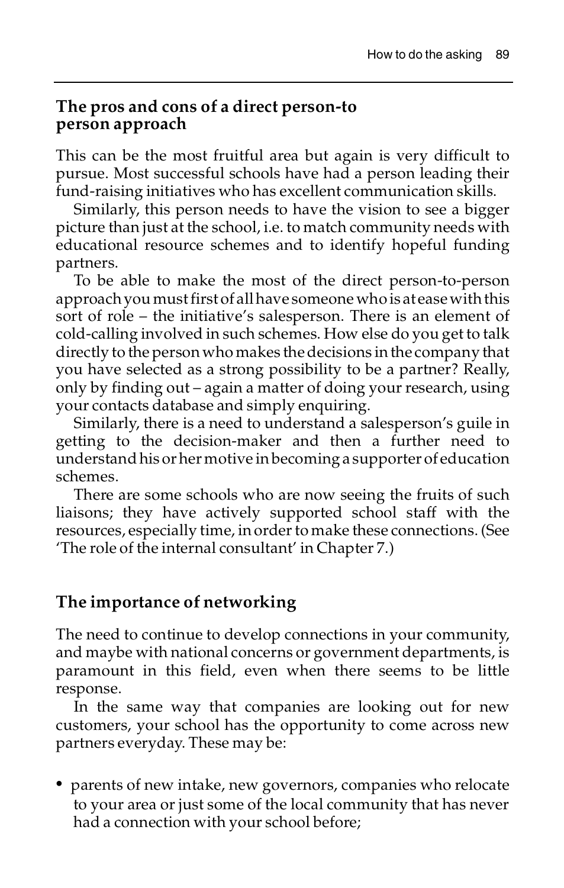## The pros and cons of a direct person-to person approach

This can be the most fruitful area but again is very difficult to pursue. Most successful schools have had a person leading their fund-raising initiatives who has excellent communication skills.

Similarly, this person needs to have the vision to see a bigger picture than just at the school, i.e. to match community needs with educational resource schemes and to identify hopeful funding partners.

To be able to make the most of the direct person-to-person approach you must first of all have someone who is at ease with this sort of role – the initiative's salesperson. There is an element of cold-calling involved in such schemes. How else do you get to talk directly to the person who makes the decisions in the company that you have selected as a strong possibility to be a partner? Really, only by finding out – again a matter of doing your research, using your contacts database and simply enquiring.

Similarly, there is a need to understand a salesperson's guile in getting to the decision-maker and then a further need to understand his or her motive in becoming a supporter of education schemes.

There are some schools who are now seeing the fruits of such liaisons; they have actively supported school staff with the resources, especially time, in order to make these connections. (See 'The role of the internal consultant' in Chapter 7.)

## The importance of networking

The need to continue to develop connections in your community, and maybe with national concerns or government departments, is paramount in this field, even when there seems to be little response.

In the same way that companies are looking out for new customers, your school has the opportunity to come across new partners everyday. These may be:

- parents of new intake, new governors, companies who relocate to your area or just some of the local community that has never had a connection with your school before;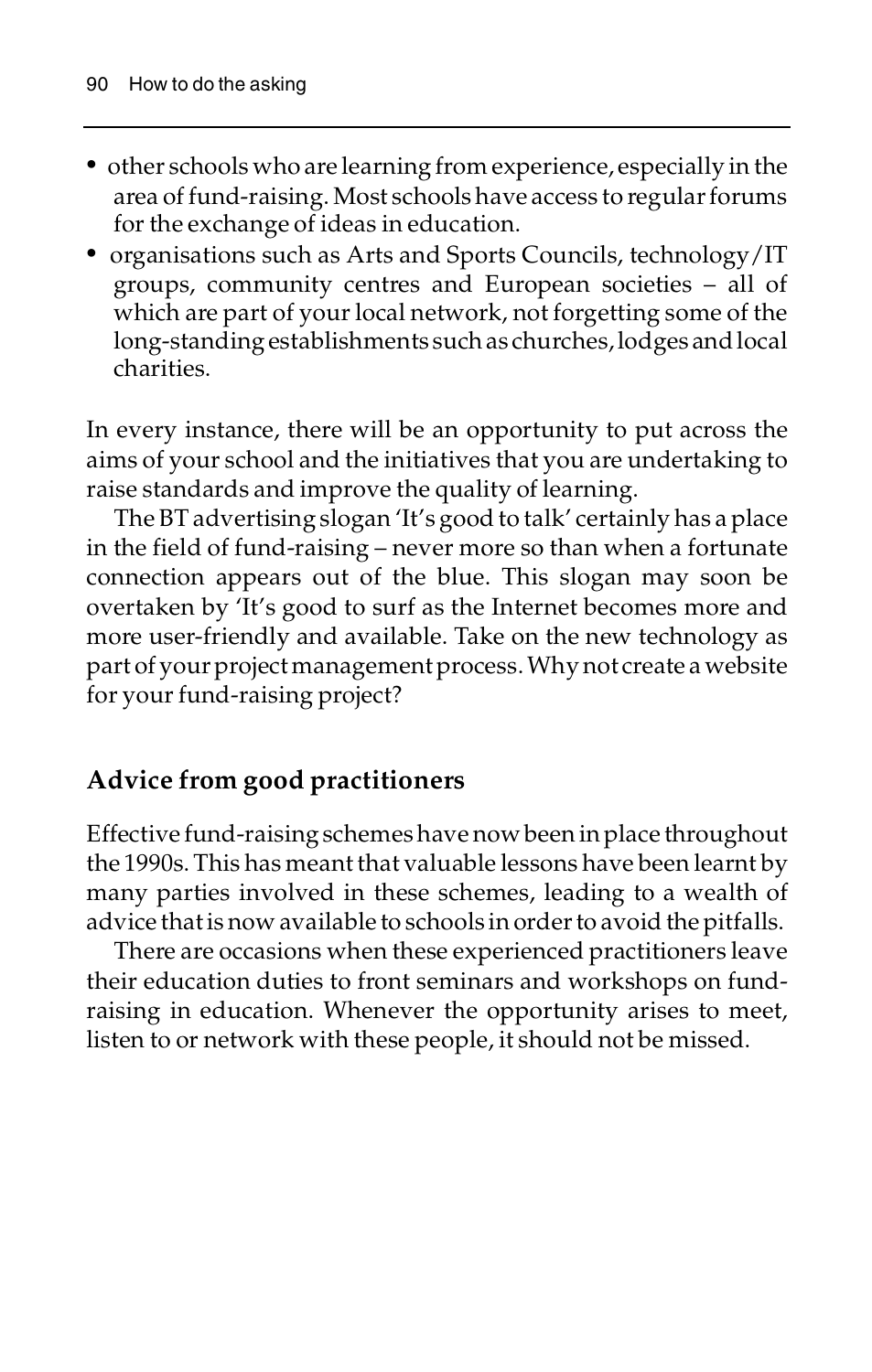- other schools who are learning from experience, especially in the area of fund-raising. Most schools have access to regular forums for the exchange of ideas in education.
- organisations such as Arts and Sports Councils, technology/IT groups, community centres and European societies – all of which are part of your local network, not forgetting some of the long-standing establishments such as churches, lodges and local charities.

In every instance, there will be an opportunity to put across the aims of your school and the initiatives that you are undertaking to raise standards and improve the quality of learning.

The BT advertising slogan 'It's good to talk' certainly has a place in the field of fund-raising – never more so than when a fortunate connection appears out of the blue. This slogan may soon be overtaken by 'It's good to surf as the Internet becomes more and more user-friendly and available. Take on the new technology as part of your project management process. Why not create a website for your fund-raising project?

## Advice from good practitioners

Effective fund-raising schemes have now been in place throughout the 1990s. This has meant that valuable lessons have been learnt by many parties involved in these schemes, leading to a wealth of advice that is now available to schools in order to avoid the pitfalls.

There are occasions when these experienced practitioners leave their education duties to front seminars and workshops on fund-raising in education. Whenever the opportunity arises to meet, listen to or network with these people, it should not be missed.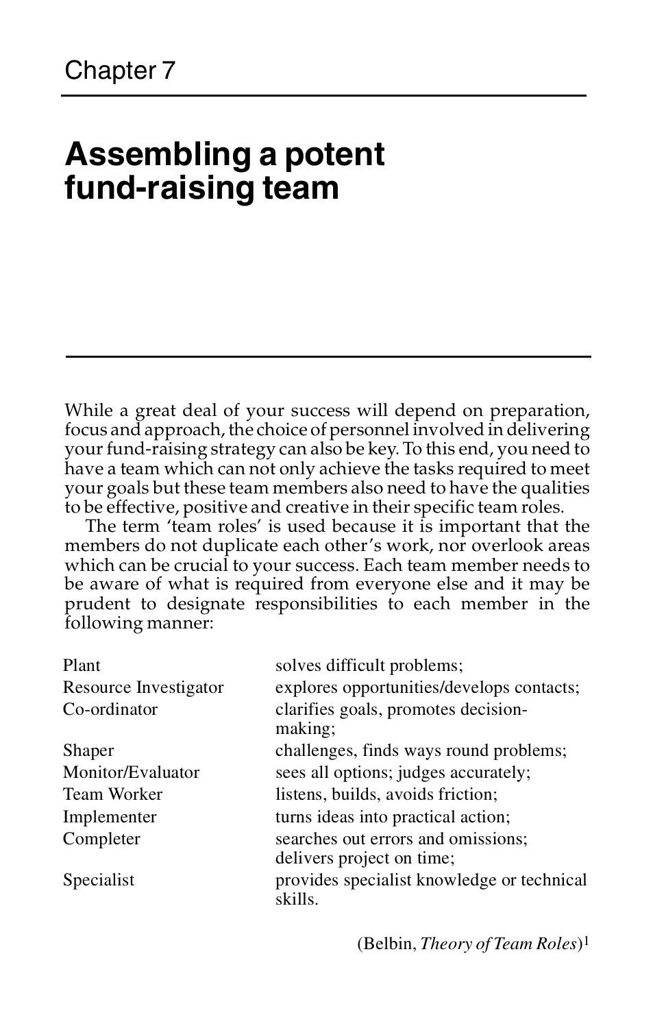Chapter 7

# Assembling a potent fund-raising team

While a great deal of your success will depend on preparation, focus and approach, the choice of personnel involved in delivering your fund-raising strategy can also be key. To this end, you need to have a team which can not only achieve the tasks required to meet your goals but these team members also need to have the qualities to be effective, positive and creative in their specific team roles.

The term 'team roles' is used because it is important that the members do not duplicate each other's work, nor overlook areas which can be crucial to your success. Each team member needs to be aware of what is required from everyone else and it may be prudent to designate responsibilities to each member in the following manner:

| | |
|---|---|
| Plant | solves difficult problems; |
| Resource Investigator | explores opportunities/develops contacts; |
| Co-ordinator | clarifies goals, promotes decision-making; |
| Shaper | challenges, finds ways round problems; |
| Monitor/Evaluator | sees all options; judges accurately; |
| Team Worker | listens, builds, avoids friction; |
| Implementer | turns ideas into practical action; |
| Completer | searches out errors and omissions; delivers project on time; |
| Specialist | provides specialist knowledge or technical skills. |

(Belbin, *Theory of Team Roles*)[1]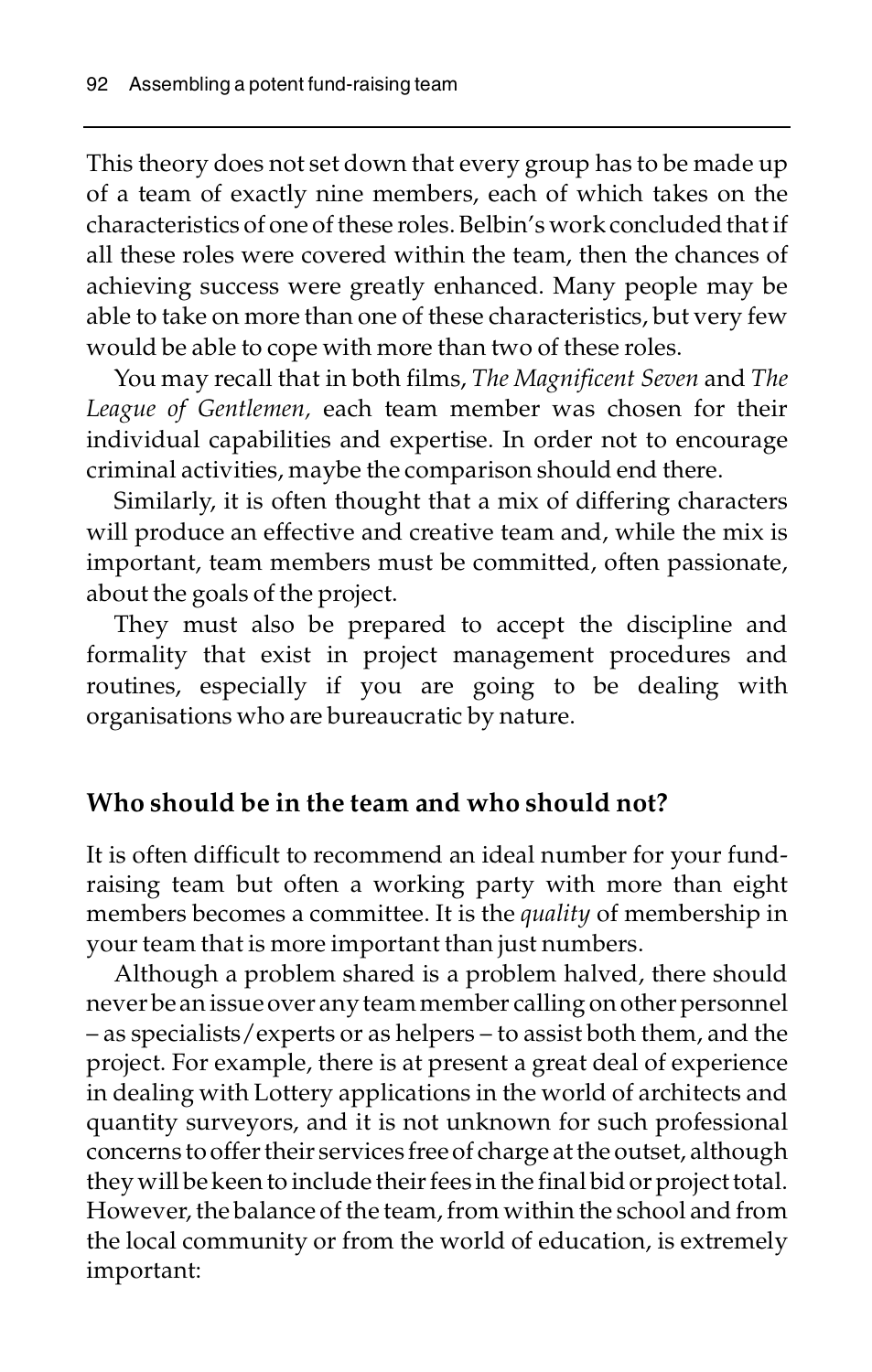This theory does not set down that every group has to be made up of a team of exactly nine members, each of which takes on the characteristics of one of these roles. Belbin's work concluded that if all these roles were covered within the team, then the chances of achieving success were greatly enhanced. Many people may be able to take on more than one of these characteristics, but very few would be able to cope with more than two of these roles.

You may recall that in both films, *The Magnificent Seven* and *The League of Gentlemen*, each team member was chosen for their individual capabilities and expertise. In order not to encourage criminal activities, maybe the comparison should end there.

Similarly, it is often thought that a mix of differing characters will produce an effective and creative team and, while the mix is important, team members must be committed, often passionate, about the goals of the project.

They must also be prepared to accept the discipline and formality that exist in project management procedures and routines, especially if you are going to be dealing with organisations who are bureaucratic by nature.

## Who should be in the team and who should not?

It is often difficult to recommend an ideal number for your fund-raising team but often a working party with more than eight members becomes a committee. It is the *quality* of membership in your team that is more important than just numbers.

Although a problem shared is a problem halved, there should never be an issue over any team member calling on other personnel – as specialists/experts or as helpers – to assist both them, and the project. For example, there is at present a great deal of experience in dealing with Lottery applications in the world of architects and quantity surveyors, and it is not unknown for such professional concerns to offer their services free of charge at the outset, although they will be keen to include their fees in the final bid or project total. However, the balance of the team, from within the school and from the local community or from the world of education, is extremely important: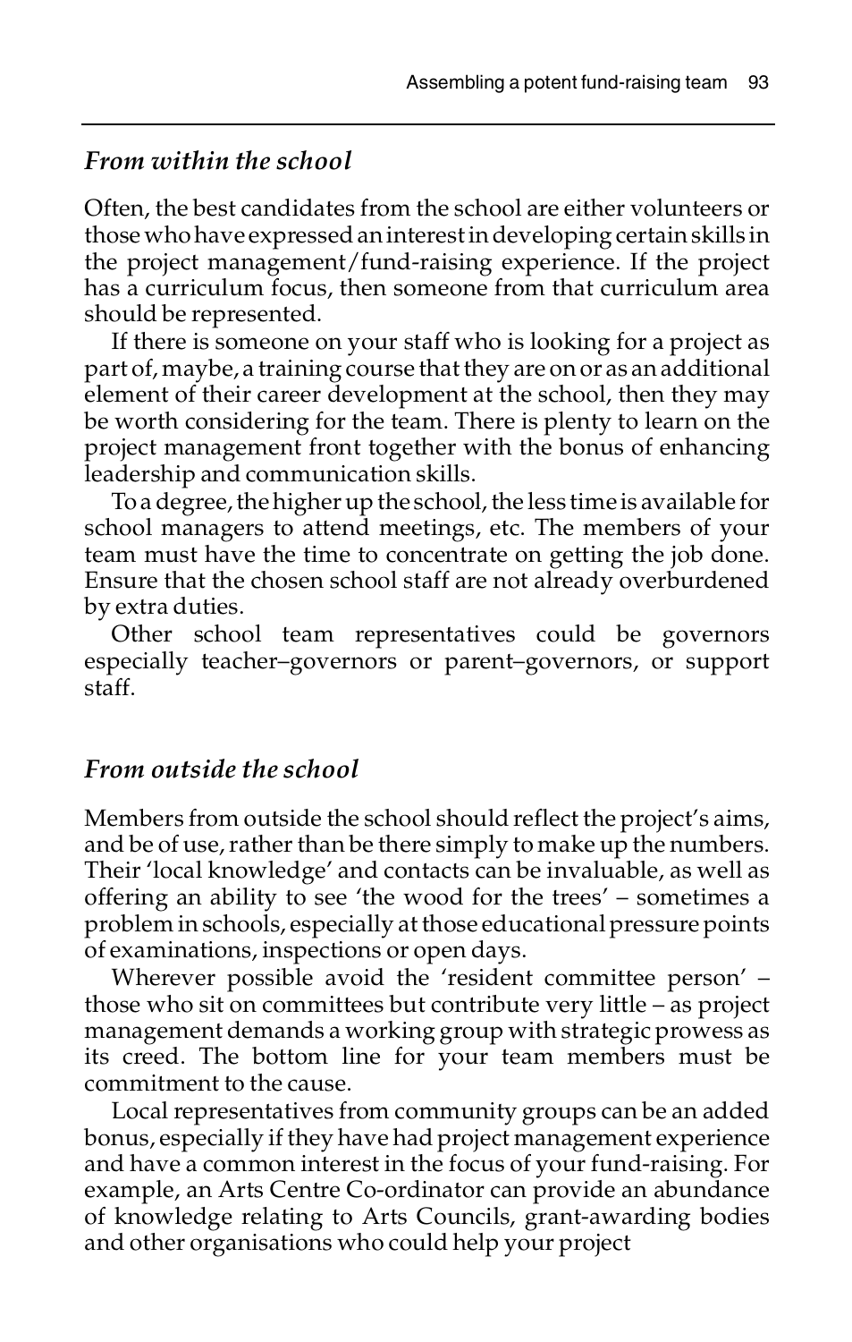### *From within the school*

Often, the best candidates from the school are either volunteers or those who have expressed an interest in developing certain skills in the project management/fund-raising experience. If the project has a curriculum focus, then someone from that curriculum area should be represented.

If there is someone on your staff who is looking for a project as part of, maybe, a training course that they are on or as an additional element of their career development at the school, then they may be worth considering for the team. There is plenty to learn on the project management front together with the bonus of enhancing leadership and communication skills.

To a degree, the higher up the school, the less time is available for school managers to attend meetings, etc. The members of your team must have the time to concentrate on getting the job done. Ensure that the chosen school staff are not already overburdened by extra duties.

Other school team representatives could be governors especially teacher–governors or parent–governors, or support staff.

### *From outside the school*

Members from outside the school should reflect the project's aims, and be of use, rather than be there simply to make up the numbers. Their 'local knowledge' and contacts can be invaluable, as well as offering an ability to see 'the wood for the trees' – sometimes a problem in schools, especially at those educational pressure points of examinations, inspections or open days.

Wherever possible avoid the 'resident committee person' – those who sit on committees but contribute very little – as project management demands a working group with strategic prowess as its creed. The bottom line for your team members must be commitment to the cause.

Local representatives from community groups can be an added bonus, especially if they have had project management experience and have a common interest in the focus of your fund-raising. For example, an Arts Centre Co-ordinator can provide an abundance of knowledge relating to Arts Councils, grant-awarding bodies and other organisations who could help your project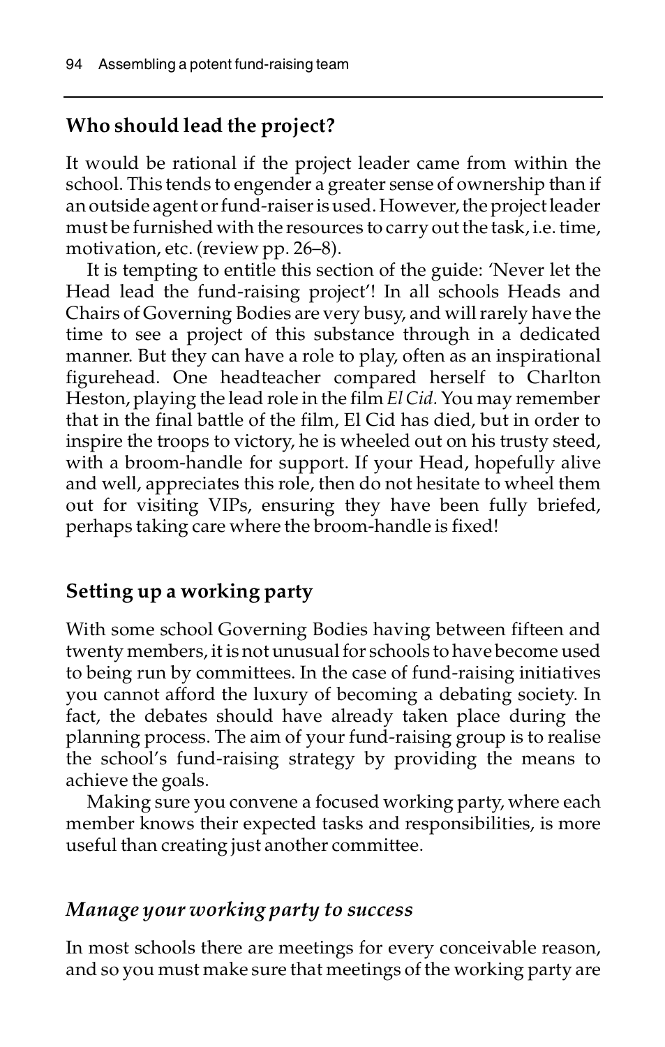## Who should lead the project?

It would be rational if the project leader came from within the school. This tends to engender a greater sense of ownership than if an outside agent or fund-raiser is used. However, the project leader must be furnished with the resources to carry out the task, i.e. time, motivation, etc. (review pp. 26–8).

It is tempting to entitle this section of the guide: 'Never let the Head lead the fund-raising project'! In all schools Heads and Chairs of Governing Bodies are very busy, and will rarely have the time to see a project of this substance through in a dedicated manner. But they can have a role to play, often as an inspirational figurehead. One headteacher compared herself to Charlton Heston, playing the lead role in the film *El Cid.* You may remember that in the final battle of the film, El Cid has died, but in order to inspire the troops to victory, he is wheeled out on his trusty steed, with a broom-handle for support. If your Head, hopefully alive and well, appreciates this role, then do not hesitate to wheel them out for visiting VIPs, ensuring they have been fully briefed, perhaps taking care where the broom-handle is fixed!

## Setting up a working party

With some school Governing Bodies having between fifteen and twenty members, it is not unusual for schools to have become used to being run by committees. In the case of fund-raising initiatives you cannot afford the luxury of becoming a debating society. In fact, the debates should have already taken place during the planning process. The aim of your fund-raising group is to realise the school's fund-raising strategy by providing the means to achieve the goals.

Making sure you convene a focused working party, where each member knows their expected tasks and responsibilities, is more useful than creating just another committee.

### *Manage your working party to success*

In most schools there are meetings for every conceivable reason, and so you must make sure that meetings of the working party are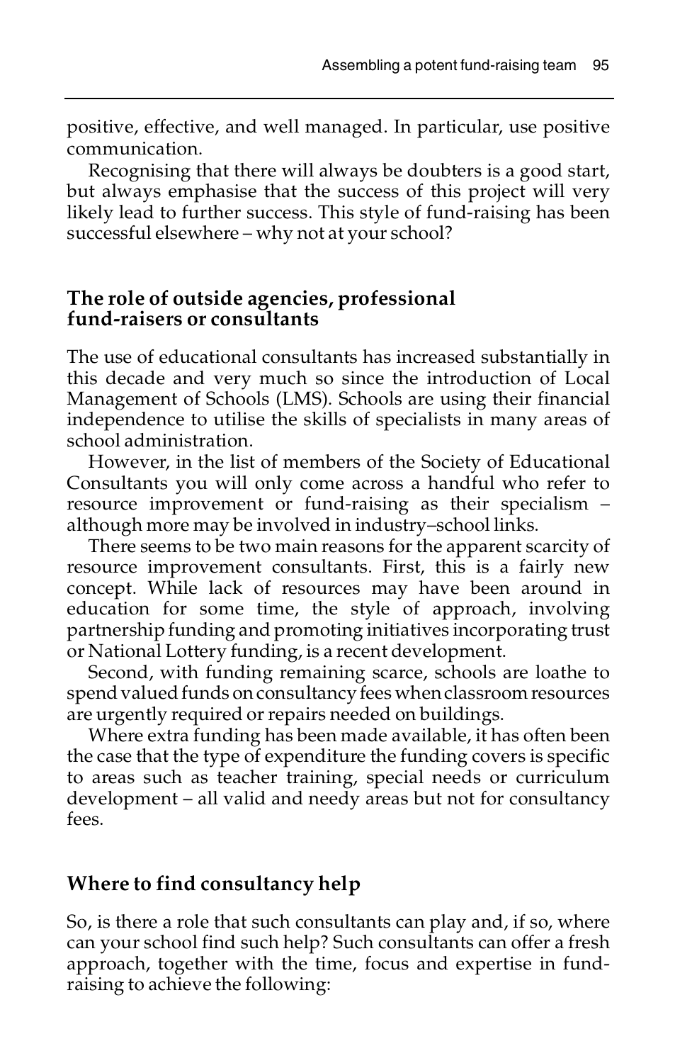positive, effective, and well managed. In particular, use positive communication.

Recognising that there will always be doubters is a good start, but always emphasise that the success of this project will very likely lead to further success. This style of fund-raising has been successful elsewhere – why not at your school?

## The role of outside agencies, professional fund-raisers or consultants

The use of educational consultants has increased substantially in this decade and very much so since the introduction of Local Management of Schools (LMS). Schools are using their financial independence to utilise the skills of specialists in many areas of school administration.

However, in the list of members of the Society of Educational Consultants you will only come across a handful who refer to resource improvement or fund-raising as their specialism – although more may be involved in industry–school links.

There seems to be two main reasons for the apparent scarcity of resource improvement consultants. First, this is a fairly new concept. While lack of resources may have been around in education for some time, the style of approach, involving partnership funding and promoting initiatives incorporating trust or National Lottery funding, is a recent development.

Second, with funding remaining scarce, schools are loathe to spend valued funds on consultancy fees when classroom resources are urgently required or repairs needed on buildings.

Where extra funding has been made available, it has often been the case that the type of expenditure the funding covers is specific to areas such as teacher training, special needs or curriculum development – all valid and needy areas but not for consultancy fees.

## Where to find consultancy help

So, is there a role that such consultants can play and, if so, where can your school find such help? Such consultants can offer a fresh approach, together with the time, focus and expertise in fund-raising to achieve the following: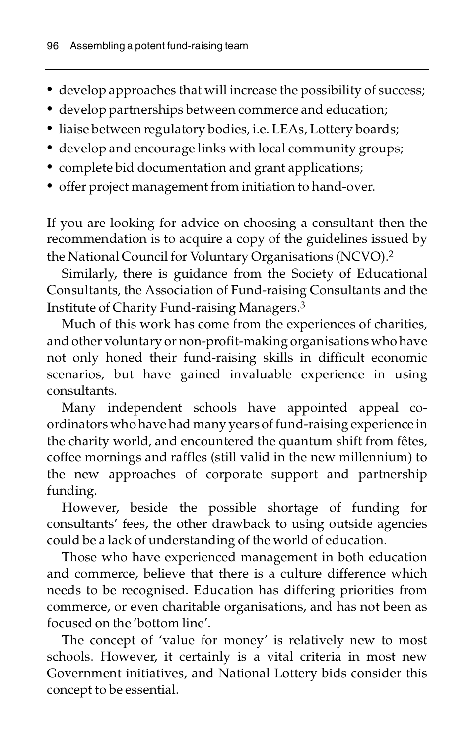- develop approaches that will increase the possibility of success;
- develop partnerships between commerce and education;
- liaise between regulatory bodies, i.e. LEAs, Lottery boards;
- develop and encourage links with local community groups;
- complete bid documentation and grant applications;
- offer project management from initiation to hand-over.

If you are looking for advice on choosing a consultant then the recommendation is to acquire a copy of the guidelines issued by the National Council for Voluntary Organisations (NCVO).[2]

Similarly, there is guidance from the Society of Educational Consultants, the Association of Fund-raising Consultants and the Institute of Charity Fund-raising Managers.[3]

Much of this work has come from the experiences of charities, and other voluntary or non-profit-making organisations who have not only honed their fund-raising skills in difficult economic scenarios, but have gained invaluable experience in using consultants.

Many independent schools have appointed appeal co-ordinators who have had many years of fund-raising experience in the charity world, and encountered the quantum shift from fêtes, coffee mornings and raffles (still valid in the new millennium) to the new approaches of corporate support and partnership funding.

However, beside the possible shortage of funding for consultants' fees, the other drawback to using outside agencies could be a lack of understanding of the world of education.

Those who have experienced management in both education and commerce, believe that there is a culture difference which needs to be recognised. Education has differing priorities from commerce, or even charitable organisations, and has not been as focused on the 'bottom line'.

The concept of 'value for money' is relatively new to most schools. However, it certainly is a vital criteria in most new Government initiatives, and National Lottery bids consider this concept to be essential.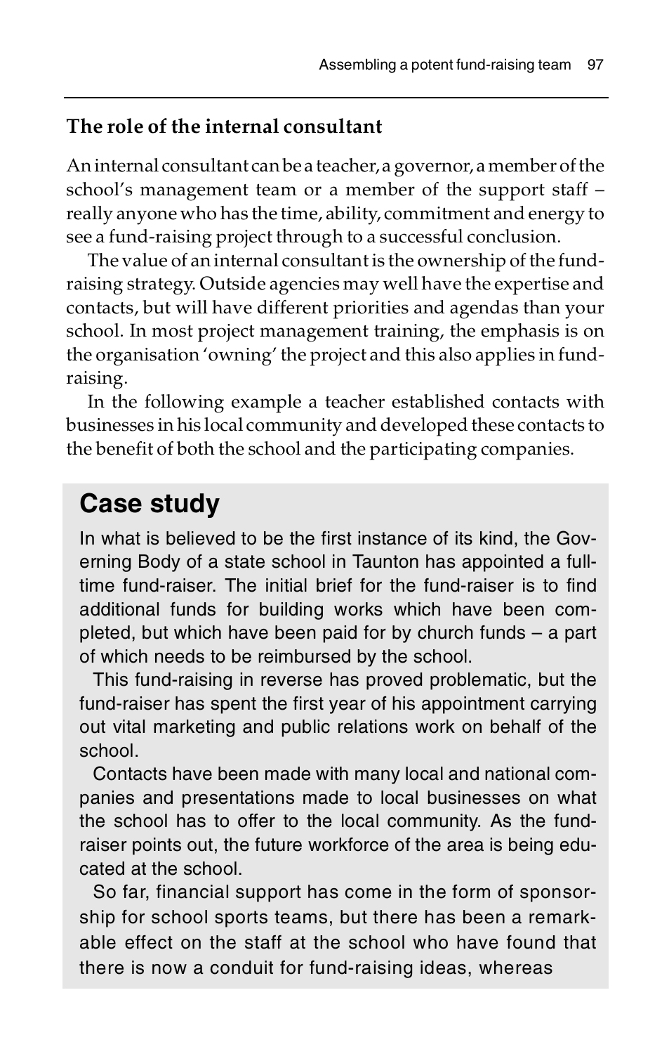### The role of the internal consultant

An internal consultant can be a teacher, a governor, a member of the school's management team or a member of the support staff – really anyone who has the time, ability, commitment and energy to see a fund-raising project through to a successful conclusion.

The value of an internal consultant is the ownership of the fund-raising strategy. Outside agencies may well have the expertise and contacts, but will have different priorities and agendas than your school. In most project management training, the emphasis is on the organisation 'owning' the project and this also applies in fund-raising.

In the following example a teacher established contacts with businesses in his local community and developed these contacts to the benefit of both the school and the participating companies.

## Case study

In what is believed to be the first instance of its kind, the Governing Body of a state school in Taunton has appointed a full-time fund-raiser. The initial brief for the fund-raiser is to find additional funds for building works which have been completed, but which have been paid for by church funds – a part of which needs to be reimbursed by the school.

This fund-raising in reverse has proved problematic, but the fund-raiser has spent the first year of his appointment carrying out vital marketing and public relations work on behalf of the school.

Contacts have been made with many local and national companies and presentations made to local businesses on what the school has to offer to the local community. As the fund-raiser points out, the future workforce of the area is being educated at the school.

So far, financial support has come in the form of sponsorship for school sports teams, but there has been a remarkable effect on the staff at the school who have found that there is now a conduit for fund-raising ideas, whereas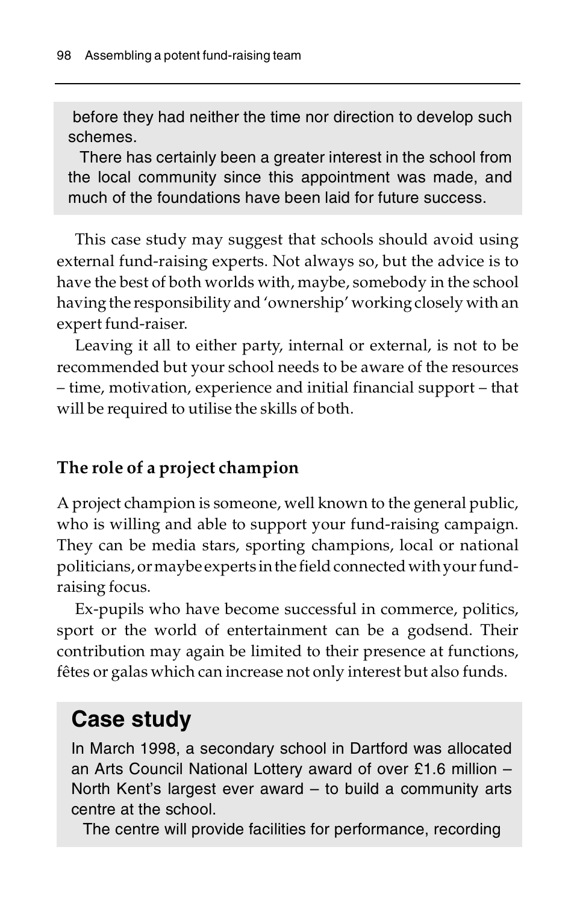before they had neither the time nor direction to develop such schemes.

There has certainly been a greater interest in the school from the local community since this appointment was made, and much of the foundations have been laid for future success.

This case study may suggest that schools should avoid using external fund-raising experts. Not always so, but the advice is to have the best of both worlds with, maybe, somebody in the school having the responsibility and 'ownership' working closely with an expert fund-raiser.

Leaving it all to either party, internal or external, is not to be recommended but your school needs to be aware of the resources – time, motivation, experience and initial financial support – that will be required to utilise the skills of both.

### The role of a project champion

A project champion is someone, well known to the general public, who is willing and able to support your fund-raising campaign. They can be media stars, sporting champions, local or national politicians, or maybe experts in the field connected with your fund-raising focus.

Ex-pupils who have become successful in commerce, politics, sport or the world of entertainment can be a godsend. Their contribution may again be limited to their presence at functions, fêtes or galas which can increase not only interest but also funds.

## Case study

In March 1998, a secondary school in Dartford was allocated an Arts Council National Lottery award of over £1.6 million – North Kent's largest ever award – to build a community arts centre at the school.

The centre will provide facilities for performance, recording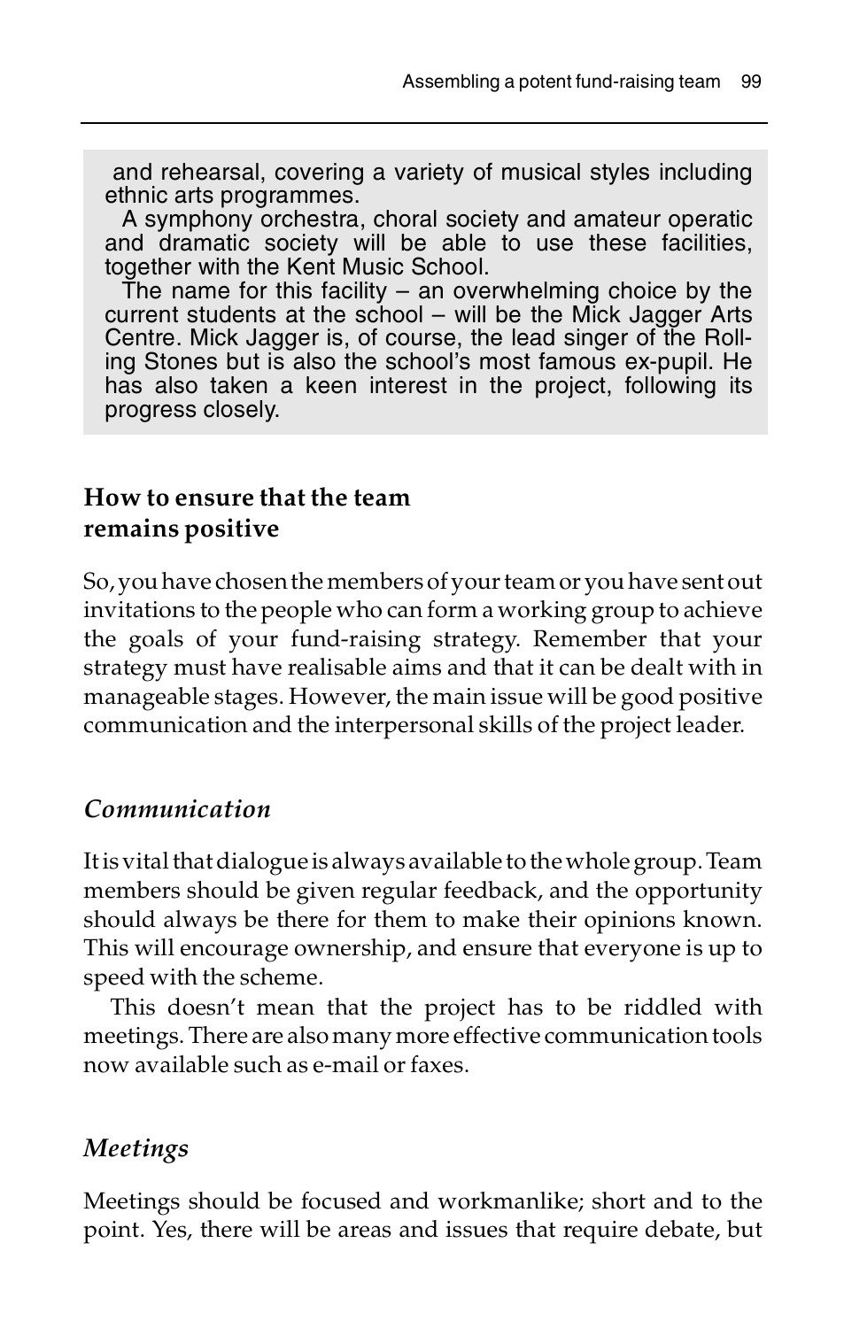and rehearsal, covering a variety of musical styles including ethnic arts programmes.

A symphony orchestra, choral society and amateur operatic and dramatic society will be able to use these facilities, together with the Kent Music School.

The name for this facility – an overwhelming choice by the current students at the school – will be the Mick Jagger Arts Centre. Mick Jagger is, of course, the lead singer of the Rolling Stones but is also the school's most famous ex-pupil. He has also taken a keen interest in the project, following its progress closely.

## How to ensure that the team remains positive

So, you have chosen the members of your team or you have sent out invitations to the people who can form a working group to achieve the goals of your fund-raising strategy. Remember that your strategy must have realisable aims and that it can be dealt with in manageable stages. However, the main issue will be good positive communication and the interpersonal skills of the project leader.

### *Communication*

It is vital that dialogue is always available to the whole group. Team members should be given regular feedback, and the opportunity should always be there for them to make their opinions known. This will encourage ownership, and ensure that everyone is up to speed with the scheme.

This doesn't mean that the project has to be riddled with meetings. There are also many more effective communication tools now available such as e-mail or faxes.

### *Meetings*

Meetings should be focused and workmanlike; short and to the point. Yes, there will be areas and issues that require debate, but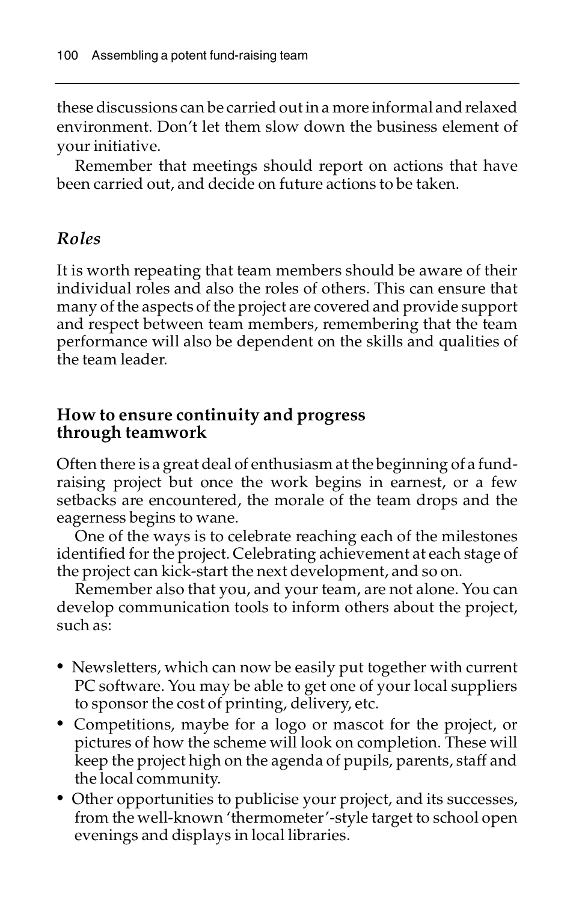these discussions can be carried out in a more informal and relaxed environment. Don't let them slow down the business element of your initiative.

Remember that meetings should report on actions that have been carried out, and decide on future actions to be taken.

### *Roles*

It is worth repeating that team members should be aware of their individual roles and also the roles of others. This can ensure that many of the aspects of the project are covered and provide support and respect between team members, remembering that the team performance will also be dependent on the skills and qualities of the team leader.

## How to ensure continuity and progress through teamwork

Often there is a great deal of enthusiasm at the beginning of a fund-raising project but once the work begins in earnest, or a few setbacks are encountered, the morale of the team drops and the eagerness begins to wane.

One of the ways is to celebrate reaching each of the milestones identified for the project. Celebrating achievement at each stage of the project can kick-start the next development, and so on.

Remember also that you, and your team, are not alone. You can develop communication tools to inform others about the project, such as:

- Newsletters, which can now be easily put together with current PC software. You may be able to get one of your local suppliers to sponsor the cost of printing, delivery, etc.
- Competitions, maybe for a logo or mascot for the project, or pictures of how the scheme will look on completion. These will keep the project high on the agenda of pupils, parents, staff and the local community.
- Other opportunities to publicise your project, and its successes, from the well-known 'thermometer'-style target to school open evenings and displays in local libraries.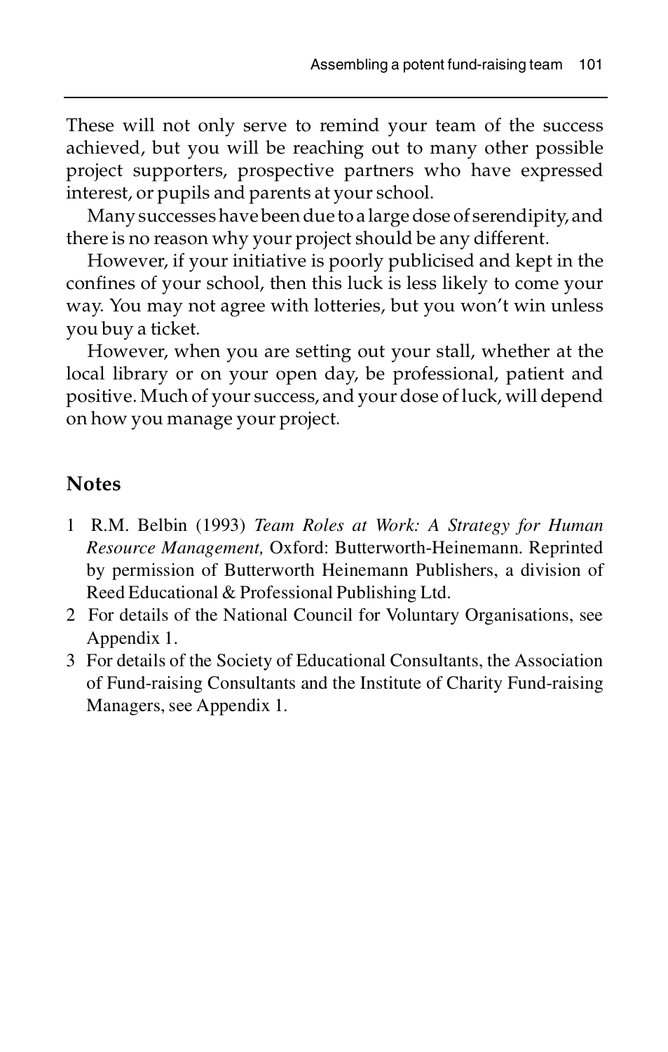These will not only serve to remind your team of the success achieved, but you will be reaching out to many other possible project supporters, prospective partners who have expressed interest, or pupils and parents at your school.

Many successes have been due to a large dose of serendipity, and there is no reason why your project should be any different.

However, if your initiative is poorly publicised and kept in the confines of your school, then this luck is less likely to come your way. You may not agree with lotteries, but you won't win unless you buy a ticket.

However, when you are setting out your stall, whether at the local library or on your open day, be professional, patient and positive. Much of your success, and your dose of luck, will depend on how you manage your project.

## Notes

1. R.M. Belbin (1993) *Team Roles at Work: A Strategy for Human Resource Management,* Oxford: Butterworth-Heinemann. Reprinted by permission of Butterworth Heinemann Publishers, a division of Reed Educational & Professional Publishing Ltd.
2. For details of the National Council for Voluntary Organisations, see Appendix 1.
3. For details of the Society of Educational Consultants, the Association of Fund-raising Consultants and the Institute of Charity Fund-raising Managers, see Appendix 1.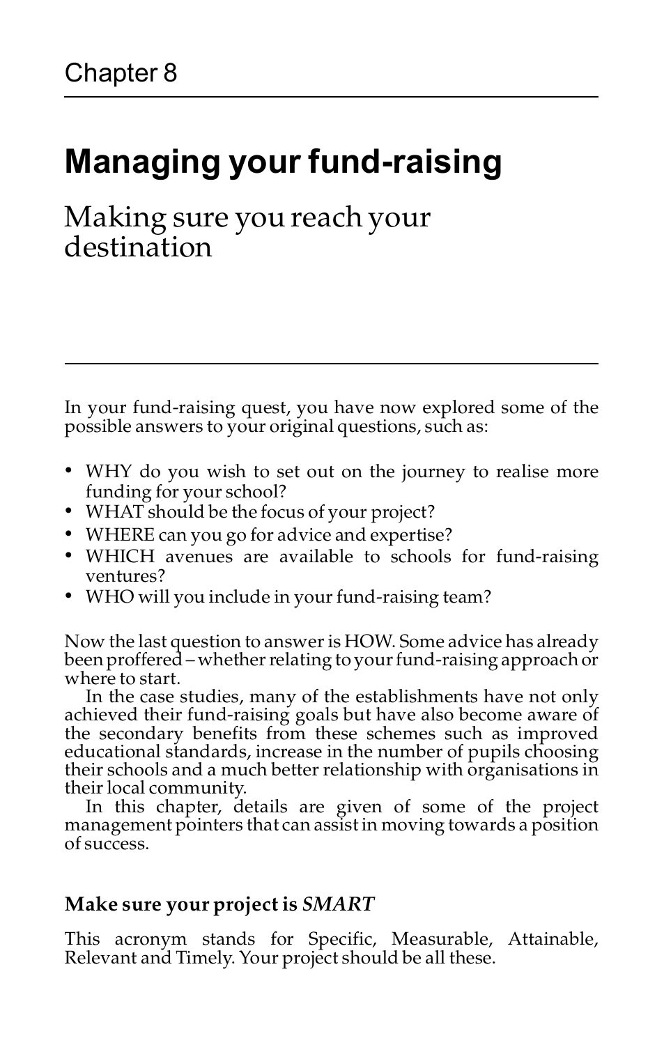Chapter 8

# Managing your fund-raising

## Making sure you reach your destination

In your fund-raising quest, you have now explored some of the possible answers to your original questions, such as:

- WHY do you wish to set out on the journey to realise more funding for your school?
- WHAT should be the focus of your project?
- WHERE can you go for advice and expertise?
- WHICH avenues are available to schools for fund-raising ventures?
- WHO will you include in your fund-raising team?

Now the last question to answer is HOW. Some advice has already been proffered – whether relating to your fund-raising approach or where to start.

In the case studies, many of the establishments have not only achieved their fund-raising goals but have also become aware of the secondary benefits from these schemes such as improved educational standards, increase in the number of pupils choosing their schools and a much better relationship with organisations in their local community.

In this chapter, details are given of some of the project management pointers that can assist in moving towards a position of success.

### Make sure your project is *SMART*

This acronym stands for Specific, Measurable, Attainable, Relevant and Timely. Your project should be all these.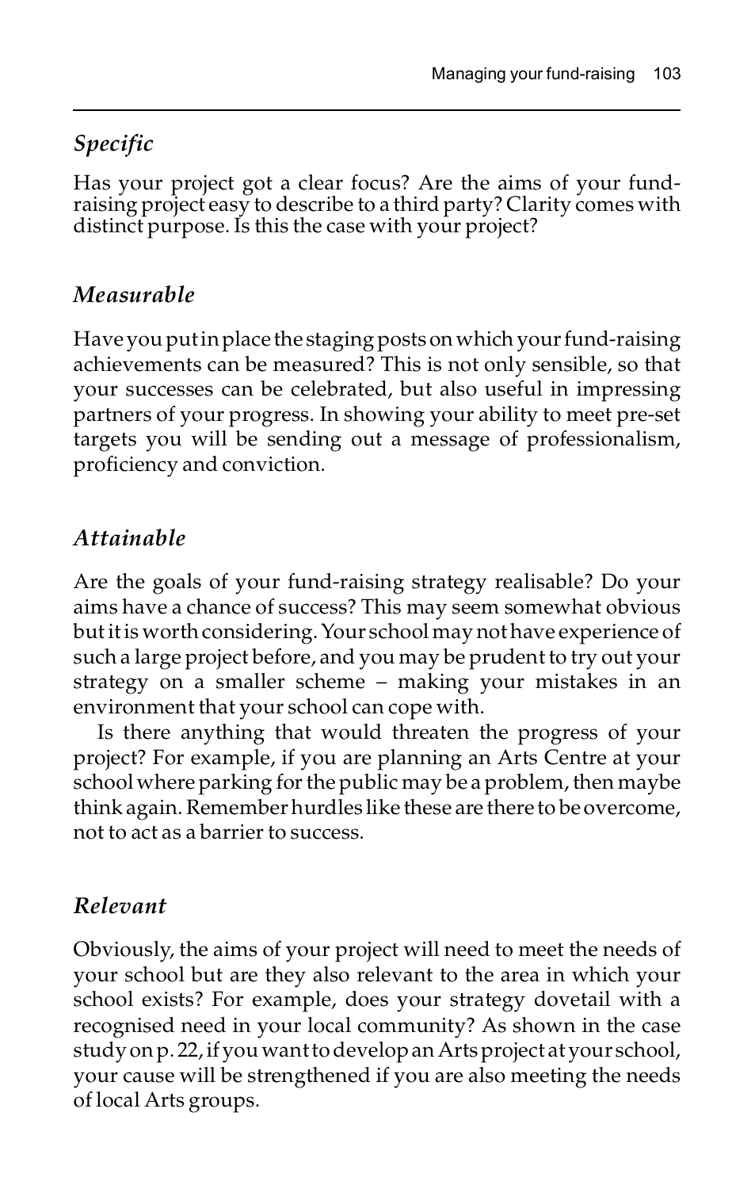### *Specific*

Has your project got a clear focus? Are the aims of your fund-raising project easy to describe to a third party? Clarity comes with distinct purpose. Is this the case with your project?

### *Measurable*

Have you put in place the staging posts on which your fund-raising achievements can be measured? This is not only sensible, so that your successes can be celebrated, but also useful in impressing partners of your progress. In showing your ability to meet pre-set targets you will be sending out a message of professionalism, proficiency and conviction.

### *Attainable*

Are the goals of your fund-raising strategy realisable? Do your aims have a chance of success? This may seem somewhat obvious but it is worth considering. Your school may not have experience of such a large project before, and you may be prudent to try out your strategy on a smaller scheme – making your mistakes in an environment that your school can cope with.

Is there anything that would threaten the progress of your project? For example, if you are planning an Arts Centre at your school where parking for the public may be a problem, then maybe think again. Remember hurdles like these are there to be overcome, not to act as a barrier to success.

### *Relevant*

Obviously, the aims of your project will need to meet the needs of your school but are they also relevant to the area in which your school exists? For example, does your strategy dovetail with a recognised need in your local community? As shown in the case study on p. 22, if you want to develop an Arts project at your school, your cause will be strengthened if you are also meeting the needs of local Arts groups.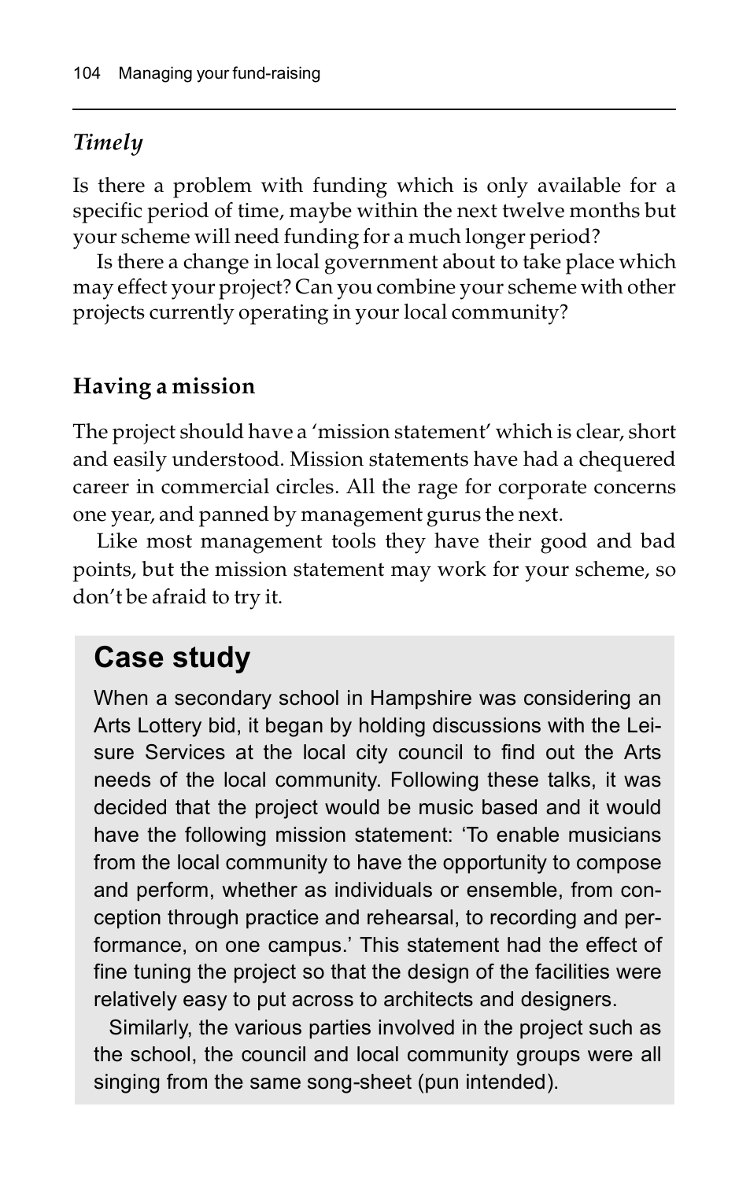### *Timely*

Is there a problem with funding which is only available for a specific period of time, maybe within the next twelve months but your scheme will need funding for a much longer period?

Is there a change in local government about to take place which may effect your project? Can you combine your scheme with other projects currently operating in your local community?

### Having a mission

The project should have a 'mission statement' which is clear, short and easily understood. Mission statements have had a chequered career in commercial circles. All the rage for corporate concerns one year, and panned by management gurus the next.

Like most management tools they have their good and bad points, but the mission statement may work for your scheme, so don't be afraid to try it.

## Case study

When a secondary school in Hampshire was considering an Arts Lottery bid, it began by holding discussions with the Leisure Services at the local city council to find out the Arts needs of the local community. Following these talks, it was decided that the project would be music based and it would have the following mission statement: 'To enable musicians from the local community to have the opportunity to compose and perform, whether as individuals or ensemble, from conception through practice and rehearsal, to recording and performance, on one campus.' This statement had the effect of fine tuning the project so that the design of the facilities were relatively easy to put across to architects and designers.

Similarly, the various parties involved in the project such as the school, the council and local community groups were all singing from the same song-sheet (pun intended).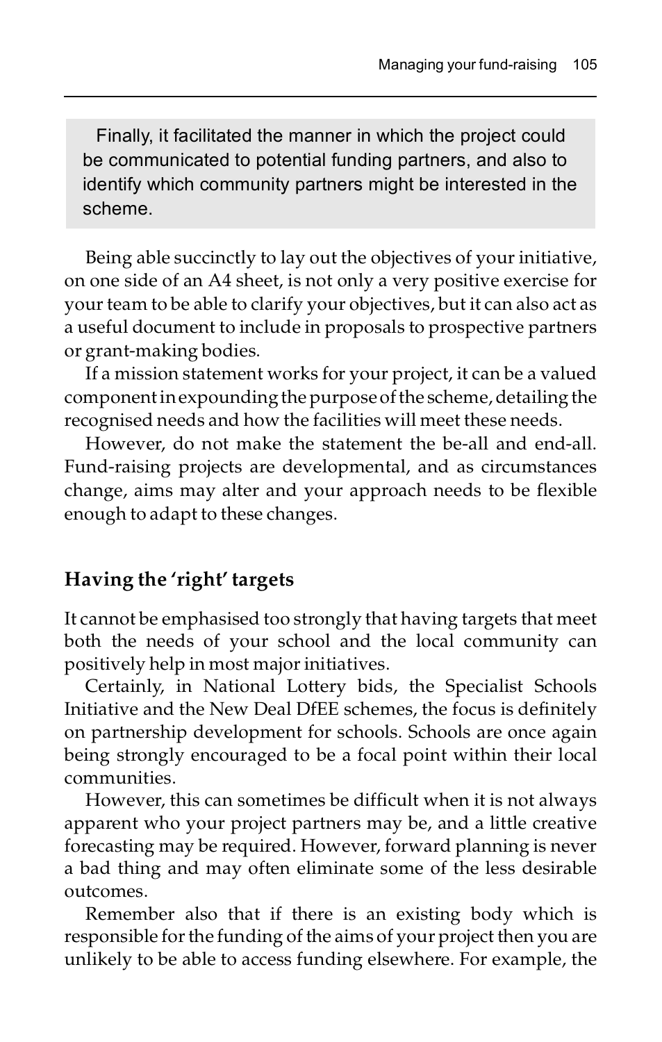> Finally, it facilitated the manner in which the project could be communicated to potential funding partners, and also to identify which community partners might be interested in the scheme.

Being able succinctly to lay out the objectives of your initiative, on one side of an A4 sheet, is not only a very positive exercise for your team to be able to clarify your objectives, but it can also act as a useful document to include in proposals to prospective partners or grant-making bodies.

If a mission statement works for your project, it can be a valued component in expounding the purpose of the scheme, detailing the recognised needs and how the facilities will meet these needs.

However, do not make the statement the be-all and end-all. Fund-raising projects are developmental, and as circumstances change, aims may alter and your approach needs to be flexible enough to adapt to these changes.

## Having the 'right' targets

It cannot be emphasised too strongly that having targets that meet both the needs of your school and the local community can positively help in most major initiatives.

Certainly, in National Lottery bids, the Specialist Schools Initiative and the New Deal DfEE schemes, the focus is definitely on partnership development for schools. Schools are once again being strongly encouraged to be a focal point within their local communities.

However, this can sometimes be difficult when it is not always apparent who your project partners may be, and a little creative forecasting may be required. However, forward planning is never a bad thing and may often eliminate some of the less desirable outcomes.

Remember also that if there is an existing body which is responsible for the funding of the aims of your project then you are unlikely to be able to access funding elsewhere. For example, the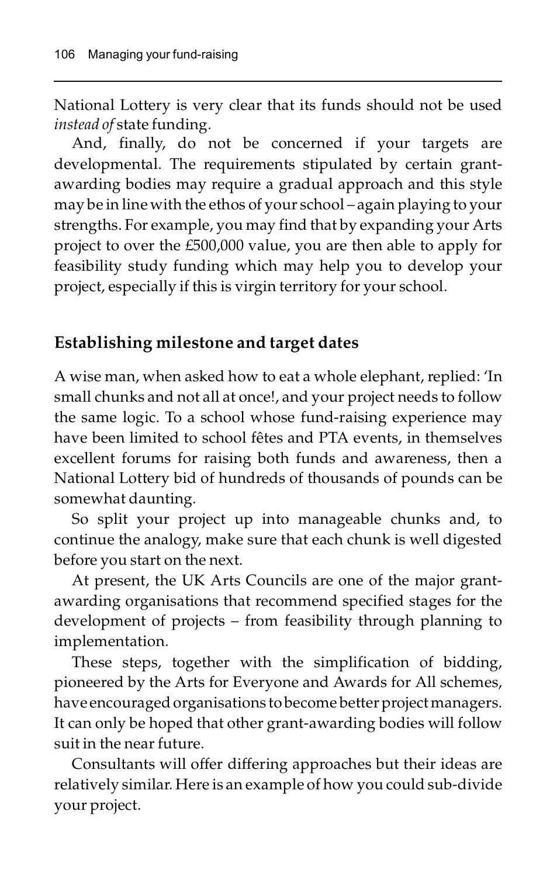National Lottery is very clear that its funds should not be used *instead of* state funding.

And, finally, do not be concerned if your targets are developmental. The requirements stipulated by certain grant-awarding bodies may require a gradual approach and this style may be in line with the ethos of your school – again playing to your strengths. For example, you may find that by expanding your Arts project to over the £500,000 value, you are then able to apply for feasibility study funding which may help you to develop your project, especially if this is virgin territory for your school.

## Establishing milestone and target dates

A wise man, when asked how to eat a whole elephant, replied: 'In small chunks and not all at once!, and your project needs to follow the same logic. To a school whose fund-raising experience may have been limited to school fêtes and PTA events, in themselves excellent forums for raising both funds and awareness, then a National Lottery bid of hundreds of thousands of pounds can be somewhat daunting.

So split your project up into manageable chunks and, to continue the analogy, make sure that each chunk is well digested before you start on the next.

At present, the UK Arts Councils are one of the major grant-awarding organisations that recommend specified stages for the development of projects – from feasibility through planning to implementation.

These steps, together with the simplification of bidding, pioneered by the Arts for Everyone and Awards for All schemes, have encouraged organisations to become better project managers. It can only be hoped that other grant-awarding bodies will follow suit in the near future.

Consultants will offer differing approaches but their ideas are relatively similar. Here is an example of how you could sub-divide your project.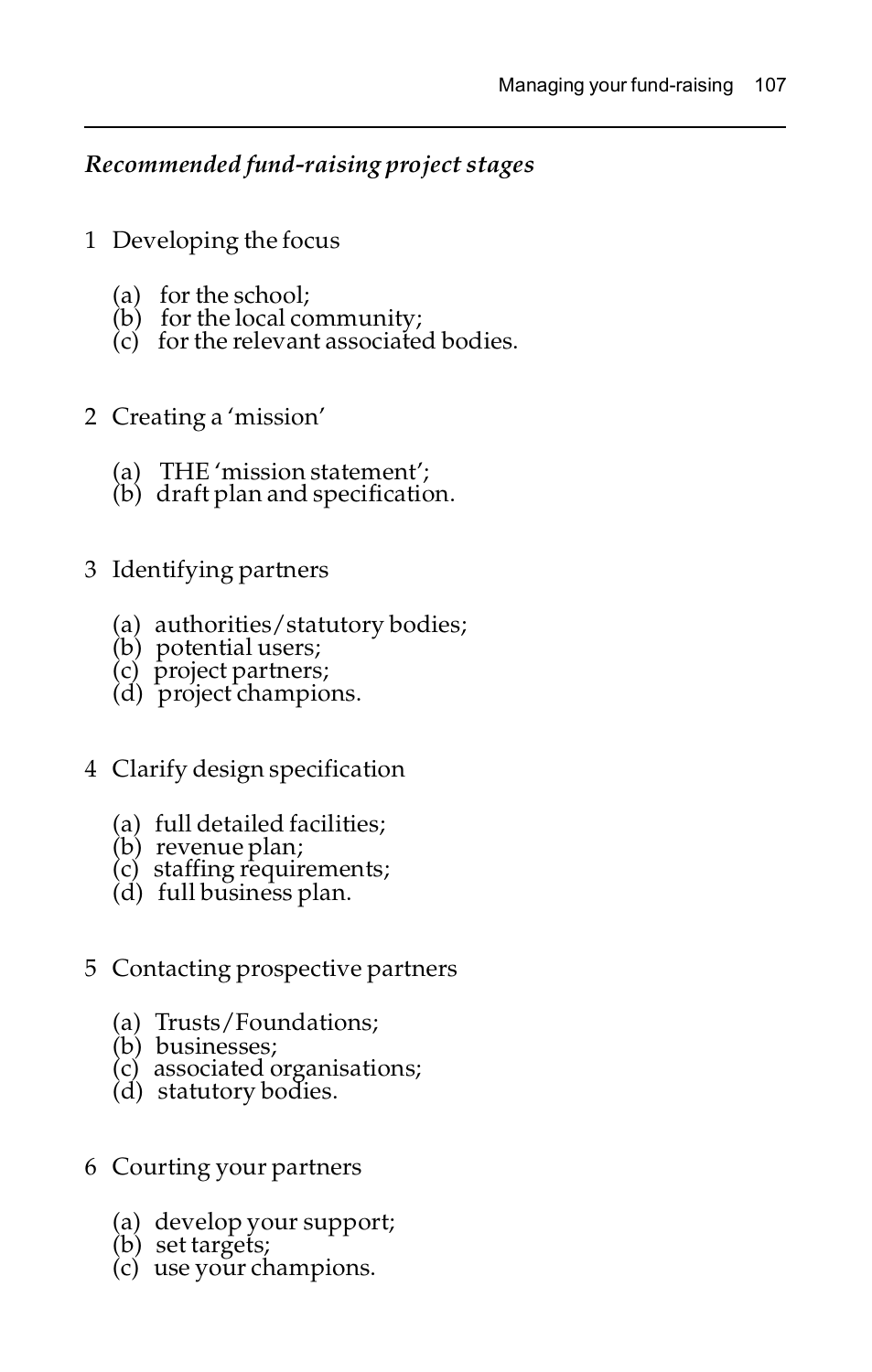*Recommended fund-raising project stages*

1 Developing the focus

   (a) for the school;
   (b) for the local community;
   (c) for the relevant associated bodies.

2 Creating a 'mission'

   (a) THE 'mission statement';
   (b) draft plan and specification.

3 Identifying partners

   (a) authorities/statutory bodies;
   (b) potential users;
   (c) project partners;
   (d) project champions.

4 Clarify design specification

   (a) full detailed facilities;
   (b) revenue plan;
   (c) staffing requirements;
   (d) full business plan.

5 Contacting prospective partners

   (a) Trusts/Foundations;
   (b) businesses;
   (c) associated organisations;
   (d) statutory bodies.

6 Courting your partners

   (a) develop your support;
   (b) set targets;
   (c) use your champions.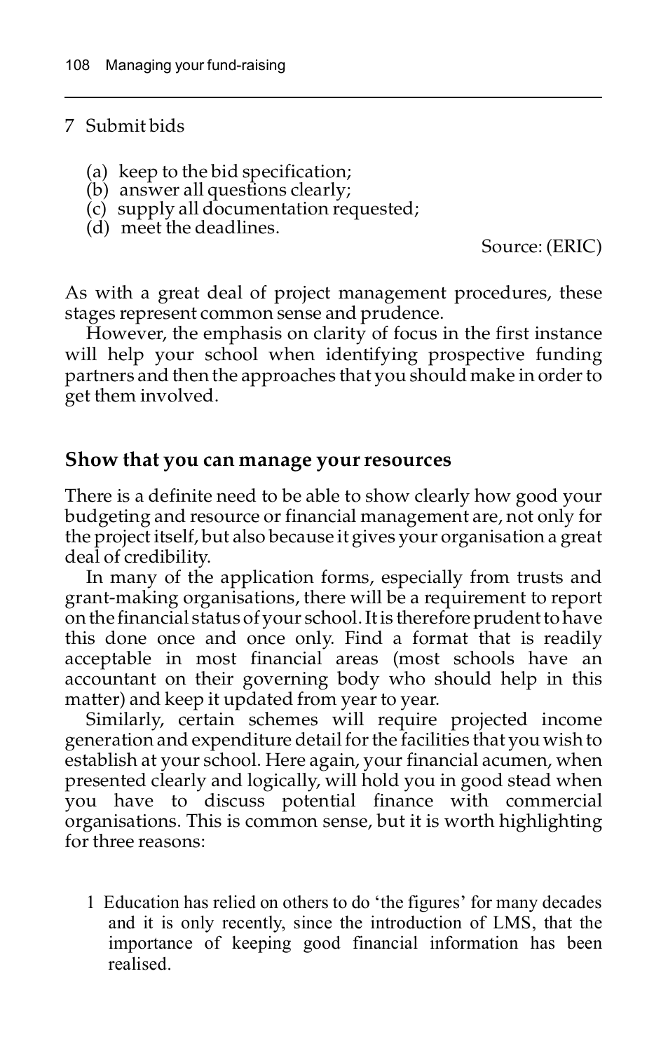7 Submit bids

(a) keep to the bid specification;
(b) answer all questions clearly;
(c) supply all documentation requested;
(d) meet the deadlines.

Source: (ERIC)

As with a great deal of project management procedures, these stages represent common sense and prudence.

However, the emphasis on clarity of focus in the first instance will help your school when identifying prospective funding partners and then the approaches that you should make in order to get them involved.

## Show that you can manage your resources

There is a definite need to be able to show clearly how good your budgeting and resource or financial management are, not only for the project itself, but also because it gives your organisation a great deal of credibility.

In many of the application forms, especially from trusts and grant-making organisations, there will be a requirement to report on the financial status of your school. It is therefore prudent to have this done once and once only. Find a format that is readily acceptable in most financial areas (most schools have an accountant on their governing body who should help in this matter) and keep it updated from year to year.

Similarly, certain schemes will require projected income generation and expenditure detail for the facilities that you wish to establish at your school. Here again, your financial acumen, when presented clearly and logically, will hold you in good stead when you have to discuss potential finance with commercial organisations. This is common sense, but it is worth highlighting for three reasons:

1 Education has relied on others to do 'the figures' for many decades and it is only recently, since the introduction of LMS, that the importance of keeping good financial information has been realised.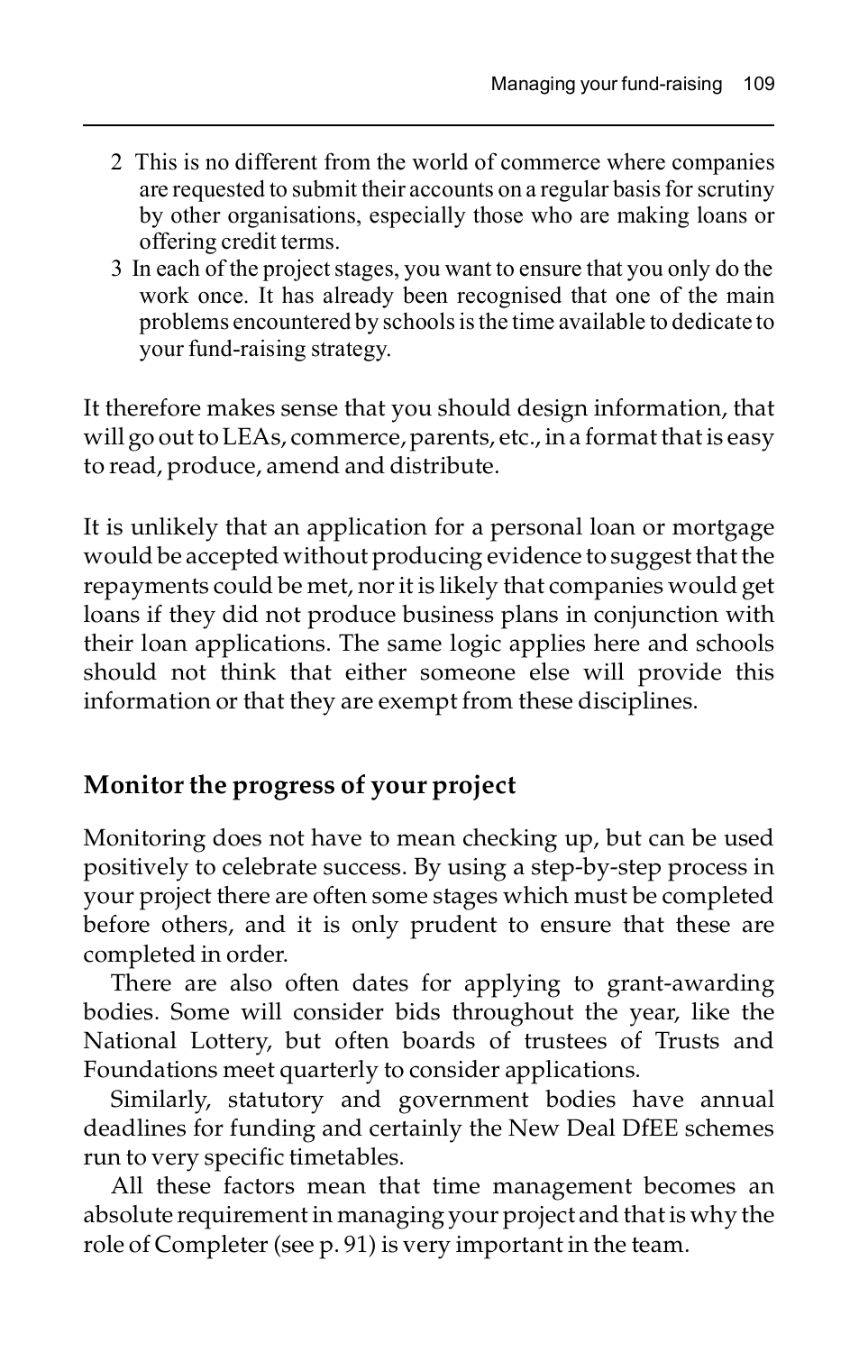2. This is no different from the world of commerce where companies are requested to submit their accounts on a regular basis for scrutiny by other organisations, especially those who are making loans or offering credit terms.
3. In each of the project stages, you want to ensure that you only do the work once. It has already been recognised that one of the main problems encountered by schools is the time available to dedicate to your fund-raising strategy.

It therefore makes sense that you should design information, that will go out to LEAs, commerce, parents, etc., in a format that is easy to read, produce, amend and distribute.

It is unlikely that an application for a personal loan or mortgage would be accepted without producing evidence to suggest that the repayments could be met, nor it is likely that companies would get loans if they did not produce business plans in conjunction with their loan applications. The same logic applies here and schools should not think that either someone else will provide this information or that they are exempt from these disciplines.

## Monitor the progress of your project

Monitoring does not have to mean checking up, but can be used positively to celebrate success. By using a step-by-step process in your project there are often some stages which must be completed before others, and it is only prudent to ensure that these are completed in order.

There are also often dates for applying to grant-awarding bodies. Some will consider bids throughout the year, like the National Lottery, but often boards of trustees of Trusts and Foundations meet quarterly to consider applications.

Similarly, statutory and government bodies have annual deadlines for funding and certainly the New Deal DfEE schemes run to very specific timetables.

All these factors mean that time management becomes an absolute requirement in managing your project and that is why the role of Completer (see p. 91) is very important in the team.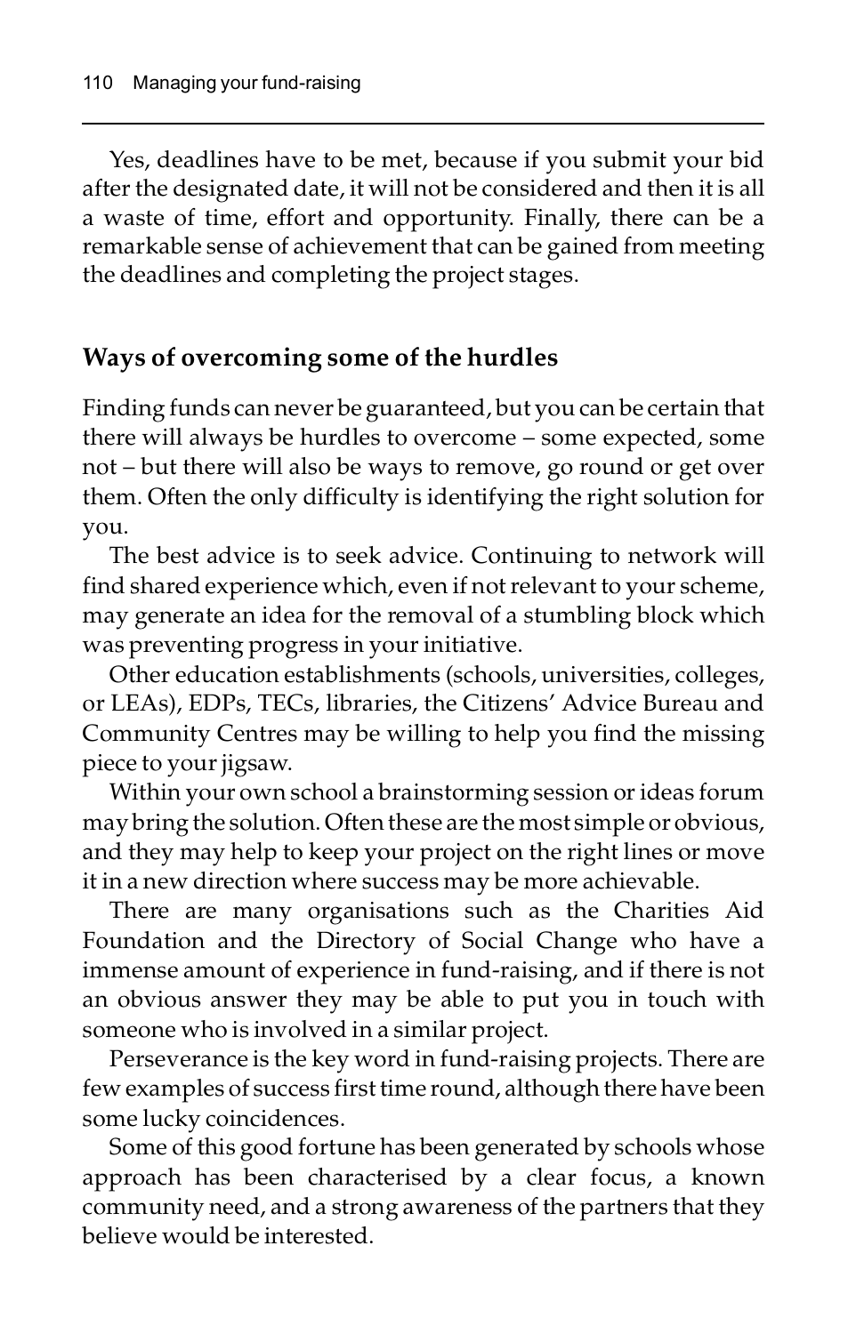Yes, deadlines have to be met, because if you submit your bid after the designated date, it will not be considered and then it is all a waste of time, effort and opportunity. Finally, there can be a remarkable sense of achievement that can be gained from meeting the deadlines and completing the project stages.

## Ways of overcoming some of the hurdles

Finding funds can never be guaranteed, but you can be certain that there will always be hurdles to overcome – some expected, some not – but there will also be ways to remove, go round or get over them. Often the only difficulty is identifying the right solution for you.

The best advice is to seek advice. Continuing to network will find shared experience which, even if not relevant to your scheme, may generate an idea for the removal of a stumbling block which was preventing progress in your initiative.

Other education establishments (schools, universities, colleges, or LEAs), EDPs, TECs, libraries, the Citizens' Advice Bureau and Community Centres may be willing to help you find the missing piece to your jigsaw.

Within your own school a brainstorming session or ideas forum may bring the solution. Often these are the most simple or obvious, and they may help to keep your project on the right lines or move it in a new direction where success may be more achievable.

There are many organisations such as the Charities Aid Foundation and the Directory of Social Change who have a immense amount of experience in fund-raising, and if there is not an obvious answer they may be able to put you in touch with someone who is involved in a similar project.

Perseverance is the key word in fund-raising projects. There are few examples of success first time round, although there have been some lucky coincidences.

Some of this good fortune has been generated by schools whose approach has been characterised by a clear focus, a known community need, and a strong awareness of the partners that they believe would be interested.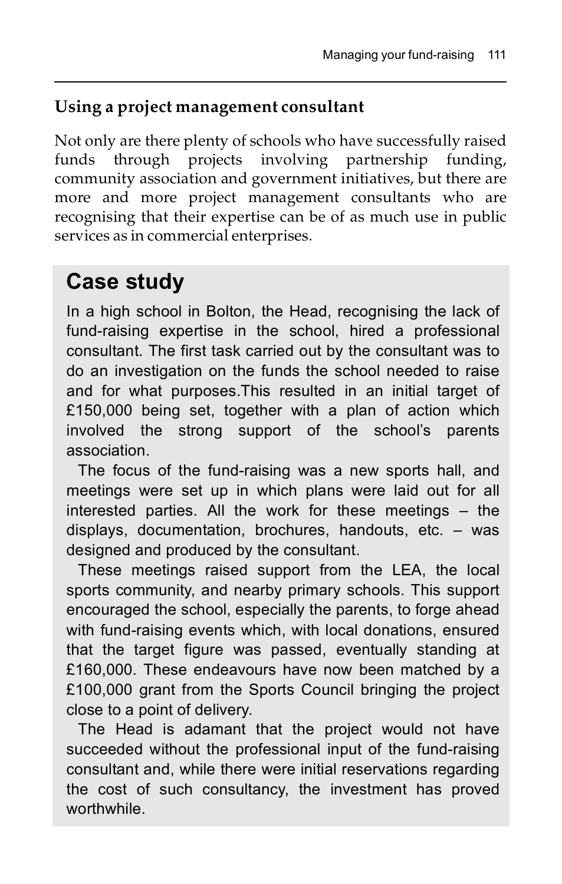### Using a project management consultant

Not only are there plenty of schools who have successfully raised funds through projects involving partnership funding, community association and government initiatives, but there are more and more project management consultants who are recognising that their expertise can be of as much use in public services as in commercial enterprises.

## Case study

In a high school in Bolton, the Head, recognising the lack of fund-raising expertise in the school, hired a professional consultant. The first task carried out by the consultant was to do an investigation on the funds the school needed to raise and for what purposes.This resulted in an initial target of £150,000 being set, together with a plan of action which involved the strong support of the school's parents association.

The focus of the fund-raising was a new sports hall, and meetings were set up in which plans were laid out for all interested parties. All the work for these meetings – the displays, documentation, brochures, handouts, etc. – was designed and produced by the consultant.

These meetings raised support from the LEA, the local sports community, and nearby primary schools. This support encouraged the school, especially the parents, to forge ahead with fund-raising events which, with local donations, ensured that the target figure was passed, eventually standing at £160,000. These endeavours have now been matched by a £100,000 grant from the Sports Council bringing the project close to a point of delivery.

The Head is adamant that the project would not have succeeded without the professional input of the fund-raising consultant and, while there were initial reservations regarding the cost of such consultancy, the investment has proved worthwhile.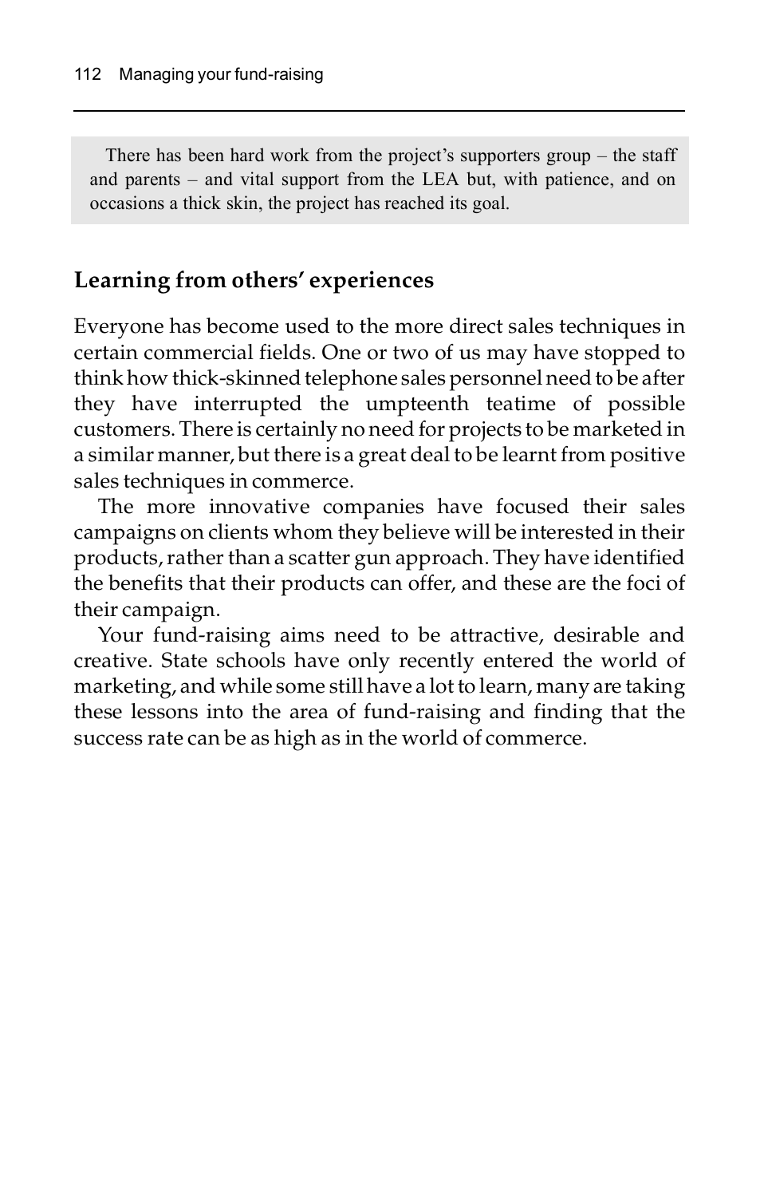There has been hard work from the project's supporters group – the staff and parents – and vital support from the LEA but, with patience, and on occasions a thick skin, the project has reached its goal.

## Learning from others' experiences

Everyone has become used to the more direct sales techniques in certain commercial fields. One or two of us may have stopped to think how thick-skinned telephone sales personnel need to be after they have interrupted the umpteenth teatime of possible customers. There is certainly no need for projects to be marketed in a similar manner, but there is a great deal to be learnt from positive sales techniques in commerce.

The more innovative companies have focused their sales campaigns on clients whom they believe will be interested in their products, rather than a scatter gun approach. They have identified the benefits that their products can offer, and these are the foci of their campaign.

Your fund-raising aims need to be attractive, desirable and creative. State schools have only recently entered the world of marketing, and while some still have a lot to learn, many are taking these lessons into the area of fund-raising and finding that the success rate can be as high as in the world of commerce.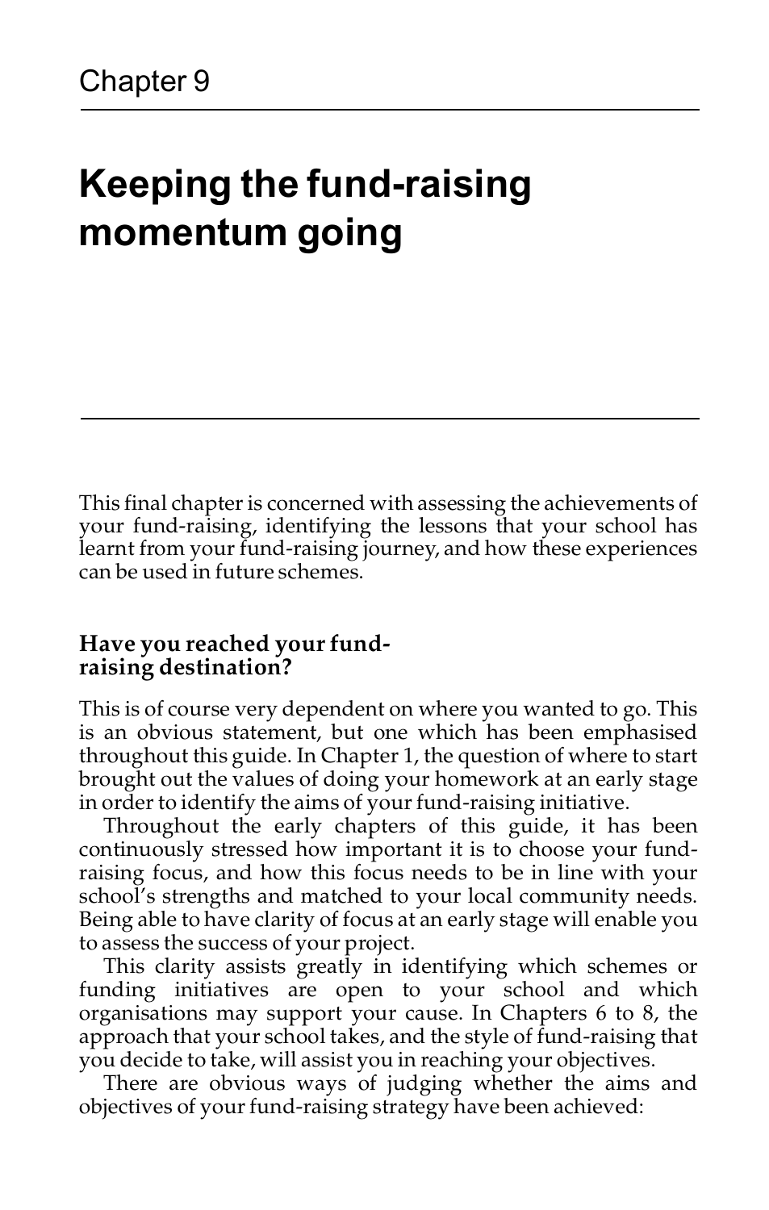Chapter 9

# Keeping the fund-raising momentum going

This final chapter is concerned with assessing the achievements of your fund-raising, identifying the lessons that your school has learnt from your fund-raising journey, and how these experiences can be used in future schemes.

## Have you reached your fund-raising destination?

This is of course very dependent on where you wanted to go. This is an obvious statement, but one which has been emphasised throughout this guide. In Chapter 1, the question of where to start brought out the values of doing your homework at an early stage in order to identify the aims of your fund-raising initiative.

Throughout the early chapters of this guide, it has been continuously stressed how important it is to choose your fund-raising focus, and how this focus needs to be in line with your school's strengths and matched to your local community needs. Being able to have clarity of focus at an early stage will enable you to assess the success of your project.

This clarity assists greatly in identifying which schemes or funding initiatives are open to your school and which organisations may support your cause. In Chapters 6 to 8, the approach that your school takes, and the style of fund-raising that you decide to take, will assist you in reaching your objectives.

There are obvious ways of judging whether the aims and objectives of your fund-raising strategy have been achieved: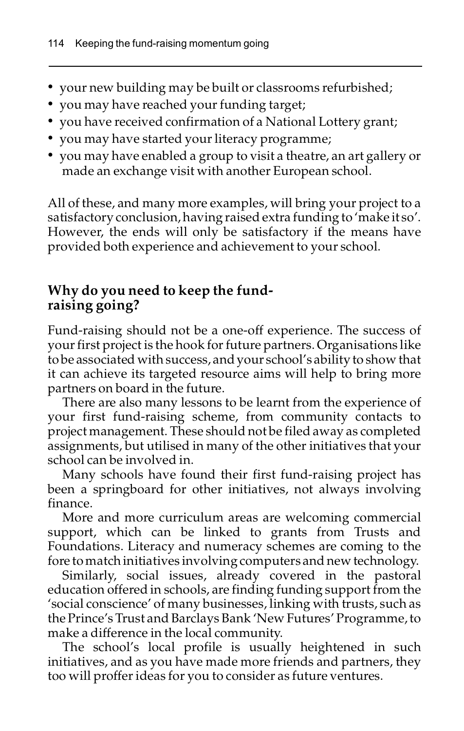- your new building may be built or classrooms refurbished;
- you may have reached your funding target;
- you have received confirmation of a National Lottery grant;
- you may have started your literacy programme;
- you may have enabled a group to visit a theatre, an art gallery or made an exchange visit with another European school.

All of these, and many more examples, will bring your project to a satisfactory conclusion, having raised extra funding to 'make it so'. However, the ends will only be satisfactory if the means have provided both experience and achievement to your school.

## Why do you need to keep the fund-raising going?

Fund-raising should not be a one-off experience. The success of your first project is the hook for future partners. Organisations like to be associated with success, and your school's ability to show that it can achieve its targeted resource aims will help to bring more partners on board in the future.

There are also many lessons to be learnt from the experience of your first fund-raising scheme, from community contacts to project management. These should not be filed away as completed assignments, but utilised in many of the other initiatives that your school can be involved in.

Many schools have found their first fund-raising project has been a springboard for other initiatives, not always involving finance.

More and more curriculum areas are welcoming commercial support, which can be linked to grants from Trusts and Foundations. Literacy and numeracy schemes are coming to the fore to match initiatives involving computers and new technology.

Similarly, social issues, already covered in the pastoral education offered in schools, are finding funding support from the 'social conscience' of many businesses, linking with trusts, such as the Prince's Trust and Barclays Bank 'New Futures' Programme, to make a difference in the local community.

The school's local profile is usually heightened in such initiatives, and as you have made more friends and partners, they too will proffer ideas for you to consider as future ventures.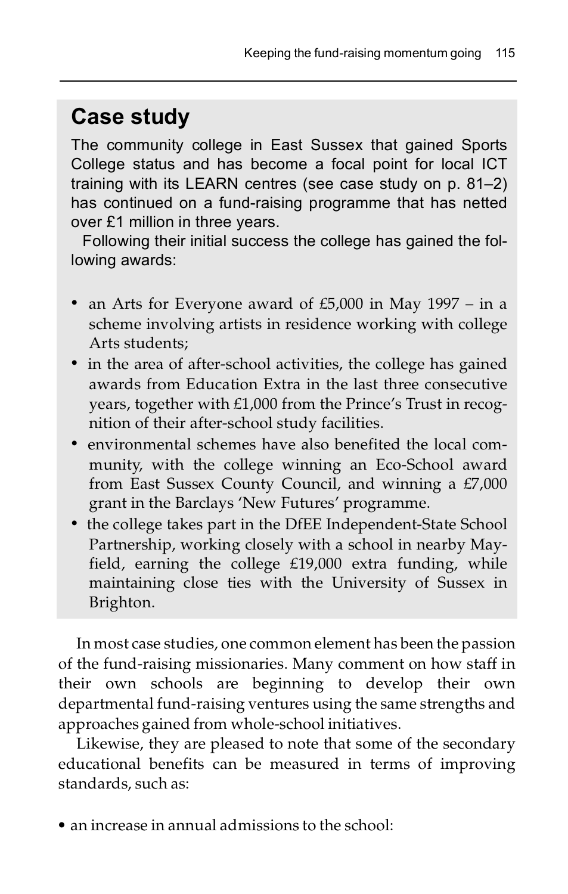## Case study

The community college in East Sussex that gained Sports College status and has become a focal point for local ICT training with its LEARN centres (see case study on p. 81–2) has continued on a fund-raising programme that has netted over £1 million in three years.

Following their initial success the college has gained the following awards:

- an Arts for Everyone award of £5,000 in May 1997 – in a scheme involving artists in residence working with college Arts students;
- in the area of after-school activities, the college has gained awards from Education Extra in the last three consecutive years, together with £1,000 from the Prince's Trust in recognition of their after-school study facilities.
- environmental schemes have also benefited the local community, with the college winning an Eco-School award from East Sussex County Council, and winning a £7,000 grant in the Barclays 'New Futures' programme.
- the college takes part in the DfEE Independent-State School Partnership, working closely with a school in nearby Mayfield, earning the college £19,000 extra funding, while maintaining close ties with the University of Sussex in Brighton.

In most case studies, one common element has been the passion of the fund-raising missionaries. Many comment on how staff in their own schools are beginning to develop their own departmental fund-raising ventures using the same strengths and approaches gained from whole-school initiatives.

Likewise, they are pleased to note that some of the secondary educational benefits can be measured in terms of improving standards, such as:

- an increase in annual admissions to the school: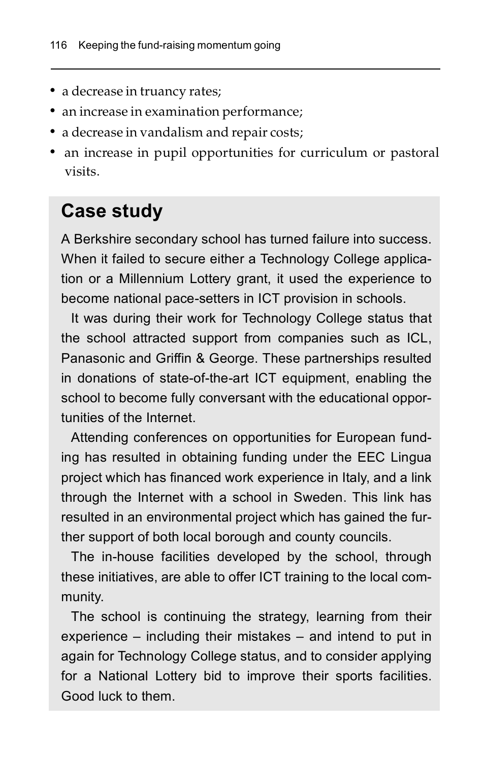- a decrease in truancy rates;
- an increase in examination performance;
- a decrease in vandalism and repair costs;
- an increase in pupil opportunities for curriculum or pastoral visits.

## Case study

A Berkshire secondary school has turned failure into success. When it failed to secure either a Technology College application or a Millennium Lottery grant, it used the experience to become national pace-setters in ICT provision in schools.

It was during their work for Technology College status that the school attracted support from companies such as ICL, Panasonic and Griffin & George. These partnerships resulted in donations of state-of-the-art ICT equipment, enabling the school to become fully conversant with the educational opportunities of the Internet.

Attending conferences on opportunities for European funding has resulted in obtaining funding under the EEC Lingua project which has financed work experience in Italy, and a link through the Internet with a school in Sweden. This link has resulted in an environmental project which has gained the further support of both local borough and county councils.

The in-house facilities developed by the school, through these initiatives, are able to offer ICT training to the local community.

The school is continuing the strategy, learning from their experience – including their mistakes – and intend to put in again for Technology College status, and to consider applying for a National Lottery bid to improve their sports facilities. Good luck to them.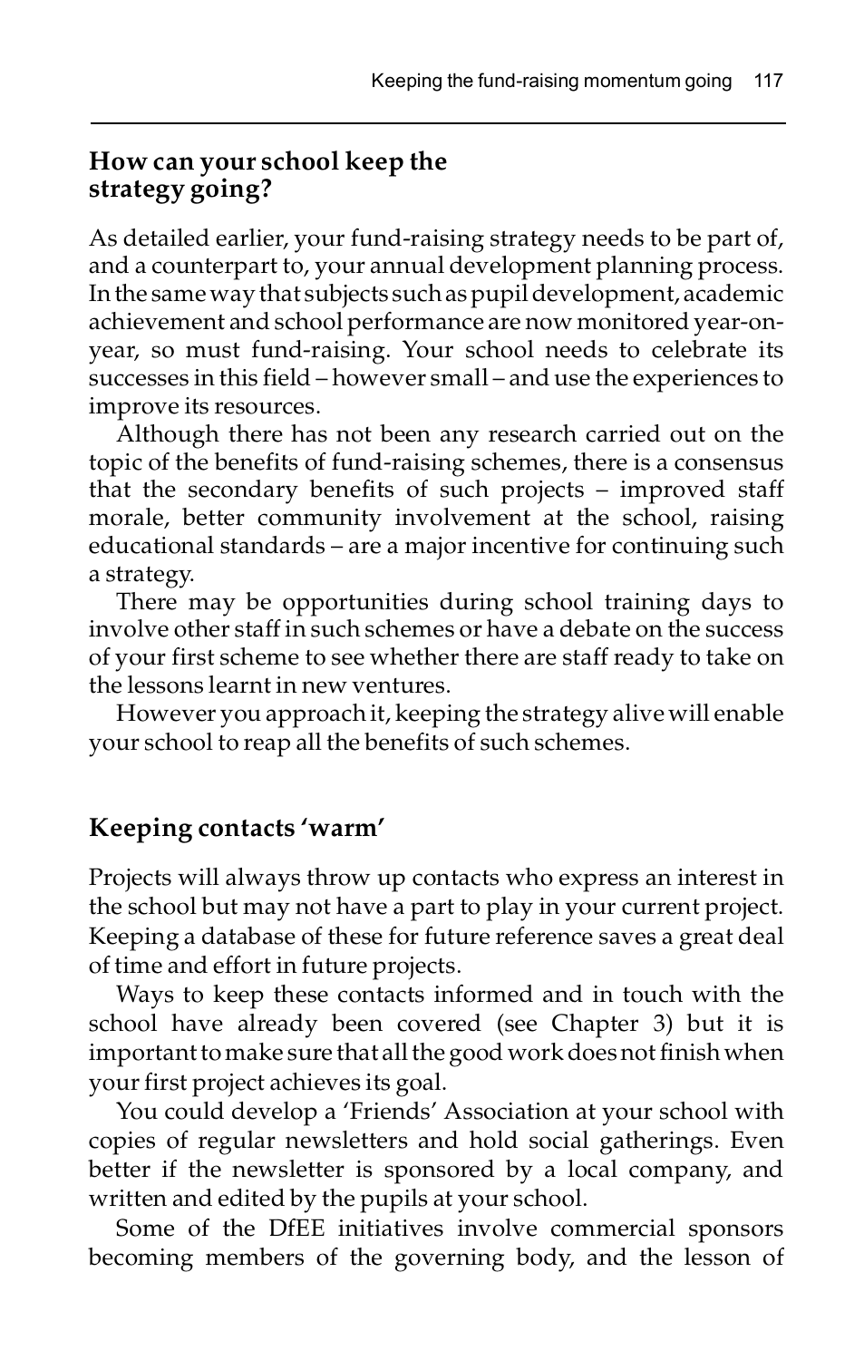## How can your school keep the strategy going?

As detailed earlier, your fund-raising strategy needs to be part of, and a counterpart to, your annual development planning process. In the same way that subjects such as pupil development, academic achievement and school performance are now monitored year-on-year, so must fund-raising. Your school needs to celebrate its successes in this field – however small – and use the experiences to improve its resources.

Although there has not been any research carried out on the topic of the benefits of fund-raising schemes, there is a consensus that the secondary benefits of such projects – improved staff morale, better community involvement at the school, raising educational standards – are a major incentive for continuing such a strategy.

There may be opportunities during school training days to involve other staff in such schemes or have a debate on the success of your first scheme to see whether there are staff ready to take on the lessons learnt in new ventures.

However you approach it, keeping the strategy alive will enable your school to reap all the benefits of such schemes.

## Keeping contacts 'warm'

Projects will always throw up contacts who express an interest in the school but may not have a part to play in your current project. Keeping a database of these for future reference saves a great deal of time and effort in future projects.

Ways to keep these contacts informed and in touch with the school have already been covered (see Chapter 3) but it is important to make sure that all the good work does not finish when your first project achieves its goal.

You could develop a 'Friends' Association at your school with copies of regular newsletters and hold social gatherings. Even better if the newsletter is sponsored by a local company, and written and edited by the pupils at your school.

Some of the DfEE initiatives involve commercial sponsors becoming members of the governing body, and the lesson of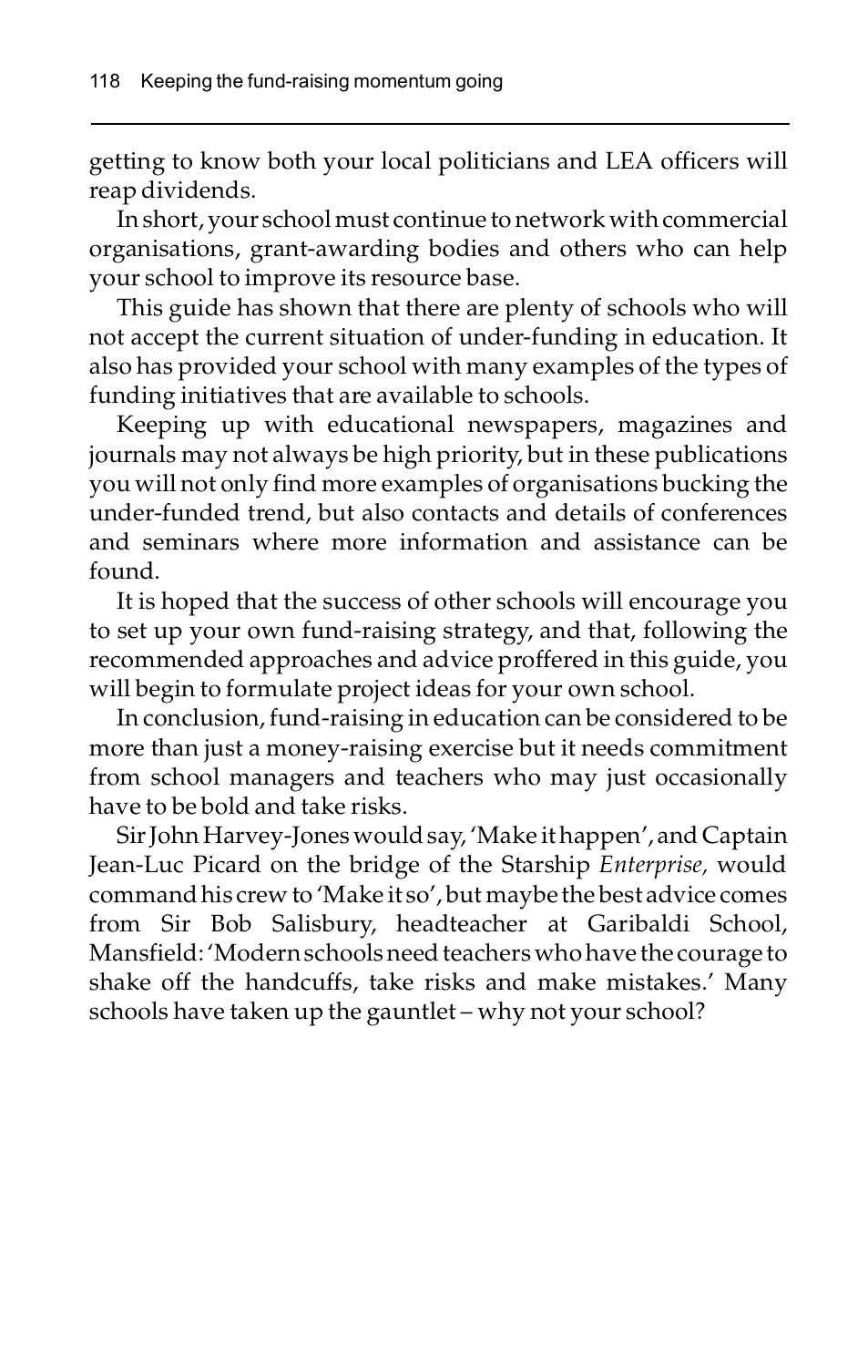getting to know both your local politicians and LEA officers will reap dividends.

In short, your school must continue to network with commercial organisations, grant-awarding bodies and others who can help your school to improve its resource base.

This guide has shown that there are plenty of schools who will not accept the current situation of under-funding in education. It also has provided your school with many examples of the types of funding initiatives that are available to schools.

Keeping up with educational newspapers, magazines and journals may not always be high priority, but in these publications you will not only find more examples of organisations bucking the under-funded trend, but also contacts and details of conferences and seminars where more information and assistance can be found.

It is hoped that the success of other schools will encourage you to set up your own fund-raising strategy, and that, following the recommended approaches and advice proffered in this guide, you will begin to formulate project ideas for your own school.

In conclusion, fund-raising in education can be considered to be more than just a money-raising exercise but it needs commitment from school managers and teachers who may just occasionally have to be bold and take risks.

Sir John Harvey-Jones would say, 'Make it happen', and Captain Jean-Luc Picard on the bridge of the Starship *Enterprise,* would command his crew to 'Make it so', but maybe the best advice comes from Sir Bob Salisbury, headteacher at Garibaldi School, Mansfield: 'Modern schools need teachers who have the courage to shake off the handcuffs, take risks and make mistakes.' Many schools have taken up the gauntlet – why not your school?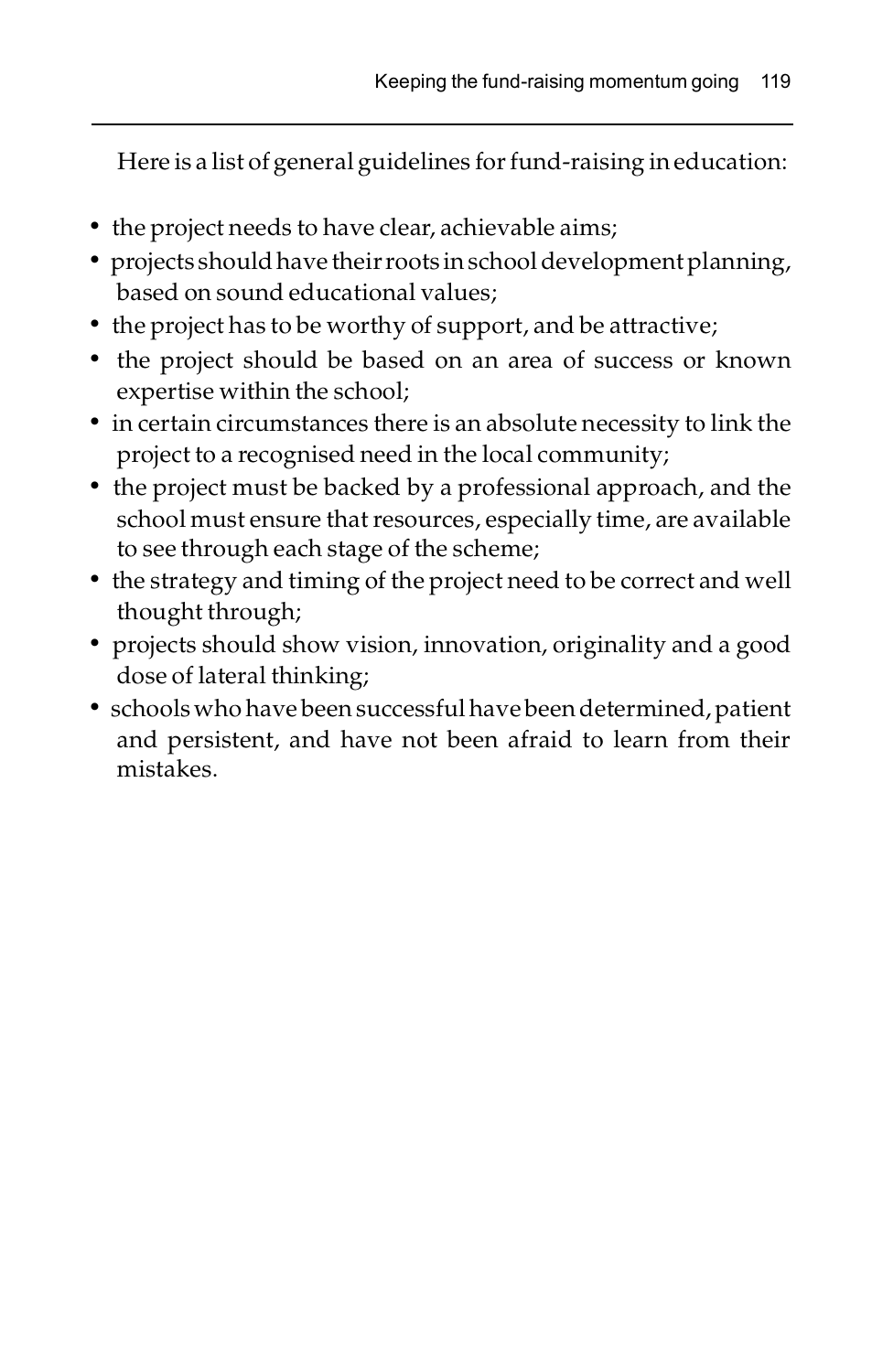Here is a list of general guidelines for fund-raising in education:

- the project needs to have clear, achievable aims;
- projects should have their roots in school development planning, based on sound educational values;
- the project has to be worthy of support, and be attractive;
- the project should be based on an area of success or known expertise within the school;
- in certain circumstances there is an absolute necessity to link the project to a recognised need in the local community;
- the project must be backed by a professional approach, and the school must ensure that resources, especially time, are available to see through each stage of the scheme;
- the strategy and timing of the project need to be correct and well thought through;
- projects should show vision, innovation, originality and a good dose of lateral thinking;
- schools who have been successful have been determined, patient and persistent, and have not been afraid to learn from their mistakes.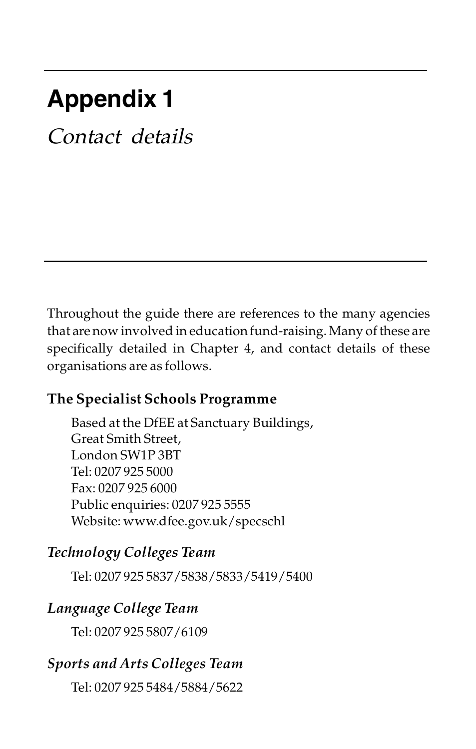# Appendix 1

*Contact details*

Throughout the guide there are references to the many agencies that are now involved in education fund-raising. Many of these are specifically detailed in Chapter 4, and contact details of these organisations are as follows.

**The Specialist Schools Programme**

Based at the DfEE at Sanctuary Buildings,
Great Smith Street,
London SW1P 3BT
Tel: 0207 925 5000
Fax: 0207 925 6000
Public enquiries: 0207 925 5555
Website: www.dfee.gov.uk/specschl

***Technology Colleges Team***

Tel: 0207 925 5837/5838/5833/5419/5400

***Language College Team***

Tel: 0207 925 5807/6109

***Sports and Arts Colleges Team***

Tel: 0207 925 5484/5884/5622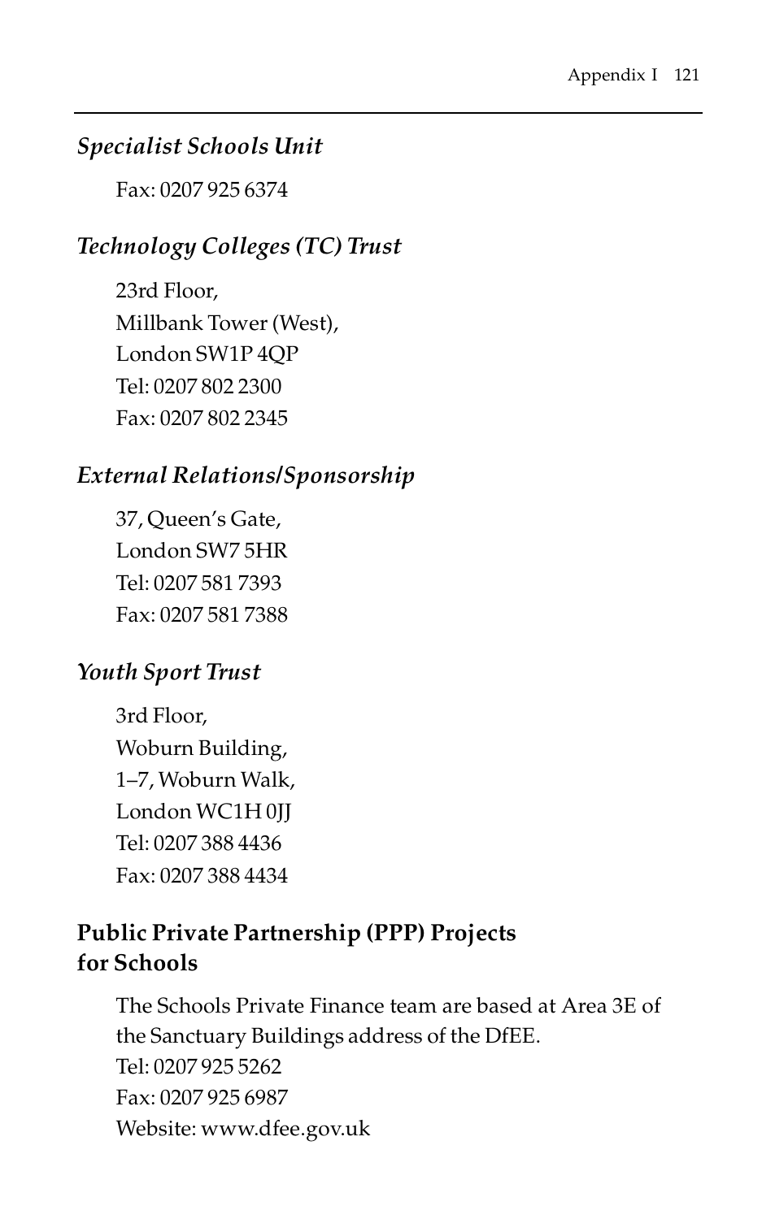*Specialist Schools Unit*

Fax: 0207 925 6374

*Technology Colleges (TC) Trust*

23rd Floor,
Millbank Tower (West),
London SW1P 4QP
Tel: 0207 802 2300
Fax: 0207 802 2345

*External Relations/Sponsorship*

37, Queen's Gate,
London SW7 5HR
Tel: 0207 581 7393
Fax: 0207 581 7388

*Youth Sport Trust*

3rd Floor,
Woburn Building,
1–7, Woburn Walk,
London WC1H 0JJ
Tel: 0207 388 4436
Fax: 0207 388 4434

**Public Private Partnership (PPP) Projects for Schools**

The Schools Private Finance team are based at Area 3E of the Sanctuary Buildings address of the DfEE.
Tel: 0207 925 5262
Fax: 0207 925 6987
Website: www.dfee.gov.uk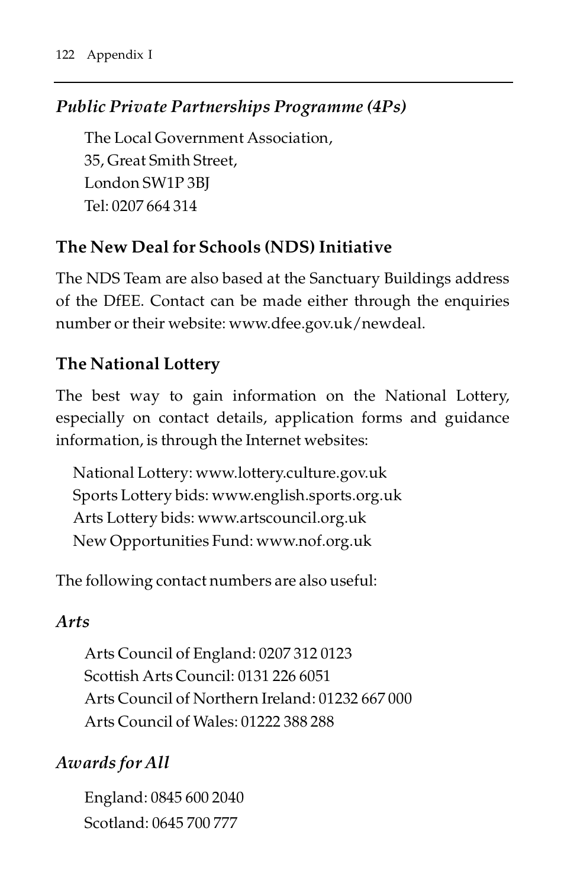### *Public Private Partnerships Programme (4Ps)*

The Local Government Association,
35, Great Smith Street,
London SW1P 3BJ
Tel: 0207 664 314

### The New Deal for Schools (NDS) Initiative

The NDS Team are also based at the Sanctuary Buildings address of the DfEE. Contact can be made either through the enquiries number or their website: www.dfee.gov.uk/newdeal.

### The National Lottery

The best way to gain information on the National Lottery, especially on contact details, application forms and guidance information, is through the Internet websites:

National Lottery: www.lottery.culture.gov.uk
Sports Lottery bids: www.english.sports.org.uk
Arts Lottery bids: www.artscouncil.org.uk
New Opportunities Fund: www.nof.org.uk

The following contact numbers are also useful:

#### *Arts*

Arts Council of England: 0207 312 0123
Scottish Arts Council: 0131 226 6051
Arts Council of Northern Ireland: 01232 667 000
Arts Council of Wales: 01222 388 288

#### *Awards for All*

England: 0845 600 2040
Scotland: 0645 700 777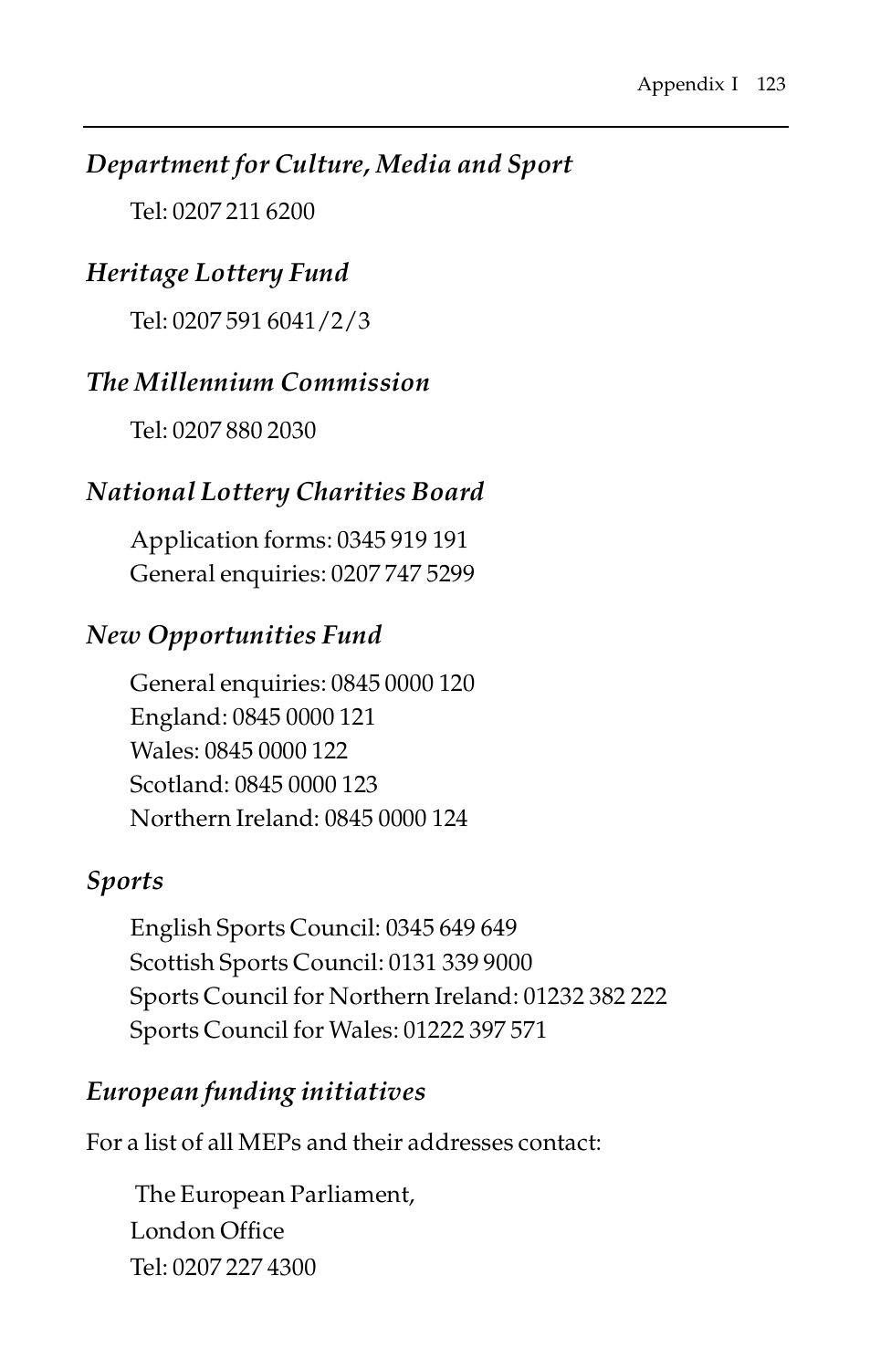*Department for Culture, Media and Sport*

Tel: 0207 211 6200

*Heritage Lottery Fund*

Tel: 0207 591 6041/2/3

*The Millennium Commission*

Tel: 0207 880 2030

*National Lottery Charities Board*

Application forms: 0345 919 191
General enquiries: 0207 747 5299

*New Opportunities Fund*

General enquiries: 0845 0000 120
England: 0845 0000 121
Wales: 0845 0000 122
Scotland: 0845 0000 123
Northern Ireland: 0845 0000 124

*Sports*

English Sports Council: 0345 649 649
Scottish Sports Council: 0131 339 9000
Sports Council for Northern Ireland: 01232 382 222
Sports Council for Wales: 01222 397 571

*European funding initiatives*

For a list of all MEPs and their addresses contact:

The European Parliament,
London Office
Tel: 0207 227 4300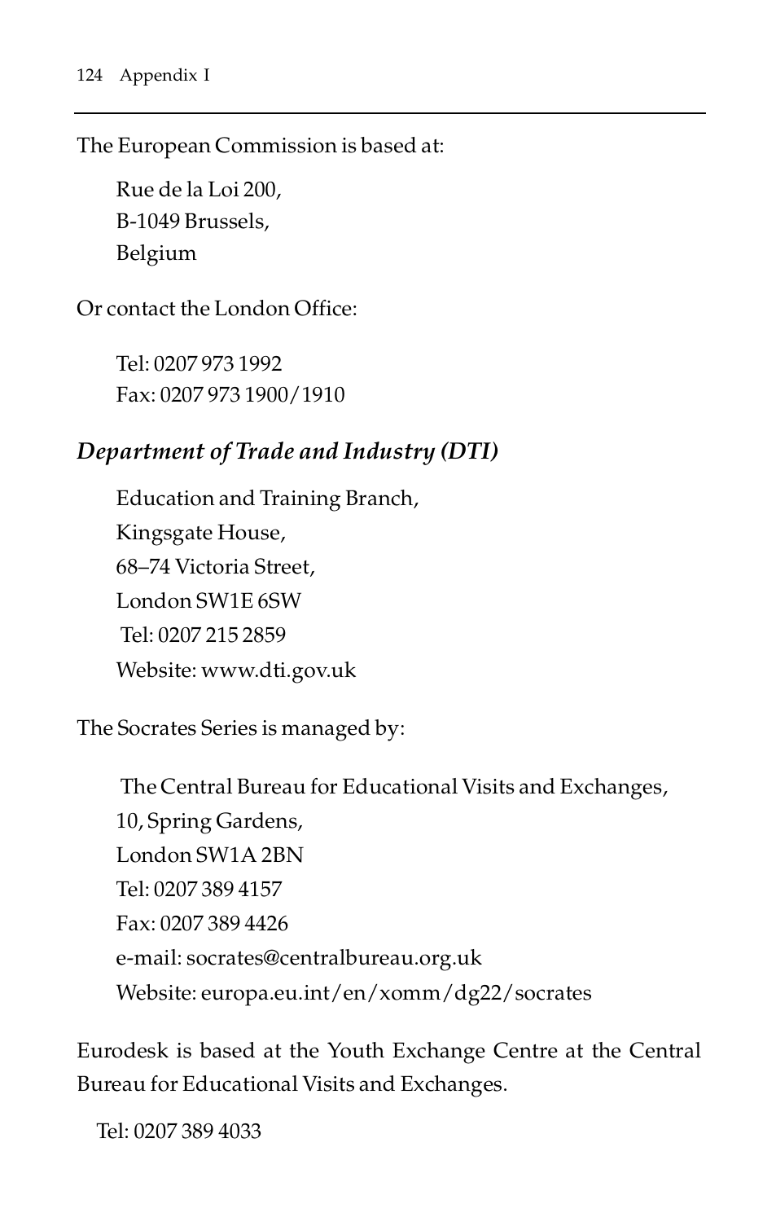The European Commission is based at:

Rue de la Loi 200,  
B-1049 Brussels,  
Belgium

Or contact the London Office:

Tel: 0207 973 1992  
Fax: 0207 973 1900/1910

### *Department of Trade and Industry (DTI)*

Education and Training Branch,  
Kingsgate House,  
68–74 Victoria Street,  
London SW1E 6SW  
Tel: 0207 215 2859  
Website: www.dti.gov.uk

The Socrates Series is managed by:

The Central Bureau for Educational Visits and Exchanges,  
10, Spring Gardens,  
London SW1A 2BN  
Tel: 0207 389 4157  
Fax: 0207 389 4426  
e-mail: socrates@centralbureau.org.uk  
Website: europa.eu.int/en/xomm/dg22/socrates

Eurodesk is based at the Youth Exchange Centre at the Central Bureau for Educational Visits and Exchanges.

Tel: 0207 389 4033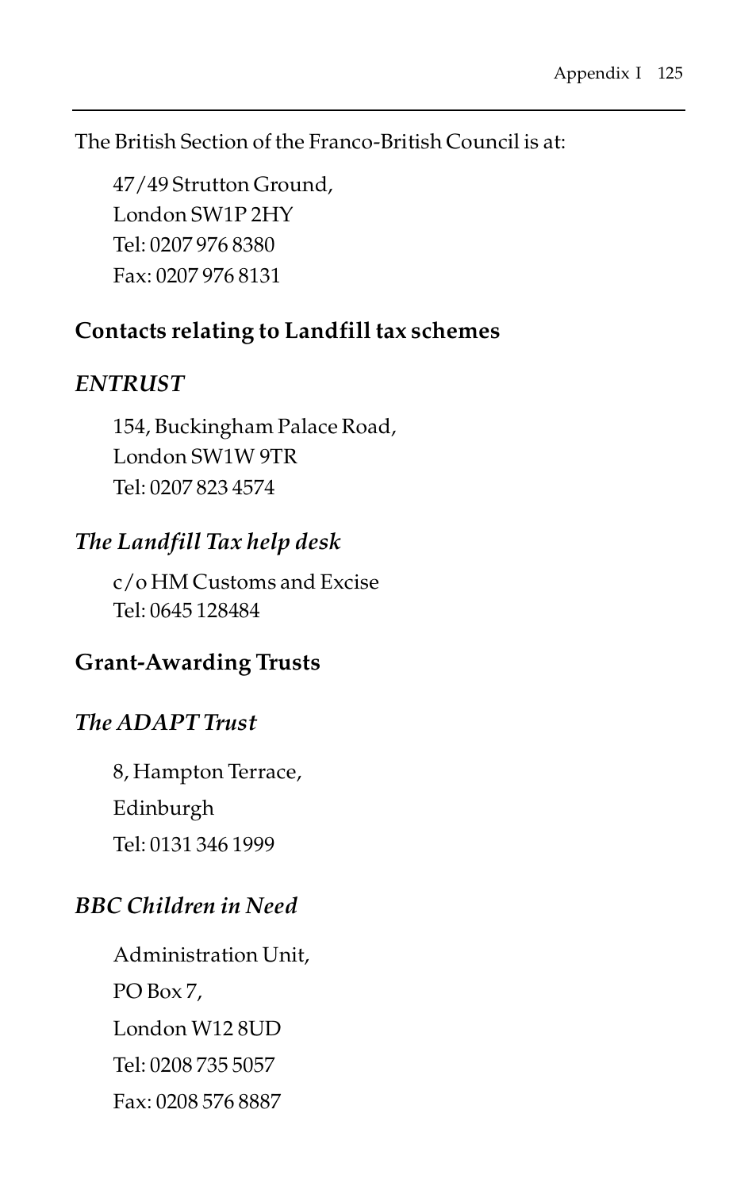The British Section of the Franco-British Council is at:

47/49 Strutton Ground,  
London SW1P 2HY  
Tel: 0207 976 8380  
Fax: 0207 976 8131

## Contacts relating to Landfill tax schemes

### *ENTRUST*

154, Buckingham Palace Road,  
London SW1W 9TR  
Tel: 0207 823 4574

### *The Landfill Tax help desk*

c/o HM Customs and Excise  
Tel: 0645 128484

## Grant-Awarding Trusts

### *The ADAPT Trust*

8, Hampton Terrace,  
Edinburgh  
Tel: 0131 346 1999

### *BBC Children in Need*

Administration Unit,  
PO Box 7,  
London W12 8UD  
Tel: 0208 735 5057  
Fax: 0208 576 8887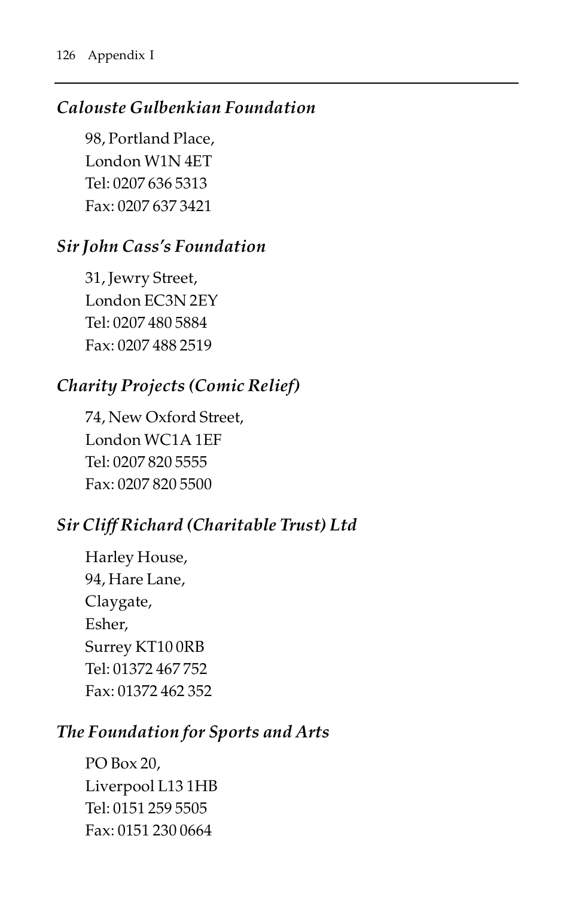*Calouste Gulbenkian Foundation*

98, Portland Place,
London W1N 4ET
Tel: 0207 636 5313
Fax: 0207 637 3421

*Sir John Cass's Foundation*

31, Jewry Street,
London EC3N 2EY
Tel: 0207 480 5884
Fax: 0207 488 2519

*Charity Projects (Comic Relief)*

74, New Oxford Street,
London WC1A 1EF
Tel: 0207 820 5555
Fax: 0207 820 5500

*Sir Cliff Richard (Charitable Trust) Ltd*

Harley House,
94, Hare Lane,
Claygate,
Esher,
Surrey KT10 0RB
Tel: 01372 467 752
Fax: 01372 462 352

*The Foundation for Sports and Arts*

PO Box 20,
Liverpool L13 1HB
Tel: 0151 259 5505
Fax: 0151 230 0664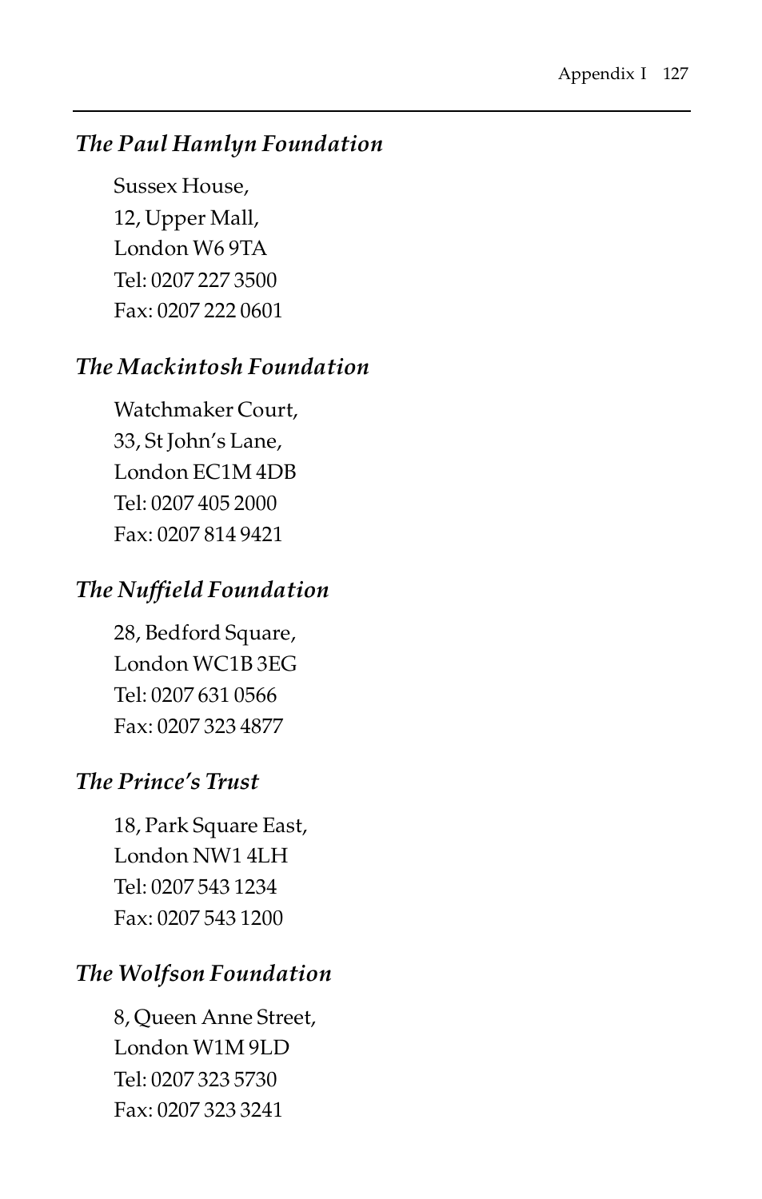### *The Paul Hamlyn Foundation*

Sussex House,  
12, Upper Mall,  
London W6 9TA  
Tel: 0207 227 3500  
Fax: 0207 222 0601

### *The Mackintosh Foundation*

Watchmaker Court,  
33, St John's Lane,  
London EC1M 4DB  
Tel: 0207 405 2000  
Fax: 0207 814 9421

### *The Nuffield Foundation*

28, Bedford Square,  
London WC1B 3EG  
Tel: 0207 631 0566  
Fax: 0207 323 4877

### *The Prince's Trust*

18, Park Square East,  
London NW1 4LH  
Tel: 0207 543 1234  
Fax: 0207 543 1200

### *The Wolfson Foundation*

8, Queen Anne Street,  
London W1M 9LD  
Tel: 0207 323 5730  
Fax: 0207 323 3241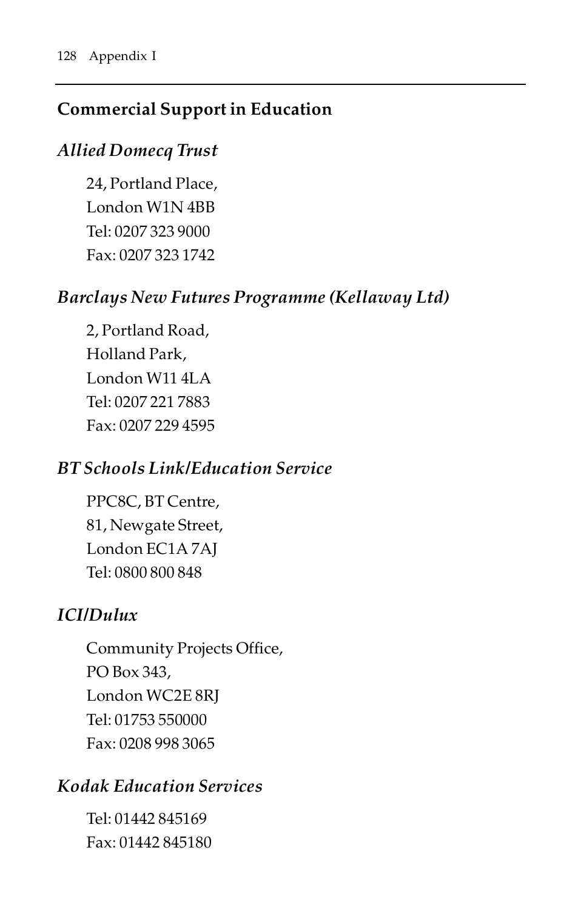## Commercial Support in Education

### *Allied Domecq Trust*

24, Portland Place,
London W1N 4BB
Tel: 0207 323 9000
Fax: 0207 323 1742

### *Barclays New Futures Programme (Kellaway Ltd)*

2, Portland Road,
Holland Park,
London W11 4LA
Tel: 0207 221 7883
Fax: 0207 229 4595

### *BT Schools Link/Education Service*

PPC8C, BT Centre,
81, Newgate Street,
London EC1A 7AJ
Tel: 0800 800 848

### *ICI/Dulux*

Community Projects Office,
PO Box 343,
London WC2E 8RJ
Tel: 01753 550000
Fax: 0208 998 3065

### *Kodak Education Services*

Tel: 01442 845169
Fax: 01442 845180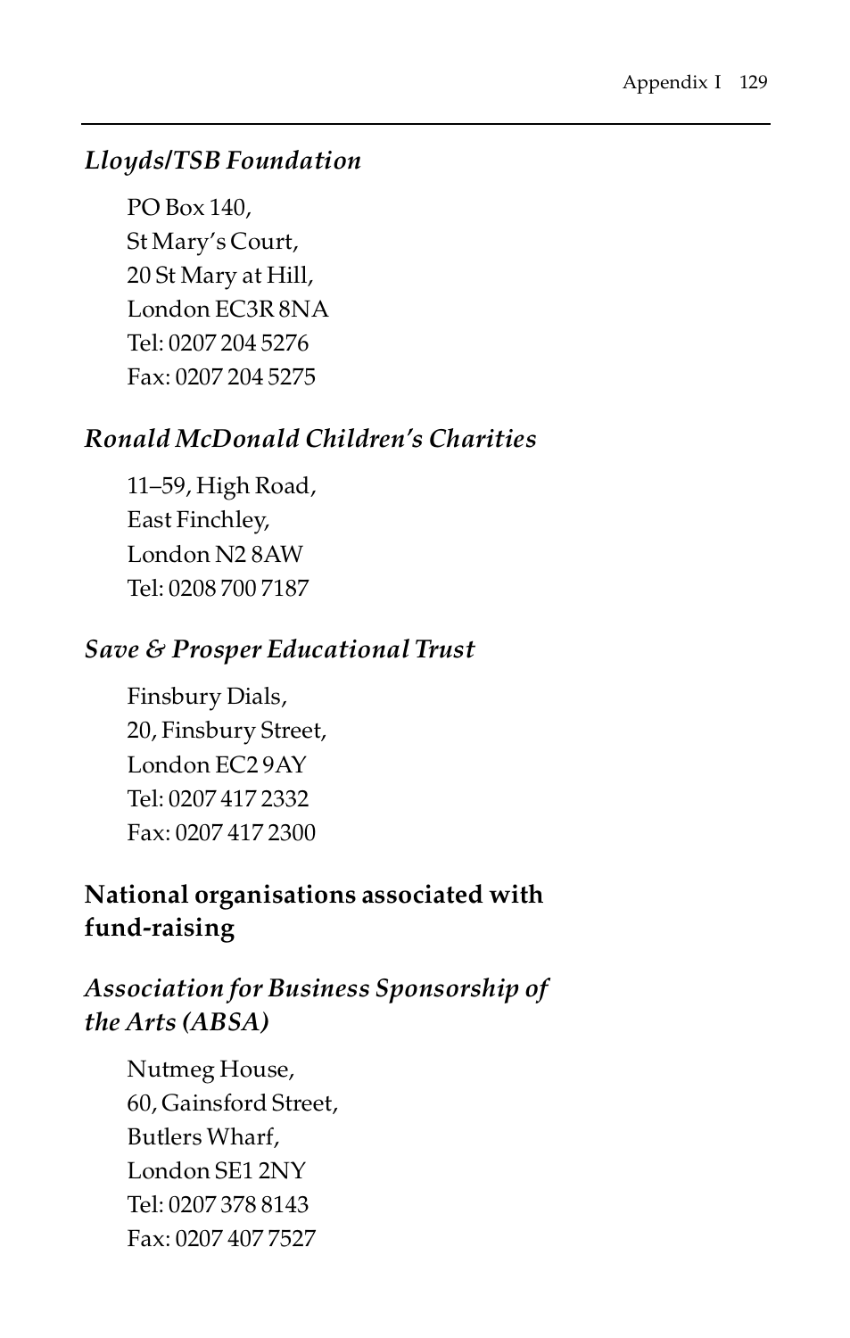### *Lloyds/TSB Foundation*

PO Box 140,
St Mary's Court,
20 St Mary at Hill,
London EC3R 8NA
Tel: 0207 204 5276
Fax: 0207 204 5275

### *Ronald McDonald Children's Charities*

11–59, High Road,
East Finchley,
London N2 8AW
Tel: 0208 700 7187

### *Save & Prosper Educational Trust*

Finsbury Dials,
20, Finsbury Street,
London EC2 9AY
Tel: 0207 417 2332
Fax: 0207 417 2300

## National organisations associated with fund-raising

### *Association for Business Sponsorship of the Arts (ABSA)*

Nutmeg House,
60, Gainsford Street,
Butlers Wharf,
London SE1 2NY
Tel: 0207 378 8143
Fax: 0207 407 7527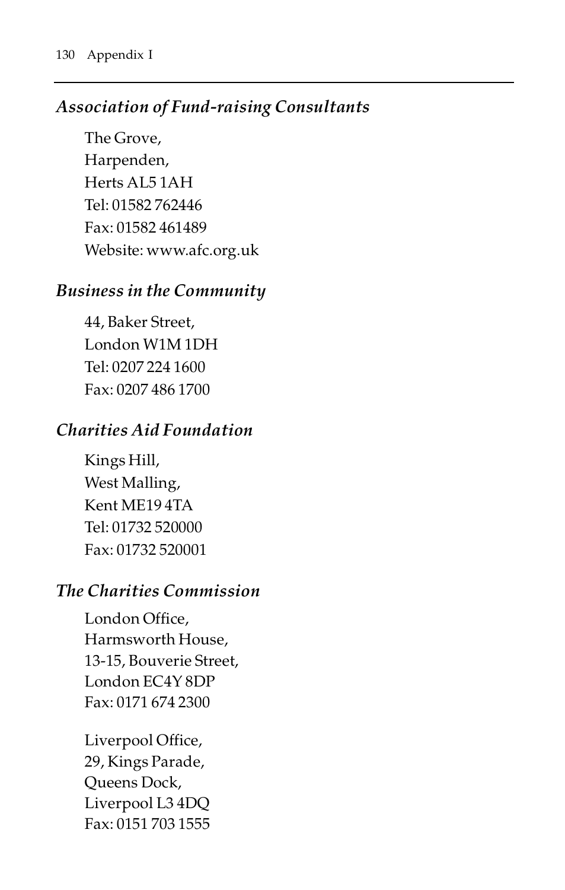### *Association of Fund-raising Consultants*

The Grove,
Harpenden,
Herts AL5 1AH
Tel: 01582 762446
Fax: 01582 461489
Website: www.afc.org.uk

### *Business in the Community*

44, Baker Street,
London W1M 1DH
Tel: 0207 224 1600
Fax: 0207 486 1700

### *Charities Aid Foundation*

Kings Hill,
West Malling,
Kent ME19 4TA
Tel: 01732 520000
Fax: 01732 520001

### *The Charities Commission*

London Office,
Harmsworth House,
13-15, Bouverie Street,
London EC4Y 8DP
Fax: 0171 674 2300

Liverpool Office,
29, Kings Parade,
Queens Dock,
Liverpool L3 4DQ
Fax: 0151 703 1555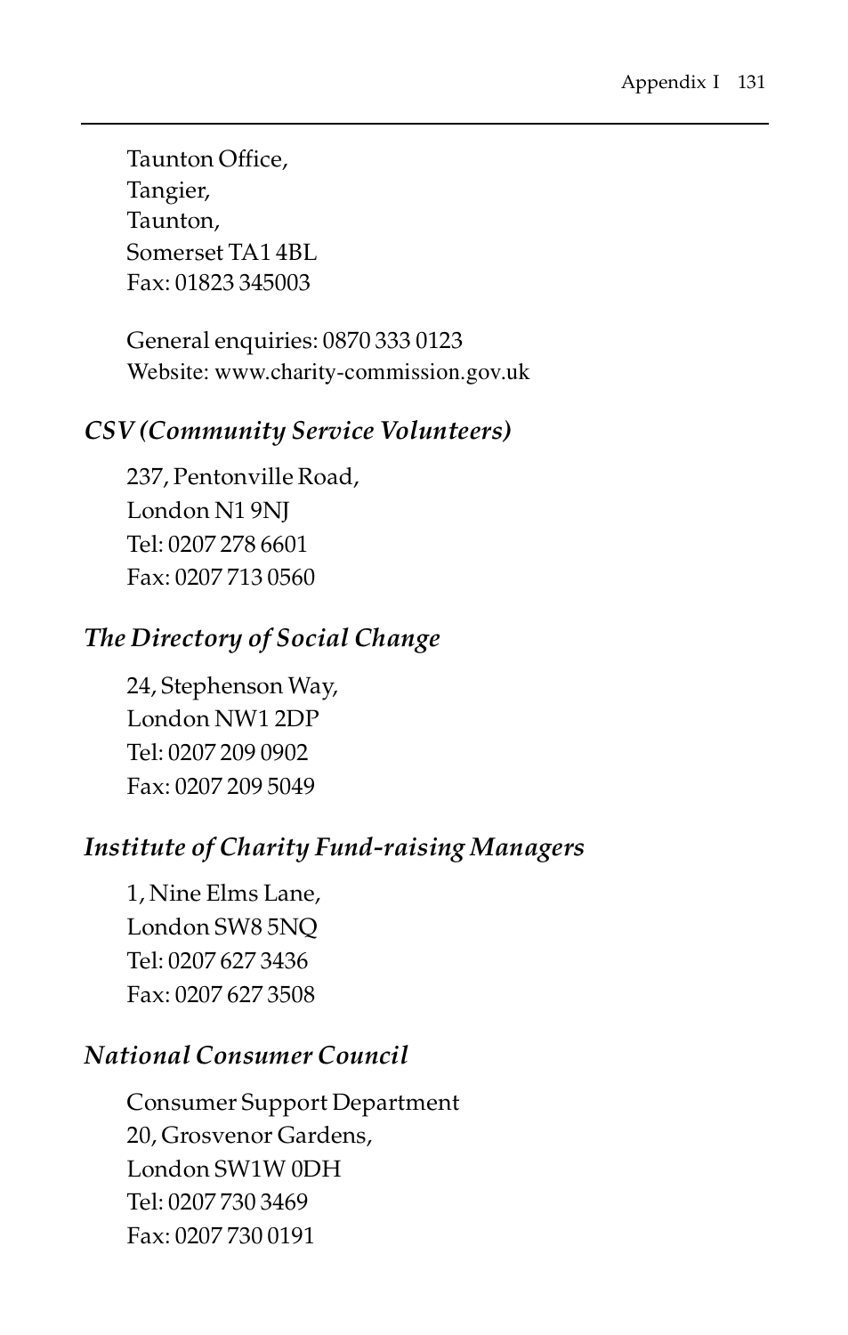Taunton Office,
Tangier,
Taunton,
Somerset TA1 4BL
Fax: 01823 345003

General enquiries: 0870 333 0123
Website: www.charity-commission.gov.uk

### *CSV (Community Service Volunteers)*

237, Pentonville Road,
London N1 9NJ
Tel: 0207 278 6601
Fax: 0207 713 0560

### *The Directory of Social Change*

24, Stephenson Way,
London NW1 2DP
Tel: 0207 209 0902
Fax: 0207 209 5049

### *Institute of Charity Fund-raising Managers*

1, Nine Elms Lane,
London SW8 5NQ
Tel: 0207 627 3436
Fax: 0207 627 3508

### *National Consumer Council*

Consumer Support Department
20, Grosvenor Gardens,
London SW1W 0DH
Tel: 0207 730 3469
Fax: 0207 730 0191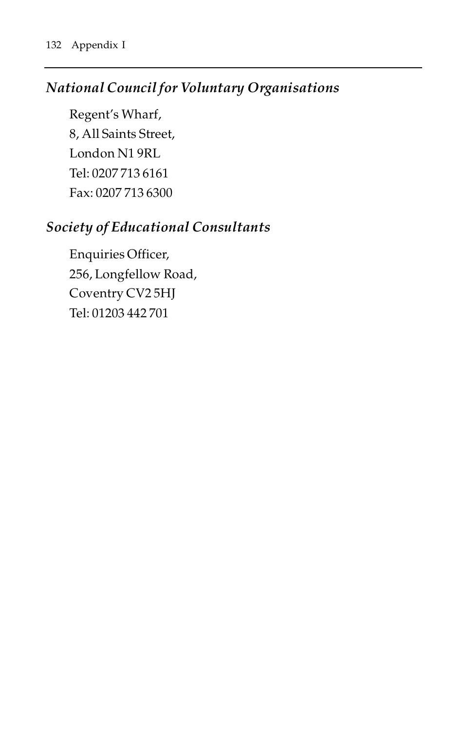### *National Council for Voluntary Organisations*

Regent's Wharf,
8, All Saints Street,
London N1 9RL
Tel: 0207 713 6161
Fax: 0207 713 6300

### *Society of Educational Consultants*

Enquiries Officer,
256, Longfellow Road,
Coventry CV2 5HJ
Tel: 01203 442 701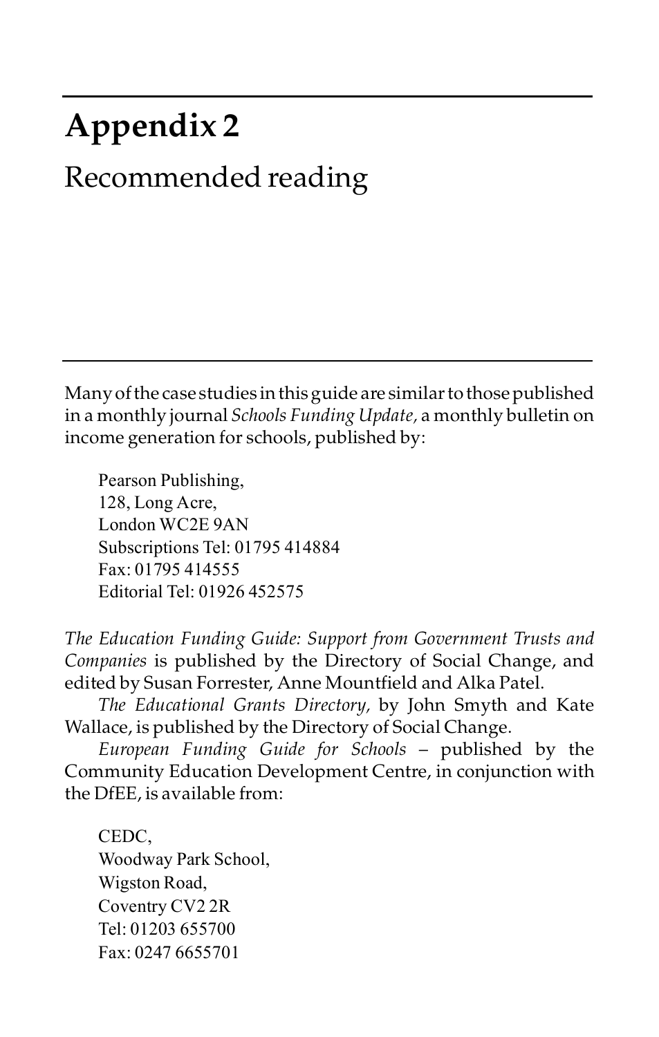# Appendix 2

## Recommended reading

Many of the case studies in this guide are similar to those published in a monthly journal *Schools Funding Update*, a monthly bulletin on income generation for schools, published by:

> Pearson Publishing,
> 128, Long Acre,
> London WC2E 9AN
> Subscriptions Tel: 01795 414884
> Fax: 01795 414555
> Editorial Tel: 01926 452575

*The Education Funding Guide: Support from Government Trusts and Companies* is published by the Directory of Social Change, and edited by Susan Forrester, Anne Mountfield and Alka Patel.

*The Educational Grants Directory*, by John Smyth and Kate Wallace, is published by the Directory of Social Change.

*European Funding Guide for Schools* – published by the Community Education Development Centre, in conjunction with the DfEE, is available from:

> CEDC,
> Woodway Park School,
> Wigston Road,
> Coventry CV2 2R
> Tel: 01203 655700
> Fax: 0247 6655701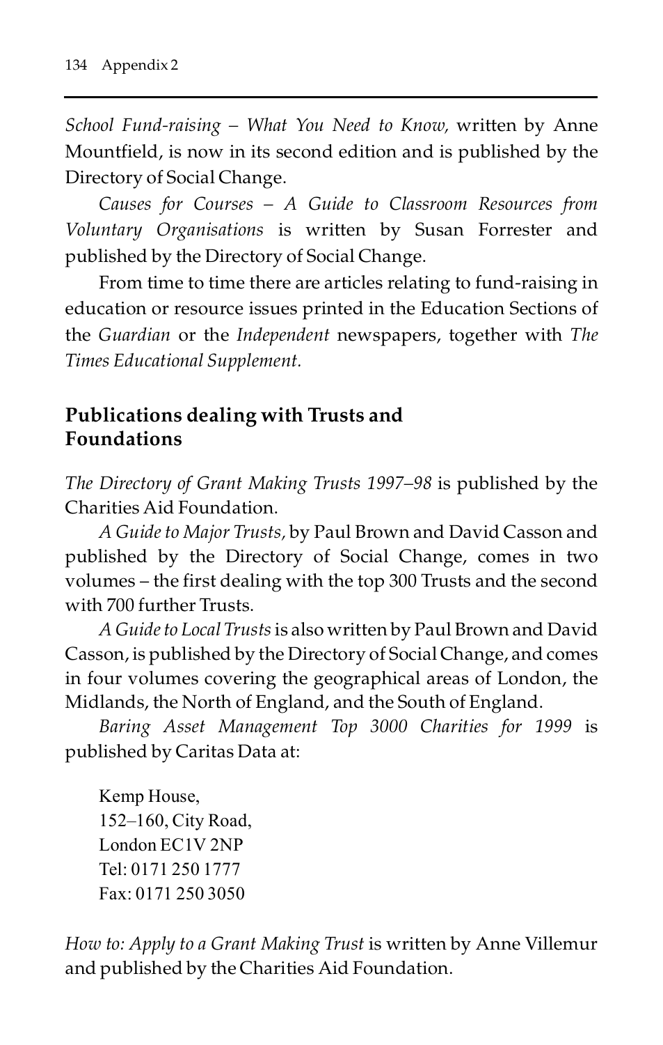*School Fund-raising – What You Need to Know,* written by Anne Mountfield, is now in its second edition and is published by the Directory of Social Change.

*Causes for Courses – A Guide to Classroom Resources from Voluntary Organisations* is written by Susan Forrester and published by the Directory of Social Change.

From time to time there are articles relating to fund-raising in education or resource issues printed in the Education Sections of the *Guardian* or the *Independent* newspapers, together with *The Times Educational Supplement.*

## Publications dealing with Trusts and Foundations

*The Directory of Grant Making Trusts 1997–98* is published by the Charities Aid Foundation.

*A Guide to Major Trusts,* by Paul Brown and David Casson and published by the Directory of Social Change, comes in two volumes – the first dealing with the top 300 Trusts and the second with 700 further Trusts.

*A Guide to Local Trusts* is also written by Paul Brown and David Casson, is published by the Directory of Social Change, and comes in four volumes covering the geographical areas of London, the Midlands, the North of England, and the South of England.

*Baring Asset Management Top 3000 Charities for 1999* is published by Caritas Data at:

Kemp House,
152–160, City Road,
London EC1V 2NP
Tel: 0171 250 1777
Fax: 0171 250 3050

*How to: Apply to a Grant Making Trust* is written by Anne Villemur and published by the Charities Aid Foundation.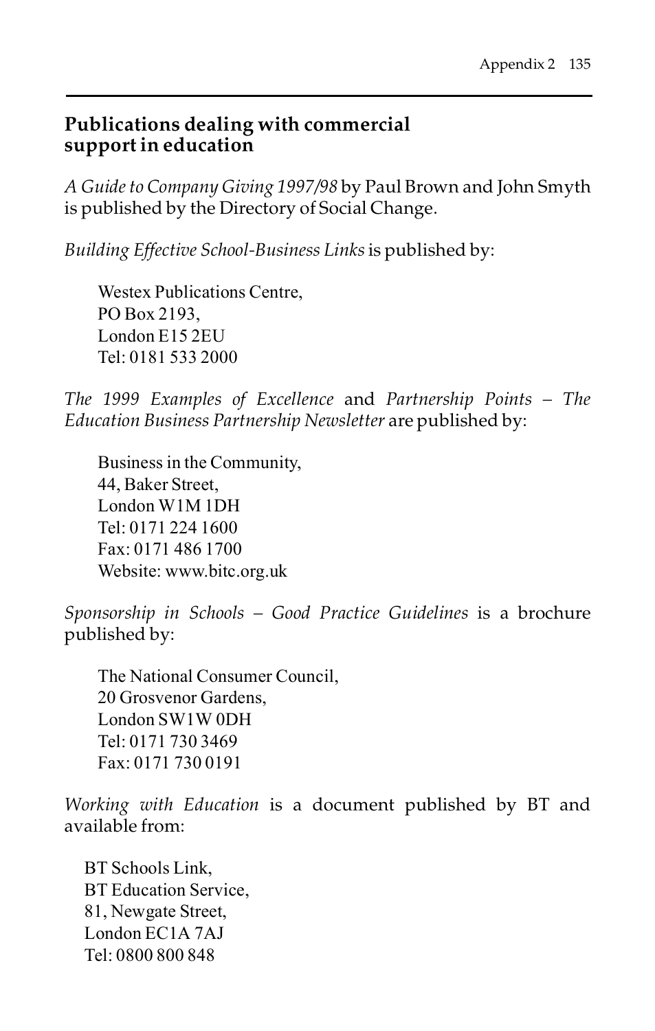## Publications dealing with commercial support in education

*A Guide to Company Giving 1997/98* by Paul Brown and John Smyth is published by the Directory of Social Change.

*Building Effective School-Business Links* is published by:

> Westex Publications Centre,
> PO Box 2193,
> London E15 2EU
> Tel: 0181 533 2000

*The 1999 Examples of Excellence* and *Partnership Points – The Education Business Partnership Newsletter* are published by:

> Business in the Community,
> 44, Baker Street,
> London W1M 1DH
> Tel: 0171 224 1600
> Fax: 0171 486 1700
> Website: www.bitc.org.uk

*Sponsorship in Schools – Good Practice Guidelines* is a brochure published by:

> The National Consumer Council,
> 20 Grosvenor Gardens,
> London SW1W 0DH
> Tel: 0171 730 3469
> Fax: 0171 730 0191

*Working with Education* is a document published by BT and available from:

> BT Schools Link,
> BT Education Service,
> 81, Newgate Street,
> London EC1A 7AJ
> Tel: 0800 800 848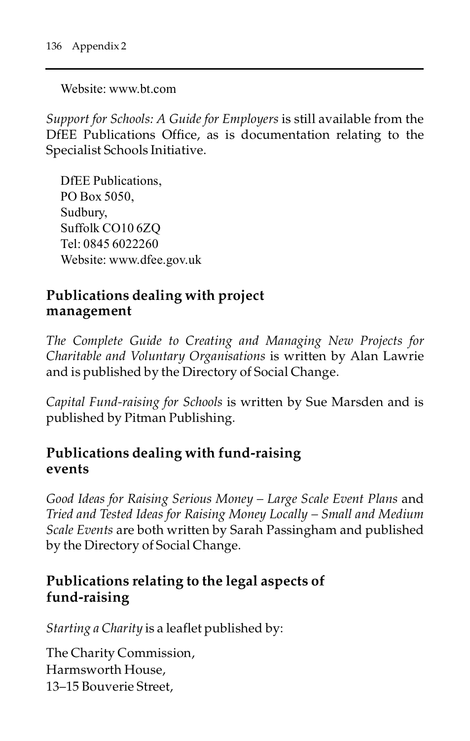Website: www.bt.com

*Support for Schools: A Guide for Employers* is still available from the DfEE Publications Office, as is documentation relating to the Specialist Schools Initiative.

DfEE Publications,
PO Box 5050,
Sudbury,
Suffolk CO10 6ZQ
Tel: 0845 6022260
Website: www.dfee.gov.uk

## Publications dealing with project management

*The Complete Guide to Creating and Managing New Projects for Charitable and Voluntary Organisations* is written by Alan Lawrie and is published by the Directory of Social Change.

*Capital Fund-raising for Schools* is written by Sue Marsden and is published by Pitman Publishing.

## Publications dealing with fund-raising events

*Good Ideas for Raising Serious Money – Large Scale Event Plans* and *Tried and Tested Ideas for Raising Money Locally – Small and Medium Scale Events* are both written by Sarah Passingham and published by the Directory of Social Change.

## Publications relating to the legal aspects of fund-raising

*Starting a Charity* is a leaflet published by:

The Charity Commission,
Harmsworth House,
13–15 Bouverie Street,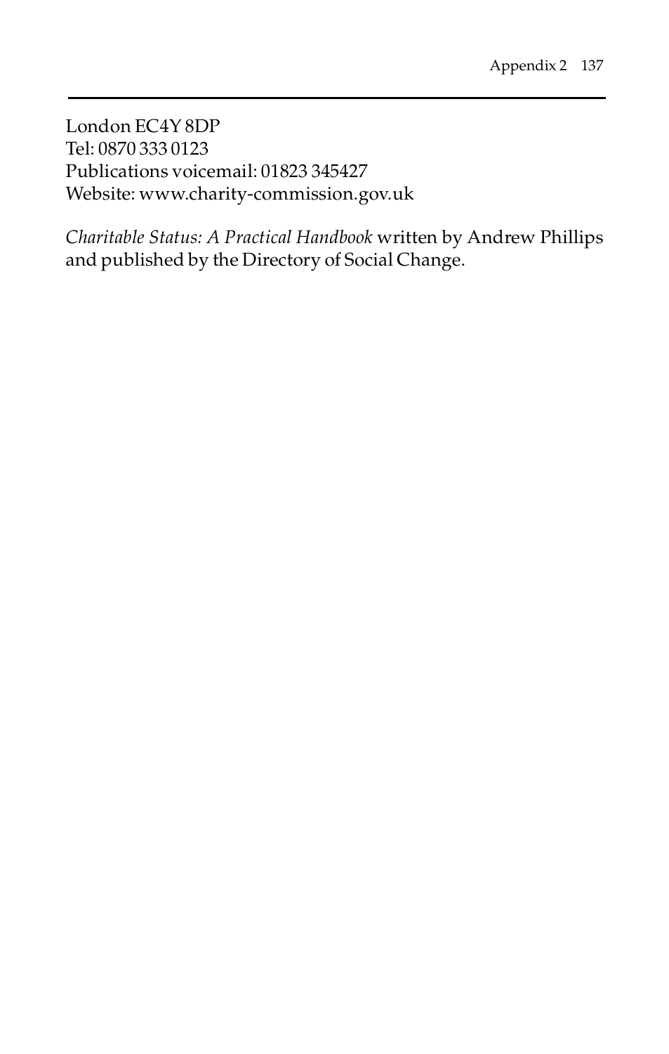London EC4Y 8DP
Tel: 0870 333 0123
Publications voicemail: 01823 345427
Website: www.charity-commission.gov.uk

*Charitable Status: A Practical Handbook* written by Andrew Phillips and published by the Directory of Social Change.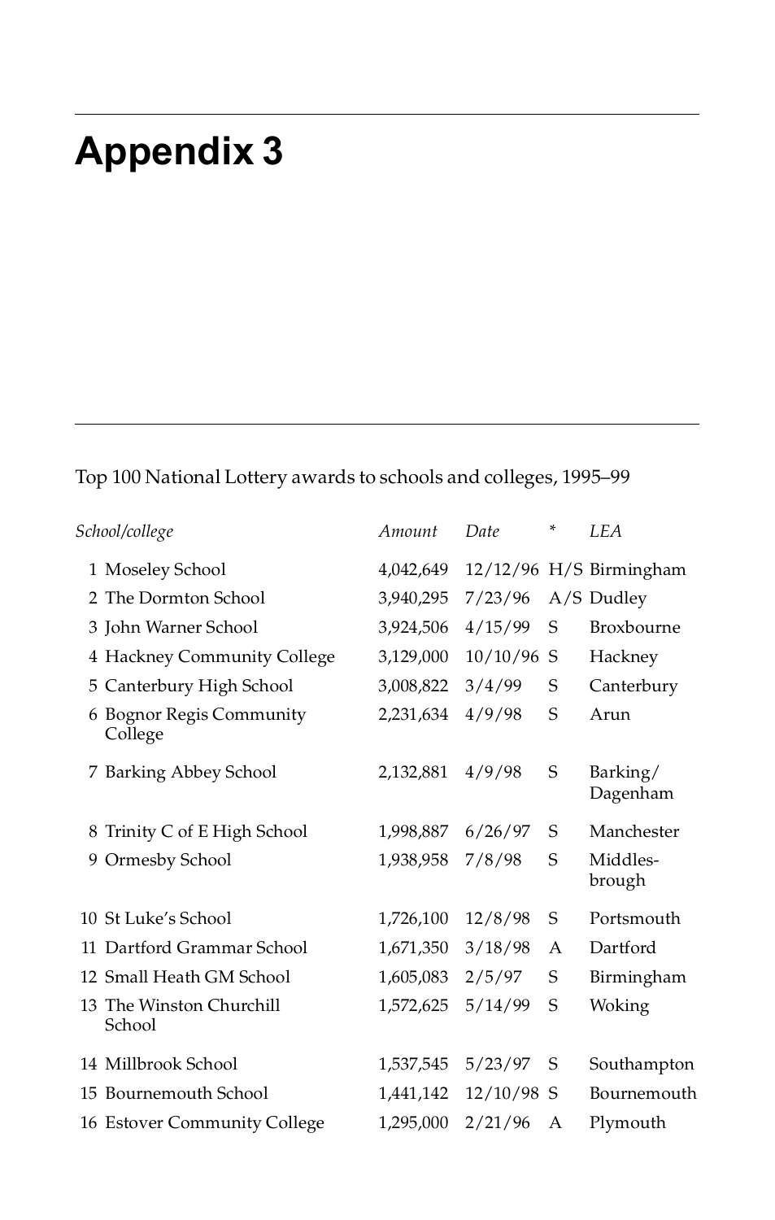# Appendix 3

Top 100 National Lottery awards to schools and colleges, 1995–99

| | *School/college* | *Amount* | *Date* | * | *LEA* |
|---|---|---|---|---|---|
| 1 | Moseley School | 4,042,649 | 12/12/96 | H/S | Birmingham |
| 2 | The Dormton School | 3,940,295 | 7/23/96 | A/S | Dudley |
| 3 | John Warner School | 3,924,506 | 4/15/99 | S | Broxbourne |
| 4 | Hackney Community College | 3,129,000 | 10/10/96 | S | Hackney |
| 5 | Canterbury High School | 3,008,822 | 3/4/99 | S | Canterbury |
| 6 | Bognor Regis Community College | 2,231,634 | 4/9/98 | S | Arun |
| 7 | Barking Abbey School | 2,132,881 | 4/9/98 | S | Barking/ Dagenham |
| 8 | Trinity C of E High School | 1,998,887 | 6/26/97 | S | Manchester |
| 9 | Ormesby School | 1,938,958 | 7/8/98 | S | Middles-brough |
| 10 | St Luke's School | 1,726,100 | 12/8/98 | S | Portsmouth |
| 11 | Dartford Grammar School | 1,671,350 | 3/18/98 | A | Dartford |
| 12 | Small Heath GM School | 1,605,083 | 2/5/97 | S | Birmingham |
| 13 | The Winston Churchill School | 1,572,625 | 5/14/99 | S | Woking |
| 14 | Millbrook School | 1,537,545 | 5/23/97 | S | Southampton |
| 15 | Bournemouth School | 1,441,142 | 12/10/98 | S | Bournemouth |
| 16 | Estover Community College | 1,295,000 | 2/21/96 | A | Plymouth |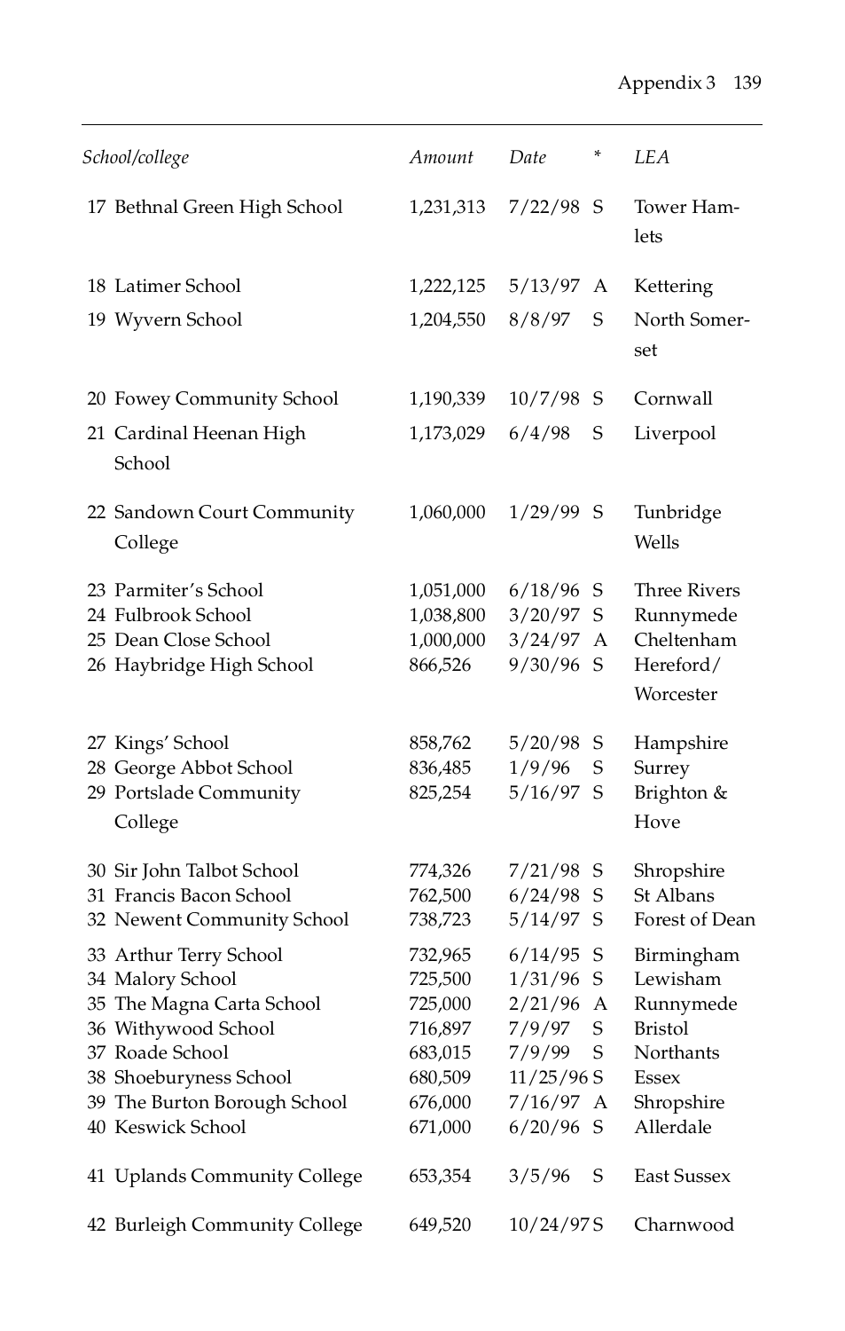| School/college | Amount | Date | * | LEA |
|---|---|---|---|---|
| 17 Bethnal Green High School | 1,231,313 | 7/22/98 | S | Tower Hamlets |
| 18 Latimer School | 1,222,125 | 5/13/97 | A | Kettering |
| 19 Wyvern School | 1,204,550 | 8/8/97 | S | North Somerset |
| 20 Fowey Community School | 1,190,339 | 10/7/98 | S | Cornwall |
| 21 Cardinal Heenan High School | 1,173,029 | 6/4/98 | S | Liverpool |
| 22 Sandown Court Community College | 1,060,000 | 1/29/99 | S | Tunbridge Wells |
| 23 Parmiter's School | 1,051,000 | 6/18/96 | S | Three Rivers |
| 24 Fulbrook School | 1,038,800 | 3/20/97 | S | Runnymede |
| 25 Dean Close School | 1,000,000 | 3/24/97 | A | Cheltenham |
| 26 Haybridge High School | 866,526 | 9/30/96 | S | Hereford/Worcester |
| 27 Kings' School | 858,762 | 5/20/98 | S | Hampshire |
| 28 George Abbot School | 836,485 | 1/9/96 | S | Surrey |
| 29 Portslade Community College | 825,254 | 5/16/97 | S | Brighton & Hove |
| 30 Sir John Talbot School | 774,326 | 7/21/98 | S | Shropshire |
| 31 Francis Bacon School | 762,500 | 6/24/98 | S | St Albans |
| 32 Newent Community School | 738,723 | 5/14/97 | S | Forest of Dean |
| 33 Arthur Terry School | 732,965 | 6/14/95 | S | Birmingham |
| 34 Malory School | 725,500 | 1/31/96 | S | Lewisham |
| 35 The Magna Carta School | 725,000 | 2/21/96 | A | Runnymede |
| 36 Withywood School | 716,897 | 7/9/97 | S | Bristol |
| 37 Roade School | 683,015 | 7/9/99 | S | Northants |
| 38 Shoeburyness School | 680,509 | 11/25/96 | S | Essex |
| 39 The Burton Borough School | 676,000 | 7/16/97 | A | Shropshire |
| 40 Keswick School | 671,000 | 6/20/96 | S | Allerdale |
| 41 Uplands Community College | 653,354 | 3/5/96 | S | East Sussex |
| 42 Burleigh Community College | 649,520 | 10/24/97 | S | Charnwood |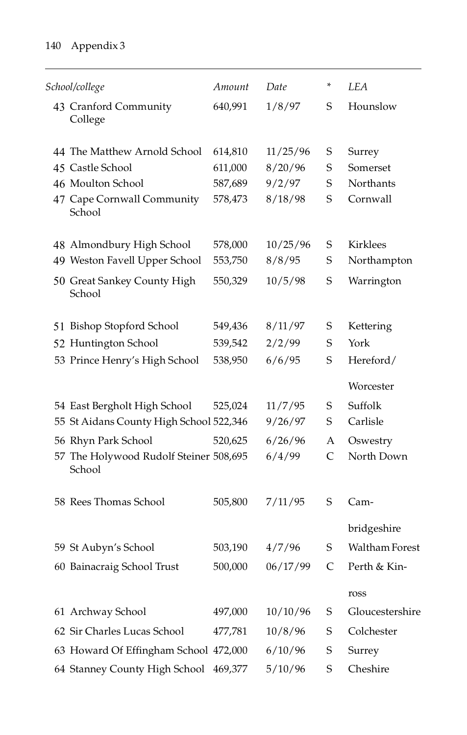| School/college | Amount | Date | * | LEA |
|---|---|---|---|---|
| 43 Cranford Community College | 640,991 | 1/8/97 | S | Hounslow |
| 44 The Matthew Arnold School | 614,810 | 11/25/96 | S | Surrey |
| 45 Castle School | 611,000 | 8/20/96 | S | Somerset |
| 46 Moulton School | 587,689 | 9/2/97 | S | Northants |
| 47 Cape Cornwall Community School | 578,473 | 8/18/98 | S | Cornwall |
| 48 Almondbury High School | 578,000 | 10/25/96 | S | Kirklees |
| 49 Weston Favell Upper School | 553,750 | 8/8/95 | S | Northampton |
| 50 Great Sankey County High School | 550,329 | 10/5/98 | S | Warrington |
| 51 Bishop Stopford School | 549,436 | 8/11/97 | S | Kettering |
| 52 Huntington School | 539,542 | 2/2/99 | S | York |
| 53 Prince Henry's High School | 538,950 | 6/6/95 | S | Hereford/ Worcester |
| 54 East Bergholt High School | 525,024 | 11/7/95 | S | Suffolk |
| 55 St Aidans County High School | 522,346 | 9/26/97 | S | Carlisle |
| 56 Rhyn Park School | 520,625 | 6/26/96 | A | Oswestry |
| 57 The Holywood Rudolf Steiner School | 508,695 | 6/4/99 | C | North Down |
| 58 Rees Thomas School | 505,800 | 7/11/95 | S | Cambridgeshire |
| 59 St Aubyn's School | 503,190 | 4/7/96 | S | Waltham Forest |
| 60 Bainacraig School Trust | 500,000 | 06/17/99 | C | Perth & Kinross |
| 61 Archway School | 497,000 | 10/10/96 | S | Gloucestershire |
| 62 Sir Charles Lucas School | 477,781 | 10/8/96 | S | Colchester |
| 63 Howard Of Effingham School | 472,000 | 6/10/96 | S | Surrey |
| 64 Stanney County High School | 469,377 | 5/10/96 | S | Cheshire |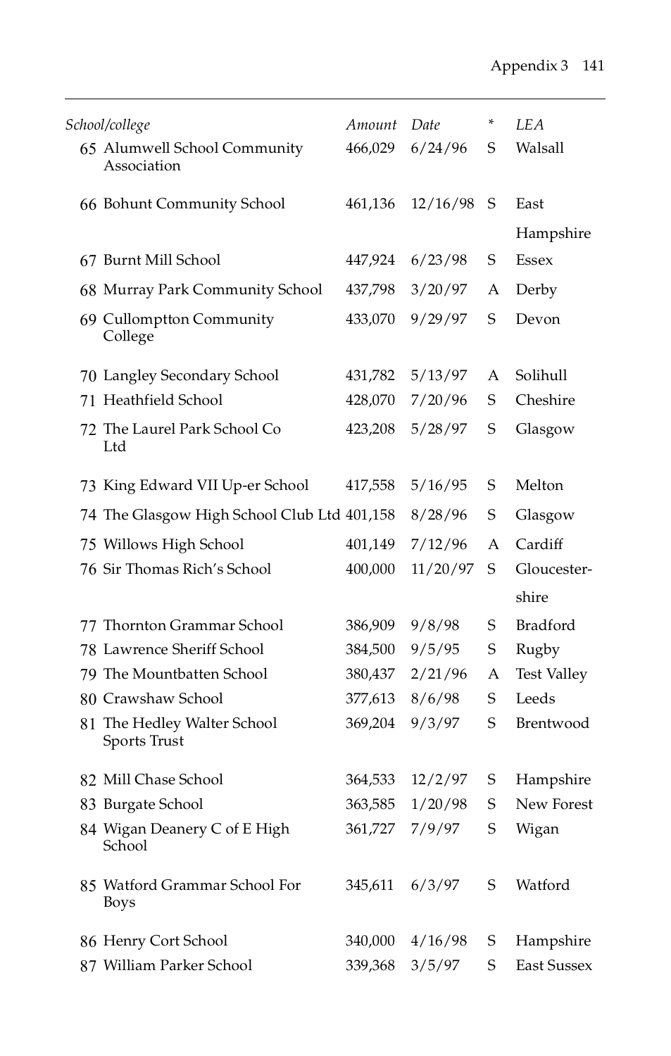| | School/college | Amount | Date | * | LEA |
|---|---|---|---|---|---|
| 65 | Alumwell School Community Association | 466,029 | 6/24/96 | S | Walsall |
| 66 | Bohunt Community School | 461,136 | 12/16/98 | S | East Hampshire |
| 67 | Burnt Mill School | 447,924 | 6/23/98 | S | Essex |
| 68 | Murray Park Community School | 437,798 | 3/20/97 | A | Derby |
| 69 | Cullomptton Community College | 433,070 | 9/29/97 | S | Devon |
| 70 | Langley Secondary School | 431,782 | 5/13/97 | A | Solihull |
| 71 | Heathfield School | 428,070 | 7/20/96 | S | Cheshire |
| 72 | The Laurel Park School Co Ltd | 423,208 | 5/28/97 | S | Glasgow |
| 73 | King Edward VII Up-er School | 417,558 | 5/16/95 | S | Melton |
| 74 | The Glasgow High School Club Ltd | 401,158 | 8/28/96 | S | Glasgow |
| 75 | Willows High School | 401,149 | 7/12/96 | A | Cardiff |
| 76 | Sir Thomas Rich's School | 400,000 | 11/20/97 | S | Gloucester-shire |
| 77 | Thornton Grammar School | 386,909 | 9/8/98 | S | Bradford |
| 78 | Lawrence Sheriff School | 384,500 | 9/5/95 | S | Rugby |
| 79 | The Mountbatten School | 380,437 | 2/21/96 | A | Test Valley |
| 80 | Crawshaw School | 377,613 | 8/6/98 | S | Leeds |
| 81 | The Hedley Walter School Sports Trust | 369,204 | 9/3/97 | S | Brentwood |
| 82 | Mill Chase School | 364,533 | 12/2/97 | S | Hampshire |
| 83 | Burgate School | 363,585 | 1/20/98 | S | New Forest |
| 84 | Wigan Deanery C of E High School | 361,727 | 7/9/97 | S | Wigan |
| 85 | Watford Grammar School For Boys | 345,611 | 6/3/97 | S | Watford |
| 86 | Henry Cort School | 340,000 | 4/16/98 | S | Hampshire |
| 87 | William Parker School | 339,368 | 3/5/97 | S | East Sussex |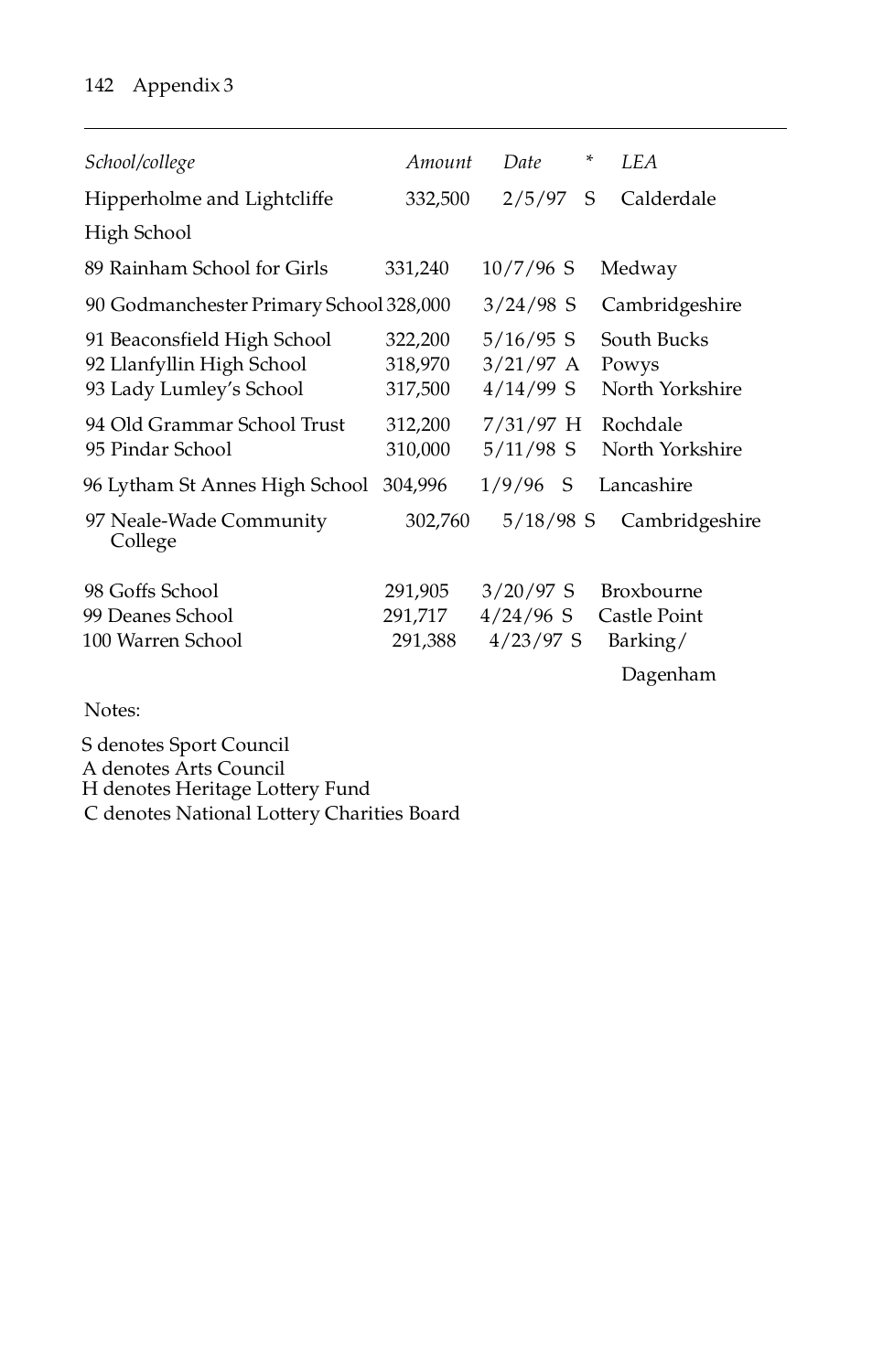| School/college | Amount | Date | * | LEA |
|---|---|---|---|---|
| Hipperholme and Lightcliffe High School | 332,500 | 2/5/97 | S | Calderdale |
| 89 Rainham School for Girls | 331,240 | 10/7/96 | S | Medway |
| 90 Godmanchester Primary School | 328,000 | 3/24/98 | S | Cambridgeshire |
| 91 Beaconsfield High School | 322,200 | 5/16/95 | S | South Bucks |
| 92 Llanfyllin High School | 318,970 | 3/21/97 | A | Powys |
| 93 Lady Lumley's School | 317,500 | 4/14/99 | S | North Yorkshire |
| 94 Old Grammar School Trust | 312,200 | 7/31/97 | H | Rochdale |
| 95 Pindar School | 310,000 | 5/11/98 | S | North Yorkshire |
| 96 Lytham St Annes High School | 304,996 | 1/9/96 | S | Lancashire |
| 97 Neale-Wade Community College | 302,760 | 5/18/98 | S | Cambridgeshire |
| 98 Goffs School | 291,905 | 3/20/97 | S | Broxbourne |
| 99 Deanes School | 291,717 | 4/24/96 | S | Castle Point |
| 100 Warren School | 291,388 | 4/23/97 | S | Barking/Dagenham |

Notes:

S denotes Sport Council
A denotes Arts Council
H denotes Heritage Lottery Fund
C denotes National Lottery Charities Board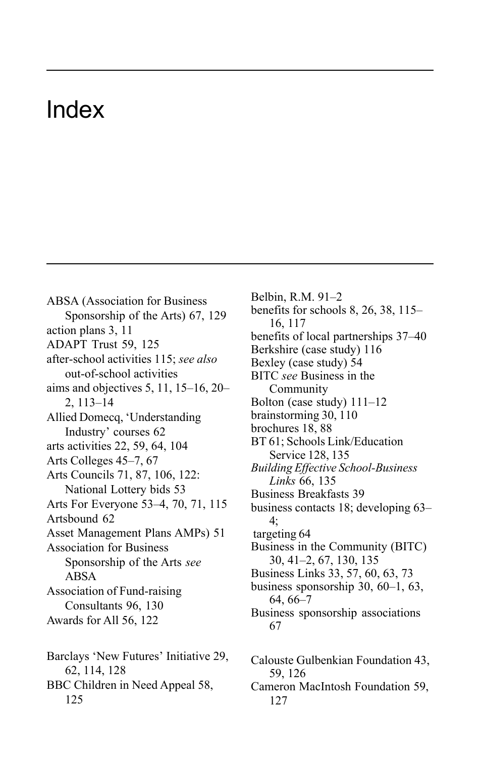# Index

ABSA (Association for Business Sponsorship of the Arts) 67, 129
action plans 3, 11
ADAPT Trust 59, 125
after-school activities 115; *see also* out-of-school activities
aims and objectives 5, 11, 15–16, 20–2, 113–14
Allied Domecq, 'Understanding Industry' courses 62
arts activities 22, 59, 64, 104
Arts Colleges 45–7, 67
Arts Councils 71, 87, 106, 122: National Lottery bids 53
Arts For Everyone 53–4, 70, 71, 115
Artsbound 62
Asset Management Plans AMPs) 51
Association for Business Sponsorship of the Arts *see* ABSA
Association of Fund-raising Consultants 96, 130
Awards for All 56, 122

Barclays 'New Futures' Initiative 29, 62, 114, 128
BBC Children in Need Appeal 58, 125
Belbin, R.M. 91–2
benefits for schools 8, 26, 38, 115–16, 117
benefits of local partnerships 37–40
Berkshire (case study) 116
Bexley (case study) 54
BITC *see* Business in the Community
Bolton (case study) 111–12
brainstorming 30, 110
brochures 18, 88
BT 61; Schools Link/Education Service 128, 135
*Building Effective School-Business Links* 66, 135
Business Breakfasts 39
business contacts 18; developing 63–4;
targeting 64
Business in the Community (BITC) 30, 41–2, 67, 130, 135
Business Links 33, 57, 60, 63, 73
business sponsorship 30, 60–1, 63, 64, 66–7
Business sponsorship associations 67

Calouste Gulbenkian Foundation 43, 59, 126
Cameron MacIntosh Foundation 59, 127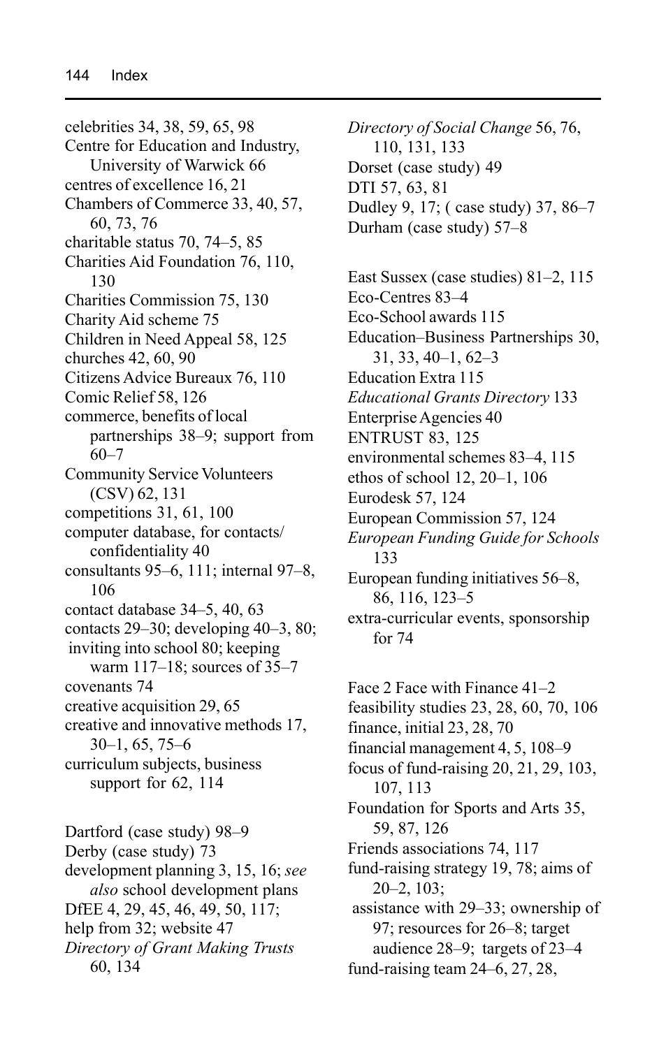celebrities 34, 38, 59, 65, 98
Centre for Education and Industry, University of Warwick 66
centres of excellence 16, 21
Chambers of Commerce 33, 40, 57, 60, 73, 76
charitable status 70, 74–5, 85
Charities Aid Foundation 76, 110, 130
Charities Commission 75, 130
Charity Aid scheme 75
Children in Need Appeal 58, 125
churches 42, 60, 90
Citizens Advice Bureaux 76, 110
Comic Relief 58, 126
commerce, benefits of local partnerships 38–9; support from 60–7
Community Service Volunteers (CSV) 62, 131
competitions 31, 61, 100
computer database, for contacts/ confidentiality 40
consultants 95–6, 111; internal 97–8, 106
contact database 34–5, 40, 63
contacts 29–30; developing 40–3, 80; inviting into school 80; keeping warm 117–18; sources of 35–7
covenants 74
creative acquisition 29, 65
creative and innovative methods 17, 30–1, 65, 75–6
curriculum subjects, business support for 62, 114

Dartford (case study) 98–9
Derby (case study) 73
development planning 3, 15, 16; *see also* school development plans
DfEE 4, 29, 45, 46, 49, 50, 117; help from 32; website 47
*Directory of Grant Making Trusts* 60, 134
*Directory of Social Change* 56, 76, 110, 131, 133
Dorset (case study) 49
DTI 57, 63, 81
Dudley 9, 17; ( case study) 37, 86–7
Durham (case study) 57–8

East Sussex (case studies) 81–2, 115
Eco-Centres 83–4
Eco-School awards 115
Education–Business Partnerships 30, 31, 33, 40–1, 62–3
Education Extra 115
*Educational Grants Directory* 133
Enterprise Agencies 40
ENTRUST 83, 125
environmental schemes 83–4, 115
ethos of school 12, 20–1, 106
Eurodesk 57, 124
European Commission 57, 124
*European Funding Guide for Schools* 133
European funding initiatives 56–8, 86, 116, 123–5
extra-curricular events, sponsorship for 74

Face 2 Face with Finance 41–2
feasibility studies 23, 28, 60, 70, 106
finance, initial 23, 28, 70
financial management 4, 5, 108–9
focus of fund-raising 20, 21, 29, 103, 107, 113
Foundation for Sports and Arts 35, 59, 87, 126
Friends associations 74, 117
fund-raising strategy 19, 78; aims of 20–2, 103; assistance with 29–33; ownership of 97; resources for 26–8; target audience 28–9; targets of 23–4
fund-raising team 24–6, 27, 28,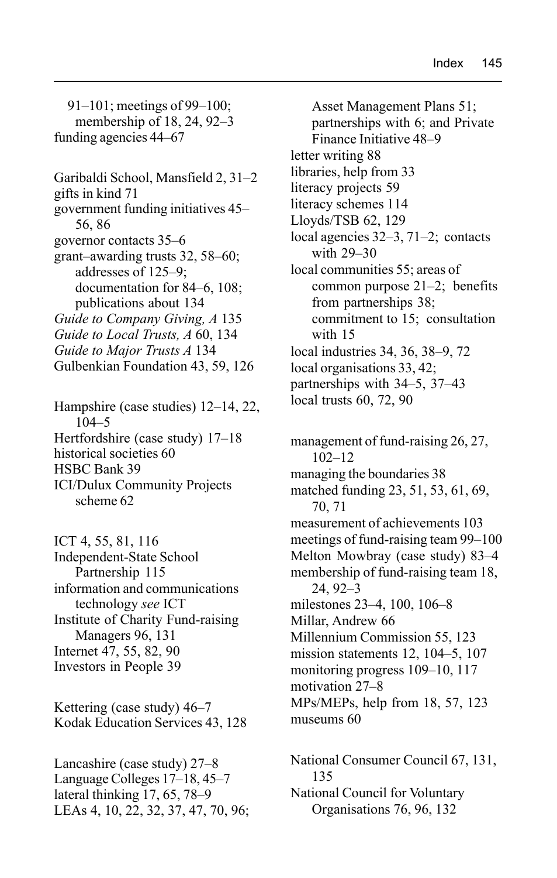91–101; meetings of 99–100; membership of 18, 24, 92–3
funding agencies 44–67

Garibaldi School, Mansfield 2, 31–2
gifts in kind 71
government funding initiatives 45–56, 86
governor contacts 35–6
grant–awarding trusts 32, 58–60; addresses of 125–9; documentation for 84–6, 108; publications about 134
*Guide to Company Giving, A* 135
*Guide to Local Trusts, A* 60, 134
*Guide to Major Trusts A* 134
Gulbenkian Foundation 43, 59, 126

Hampshire (case studies) 12–14, 22, 104–5
Hertfordshire (case study) 17–18
historical societies 60
HSBC Bank 39
ICI/Dulux Community Projects scheme 62

ICT 4, 55, 81, 116
Independent-State School Partnership 115
information and communications technology *see* ICT
Institute of Charity Fund-raising Managers 96, 131
Internet 47, 55, 82, 90
Investors in People 39

Kettering (case study) 46–7
Kodak Education Services 43, 128

Lancashire (case study) 27–8
Language Colleges 17–18, 45–7
lateral thinking 17, 65, 78–9
LEAs 4, 10, 22, 32, 37, 47, 70, 96; Asset Management Plans 51; partnerships with 6; and Private Finance Initiative 48–9
letter writing 88
libraries, help from 33
literacy projects 59
literacy schemes 114
Lloyds/TSB 62, 129
local agencies 32–3, 71–2; contacts with 29–30
local communities 55; areas of common purpose 21–2; benefits from partnerships 38; commitment to 15; consultation with 15
local industries 34, 36, 38–9, 72
local organisations 33, 42;
partnerships with 34–5, 37–43
local trusts 60, 72, 90

management of fund-raising 26, 27, 102–12
managing the boundaries 38
matched funding 23, 51, 53, 61, 69, 70, 71
measurement of achievements 103
meetings of fund-raising team 99–100
Melton Mowbray (case study) 83–4
membership of fund-raising team 18, 24, 92–3
milestones 23–4, 100, 106–8
Millar, Andrew 66
Millennium Commission 55, 123
mission statements 12, 104–5, 107
monitoring progress 109–10, 117
motivation 27–8
MPs/MEPs, help from 18, 57, 123
museums 60

National Consumer Council 67, 131, 135
National Council for Voluntary Organisations 76, 96, 132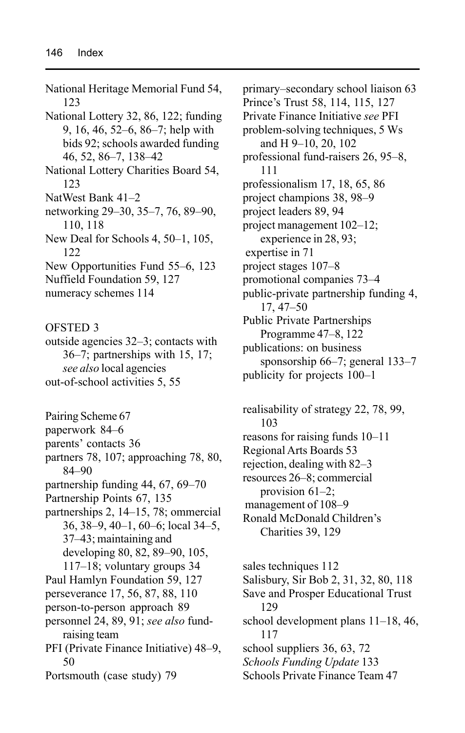National Heritage Memorial Fund 54, 123
National Lottery 32, 86, 122; funding 9, 16, 46, 52–6, 86–7; help with bids 92; schools awarded funding 46, 52, 86–7, 138–42
National Lottery Charities Board 54, 123
NatWest Bank 41–2
networking 29–30, 35–7, 76, 89–90, 110, 118
New Deal for Schools 4, 50–1, 105, 122
New Opportunities Fund 55–6, 123
Nuffield Foundation 59, 127
numeracy schemes 114

OFSTED 3
outside agencies 32–3; contacts with 36–7; partnerships with 15, 17; *see also* local agencies
out-of-school activities 5, 55

Pairing Scheme 67
paperwork 84–6
parents' contacts 36
partners 78, 107; approaching 78, 80, 84–90
partnership funding 44, 67, 69–70
Partnership Points 67, 135
partnerships 2, 14–15, 78; ommercial 36, 38–9, 40–1, 60–6; local 34–5, 37–43; maintaining and developing 80, 82, 89–90, 105, 117–18; voluntary groups 34
Paul Hamlyn Foundation 59, 127
perseverance 17, 56, 87, 88, 110
person-to-person approach 89
personnel 24, 89, 91; *see also* fund-raising team
PFI (Private Finance Initiative) 48–9, 50
Portsmouth (case study) 79
primary–secondary school liaison 63
Prince's Trust 58, 114, 115, 127
Private Finance Initiative *see* PFI
problem-solving techniques, 5 Ws and H 9–10, 20, 102
professional fund-raisers 26, 95–8, 111
professionalism 17, 18, 65, 86
project champions 38, 98–9
project leaders 89, 94
project management 102–12; experience in 28, 93; expertise in 71
project stages 107–8
promotional companies 73–4
public-private partnership funding 4, 17, 47–50
Public Private Partnerships Programme 47–8, 122
publications: on business sponsorship 66–7; general 133–7
publicity for projects 100–1

realisability of strategy 22, 78, 99, 103
reasons for raising funds 10–11
Regional Arts Boards 53
rejection, dealing with 82–3
resources 26–8; commercial provision 61–2; management of 108–9
Ronald McDonald Children's Charities 39, 129

sales techniques 112
Salisbury, Sir Bob 2, 31, 32, 80, 118
Save and Prosper Educational Trust 129
school development plans 11–18, 46, 117
school suppliers 36, 63, 72
*Schools Funding Update* 133
Schools Private Finance Team 47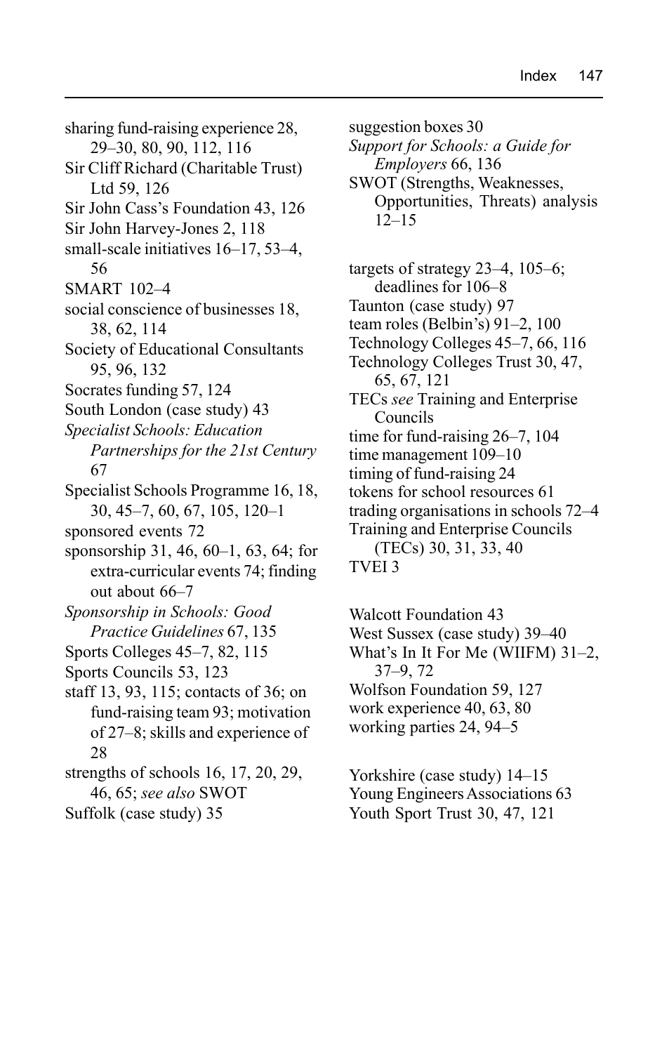sharing fund-raising experience 28, 29–30, 80, 90, 112, 116
Sir Cliff Richard (Charitable Trust) Ltd 59, 126
Sir John Cass's Foundation 43, 126
Sir John Harvey-Jones 2, 118
small-scale initiatives 16–17, 53–4, 56
SMART 102–4
social conscience of businesses 18, 38, 62, 114
Society of Educational Consultants 95, 96, 132
Socrates funding 57, 124
South London (case study) 43
*Specialist Schools: Education Partnerships for the 21st Century* 67
Specialist Schools Programme 16, 18, 30, 45–7, 60, 67, 105, 120–1
sponsored events 72
sponsorship 31, 46, 60–1, 63, 64; for extra-curricular events 74; finding out about 66–7
*Sponsorship in Schools: Good Practice Guidelines* 67, 135
Sports Colleges 45–7, 82, 115
Sports Councils 53, 123
staff 13, 93, 115; contacts of 36; on fund-raising team 93; motivation of 27–8; skills and experience of 28
strengths of schools 16, 17, 20, 29, 46, 65; *see also* SWOT
Suffolk (case study) 35
suggestion boxes 30
*Support for Schools: a Guide for Employers* 66, 136
SWOT (Strengths, Weaknesses, Opportunities, Threats) analysis 12–15

targets of strategy 23–4, 105–6; deadlines for 106–8
Taunton (case study) 97
team roles (Belbin's) 91–2, 100
Technology Colleges 45–7, 66, 116
Technology Colleges Trust 30, 47, 65, 67, 121
TECs *see* Training and Enterprise Councils
time for fund-raising 26–7, 104
time management 109–10
timing of fund-raising 24
tokens for school resources 61
trading organisations in schools 72–4
Training and Enterprise Councils (TECs) 30, 31, 33, 40
TVEI 3

Walcott Foundation 43
West Sussex (case study) 39–40
What's In It For Me (WIIFM) 31–2, 37–9, 72
Wolfson Foundation 59, 127
work experience 40, 63, 80
working parties 24, 94–5

Yorkshire (case study) 14–15
Young Engineers Associations 63
Youth Sport Trust 30, 47, 121